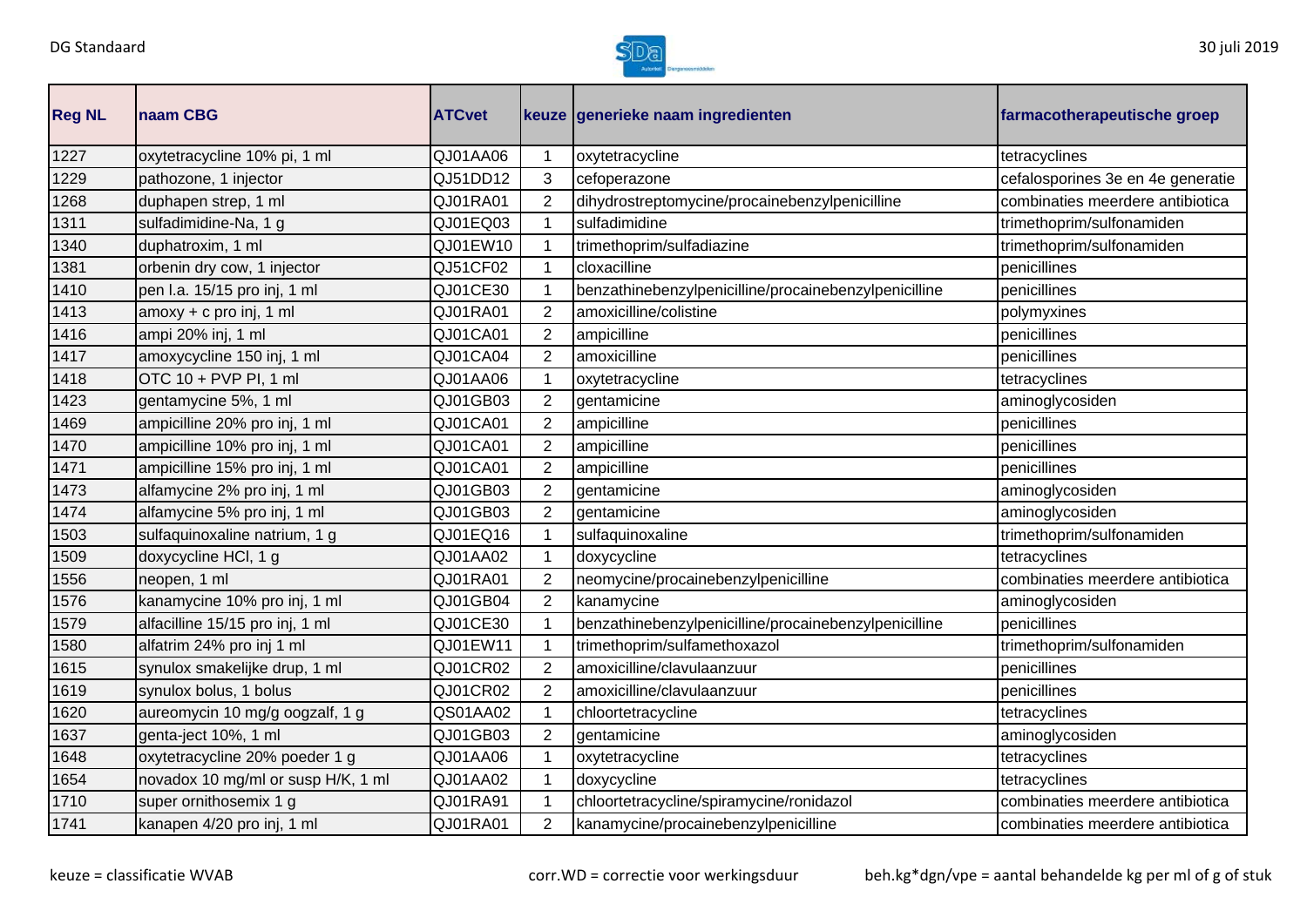| Reg NL | naam CBG | ATCvet | keuze | generieke naam ingredienten | farmacotherapeutische groep |
|---|---|---|---|---|---|
| 1227 | oxytetracycline 10% pi, 1 ml | QJ01AA06 | 1 | oxytetracycline | tetracyclines |
| 1229 | pathozone, 1 injector | QJ51DD12 | 3 | cefoperazone | cefalosporines 3e en 4e generatie |
| 1268 | duphapen strep, 1 ml | QJ01RA01 | 2 | dihydrostreptomycine/procainebenzylpenicilline | combinaties meerdere antibiotica |
| 1311 | sulfadimidine-Na, 1 g | QJ01EQ03 | 1 | sulfadimidine | trimethoprim/sulfonamiden |
| 1340 | duphatroxim, 1 ml | QJ01EW10 | 1 | trimethoprim/sulfadiazine | trimethoprim/sulfonamiden |
| 1381 | orbenin dry cow, 1 injector | QJ51CF02 | 1 | cloxacilline | penicillines |
| 1410 | pen l.a. 15/15 pro inj, 1 ml | QJ01CE30 | 1 | benzathinebenzylpenicilline/procainebenzylpenicilline | penicillines |
| 1413 | amoxy + c pro inj, 1 ml | QJ01RA01 | 2 | amoxicilline/colistine | polymyxines |
| 1416 | ampi 20% inj, 1 ml | QJ01CA01 | 2 | ampicilline | penicillines |
| 1417 | amoxycycline 150 inj, 1 ml | QJ01CA04 | 2 | amoxicilline | penicillines |
| 1418 | OTC 10 + PVP PI, 1 ml | QJ01AA06 | 1 | oxytetracycline | tetracyclines |
| 1423 | gentamycine 5%, 1 ml | QJ01GB03 | 2 | gentamicine | aminoglycosiden |
| 1469 | ampicilline 20% pro inj, 1 ml | QJ01CA01 | 2 | ampicilline | penicillines |
| 1470 | ampicilline 10% pro inj, 1 ml | QJ01CA01 | 2 | ampicilline | penicillines |
| 1471 | ampicilline 15% pro inj, 1 ml | QJ01CA01 | 2 | ampicilline | penicillines |
| 1473 | alfamycine 2% pro inj, 1 ml | QJ01GB03 | 2 | gentamicine | aminoglycosiden |
| 1474 | alfamycine 5% pro inj, 1 ml | QJ01GB03 | 2 | gentamicine | aminoglycosiden |
| 1503 | sulfaquinoxaline natrium, 1 g | QJ01EQ16 | 1 | sulfaquinoxaline | trimethoprim/sulfonamiden |
| 1509 | doxycycline HCl, 1 g | QJ01AA02 | 1 | doxycycline | tetracyclines |
| 1556 | neopen, 1 ml | QJ01RA01 | 2 | neomycine/procainebenzylpenicilline | combinaties meerdere antibiotica |
| 1576 | kanamycine 10% pro inj, 1 ml | QJ01GB04 | 2 | kanamycine | aminoglycosiden |
| 1579 | alfacilline 15/15 pro inj, 1 ml | QJ01CE30 | 1 | benzathinebenzylpenicilline/procainebenzylpenicilline | penicillines |
| 1580 | alfatrim 24% pro inj 1 ml | QJ01EW11 | 1 | trimethoprim/sulfamethoxazol | trimethoprim/sulfonamiden |
| 1615 | synulox smakelijke drup, 1 ml | QJ01CR02 | 2 | amoxicilline/clavulaanzuur | penicillines |
| 1619 | synulox bolus, 1 bolus | QJ01CR02 | 2 | amoxicilline/clavulaanzuur | penicillines |
| 1620 | aureomycin 10 mg/g oogzalf, 1 g | QS01AA02 | 1 | chloortetracycline | tetracyclines |
| 1637 | genta-ject 10%, 1 ml | QJ01GB03 | 2 | gentamicine | aminoglycosiden |
| 1648 | oxytetracycline 20% poeder 1 g | QJ01AA06 | 1 | oxytetracycline | tetracyclines |
| 1654 | novadox 10 mg/ml or susp H/K, 1 ml | QJ01AA02 | 1 | doxycycline | tetracyclines |
| 1710 | super ornithosemix 1 g | QJ01RA91 | 1 | chloortetracycline/spiramycine/ronidazol | combinaties meerdere antibiotica |
| 1741 | kanapen 4/20 pro inj, 1 ml | QJ01RA01 | 2 | kanamycine/procainebenzylpenicilline | combinaties meerdere antibiotica |

keuze = classificatie WVAB

corr.WD = correctie voor werkingsduur

beh.kg*dgn/vpe = aantal behandelde kg per ml of g of stuk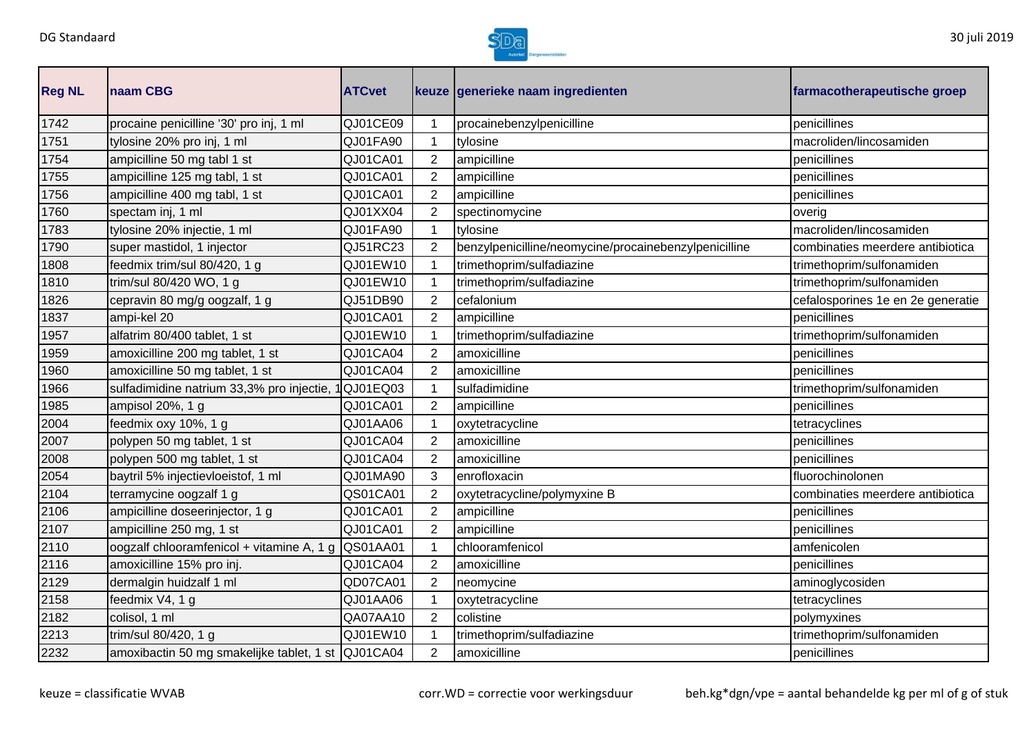| Reg NL | naam CBG | ATCvet | keuze | generieke naam ingredienten | farmacotherapeutische groep |
|---|---|---|---|---|---|
| 1742 | procaine penicilline '30' pro inj, 1 ml | QJ01CE09 | 1 | procainebenzylpenicilline | penicillines |
| 1751 | tylosine 20% pro inj, 1 ml | QJ01FA90 | 1 | tylosine | macroliden/lincosamiden |
| 1754 | ampicilline 50 mg tabl 1 st | QJ01CA01 | 2 | ampicilline | penicillines |
| 1755 | ampicilline 125 mg tabl, 1 st | QJ01CA01 | 2 | ampicilline | penicillines |
| 1756 | ampicilline 400 mg tabl, 1 st | QJ01CA01 | 2 | ampicilline | penicillines |
| 1760 | spectam inj, 1 ml | QJ01XX04 | 2 | spectinomycine | overig |
| 1783 | tylosine 20% injectie, 1 ml | QJ01FA90 | 1 | tylosine | macroliden/lincosamiden |
| 1790 | super mastidol, 1 injector | QJ51RC23 | 2 | benzylpenicilline/neomycine/procainebenzylpenicilline | combinaties meerdere antibiotica |
| 1808 | feedmix trim/sul 80/420, 1 g | QJ01EW10 | 1 | trimethoprim/sulfadiazine | trimethoprim/sulfonamiden |
| 1810 | trim/sul 80/420 WO, 1 g | QJ01EW10 | 1 | trimethoprim/sulfadiazine | trimethoprim/sulfonamiden |
| 1826 | cepravin 80 mg/g oogzalf, 1 g | QJ51DB90 | 2 | cefalonium | cefalosporines 1e en 2e generatie |
| 1837 | ampi-kel 20 | QJ01CA01 | 2 | ampicilline | penicillines |
| 1957 | alfatrim 80/400 tablet, 1 st | QJ01EW10 | 1 | trimethoprim/sulfadiazine | trimethoprim/sulfonamiden |
| 1959 | amoxicilline 200 mg tablet, 1 st | QJ01CA04 | 2 | amoxicilline | penicillines |
| 1960 | amoxicilline 50 mg tablet, 1 st | QJ01CA04 | 2 | amoxicilline | penicillines |
| 1966 | sulfadimidine natrium 33,3% pro injectie, 1 | QJ01EQ03 | 1 | sulfadimidine | trimethoprim/sulfonamiden |
| 1985 | ampisol 20%, 1 g | QJ01CA01 | 2 | ampicilline | penicillines |
| 2004 | feedmix oxy 10%, 1 g | QJ01AA06 | 1 | oxytetracycline | tetracyclines |
| 2007 | polypen 50 mg tablet, 1 st | QJ01CA04 | 2 | amoxicilline | penicillines |
| 2008 | polypen 500 mg tablet, 1 st | QJ01CA04 | 2 | amoxicilline | penicillines |
| 2054 | baytril 5% injectievloeistof, 1 ml | QJ01MA90 | 3 | enrofloxacin | fluorochinolonen |
| 2104 | terramycine oogzalf 1 g | QS01CA01 | 2 | oxytetracycline/polymyxine B | combinaties meerdere antibiotica |
| 2106 | ampicilline doseerinjector, 1 g | QJ01CA01 | 2 | ampicilline | penicillines |
| 2107 | ampicilline 250 mg, 1 st | QJ01CA01 | 2 | ampicilline | penicillines |
| 2110 | oogzalf chlooramfenicol + vitamine A, 1 g | QS01AA01 | 1 | chlooramfenicol | amfenicolen |
| 2116 | amoxicilline 15% pro inj. | QJ01CA04 | 2 | amoxicilline | penicillines |
| 2129 | dermalgin huidzalf 1 ml | QD07CA01 | 2 | neomycine | aminoglycosiden |
| 2158 | feedmix V4, 1 g | QJ01AA06 | 1 | oxytetracycline | tetracyclines |
| 2182 | colisol, 1 ml | QA07AA10 | 2 | colistine | polymyxines |
| 2213 | trim/sul 80/420, 1 g | QJ01EW10 | 1 | trimethoprim/sulfadiazine | trimethoprim/sulfonamiden |
| 2232 | amoxibactin 50 mg smakelijke tablet, 1 st | QJ01CA04 | 2 | amoxicilline | penicillines |

keuze = classificatie WVAB

corr.WD = correctie voor werkingsduur

beh.kg*dgn/vpe = aantal behandelde kg per ml of g of stuk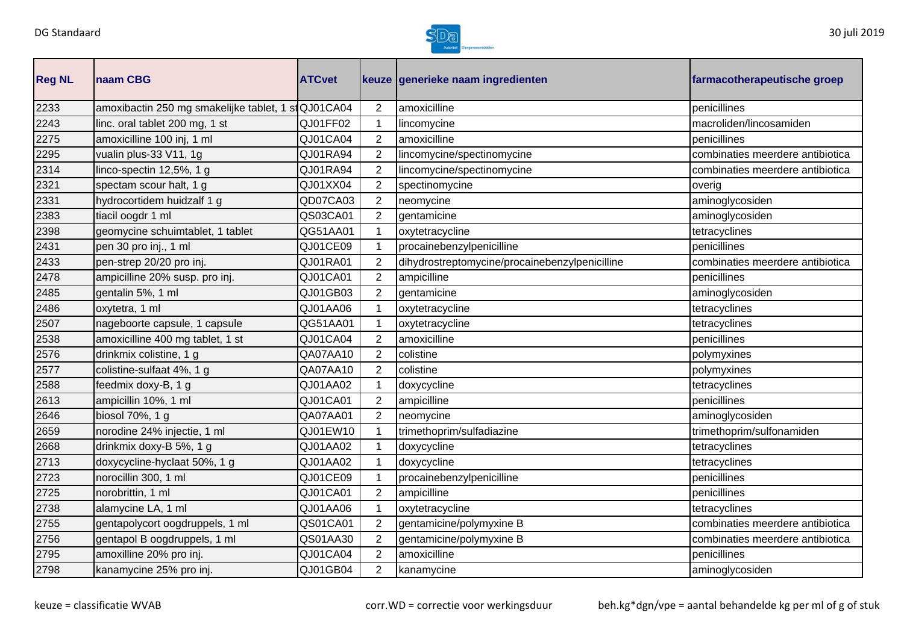| Reg NL | naam CBG | ATCvet | keuze | generieke naam ingredienten | farmacotherapeutische groep |
|---|---|---|---|---|---|
| 2233 | amoxibactin 250 mg smakelijke tablet, 1 st | QJ01CA04 | 2 | amoxicilline | penicillines |
| 2243 | linc. oral tablet 200 mg, 1 st | QJ01FF02 | 1 | lincomycine | macroliden/lincosamiden |
| 2275 | amoxicilline 100 inj, 1 ml | QJ01CA04 | 2 | amoxicilline | penicillines |
| 2295 | vualin plus-33 V11, 1g | QJ01RA94 | 2 | lincomycine/spectinomycine | combinaties meerdere antibiotica |
| 2314 | linco-spectin 12,5%, 1 g | QJ01RA94 | 2 | lincomycine/spectinomycine | combinaties meerdere antibiotica |
| 2321 | spectam scour halt, 1 g | QJ01XX04 | 2 | spectinomycine | overig |
| 2331 | hydrocortidem huidzalf 1 g | QD07CA03 | 2 | neomycine | aminoglycosiden |
| 2383 | tiacil oogdr 1 ml | QS03CA01 | 2 | gentamicine | aminoglycosiden |
| 2398 | geomycine schuimtablet, 1 tablet | QG51AA01 | 1 | oxytetracycline | tetracyclines |
| 2431 | pen 30 pro inj., 1 ml | QJ01CE09 | 1 | procainebenzylpenicilline | penicillines |
| 2433 | pen-strep 20/20 pro inj. | QJ01RA01 | 2 | dihydrostreptomycine/procainebenzylpenicilline | combinaties meerdere antibiotica |
| 2478 | ampicilline 20% susp. pro inj. | QJ01CA01 | 2 | ampicilline | penicillines |
| 2485 | gentalin 5%, 1 ml | QJ01GB03 | 2 | gentamicine | aminoglycosiden |
| 2486 | oxytetra, 1 ml | QJ01AA06 | 1 | oxytetracycline | tetracyclines |
| 2507 | nageboorte capsule, 1 capsule | QG51AA01 | 1 | oxytetracycline | tetracyclines |
| 2538 | amoxicilline 400 mg tablet, 1 st | QJ01CA04 | 2 | amoxicilline | penicillines |
| 2576 | drinkmix colistine, 1 g | QA07AA10 | 2 | colistine | polymyxines |
| 2577 | colistine-sulfaat 4%, 1 g | QA07AA10 | 2 | colistine | polymyxines |
| 2588 | feedmix doxy-B, 1 g | QJ01AA02 | 1 | doxycycline | tetracyclines |
| 2613 | ampicillin 10%, 1 ml | QJ01CA01 | 2 | ampicilline | penicillines |
| 2646 | biosol 70%, 1 g | QA07AA01 | 2 | neomycine | aminoglycosiden |
| 2659 | norodine 24% injectie, 1 ml | QJ01EW10 | 1 | trimethoprim/sulfadiazine | trimethoprim/sulfonamiden |
| 2668 | drinkmix doxy-B 5%, 1 g | QJ01AA02 | 1 | doxycycline | tetracyclines |
| 2713 | doxycycline-hyclaat 50%, 1 g | QJ01AA02 | 1 | doxycycline | tetracyclines |
| 2723 | norocillin 300, 1 ml | QJ01CE09 | 1 | procainebenzylpenicilline | penicillines |
| 2725 | norobrittin, 1 ml | QJ01CA01 | 2 | ampicilline | penicillines |
| 2738 | alamycine LA, 1 ml | QJ01AA06 | 1 | oxytetracycline | tetracyclines |
| 2755 | gentapolycort oogdruppels, 1 ml | QS01CA01 | 2 | gentamicine/polymyxine B | combinaties meerdere antibiotica |
| 2756 | gentapol B oogdruppels, 1 ml | QS01AA30 | 2 | gentamicine/polymyxine B | combinaties meerdere antibiotica |
| 2795 | amoxilline 20% pro inj. | QJ01CA04 | 2 | amoxicilline | penicillines |
| 2798 | kanamycine 25% pro inj. | QJ01GB04 | 2 | kanamycine | aminoglycosiden |

keuze = classificatie WVAB

corr.WD = correctie voor werkingsduur

beh.kg*dgn/vpe = aantal behandelde kg per ml of g of stuk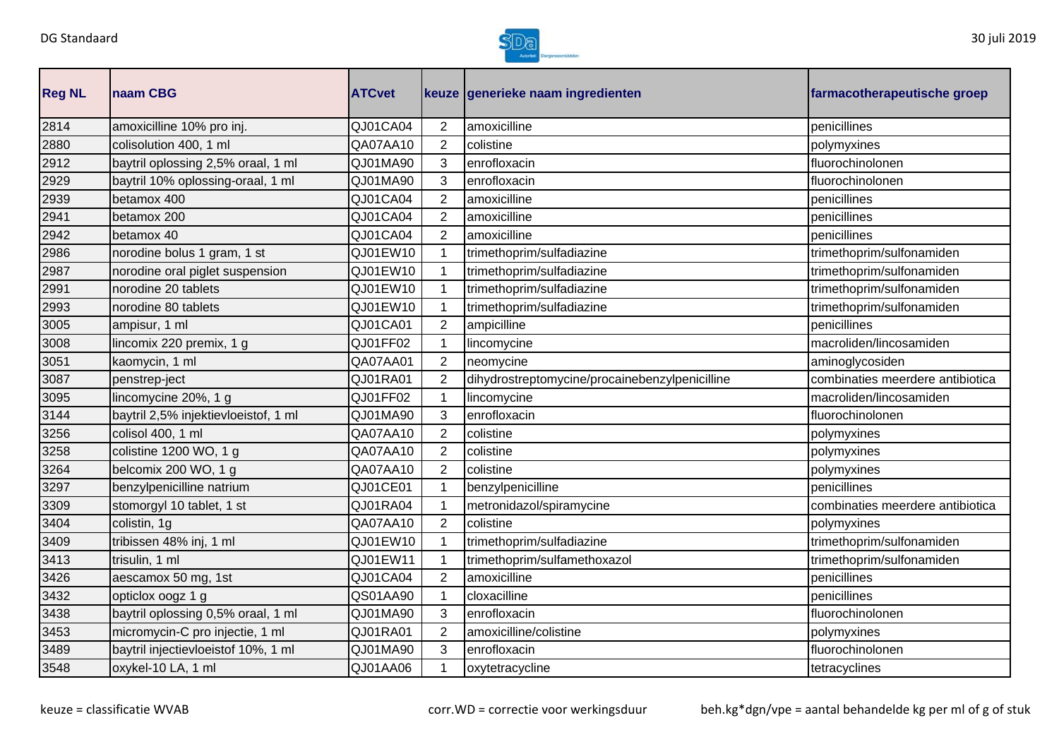| Reg NL | naam CBG | ATCvet | keuze | generieke naam ingredienten | farmacotherapeutische groep |
|---|---|---|---|---|---|
| 2814 | amoxicilline 10% pro inj. | QJ01CA04 | 2 | amoxicilline | penicillines |
| 2880 | colisolution 400, 1 ml | QA07AA10 | 2 | colistine | polymyxines |
| 2912 | baytril oplossing 2,5% oraal, 1 ml | QJ01MA90 | 3 | enrofloxacin | fluorochinolonen |
| 2929 | baytril 10% oplossing-oraal, 1 ml | QJ01MA90 | 3 | enrofloxacin | fluorochinolonen |
| 2939 | betamox 400 | QJ01CA04 | 2 | amoxicilline | penicillines |
| 2941 | betamox 200 | QJ01CA04 | 2 | amoxicilline | penicillines |
| 2942 | betamox 40 | QJ01CA04 | 2 | amoxicilline | penicillines |
| 2986 | norodine bolus 1 gram, 1 st | QJ01EW10 | 1 | trimethoprim/sulfadiazine | trimethoprim/sulfonamiden |
| 2987 | norodine oral piglet suspension | QJ01EW10 | 1 | trimethoprim/sulfadiazine | trimethoprim/sulfonamiden |
| 2991 | norodine 20 tablets | QJ01EW10 | 1 | trimethoprim/sulfadiazine | trimethoprim/sulfonamiden |
| 2993 | norodine 80 tablets | QJ01EW10 | 1 | trimethoprim/sulfadiazine | trimethoprim/sulfonamiden |
| 3005 | ampisur, 1 ml | QJ01CA01 | 2 | ampicilline | penicillines |
| 3008 | lincomix 220 premix, 1 g | QJ01FF02 | 1 | lincomycine | macroliden/lincosamiden |
| 3051 | kaomycin, 1 ml | QA07AA01 | 2 | neomycine | aminoglycosiden |
| 3087 | penstrep-ject | QJ01RA01 | 2 | dihydrostreptomycine/procainebenzylpenicilline | combinaties meerdere antibiotica |
| 3095 | lincomycine 20%, 1 g | QJ01FF02 | 1 | lincomycine | macroliden/lincosamiden |
| 3144 | baytril 2,5% injektievloeistof, 1 ml | QJ01MA90 | 3 | enrofloxacin | fluorochinolonen |
| 3256 | colisol 400, 1 ml | QA07AA10 | 2 | colistine | polymyxines |
| 3258 | colistine 1200 WO, 1 g | QA07AA10 | 2 | colistine | polymyxines |
| 3264 | belcomix 200 WO, 1 g | QA07AA10 | 2 | colistine | polymyxines |
| 3297 | benzylpenicilline natrium | QJ01CE01 | 1 | benzylpenicilline | penicillines |
| 3309 | stomorgyl 10 tablet, 1 st | QJ01RA04 | 1 | metronidazol/spiramycine | combinaties meerdere antibiotica |
| 3404 | colistin, 1g | QA07AA10 | 2 | colistine | polymyxines |
| 3409 | tribissen 48% inj, 1 ml | QJ01EW10 | 1 | trimethoprim/sulfadiazine | trimethoprim/sulfonamiden |
| 3413 | trisulin, 1 ml | QJ01EW11 | 1 | trimethoprim/sulfamethoxazol | trimethoprim/sulfonamiden |
| 3426 | aescamox 50 mg, 1st | QJ01CA04 | 2 | amoxicilline | penicillines |
| 3432 | opticlox oogz 1 g | QS01AA90 | 1 | cloxacilline | penicillines |
| 3438 | baytril oplossing 0,5% oraal, 1 ml | QJ01MA90 | 3 | enrofloxacin | fluorochinolonen |
| 3453 | micromycin-C pro injectie, 1 ml | QJ01RA01 | 2 | amoxicilline/colistine | polymyxines |
| 3489 | baytril injectievloeistof 10%, 1 ml | QJ01MA90 | 3 | enrofloxacin | fluorochinolonen |
| 3548 | oxykel-10 LA, 1 ml | QJ01AA06 | 1 | oxytetracycline | tetracyclines |

keuze = classificatie WVAB

corr.WD = correctie voor werkingsduur

beh.kg*dgn/vpe = aantal behandelde kg per ml of g of stuk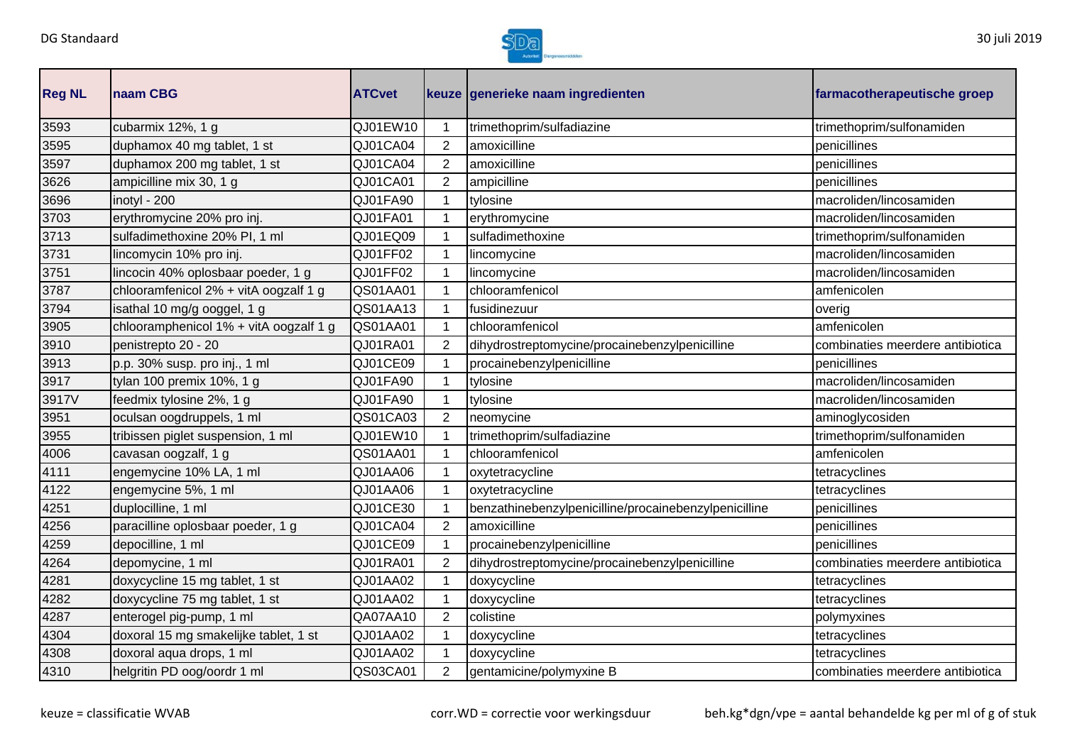| Reg NL | naam CBG | ATCvet | keuze | generieke naam ingredienten | farmacotherapeutische groep |
|---|---|---|---|---|---|
| 3593 | cubarmix 12%, 1 g | QJ01EW10 | 1 | trimethoprim/sulfadiazine | trimethoprim/sulfonamiden |
| 3595 | duphamox 40 mg tablet, 1 st | QJ01CA04 | 2 | amoxicilline | penicillines |
| 3597 | duphamox 200 mg tablet, 1 st | QJ01CA04 | 2 | amoxicilline | penicillines |
| 3626 | ampicilline mix 30, 1 g | QJ01CA01 | 2 | ampicilline | penicillines |
| 3696 | inotyl - 200 | QJ01FA90 | 1 | tylosine | macroliden/lincosamiden |
| 3703 | erythromycine 20% pro inj. | QJ01FA01 | 1 | erythromycine | macroliden/lincosamiden |
| 3713 | sulfadimethoxine 20% PI, 1 ml | QJ01EQ09 | 1 | sulfadimethoxine | trimethoprim/sulfonamiden |
| 3731 | lincomycin 10% pro inj. | QJ01FF02 | 1 | lincomycine | macroliden/lincosamiden |
| 3751 | lincocin 40% oplosbaar poeder, 1 g | QJ01FF02 | 1 | lincomycine | macroliden/lincosamiden |
| 3787 | chlooramfenicol 2% + vitA oogzalf 1 g | QS01AA01 | 1 | chlooramfenicol | amfenicolen |
| 3794 | isathal 10 mg/g ooggel, 1 g | QS01AA13 | 1 | fusidinezuur | overig |
| 3905 | chlooramphenicol 1% + vitA oogzalf 1 g | QS01AA01 | 1 | chlooramfenicol | amfenicolen |
| 3910 | penistrepto 20 - 20 | QJ01RA01 | 2 | dihydrostreptomycine/procainebenzylpenicilline | combinaties meerdere antibiotica |
| 3913 | p.p. 30% susp. pro inj., 1 ml | QJ01CE09 | 1 | procainebenzylpenicilline | penicillines |
| 3917 | tylan 100 premix 10%, 1 g | QJ01FA90 | 1 | tylosine | macroliden/lincosamiden |
| 3917V | feedmix tylosine 2%, 1 g | QJ01FA90 | 1 | tylosine | macroliden/lincosamiden |
| 3951 | oculsan oogdruppels, 1 ml | QS01CA03 | 2 | neomycine | aminoglycosiden |
| 3955 | tribissen piglet suspension, 1 ml | QJ01EW10 | 1 | trimethoprim/sulfadiazine | trimethoprim/sulfonamiden |
| 4006 | cavasan oogzalf, 1 g | QS01AA01 | 1 | chlooramfenicol | amfenicolen |
| 4111 | engemycine 10% LA, 1 ml | QJ01AA06 | 1 | oxytetracycline | tetracyclines |
| 4122 | engemycine 5%, 1 ml | QJ01AA06 | 1 | oxytetracycline | tetracyclines |
| 4251 | duplocilline, 1 ml | QJ01CE30 | 1 | benzathinebenzylpenicilline/procainebenzylpenicilline | penicillines |
| 4256 | paracilline oplosbaar poeder, 1 g | QJ01CA04 | 2 | amoxicilline | penicillines |
| 4259 | depocilline, 1 ml | QJ01CE09 | 1 | procainebenzylpenicilline | penicillines |
| 4264 | depomycine, 1 ml | QJ01RA01 | 2 | dihydrostreptomycine/procainebenzylpenicilline | combinaties meerdere antibiotica |
| 4281 | doxycycline 15 mg tablet, 1 st | QJ01AA02 | 1 | doxycycline | tetracyclines |
| 4282 | doxycycline 75 mg tablet, 1 st | QJ01AA02 | 1 | doxycycline | tetracyclines |
| 4287 | enterogel pig-pump, 1 ml | QA07AA10 | 2 | colistine | polymyxines |
| 4304 | doxoral 15 mg smakelijke tablet, 1 st | QJ01AA02 | 1 | doxycycline | tetracyclines |
| 4308 | doxoral aqua drops, 1 ml | QJ01AA02 | 1 | doxycycline | tetracyclines |
| 4310 | helgritin PD oog/oordr 1 ml | QS03CA01 | 2 | gentamicine/polymyxine B | combinaties meerdere antibiotica |

keuze = classificatie WVAB    corr.WD = correctie voor werkingsduur    beh.kg*dgn/vpe = aantal behandelde kg per ml of g of stuk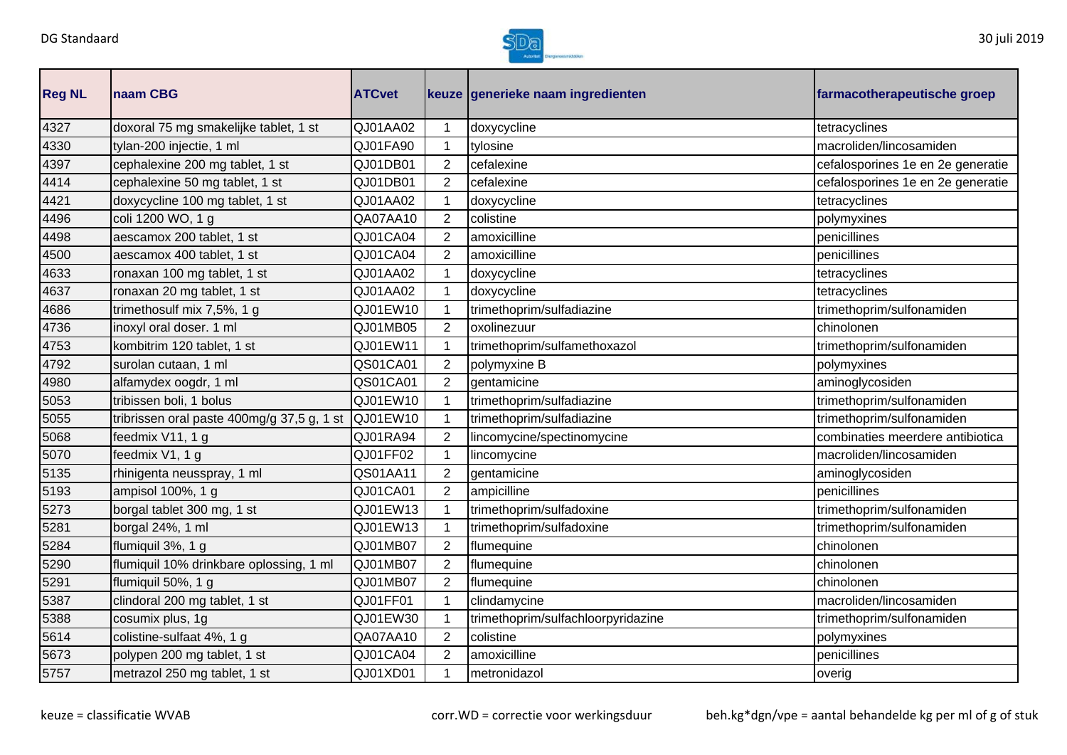| Reg NL | naam CBG | ATCvet | keuze | generieke naam ingredienten | farmacotherapeutische groep |
|---|---|---|---|---|---|
| 4327 | doxoral 75 mg smakelijke tablet, 1 st | QJ01AA02 | 1 | doxycycline | tetracyclines |
| 4330 | tylan-200 injectie, 1 ml | QJ01FA90 | 1 | tylosine | macroliden/lincosamiden |
| 4397 | cephalexine 200 mg tablet, 1 st | QJ01DB01 | 2 | cefalexine | cefalosporines 1e en 2e generatie |
| 4414 | cephalexine 50 mg tablet, 1 st | QJ01DB01 | 2 | cefalexine | cefalosporines 1e en 2e generatie |
| 4421 | doxycycline 100 mg tablet, 1 st | QJ01AA02 | 1 | doxycycline | tetracyclines |
| 4496 | coli 1200 WO, 1 g | QA07AA10 | 2 | colistine | polymyxines |
| 4498 | aescamox 200 tablet, 1 st | QJ01CA04 | 2 | amoxicilline | penicillines |
| 4500 | aescamox 400 tablet, 1 st | QJ01CA04 | 2 | amoxicilline | penicillines |
| 4633 | ronaxan 100 mg tablet, 1 st | QJ01AA02 | 1 | doxycycline | tetracyclines |
| 4637 | ronaxan 20 mg tablet, 1 st | QJ01AA02 | 1 | doxycycline | tetracyclines |
| 4686 | trimethosulf mix 7,5%, 1 g | QJ01EW10 | 1 | trimethoprim/sulfadiazine | trimethoprim/sulfonamiden |
| 4736 | inoxyl oral doser. 1 ml | QJ01MB05 | 2 | oxolinezuur | chinolonen |
| 4753 | kombitrim 120 tablet, 1 st | QJ01EW11 | 1 | trimethoprim/sulfamethoxazol | trimethoprim/sulfonamiden |
| 4792 | surolan cutaan, 1 ml | QS01CA01 | 2 | polymyxine B | polymyxines |
| 4980 | alfamydex oogdr, 1 ml | QS01CA01 | 2 | gentamicine | aminoglycosiden |
| 5053 | tribissen boli, 1 bolus | QJ01EW10 | 1 | trimethoprim/sulfadiazine | trimethoprim/sulfonamiden |
| 5055 | tribrissen oral paste 400mg/g 37,5 g, 1 st | QJ01EW10 | 1 | trimethoprim/sulfadiazine | trimethoprim/sulfonamiden |
| 5068 | feedmix V11, 1 g | QJ01RA94 | 2 | lincomycine/spectinomycine | combinaties meerdere antibiotica |
| 5070 | feedmix V1, 1 g | QJ01FF02 | 1 | lincomycine | macroliden/lincosamiden |
| 5135 | rhinigenta neusspray, 1 ml | QS01AA11 | 2 | gentamicine | aminoglycosiden |
| 5193 | ampisol 100%, 1 g | QJ01CA01 | 2 | ampicilline | penicillines |
| 5273 | borgal tablet 300 mg, 1 st | QJ01EW13 | 1 | trimethoprim/sulfadoxine | trimethoprim/sulfonamiden |
| 5281 | borgal 24%, 1 ml | QJ01EW13 | 1 | trimethoprim/sulfadoxine | trimethoprim/sulfonamiden |
| 5284 | flumiquil 3%, 1 g | QJ01MB07 | 2 | flumequine | chinolonen |
| 5290 | flumiquil 10% drinkbare oplossing, 1 ml | QJ01MB07 | 2 | flumequine | chinolonen |
| 5291 | flumiquil 50%, 1 g | QJ01MB07 | 2 | flumequine | chinolonen |
| 5387 | clindoral 200 mg tablet, 1 st | QJ01FF01 | 1 | clindamycine | macroliden/lincosamiden |
| 5388 | cosumix plus, 1g | QJ01EW30 | 1 | trimethoprim/sulfachloorpyridazine | trimethoprim/sulfonamiden |
| 5614 | colistine-sulfaat 4%, 1 g | QA07AA10 | 2 | colistine | polymyxines |
| 5673 | polypen 200 mg tablet, 1 st | QJ01CA04 | 2 | amoxicilline | penicillines |
| 5757 | metrazol 250 mg tablet, 1 st | QJ01XD01 | 1 | metronidazol | overig |

keuze = classificatie WVAB corr.WD = correctie voor werkingsduur beh.kg*dgn/vpe = aantal behandelde kg per ml of g of stuk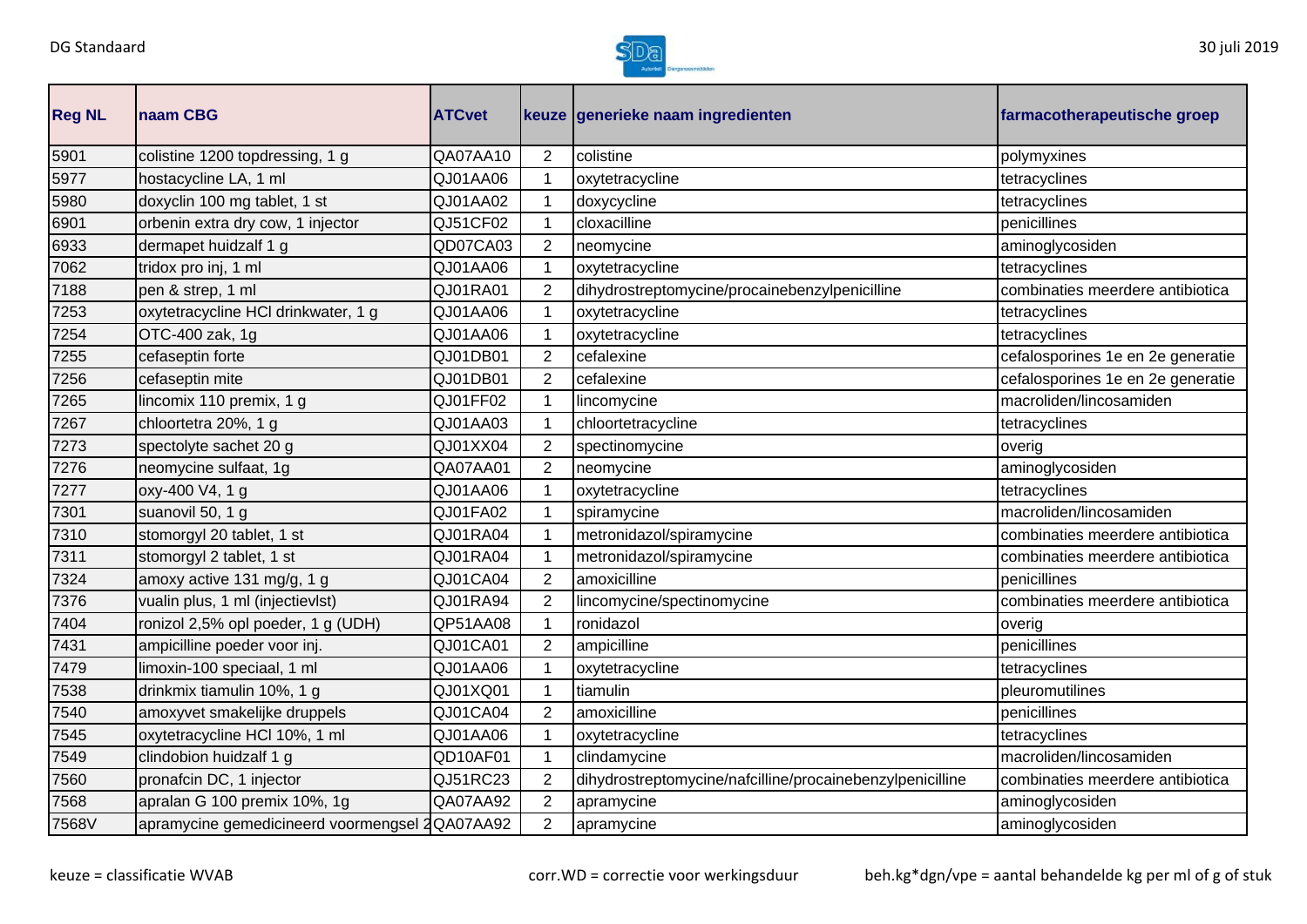| Reg NL | naam CBG | ATCvet | keuze | generieke naam ingredienten | farmacotherapeutische groep |
|---|---|---|---|---|---|
| 5901 | colistine 1200 topdressing, 1 g | QA07AA10 | 2 | colistine | polymyxines |
| 5977 | hostacycline LA, 1 ml | QJ01AA06 | 1 | oxytetracycline | tetracyclines |
| 5980 | doxyclin 100 mg tablet, 1 st | QJ01AA02 | 1 | doxycycline | tetracyclines |
| 6901 | orbenin extra dry cow, 1 injector | QJ51CF02 | 1 | cloxacilline | penicillines |
| 6933 | dermapet huidzalf 1 g | QD07CA03 | 2 | neomycine | aminoglycosiden |
| 7062 | tridox pro inj, 1 ml | QJ01AA06 | 1 | oxytetracycline | tetracyclines |
| 7188 | pen & strep, 1 ml | QJ01RA01 | 2 | dihydrostreptomycine/procainebenzylpenicilline | combinaties meerdere antibiotica |
| 7253 | oxytetracycline HCl drinkwater, 1 g | QJ01AA06 | 1 | oxytetracycline | tetracyclines |
| 7254 | OTC-400 zak, 1g | QJ01AA06 | 1 | oxytetracycline | tetracyclines |
| 7255 | cefaseptin forte | QJ01DB01 | 2 | cefalexine | cefalosporines 1e en 2e generatie |
| 7256 | cefaseptin mite | QJ01DB01 | 2 | cefalexine | cefalosporines 1e en 2e generatie |
| 7265 | lincomix 110 premix, 1 g | QJ01FF02 | 1 | lincomycine | macroliden/lincosamiden |
| 7267 | chloortetra 20%, 1 g | QJ01AA03 | 1 | chloortetracycline | tetracyclines |
| 7273 | spectolyte sachet 20 g | QJ01XX04 | 2 | spectinomycine | overig |
| 7276 | neomycine sulfaat, 1g | QA07AA01 | 2 | neomycine | aminoglycosiden |
| 7277 | oxy-400 V4, 1 g | QJ01AA06 | 1 | oxytetracycline | tetracyclines |
| 7301 | suanovil 50, 1 g | QJ01FA02 | 1 | spiramycine | macroliden/lincosamiden |
| 7310 | stomorgyl 20 tablet, 1 st | QJ01RA04 | 1 | metronidazol/spiramycine | combinaties meerdere antibiotica |
| 7311 | stomorgyl 2 tablet, 1 st | QJ01RA04 | 1 | metronidazol/spiramycine | combinaties meerdere antibiotica |
| 7324 | amoxy active 131 mg/g, 1 g | QJ01CA04 | 2 | amoxicilline | penicillines |
| 7376 | vualin plus, 1 ml (injectievlst) | QJ01RA94 | 2 | lincomycine/spectinomycine | combinaties meerdere antibiotica |
| 7404 | ronizol 2,5% opl poeder, 1 g (UDH) | QP51AA08 | 1 | ronidazol | overig |
| 7431 | ampicilline poeder voor inj. | QJ01CA01 | 2 | ampicilline | penicillines |
| 7479 | limoxin-100 speciaal, 1 ml | QJ01AA06 | 1 | oxytetracycline | tetracyclines |
| 7538 | drinkmix tiamulin 10%, 1 g | QJ01XQ01 | 1 | tiamulin | pleuromutilines |
| 7540 | amoxyvet smakelijke druppels | QJ01CA04 | 2 | amoxicilline | penicillines |
| 7545 | oxytetracycline HCl 10%, 1 ml | QJ01AA06 | 1 | oxytetracycline | tetracyclines |
| 7549 | clindobion huidzalf 1 g | QD10AF01 | 1 | clindamycine | macroliden/lincosamiden |
| 7560 | pronafcin DC, 1 injector | QJ51RC23 | 2 | dihydrostreptomycine/nafcilline/procainebenzylpenicilline | combinaties meerdere antibiotica |
| 7568 | apralan G 100 premix 10%, 1g | QA07AA92 | 2 | apramycine | aminoglycosiden |
| 7568V | apramycine gemedicineerd voormengsel 2 | QA07AA92 | 2 | apramycine | aminoglycosiden |

keuze = classificatie WVAB

corr.WD = correctie voor werkingsduur

beh.kg*dgn/vpe = aantal behandelde kg per ml of g of stuk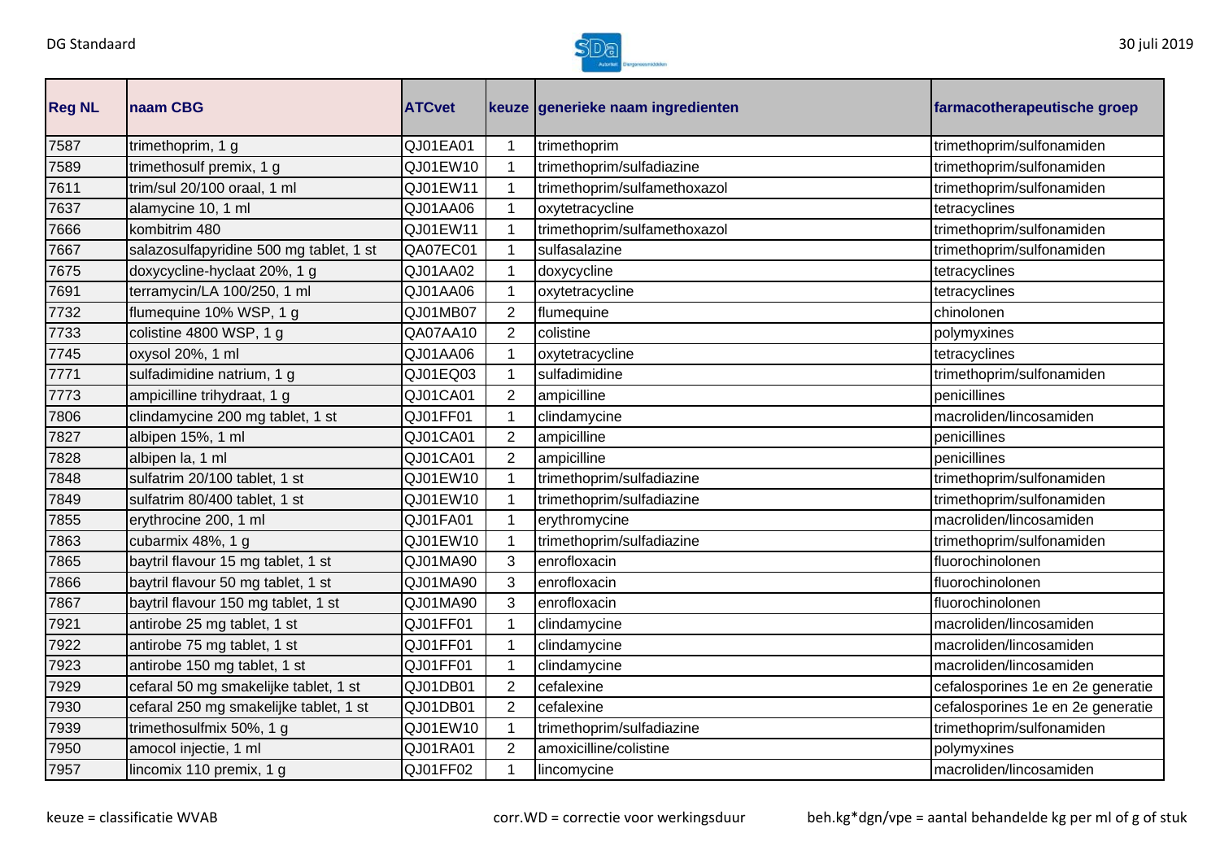| Reg NL | naam CBG | ATCvet | keuze | generieke naam ingredienten | farmacotherapeutische groep |
|---|---|---|---|---|---|
| 7587 | trimethoprim, 1 g | QJ01EA01 | 1 | trimethoprim | trimethoprim/sulfonamiden |
| 7589 | trimethosulf premix, 1 g | QJ01EW10 | 1 | trimethoprim/sulfadiazine | trimethoprim/sulfonamiden |
| 7611 | trim/sul 20/100 oraal, 1 ml | QJ01EW11 | 1 | trimethoprim/sulfamethoxazol | trimethoprim/sulfonamiden |
| 7637 | alamycine 10, 1 ml | QJ01AA06 | 1 | oxytetracycline | tetracyclines |
| 7666 | kombitrim 480 | QJ01EW11 | 1 | trimethoprim/sulfamethoxazol | trimethoprim/sulfonamiden |
| 7667 | salazosulfapyridine 500 mg tablet, 1 st | QA07EC01 | 1 | sulfasalazine | trimethoprim/sulfonamiden |
| 7675 | doxycycline-hyclaat 20%, 1 g | QJ01AA02 | 1 | doxycycline | tetracyclines |
| 7691 | terramycin/LA 100/250, 1 ml | QJ01AA06 | 1 | oxytetracycline | tetracyclines |
| 7732 | flumequine 10% WSP, 1 g | QJ01MB07 | 2 | flumequine | chinolonen |
| 7733 | colistine 4800 WSP, 1 g | QA07AA10 | 2 | colistine | polymyxines |
| 7745 | oxysol 20%, 1 ml | QJ01AA06 | 1 | oxytetracycline | tetracyclines |
| 7771 | sulfadimidine natrium, 1 g | QJ01EQ03 | 1 | sulfadimidine | trimethoprim/sulfonamiden |
| 7773 | ampicilline trihydraat, 1 g | QJ01CA01 | 2 | ampicilline | penicillines |
| 7806 | clindamycine 200 mg tablet, 1 st | QJ01FF01 | 1 | clindamycine | macroliden/lincosamiden |
| 7827 | albipen 15%, 1 ml | QJ01CA01 | 2 | ampicilline | penicillines |
| 7828 | albipen la, 1 ml | QJ01CA01 | 2 | ampicilline | penicillines |
| 7848 | sulfatrim 20/100 tablet, 1 st | QJ01EW10 | 1 | trimethoprim/sulfadiazine | trimethoprim/sulfonamiden |
| 7849 | sulfatrim 80/400 tablet, 1 st | QJ01EW10 | 1 | trimethoprim/sulfadiazine | trimethoprim/sulfonamiden |
| 7855 | erythrocine 200, 1 ml | QJ01FA01 | 1 | erythromycine | macroliden/lincosamiden |
| 7863 | cubarmix 48%, 1 g | QJ01EW10 | 1 | trimethoprim/sulfadiazine | trimethoprim/sulfonamiden |
| 7865 | baytril flavour 15 mg tablet, 1 st | QJ01MA90 | 3 | enrofloxacin | fluorochinolonen |
| 7866 | baytril flavour 50 mg tablet, 1 st | QJ01MA90 | 3 | enrofloxacin | fluorochinolonen |
| 7867 | baytril flavour 150 mg tablet, 1 st | QJ01MA90 | 3 | enrofloxacin | fluorochinolonen |
| 7921 | antirobe 25 mg tablet, 1 st | QJ01FF01 | 1 | clindamycine | macroliden/lincosamiden |
| 7922 | antirobe 75 mg tablet, 1 st | QJ01FF01 | 1 | clindamycine | macroliden/lincosamiden |
| 7923 | antirobe 150 mg tablet, 1 st | QJ01FF01 | 1 | clindamycine | macroliden/lincosamiden |
| 7929 | cefaral 50 mg smakelijke tablet, 1 st | QJ01DB01 | 2 | cefalexine | cefalosporines 1e en 2e generatie |
| 7930 | cefaral 250 mg smakelijke tablet, 1 st | QJ01DB01 | 2 | cefalexine | cefalosporines 1e en 2e generatie |
| 7939 | trimethosulfmix 50%, 1 g | QJ01EW10 | 1 | trimethoprim/sulfadiazine | trimethoprim/sulfonamiden |
| 7950 | amocol injectie, 1 ml | QJ01RA01 | 2 | amoxicilline/colistine | polymyxines |
| 7957 | lincomix 110 premix, 1 g | QJ01FF02 | 1 | lincomycine | macroliden/lincosamiden |

keuze = classificatie WVAB    corr.WD = correctie voor werkingsduur    beh.kg*dgn/vpe = aantal behandelde kg per ml of g of stuk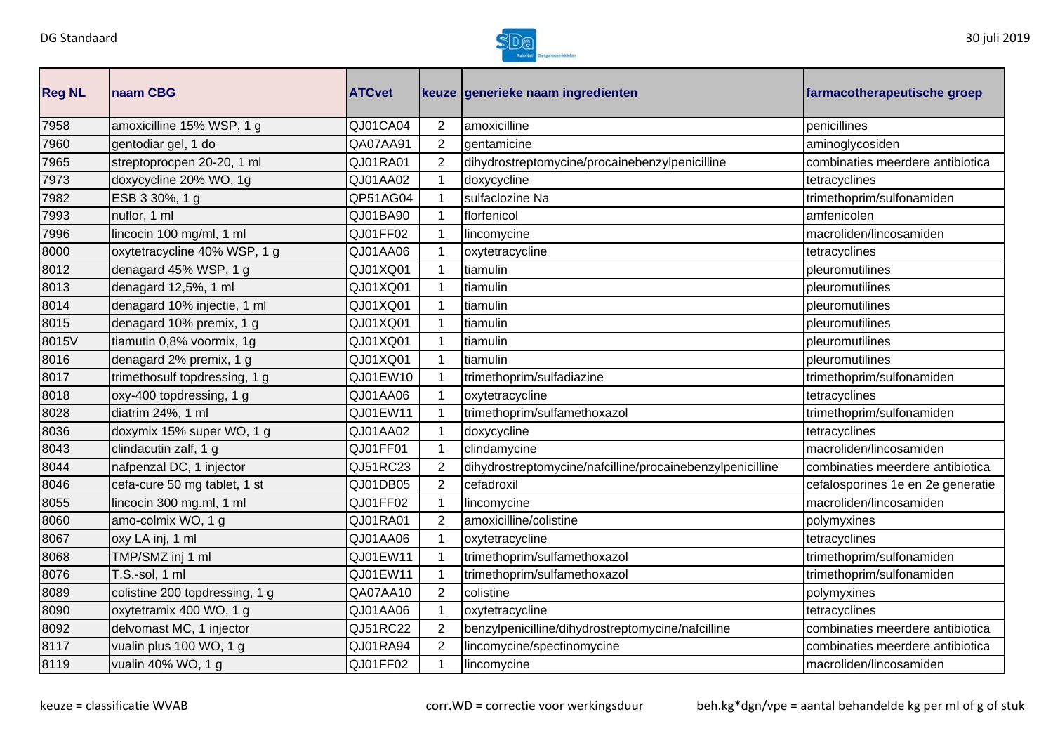| Reg NL | naam CBG | ATCvet | keuze | generieke naam ingredienten | farmacotherapeutische groep |
|---|---|---|---|---|---|
| 7958 | amoxicilline 15% WSP, 1 g | QJ01CA04 | 2 | amoxicilline | penicillines |
| 7960 | gentodiar gel, 1 do | QA07AA91 | 2 | gentamicine | aminoglycosiden |
| 7965 | streptoprocpen 20-20, 1 ml | QJ01RA01 | 2 | dihydrostreptomycine/procainebenzylpenicilline | combinaties meerdere antibiotica |
| 7973 | doxycycline 20% WO, 1g | QJ01AA02 | 1 | doxycycline | tetracyclines |
| 7982 | ESB 3 30%, 1 g | QP51AG04 | 1 | sulfaclozine Na | trimethoprim/sulfonamiden |
| 7993 | nuflor, 1 ml | QJ01BA90 | 1 | florfenicol | amfenicolen |
| 7996 | lincocin 100 mg/ml, 1 ml | QJ01FF02 | 1 | lincomycine | macroliden/lincosamiden |
| 8000 | oxytetracycline 40% WSP, 1 g | QJ01AA06 | 1 | oxytetracycline | tetracyclines |
| 8012 | denagard 45% WSP, 1 g | QJ01XQ01 | 1 | tiamulin | pleuromutilines |
| 8013 | denagard 12,5%, 1 ml | QJ01XQ01 | 1 | tiamulin | pleuromutilines |
| 8014 | denagard 10% injectie, 1 ml | QJ01XQ01 | 1 | tiamulin | pleuromutilines |
| 8015 | denagard 10% premix, 1 g | QJ01XQ01 | 1 | tiamulin | pleuromutilines |
| 8015V | tiamutin 0,8% voormix, 1g | QJ01XQ01 | 1 | tiamulin | pleuromutilines |
| 8016 | denagard 2% premix, 1 g | QJ01XQ01 | 1 | tiamulin | pleuromutilines |
| 8017 | trimethosulf topdressing, 1 g | QJ01EW10 | 1 | trimethoprim/sulfadiazine | trimethoprim/sulfonamiden |
| 8018 | oxy-400 topdressing, 1 g | QJ01AA06 | 1 | oxytetracycline | tetracyclines |
| 8028 | diatrim 24%, 1 ml | QJ01EW11 | 1 | trimethoprim/sulfamethoxazol | trimethoprim/sulfonamiden |
| 8036 | doxymix 15% super WO, 1 g | QJ01AA02 | 1 | doxycycline | tetracyclines |
| 8043 | clindacutin zalf, 1 g | QJ01FF01 | 1 | clindamycine | macroliden/lincosamiden |
| 8044 | nafpenzal DC, 1 injector | QJ51RC23 | 2 | dihydrostreptomycine/nafcilline/procainebenzylpenicilline | combinaties meerdere antibiotica |
| 8046 | cefa-cure 50 mg tablet, 1 st | QJ01DB05 | 2 | cefadroxil | cefalosporines 1e en 2e generatie |
| 8055 | lincocin 300 mg.ml, 1 ml | QJ01FF02 | 1 | lincomycine | macroliden/lincosamiden |
| 8060 | amo-colmix WO, 1 g | QJ01RA01 | 2 | amoxicilline/colistine | polymyxines |
| 8067 | oxy LA inj, 1 ml | QJ01AA06 | 1 | oxytetracycline | tetracyclines |
| 8068 | TMP/SMZ inj 1 ml | QJ01EW11 | 1 | trimethoprim/sulfamethoxazol | trimethoprim/sulfonamiden |
| 8076 | T.S.-sol, 1 ml | QJ01EW11 | 1 | trimethoprim/sulfamethoxazol | trimethoprim/sulfonamiden |
| 8089 | colistine 200 topdressing, 1 g | QA07AA10 | 2 | colistine | polymyxines |
| 8090 | oxytetramix 400 WO, 1 g | QJ01AA06 | 1 | oxytetracycline | tetracyclines |
| 8092 | delvomast MC, 1 injector | QJ51RC22 | 2 | benzylpenicilline/dihydrostreptomycine/nafcilline | combinaties meerdere antibiotica |
| 8117 | vualin plus 100 WO, 1 g | QJ01RA94 | 2 | lincomycine/spectinomycine | combinaties meerdere antibiotica |
| 8119 | vualin 40% WO, 1 g | QJ01FF02 | 1 | lincomycine | macroliden/lincosamiden |

keuze = classificatie WVAB

corr.WD = correctie voor werkingsduur

beh.kg*dgn/vpe = aantal behandelde kg per ml of g of stuk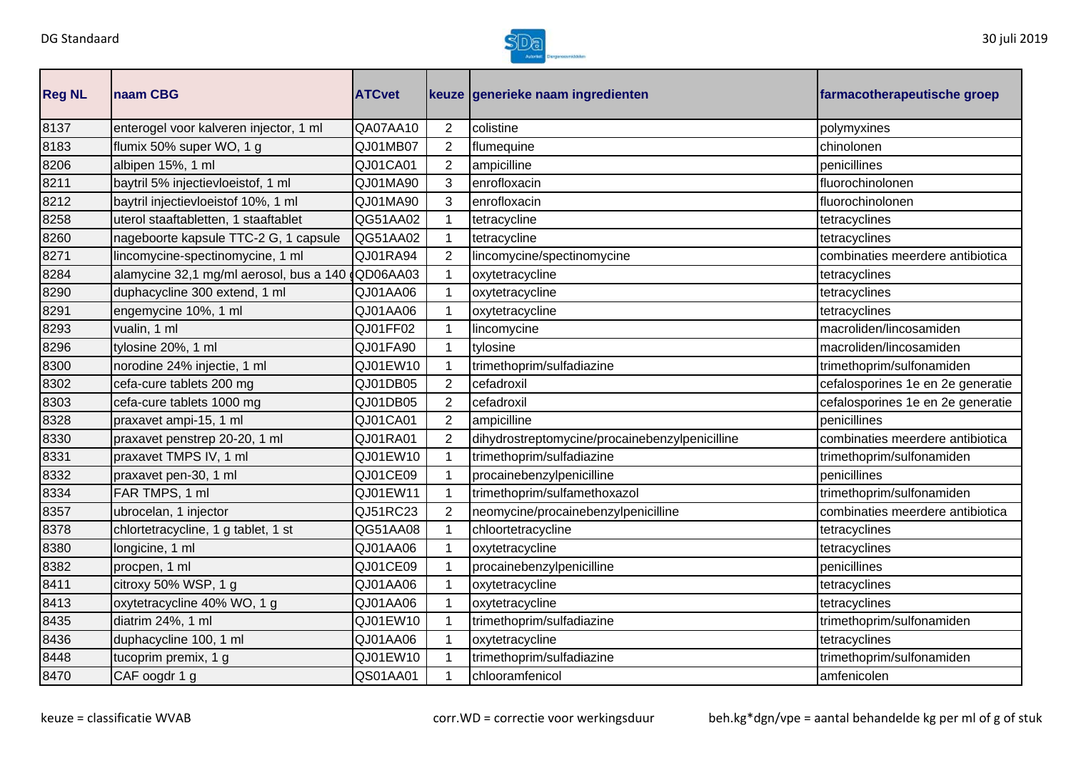| Reg NL | naam CBG | ATCvet | keuze | generieke naam ingredienten | farmacotherapeutische groep |
|---|---|---|---|---|---|
| 8137 | enterogel voor kalveren injector, 1 ml | QA07AA10 | 2 | colistine | polymyxines |
| 8183 | flumix 50% super WO, 1 g | QJ01MB07 | 2 | flumequine | chinolonen |
| 8206 | albipen 15%, 1 ml | QJ01CA01 | 2 | ampicilline | penicillines |
| 8211 | baytril 5% injectievloeistof, 1 ml | QJ01MA90 | 3 | enrofloxacin | fluorochinolonen |
| 8212 | baytril injectievloeistof 10%, 1 ml | QJ01MA90 | 3 | enrofloxacin | fluorochinolonen |
| 8258 | uterol staaftabletten, 1 staaftablet | QG51AA02 | 1 | tetracycline | tetracyclines |
| 8260 | nageboorte kapsule TTC-2 G, 1 capsule | QG51AA02 | 1 | tetracycline | tetracyclines |
| 8271 | lincomycine-spectinomycine, 1 ml | QJ01RA94 | 2 | lincomycine/spectinomycine | combinaties meerdere antibiotica |
| 8284 | alamycine 32,1 mg/ml aerosol, bus a 140 ( | QD06AA03 | 1 | oxytetracycline | tetracyclines |
| 8290 | duphacycline 300 extend, 1 ml | QJ01AA06 | 1 | oxytetracycline | tetracyclines |
| 8291 | engemycine 10%, 1 ml | QJ01AA06 | 1 | oxytetracycline | tetracyclines |
| 8293 | vualin, 1 ml | QJ01FF02 | 1 | lincomycine | macroliden/lincosamiden |
| 8296 | tylosine 20%, 1 ml | QJ01FA90 | 1 | tylosine | macroliden/lincosamiden |
| 8300 | norodine 24% injectie, 1 ml | QJ01EW10 | 1 | trimethoprim/sulfadiazine | trimethoprim/sulfonamiden |
| 8302 | cefa-cure tablets 200 mg | QJ01DB05 | 2 | cefadroxil | cefalosporines 1e en 2e generatie |
| 8303 | cefa-cure tablets 1000 mg | QJ01DB05 | 2 | cefadroxil | cefalosporines 1e en 2e generatie |
| 8328 | praxavet ampi-15, 1 ml | QJ01CA01 | 2 | ampicilline | penicillines |
| 8330 | praxavet penstrep 20-20, 1 ml | QJ01RA01 | 2 | dihydrostreptomycine/procainebenzylpenicilline | combinaties meerdere antibiotica |
| 8331 | praxavet TMPS IV, 1 ml | QJ01EW10 | 1 | trimethoprim/sulfadiazine | trimethoprim/sulfonamiden |
| 8332 | praxavet pen-30, 1 ml | QJ01CE09 | 1 | procainebenzylpenicilline | penicillines |
| 8334 | FAR TMPS, 1 ml | QJ01EW11 | 1 | trimethoprim/sulfamethoxazol | trimethoprim/sulfonamiden |
| 8357 | ubrocelan, 1 injector | QJ51RC23 | 2 | neomycine/procainebenzylpenicilline | combinaties meerdere antibiotica |
| 8378 | chlortetracycline, 1 g tablet, 1 st | QG51AA08 | 1 | chloortetracycline | tetracyclines |
| 8380 | longicine, 1 ml | QJ01AA06 | 1 | oxytetracycline | tetracyclines |
| 8382 | procpen, 1 ml | QJ01CE09 | 1 | procainebenzylpenicilline | penicillines |
| 8411 | citroxy 50% WSP, 1 g | QJ01AA06 | 1 | oxytetracycline | tetracyclines |
| 8413 | oxytetracycline 40% WO, 1 g | QJ01AA06 | 1 | oxytetracycline | tetracyclines |
| 8435 | diatrim 24%, 1 ml | QJ01EW10 | 1 | trimethoprim/sulfadiazine | trimethoprim/sulfonamiden |
| 8436 | duphacycline 100, 1 ml | QJ01AA06 | 1 | oxytetracycline | tetracyclines |
| 8448 | tucoprim premix, 1 g | QJ01EW10 | 1 | trimethoprim/sulfadiazine | trimethoprim/sulfonamiden |
| 8470 | CAF oogdr 1 g | QS01AA01 | 1 | chlooramfenicol | amfenicolen |

keuze = classificatie WVAB

corr.WD = correctie voor werkingsduur

beh.kg*dgn/vpe = aantal behandelde kg per ml of g of stuk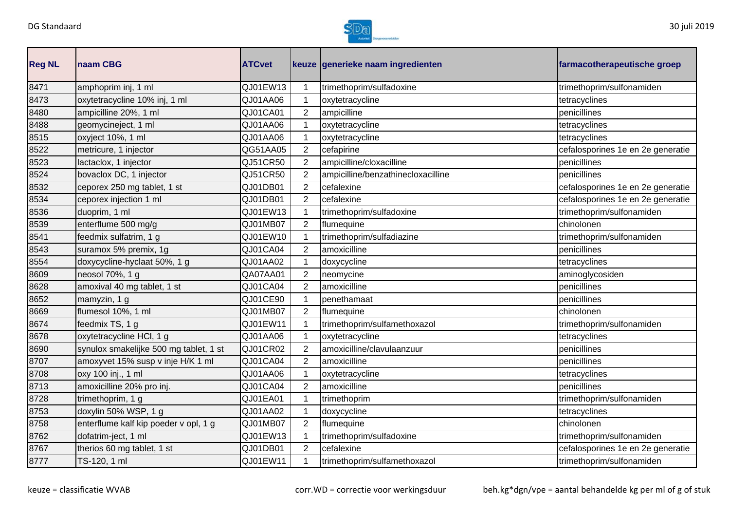| Reg NL | naam CBG | ATCvet | keuze | generieke naam ingredienten | farmacotherapeutische groep |
|---|---|---|---|---|---|
| 8471 | amphoprim inj, 1 ml | QJ01EW13 | 1 | trimethoprim/sulfadoxine | trimethoprim/sulfonamiden |
| 8473 | oxytetracycline 10% inj, 1 ml | QJ01AA06 | 1 | oxytetracycline | tetracyclines |
| 8480 | ampicilline 20%, 1 ml | QJ01CA01 | 2 | ampicilline | penicillines |
| 8488 | geomycineject, 1 ml | QJ01AA06 | 1 | oxytetracycline | tetracyclines |
| 8515 | oxyject 10%, 1 ml | QJ01AA06 | 1 | oxytetracycline | tetracyclines |
| 8522 | metricure, 1 injector | QG51AA05 | 2 | cefapirine | cefalosporines 1e en 2e generatie |
| 8523 | lactaclox, 1 injector | QJ51CR50 | 2 | ampicilline/cloxacilline | penicillines |
| 8524 | bovaclox DC, 1 injector | QJ51CR50 | 2 | ampicilline/benzathinecloxacilline | penicillines |
| 8532 | ceporex 250 mg tablet, 1 st | QJ01DB01 | 2 | cefalexine | cefalosporines 1e en 2e generatie |
| 8534 | ceporex injection 1 ml | QJ01DB01 | 2 | cefalexine | cefalosporines 1e en 2e generatie |
| 8536 | duoprim, 1 ml | QJ01EW13 | 1 | trimethoprim/sulfadoxine | trimethoprim/sulfonamiden |
| 8539 | enterflume 500 mg/g | QJ01MB07 | 2 | flumequine | chinolonen |
| 8541 | feedmix sulfatrim, 1 g | QJ01EW10 | 1 | trimethoprim/sulfadiazine | trimethoprim/sulfonamiden |
| 8543 | suramox 5% premix, 1g | QJ01CA04 | 2 | amoxicilline | penicillines |
| 8554 | doxycycline-hyclaat 50%, 1 g | QJ01AA02 | 1 | doxycycline | tetracyclines |
| 8609 | neosol 70%, 1 g | QA07AA01 | 2 | neomycine | aminoglycosiden |
| 8628 | amoxival 40 mg tablet, 1 st | QJ01CA04 | 2 | amoxicilline | penicillines |
| 8652 | mamyzin, 1 g | QJ01CE90 | 1 | penethamaat | penicillines |
| 8669 | flumesol 10%, 1 ml | QJ01MB07 | 2 | flumequine | chinolonen |
| 8674 | feedmix TS, 1 g | QJ01EW11 | 1 | trimethoprim/sulfamethoxazol | trimethoprim/sulfonamiden |
| 8678 | oxytetracycline HCl, 1 g | QJ01AA06 | 1 | oxytetracycline | tetracyclines |
| 8690 | synulox smakelijke 500 mg tablet, 1 st | QJ01CR02 | 2 | amoxicilline/clavulaanzuur | penicillines |
| 8707 | amoxyvet 15% susp v inje H/K 1 ml | QJ01CA04 | 2 | amoxicilline | penicillines |
| 8708 | oxy 100 inj., 1 ml | QJ01AA06 | 1 | oxytetracycline | tetracyclines |
| 8713 | amoxicilline 20% pro inj. | QJ01CA04 | 2 | amoxicilline | penicillines |
| 8728 | trimethoprim, 1 g | QJ01EA01 | 1 | trimethoprim | trimethoprim/sulfonamiden |
| 8753 | doxylin 50% WSP, 1 g | QJ01AA02 | 1 | doxycycline | tetracyclines |
| 8758 | enterflume kalf kip poeder v opl, 1 g | QJ01MB07 | 2 | flumequine | chinolonen |
| 8762 | dofatrim-ject, 1 ml | QJ01EW13 | 1 | trimethoprim/sulfadoxine | trimethoprim/sulfonamiden |
| 8767 | therios 60 mg tablet, 1 st | QJ01DB01 | 2 | cefalexine | cefalosporines 1e en 2e generatie |
| 8777 | TS-120, 1 ml | QJ01EW11 | 1 | trimethoprim/sulfamethoxazol | trimethoprim/sulfonamiden |

keuze = classificatie WVAB

corr.WD = correctie voor werkingsduur

beh.kg*dgn/vpe = aantal behandelde kg per ml of g of stuk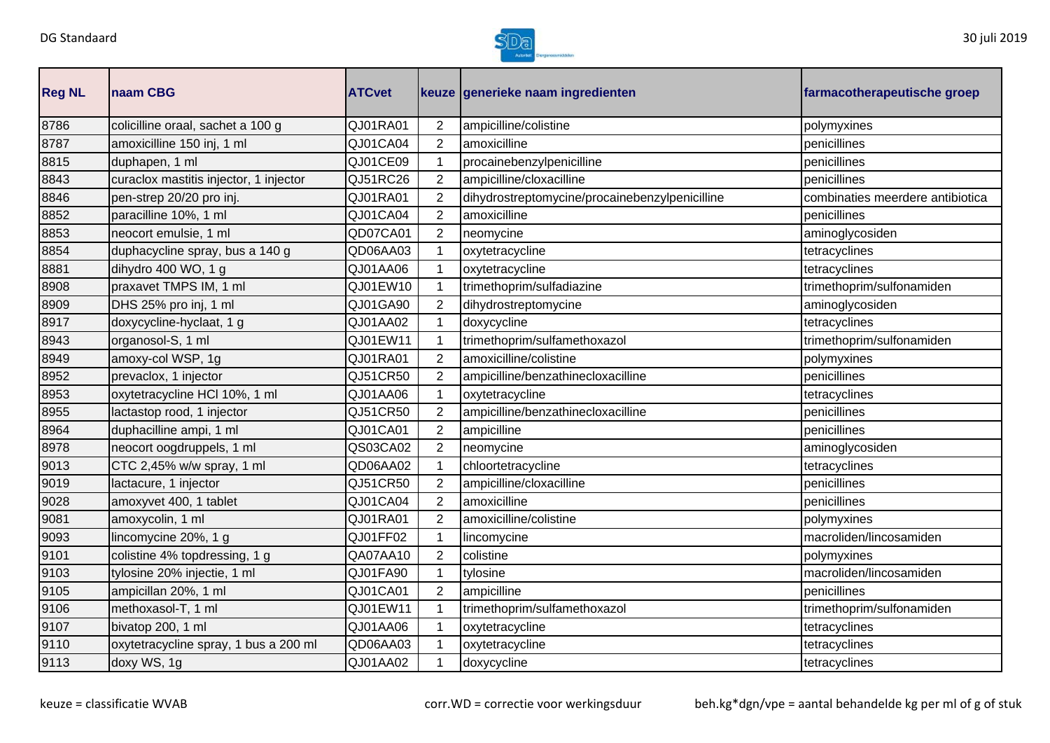| Reg NL | naam CBG | ATCvet | keuze | generieke naam ingredienten | farmacotherapeutische groep |
|---|---|---|---|---|---|
| 8786 | colicilline oraal, sachet a 100 g | QJ01RA01 | 2 | ampicilline/colistine | polymyxines |
| 8787 | amoxicilline 150 inj, 1 ml | QJ01CA04 | 2 | amoxicilline | penicillines |
| 8815 | duphapen, 1 ml | QJ01CE09 | 1 | procainebenzylpenicilline | penicillines |
| 8843 | curaclox mastitis injector, 1 injector | QJ51RC26 | 2 | ampicilline/cloxacilline | penicillines |
| 8846 | pen-strep 20/20 pro inj. | QJ01RA01 | 2 | dihydrostreptomycine/procainebenzylpenicilline | combinaties meerdere antibiotica |
| 8852 | paracilline 10%, 1 ml | QJ01CA04 | 2 | amoxicilline | penicillines |
| 8853 | neocort emulsie, 1 ml | QD07CA01 | 2 | neomycine | aminoglycosiden |
| 8854 | duphacycline spray, bus a 140 g | QD06AA03 | 1 | oxytetracycline | tetracyclines |
| 8881 | dihydro 400 WO, 1 g | QJ01AA06 | 1 | oxytetracycline | tetracyclines |
| 8908 | praxavet TMPS IM, 1 ml | QJ01EW10 | 1 | trimethoprim/sulfadiazine | trimethoprim/sulfonamiden |
| 8909 | DHS 25% pro inj, 1 ml | QJ01GA90 | 2 | dihydrostreptomycine | aminoglycosiden |
| 8917 | doxycycline-hyclaat, 1 g | QJ01AA02 | 1 | doxycycline | tetracyclines |
| 8943 | organosol-S, 1 ml | QJ01EW11 | 1 | trimethoprim/sulfamethoxazol | trimethoprim/sulfonamiden |
| 8949 | amoxy-col WSP, 1g | QJ01RA01 | 2 | amoxicilline/colistine | polymyxines |
| 8952 | prevaclox, 1 injector | QJ51CR50 | 2 | ampicilline/benzathinecloxacilline | penicillines |
| 8953 | oxytetracycline HCl 10%, 1 ml | QJ01AA06 | 1 | oxytetracycline | tetracyclines |
| 8955 | lactastop rood, 1 injector | QJ51CR50 | 2 | ampicilline/benzathinecloxacilline | penicillines |
| 8964 | duphacilline ampi, 1 ml | QJ01CA01 | 2 | ampicilline | penicillines |
| 8978 | neocort oogdruppels, 1 ml | QS03CA02 | 2 | neomycine | aminoglycosiden |
| 9013 | CTC 2,45% w/w spray, 1 ml | QD06AA02 | 1 | chloortetracycline | tetracyclines |
| 9019 | lactacure, 1 injector | QJ51CR50 | 2 | ampicilline/cloxacilline | penicillines |
| 9028 | amoxyvet 400, 1 tablet | QJ01CA04 | 2 | amoxicilline | penicillines |
| 9081 | amoxycolin, 1 ml | QJ01RA01 | 2 | amoxicilline/colistine | polymyxines |
| 9093 | lincomycine 20%, 1 g | QJ01FF02 | 1 | lincomycine | macroliden/lincosamiden |
| 9101 | colistine 4% topdressing, 1 g | QA07AA10 | 2 | colistine | polymyxines |
| 9103 | tylosine 20% injectie, 1 ml | QJ01FA90 | 1 | tylosine | macroliden/lincosamiden |
| 9105 | ampicillan 20%, 1 ml | QJ01CA01 | 2 | ampicilline | penicillines |
| 9106 | methoxasol-T, 1 ml | QJ01EW11 | 1 | trimethoprim/sulfamethoxazol | trimethoprim/sulfonamiden |
| 9107 | bivatop 200, 1 ml | QJ01AA06 | 1 | oxytetracycline | tetracyclines |
| 9110 | oxytetracycline spray, 1 bus a 200 ml | QD06AA03 | 1 | oxytetracycline | tetracyclines |
| 9113 | doxy WS, 1g | QJ01AA02 | 1 | doxycycline | tetracyclines |

keuze = classificatie WVAB

corr.WD = correctie voor werkingsduur

beh.kg*dgn/vpe = aantal behandelde kg per ml of g of stuk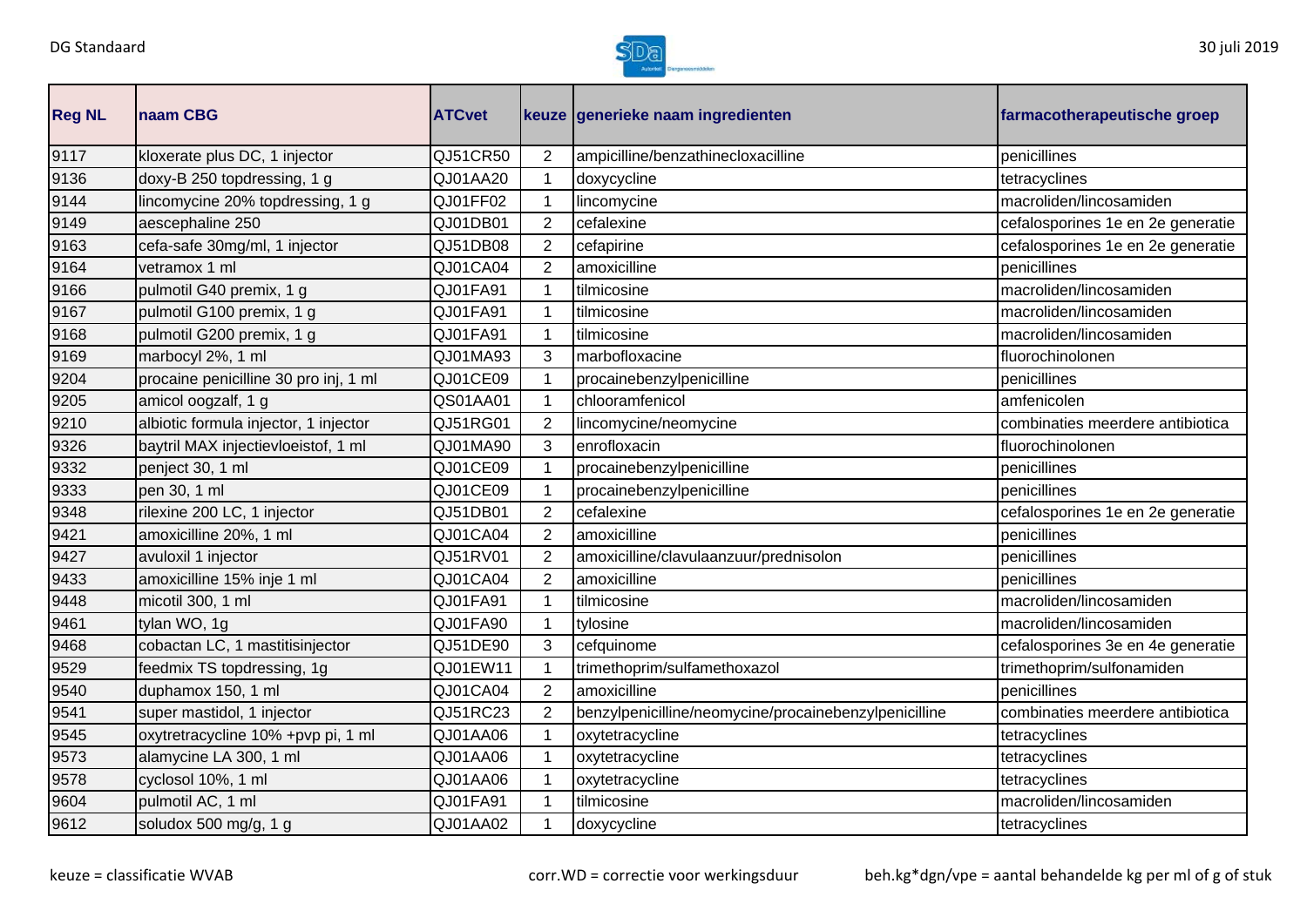| Reg NL | naam CBG | ATCvet | keuze | generieke naam ingredienten | farmacotherapeutische groep |
|---|---|---|---|---|---|
| 9117 | kloxerate plus DC, 1 injector | QJ51CR50 | 2 | ampicilline/benzathinecloxacilline | penicillines |
| 9136 | doxy-B 250 topdressing, 1 g | QJ01AA20 | 1 | doxycycline | tetracyclines |
| 9144 | lincomycine 20% topdressing, 1 g | QJ01FF02 | 1 | lincomycine | macroliden/lincosamiden |
| 9149 | aescephaline 250 | QJ01DB01 | 2 | cefalexine | cefalosporines 1e en 2e generatie |
| 9163 | cefa-safe 30mg/ml, 1 injector | QJ51DB08 | 2 | cefapirine | cefalosporines 1e en 2e generatie |
| 9164 | vetramox 1 ml | QJ01CA04 | 2 | amoxicilline | penicillines |
| 9166 | pulmotil G40 premix, 1 g | QJ01FA91 | 1 | tilmicosine | macroliden/lincosamiden |
| 9167 | pulmotil G100 premix, 1 g | QJ01FA91 | 1 | tilmicosine | macroliden/lincosamiden |
| 9168 | pulmotil G200 premix, 1 g | QJ01FA91 | 1 | tilmicosine | macroliden/lincosamiden |
| 9169 | marbocyl 2%, 1 ml | QJ01MA93 | 3 | marbofloxacine | fluorochinolonen |
| 9204 | procaine penicilline 30 pro inj, 1 ml | QJ01CE09 | 1 | procainebenzylpenicilline | penicillines |
| 9205 | amicol oogzalf, 1 g | QS01AA01 | 1 | chlooramfenicol | amfenicolen |
| 9210 | albiotic formula injector, 1 injector | QJ51RG01 | 2 | lincomycine/neomycine | combinaties meerdere antibiotica |
| 9326 | baytril MAX injectievloeistof, 1 ml | QJ01MA90 | 3 | enrofloxacin | fluorochinolonen |
| 9332 | penject 30, 1 ml | QJ01CE09 | 1 | procainebenzylpenicilline | penicillines |
| 9333 | pen 30, 1 ml | QJ01CE09 | 1 | procainebenzylpenicilline | penicillines |
| 9348 | rilexine 200 LC, 1 injector | QJ51DB01 | 2 | cefalexine | cefalosporines 1e en 2e generatie |
| 9421 | amoxicilline 20%, 1 ml | QJ01CA04 | 2 | amoxicilline | penicillines |
| 9427 | avuloxil 1 injector | QJ51RV01 | 2 | amoxicilline/clavulaanzuur/prednisolon | penicillines |
| 9433 | amoxicilline 15% inje 1 ml | QJ01CA04 | 2 | amoxicilline | penicillines |
| 9448 | micotil 300, 1 ml | QJ01FA91 | 1 | tilmicosine | macroliden/lincosamiden |
| 9461 | tylan WO, 1g | QJ01FA90 | 1 | tylosine | macroliden/lincosamiden |
| 9468 | cobactan LC, 1 mastitisinjector | QJ51DE90 | 3 | cefquinome | cefalosporines 3e en 4e generatie |
| 9529 | feedmix TS topdressing, 1g | QJ01EW11 | 1 | trimethoprim/sulfamethoxazol | trimethoprim/sulfonamiden |
| 9540 | duphamox 150, 1 ml | QJ01CA04 | 2 | amoxicilline | penicillines |
| 9541 | super mastidol, 1 injector | QJ51RC23 | 2 | benzylpenicilline/neomycine/procainebenzylpenicilline | combinaties meerdere antibiotica |
| 9545 | oxytretracycline 10% +pvp pi, 1 ml | QJ01AA06 | 1 | oxytetracycline | tetracyclines |
| 9573 | alamycine LA 300, 1 ml | QJ01AA06 | 1 | oxytetracycline | tetracyclines |
| 9578 | cyclosol 10%, 1 ml | QJ01AA06 | 1 | oxytetracycline | tetracyclines |
| 9604 | pulmotil AC, 1 ml | QJ01FA91 | 1 | tilmicosine | macroliden/lincosamiden |
| 9612 | soludox 500 mg/g, 1 g | QJ01AA02 | 1 | doxycycline | tetracyclines |

keuze = classificatie WVAB

corr.WD = correctie voor werkingsduur

beh.kg*dgn/vpe = aantal behandelde kg per ml of g of stuk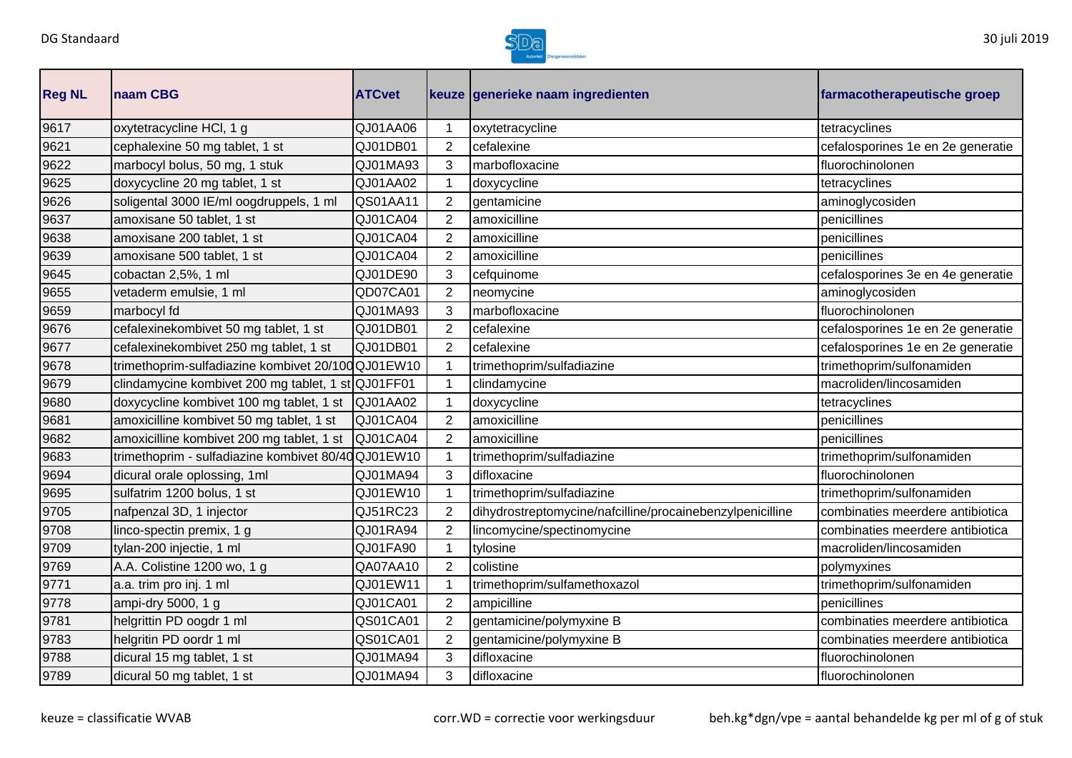| Reg NL | naam CBG | ATCvet | keuze | generieke naam ingredienten | farmacotherapeutische groep |
|---|---|---|---|---|---|
| 9617 | oxytetracycline HCl, 1 g | QJ01AA06 | 1 | oxytetracycline | tetracyclines |
| 9621 | cephalexine 50 mg tablet, 1 st | QJ01DB01 | 2 | cefalexine | cefalosporines 1e en 2e generatie |
| 9622 | marbocyl bolus, 50 mg, 1 stuk | QJ01MA93 | 3 | marbofloxacine | fluorochinolonen |
| 9625 | doxycycline 20 mg tablet, 1 st | QJ01AA02 | 1 | doxycycline | tetracyclines |
| 9626 | soligental 3000 IE/ml oogdruppels, 1 ml | QS01AA11 | 2 | gentamicine | aminoglycosiden |
| 9637 | amoxisane 50 tablet, 1 st | QJ01CA04 | 2 | amoxicilline | penicillines |
| 9638 | amoxisane 200 tablet, 1 st | QJ01CA04 | 2 | amoxicilline | penicillines |
| 9639 | amoxisane 500 tablet, 1 st | QJ01CA04 | 2 | amoxicilline | penicillines |
| 9645 | cobactan 2,5%, 1 ml | QJ01DE90 | 3 | cefquinome | cefalosporines 3e en 4e generatie |
| 9655 | vetaderm emulsie, 1 ml | QD07CA01 | 2 | neomycine | aminoglycosiden |
| 9659 | marbocyl fd | QJ01MA93 | 3 | marbofloxacine | fluorochinolonen |
| 9676 | cefalexinekombivet 50 mg tablet, 1 st | QJ01DB01 | 2 | cefalexine | cefalosporines 1e en 2e generatie |
| 9677 | cefalexinekombivet 250 mg tablet, 1 st | QJ01DB01 | 2 | cefalexine | cefalosporines 1e en 2e generatie |
| 9678 | trimethoprim-sulfadiazine kombivet 20/100 | QJ01EW10 | 1 | trimethoprim/sulfadiazine | trimethoprim/sulfonamiden |
| 9679 | clindamycine kombivet 200 mg tablet, 1 st | QJ01FF01 | 1 | clindamycine | macroliden/lincosamiden |
| 9680 | doxycycline kombivet 100 mg tablet, 1 st | QJ01AA02 | 1 | doxycycline | tetracyclines |
| 9681 | amoxicilline kombivet 50 mg tablet, 1 st | QJ01CA04 | 2 | amoxicilline | penicillines |
| 9682 | amoxicilline kombivet 200 mg tablet, 1 st | QJ01CA04 | 2 | amoxicilline | penicillines |
| 9683 | trimethoprim - sulfadiazine kombivet 80/40 | QJ01EW10 | 1 | trimethoprim/sulfadiazine | trimethoprim/sulfonamiden |
| 9694 | dicural orale oplossing, 1ml | QJ01MA94 | 3 | difloxacine | fluorochinolonen |
| 9695 | sulfatrim 1200 bolus, 1 st | QJ01EW10 | 1 | trimethoprim/sulfadiazine | trimethoprim/sulfonamiden |
| 9705 | nafpenzal 3D, 1 injector | QJ51RC23 | 2 | dihydrostreptomycine/nafcilline/procainebenzylpenicilline | combinaties meerdere antibiotica |
| 9708 | linco-spectin premix, 1 g | QJ01RA94 | 2 | lincomycine/spectinomycine | combinaties meerdere antibiotica |
| 9709 | tylan-200 injectie, 1 ml | QJ01FA90 | 1 | tylosine | macroliden/lincosamiden |
| 9769 | A.A. Colistine 1200 wo, 1 g | QA07AA10 | 2 | colistine | polymyxines |
| 9771 | a.a. trim pro inj. 1 ml | QJ01EW11 | 1 | trimethoprim/sulfamethoxazol | trimethoprim/sulfonamiden |
| 9778 | ampi-dry 5000, 1 g | QJ01CA01 | 2 | ampicilline | penicillines |
| 9781 | helgrittin PD oogdr 1 ml | QS01CA01 | 2 | gentamicine/polymyxine B | combinaties meerdere antibiotica |
| 9783 | helgritin PD oordr 1 ml | QS01CA01 | 2 | gentamicine/polymyxine B | combinaties meerdere antibiotica |
| 9788 | dicural 15 mg tablet, 1 st | QJ01MA94 | 3 | difloxacine | fluorochinolonen |
| 9789 | dicural 50 mg tablet, 1 st | QJ01MA94 | 3 | difloxacine | fluorochinolonen |

keuze = classificatie WVAB corr.WD = correctie voor werkingsduur beh.kg*dgn/vpe = aantal behandelde kg per ml of g of stuk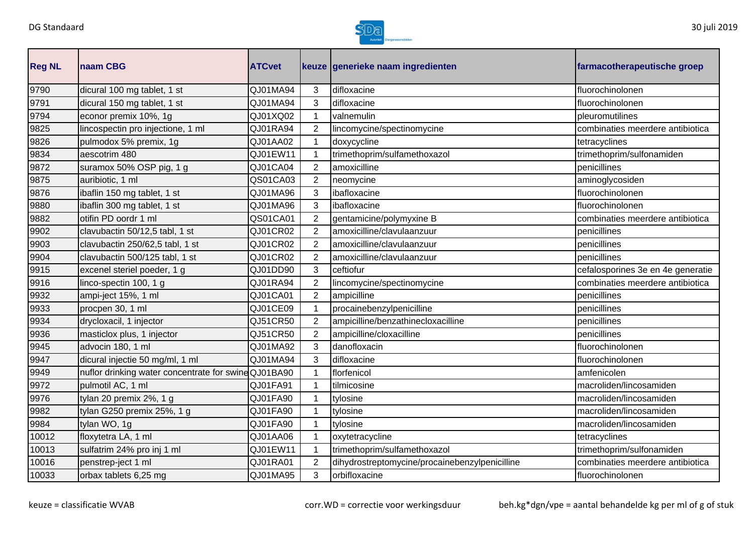| Reg NL | naam CBG | ATCvet | keuze | generieke naam ingredienten | farmacotherapeutische groep |
|---|---|---|---|---|---|
| 9790 | dicural 100 mg tablet, 1 st | QJ01MA94 | 3 | difloxacine | fluorochinolonen |
| 9791 | dicural 150 mg tablet, 1 st | QJ01MA94 | 3 | difloxacine | fluorochinolonen |
| 9794 | econor premix 10%, 1g | QJ01XQ02 | 1 | valnemulin | pleuromutilines |
| 9825 | lincospectin pro injectione, 1 ml | QJ01RA94 | 2 | lincomycine/spectinomycine | combinaties meerdere antibiotica |
| 9826 | pulmodox 5% premix, 1g | QJ01AA02 | 1 | doxycycline | tetracyclines |
| 9834 | aescotrim 480 | QJ01EW11 | 1 | trimethoprim/sulfamethoxazol | trimethoprim/sulfonamiden |
| 9872 | suramox 50% OSP pig, 1 g | QJ01CA04 | 2 | amoxicilline | penicillines |
| 9875 | auribiotic, 1 ml | QS01CA03 | 2 | neomycine | aminoglycosiden |
| 9876 | ibaflin 150 mg tablet, 1 st | QJ01MA96 | 3 | ibafloxacine | fluorochinolonen |
| 9880 | ibaflin 300 mg tablet, 1 st | QJ01MA96 | 3 | ibafloxacine | fluorochinolonen |
| 9882 | otifin PD oordr 1 ml | QS01CA01 | 2 | gentamicine/polymyxine B | combinaties meerdere antibiotica |
| 9902 | clavubactin 50/12,5 tabl, 1 st | QJ01CR02 | 2 | amoxicilline/clavulaanzuur | penicillines |
| 9903 | clavubactin 250/62,5 tabl, 1 st | QJ01CR02 | 2 | amoxicilline/clavulaanzuur | penicillines |
| 9904 | clavubactin 500/125 tabl, 1 st | QJ01CR02 | 2 | amoxicilline/clavulaanzuur | penicillines |
| 9915 | excenel steriel poeder, 1 g | QJ01DD90 | 3 | ceftiofur | cefalosporines 3e en 4e generatie |
| 9916 | linco-spectin 100, 1 g | QJ01RA94 | 2 | lincomycine/spectinomycine | combinaties meerdere antibiotica |
| 9932 | ampi-ject 15%, 1 ml | QJ01CA01 | 2 | ampicilline | penicillines |
| 9933 | procpen 30, 1 ml | QJ01CE09 | 1 | procainebenzylpenicilline | penicillines |
| 9934 | drycloxacil, 1 injector | QJ51CR50 | 2 | ampicilline/benzathinecloxacilline | penicillines |
| 9936 | masticlox plus, 1 injector | QJ51CR50 | 2 | ampicilline/cloxacilline | penicillines |
| 9945 | advocin 180, 1 ml | QJ01MA92 | 3 | danofloxacin | fluorochinolonen |
| 9947 | dicural injectie 50 mg/ml, 1 ml | QJ01MA94 | 3 | difloxacine | fluorochinolonen |
| 9949 | nuflor drinking water concentrate for swine | QJ01BA90 | 1 | florfenicol | amfenicolen |
| 9972 | pulmotil AC, 1 ml | QJ01FA91 | 1 | tilmicosine | macroliden/lincosamiden |
| 9976 | tylan 20 premix 2%, 1 g | QJ01FA90 | 1 | tylosine | macroliden/lincosamiden |
| 9982 | tylan G250 premix 25%, 1 g | QJ01FA90 | 1 | tylosine | macroliden/lincosamiden |
| 9984 | tylan WO, 1g | QJ01FA90 | 1 | tylosine | macroliden/lincosamiden |
| 10012 | floxytetra LA, 1 ml | QJ01AA06 | 1 | oxytetracycline | tetracyclines |
| 10013 | sulfatrim 24% pro inj 1 ml | QJ01EW11 | 1 | trimethoprim/sulfamethoxazol | trimethoprim/sulfonamiden |
| 10016 | penstrep-ject 1 ml | QJ01RA01 | 2 | dihydrostreptomycine/procainebenzylpenicilline | combinaties meerdere antibiotica |
| 10033 | orbax tablets 6,25 mg | QJ01MA95 | 3 | orbifloxacine | fluorochinolonen |

keuze = classificatie WVAB

corr.WD = correctie voor werkingsduur

beh.kg*dgn/vpe = aantal behandelde kg per ml of g of stuk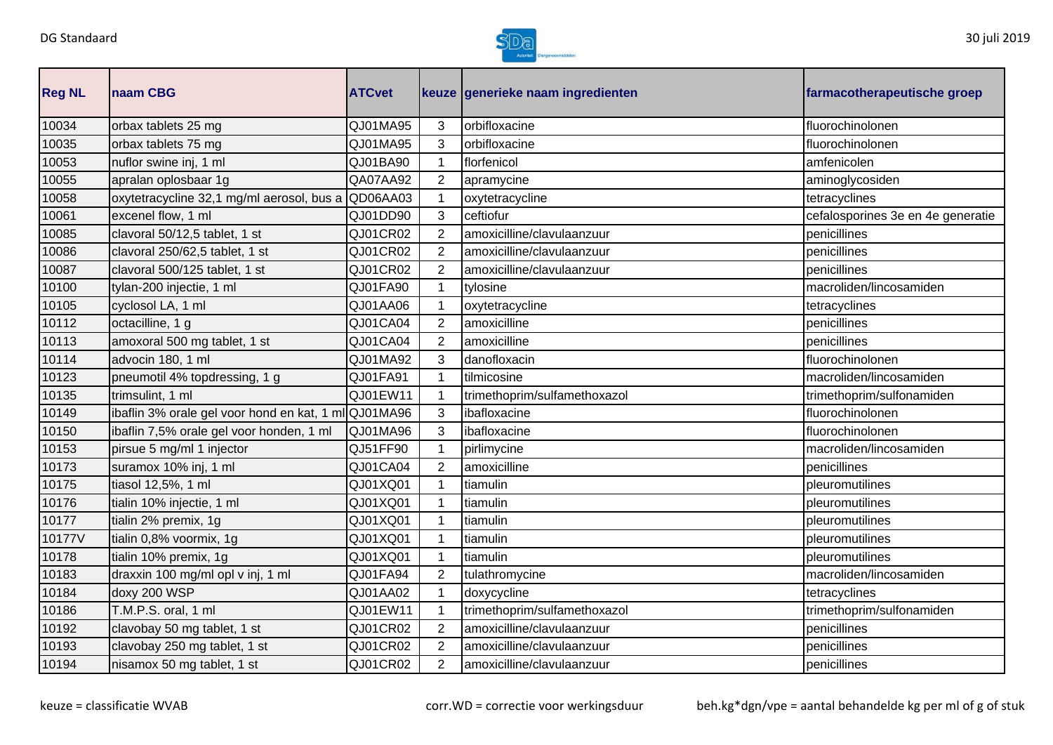| Reg NL | naam CBG | ATCvet | keuze | generieke naam ingredienten | farmacotherapeutische groep |
|---|---|---|---|---|---|
| 10034 | orbax tablets 25 mg | QJ01MA95 | 3 | orbifloxacine | fluorochinolonen |
| 10035 | orbax tablets 75 mg | QJ01MA95 | 3 | orbifloxacine | fluorochinolonen |
| 10053 | nuflor swine inj, 1 ml | QJ01BA90 | 1 | florfenicol | amfenicolen |
| 10055 | apralan oplosbaar 1g | QA07AA92 | 2 | apramycine | aminoglycosiden |
| 10058 | oxytetracycline 32,1 mg/ml aerosol, bus a | QD06AA03 | 1 | oxytetracycline | tetracyclines |
| 10061 | excenel flow, 1 ml | QJ01DD90 | 3 | ceftiofur | cefalosporines 3e en 4e generatie |
| 10085 | clavoral 50/12,5 tablet, 1 st | QJ01CR02 | 2 | amoxicilline/clavulaanzuur | penicillines |
| 10086 | clavoral 250/62,5 tablet, 1 st | QJ01CR02 | 2 | amoxicilline/clavulaanzuur | penicillines |
| 10087 | clavoral 500/125 tablet, 1 st | QJ01CR02 | 2 | amoxicilline/clavulaanzuur | penicillines |
| 10100 | tylan-200 injectie, 1 ml | QJ01FA90 | 1 | tylosine | macroliden/lincosamiden |
| 10105 | cyclosol LA, 1 ml | QJ01AA06 | 1 | oxytetracycline | tetracyclines |
| 10112 | octacilline, 1 g | QJ01CA04 | 2 | amoxicilline | penicillines |
| 10113 | amoxoral 500 mg tablet, 1 st | QJ01CA04 | 2 | amoxicilline | penicillines |
| 10114 | advocin 180, 1 ml | QJ01MA92 | 3 | danofloxacin | fluorochinolonen |
| 10123 | pneumotil 4% topdressing, 1 g | QJ01FA91 | 1 | tilmicosine | macroliden/lincosamiden |
| 10135 | trimsulint, 1 ml | QJ01EW11 | 1 | trimethoprim/sulfamethoxazol | trimethoprim/sulfonamiden |
| 10149 | ibaflin 3% orale gel voor hond en kat, 1 ml | QJ01MA96 | 3 | ibafloxacine | fluorochinolonen |
| 10150 | ibaflin 7,5% orale gel voor honden, 1 ml | QJ01MA96 | 3 | ibafloxacine | fluorochinolonen |
| 10153 | pirsue 5 mg/ml 1 injector | QJ51FF90 | 1 | pirlimycine | macroliden/lincosamiden |
| 10173 | suramox 10% inj, 1 ml | QJ01CA04 | 2 | amoxicilline | penicillines |
| 10175 | tiasol 12,5%, 1 ml | QJ01XQ01 | 1 | tiamulin | pleuromutilines |
| 10176 | tialin 10% injectie, 1 ml | QJ01XQ01 | 1 | tiamulin | pleuromutilines |
| 10177 | tialin 2% premix, 1g | QJ01XQ01 | 1 | tiamulin | pleuromutilines |
| 10177V | tialin 0,8% voormix, 1g | QJ01XQ01 | 1 | tiamulin | pleuromutilines |
| 10178 | tialin 10% premix, 1g | QJ01XQ01 | 1 | tiamulin | pleuromutilines |
| 10183 | draxxin 100 mg/ml opl v inj, 1 ml | QJ01FA94 | 2 | tulathromycine | macroliden/lincosamiden |
| 10184 | doxy 200 WSP | QJ01AA02 | 1 | doxycycline | tetracyclines |
| 10186 | T.M.P.S. oral, 1 ml | QJ01EW11 | 1 | trimethoprim/sulfamethoxazol | trimethoprim/sulfonamiden |
| 10192 | clavobay 50 mg tablet, 1 st | QJ01CR02 | 2 | amoxicilline/clavulaanzuur | penicillines |
| 10193 | clavobay 250 mg tablet, 1 st | QJ01CR02 | 2 | amoxicilline/clavulaanzuur | penicillines |
| 10194 | nisamox 50 mg tablet, 1 st | QJ01CR02 | 2 | amoxicilline/clavulaanzuur | penicillines |

keuze = classificatie WVAB    corr.WD = correctie voor werkingsduur    beh.kg*dgn/vpe = aantal behandelde kg per ml of g of stuk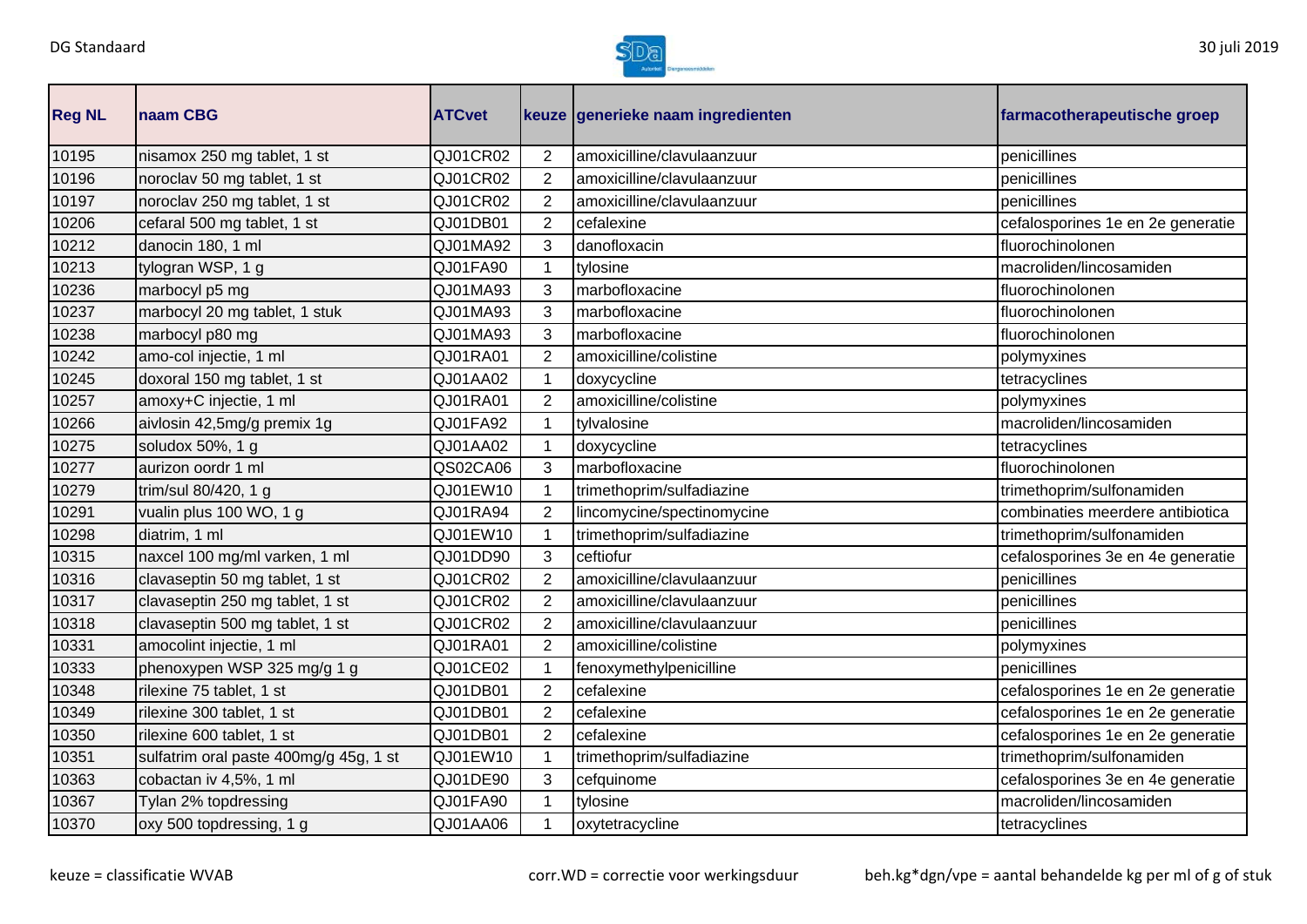| Reg NL | naam CBG | ATCvet | keuze | generieke naam ingredienten | farmacotherapeutische groep |
|---|---|---|---|---|---|
| 10195 | nisamox 250 mg tablet, 1 st | QJ01CR02 | 2 | amoxicilline/clavulaanzuur | penicillines |
| 10196 | noroclav 50 mg tablet, 1 st | QJ01CR02 | 2 | amoxicilline/clavulaanzuur | penicillines |
| 10197 | noroclav 250 mg tablet, 1 st | QJ01CR02 | 2 | amoxicilline/clavulaanzuur | penicillines |
| 10206 | cefaral 500 mg tablet, 1 st | QJ01DB01 | 2 | cefalexine | cefalosporines 1e en 2e generatie |
| 10212 | danocin 180, 1 ml | QJ01MA92 | 3 | danofloxacin | fluorochinolonen |
| 10213 | tylogran WSP, 1 g | QJ01FA90 | 1 | tylosine | macroliden/lincosamiden |
| 10236 | marbocyl p5 mg | QJ01MA93 | 3 | marbofloxacine | fluorochinolonen |
| 10237 | marbocyl 20 mg tablet, 1 stuk | QJ01MA93 | 3 | marbofloxacine | fluorochinolonen |
| 10238 | marbocyl p80 mg | QJ01MA93 | 3 | marbofloxacine | fluorochinolonen |
| 10242 | amo-col injectie, 1 ml | QJ01RA01 | 2 | amoxicilline/colistine | polymyxines |
| 10245 | doxoral 150 mg tablet, 1 st | QJ01AA02 | 1 | doxycycline | tetracyclines |
| 10257 | amoxy+C injectie, 1 ml | QJ01RA01 | 2 | amoxicilline/colistine | polymyxines |
| 10266 | aivlosin 42,5mg/g premix 1g | QJ01FA92 | 1 | tylvalosine | macroliden/lincosamiden |
| 10275 | soludox 50%, 1 g | QJ01AA02 | 1 | doxycycline | tetracyclines |
| 10277 | aurizon oordr 1 ml | QS02CA06 | 3 | marbofloxacine | fluorochinolonen |
| 10279 | trim/sul 80/420, 1 g | QJ01EW10 | 1 | trimethoprim/sulfadiazine | trimethoprim/sulfonamiden |
| 10291 | vualin plus 100 WO, 1 g | QJ01RA94 | 2 | lincomycine/spectinomycine | combinaties meerdere antibiotica |
| 10298 | diatrim, 1 ml | QJ01EW10 | 1 | trimethoprim/sulfadiazine | trimethoprim/sulfonamiden |
| 10315 | naxcel 100 mg/ml varken, 1 ml | QJ01DD90 | 3 | ceftiofur | cefalosporines 3e en 4e generatie |
| 10316 | clavaseptin 50 mg tablet, 1 st | QJ01CR02 | 2 | amoxicilline/clavulaanzuur | penicillines |
| 10317 | clavaseptin 250 mg tablet, 1 st | QJ01CR02 | 2 | amoxicilline/clavulaanzuur | penicillines |
| 10318 | clavaseptin 500 mg tablet, 1 st | QJ01CR02 | 2 | amoxicilline/clavulaanzuur | penicillines |
| 10331 | amocolint injectie, 1 ml | QJ01RA01 | 2 | amoxicilline/colistine | polymyxines |
| 10333 | phenoxypen WSP 325 mg/g 1 g | QJ01CE02 | 1 | fenoxymethylpenicilline | penicillines |
| 10348 | rilexine 75 tablet, 1 st | QJ01DB01 | 2 | cefalexine | cefalosporines 1e en 2e generatie |
| 10349 | rilexine 300 tablet, 1 st | QJ01DB01 | 2 | cefalexine | cefalosporines 1e en 2e generatie |
| 10350 | rilexine 600 tablet, 1 st | QJ01DB01 | 2 | cefalexine | cefalosporines 1e en 2e generatie |
| 10351 | sulfatrim oral paste 400mg/g 45g, 1 st | QJ01EW10 | 1 | trimethoprim/sulfadiazine | trimethoprim/sulfonamiden |
| 10363 | cobactan iv 4,5%, 1 ml | QJ01DE90 | 3 | cefquinome | cefalosporines 3e en 4e generatie |
| 10367 | Tylan 2% topdressing | QJ01FA90 | 1 | tylosine | macroliden/lincosamiden |
| 10370 | oxy 500 topdressing, 1 g | QJ01AA06 | 1 | oxytetracycline | tetracyclines |

keuze = classificatie WVAB

corr.WD = correctie voor werkingsduur

beh.kg*dgn/vpe = aantal behandelde kg per ml of g of stuk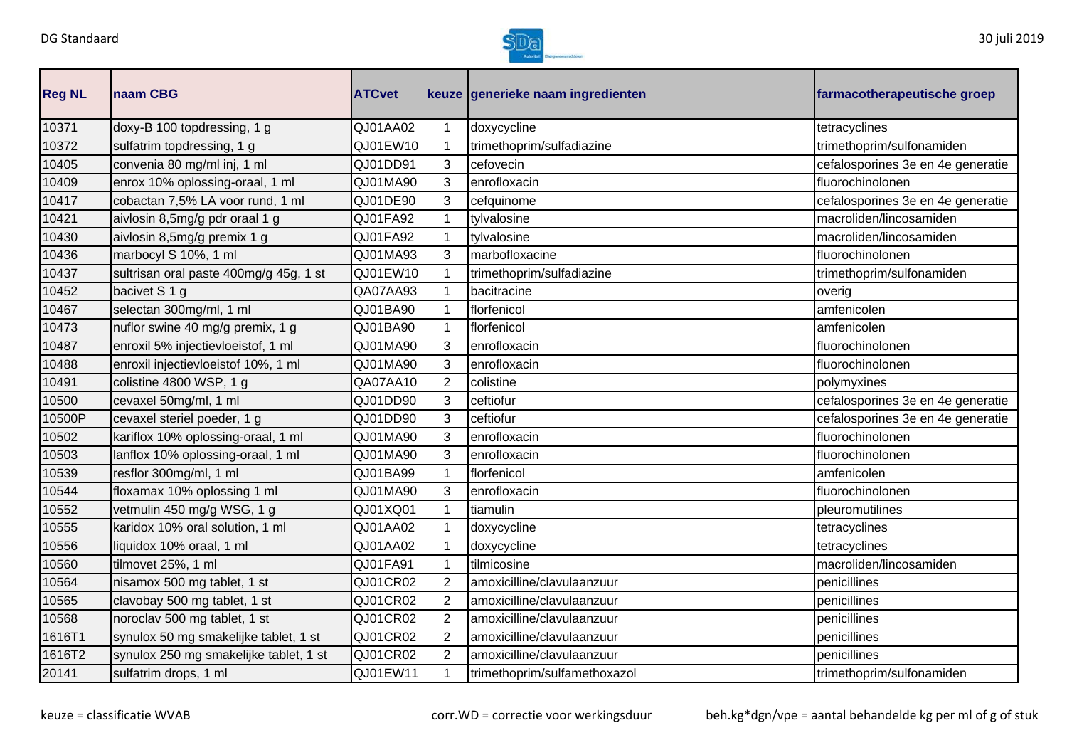| Reg NL | naam CBG | ATCvet | keuze | generieke naam ingredienten | farmacotherapeutische groep |
|---|---|---|---|---|---|
| 10371 | doxy-B 100 topdressing, 1 g | QJ01AA02 | 1 | doxycycline | tetracyclines |
| 10372 | sulfatrim topdressing, 1 g | QJ01EW10 | 1 | trimethoprim/sulfadiazine | trimethoprim/sulfonamiden |
| 10405 | convenia 80 mg/ml inj, 1 ml | QJ01DD91 | 3 | cefovecin | cefalosporines 3e en 4e generatie |
| 10409 | enrox 10% oplossing-oraal, 1 ml | QJ01MA90 | 3 | enrofloxacin | fluorochinolonen |
| 10417 | cobactan 7,5% LA voor rund, 1 ml | QJ01DE90 | 3 | cefquinome | cefalosporines 3e en 4e generatie |
| 10421 | aivlosin 8,5mg/g pdr oraal 1 g | QJ01FA92 | 1 | tylvalosine | macroliden/lincosamiden |
| 10430 | aivlosin 8,5mg/g premix 1 g | QJ01FA92 | 1 | tylvalosine | macroliden/lincosamiden |
| 10436 | marbocyl S 10%, 1 ml | QJ01MA93 | 3 | marbofloxacine | fluorochinolonen |
| 10437 | sultrisan oral paste 400mg/g 45g, 1 st | QJ01EW10 | 1 | trimethoprim/sulfadiazine | trimethoprim/sulfonamiden |
| 10452 | bacivet S 1 g | QA07AA93 | 1 | bacitracine | overig |
| 10467 | selectan 300mg/ml, 1 ml | QJ01BA90 | 1 | florfenicol | amfenicolen |
| 10473 | nuflor swine 40 mg/g premix, 1 g | QJ01BA90 | 1 | florfenicol | amfenicolen |
| 10487 | enroxil 5% injectievloeistof, 1 ml | QJ01MA90 | 3 | enrofloxacin | fluorochinolonen |
| 10488 | enroxil injectievloeistof 10%, 1 ml | QJ01MA90 | 3 | enrofloxacin | fluorochinolonen |
| 10491 | colistine 4800 WSP, 1 g | QA07AA10 | 2 | colistine | polymyxines |
| 10500 | cevaxel 50mg/ml, 1 ml | QJ01DD90 | 3 | ceftiofur | cefalosporines 3e en 4e generatie |
| 10500P | cevaxel steriel poeder, 1 g | QJ01DD90 | 3 | ceftiofur | cefalosporines 3e en 4e generatie |
| 10502 | kariflox 10% oplossing-oraal, 1 ml | QJ01MA90 | 3 | enrofloxacin | fluorochinolonen |
| 10503 | lanflox 10% oplossing-oraal, 1 ml | QJ01MA90 | 3 | enrofloxacin | fluorochinolonen |
| 10539 | resflor 300mg/ml, 1 ml | QJ01BA99 | 1 | florfenicol | amfenicolen |
| 10544 | floxamax 10% oplossing 1 ml | QJ01MA90 | 3 | enrofloxacin | fluorochinolonen |
| 10552 | vetmulin 450 mg/g WSG, 1 g | QJ01XQ01 | 1 | tiamulin | pleuromutilines |
| 10555 | karidox 10% oral solution, 1 ml | QJ01AA02 | 1 | doxycycline | tetracyclines |
| 10556 | liquidox 10% oraal, 1 ml | QJ01AA02 | 1 | doxycycline | tetracyclines |
| 10560 | tilmovet 25%, 1 ml | QJ01FA91 | 1 | tilmicosine | macroliden/lincosamiden |
| 10564 | nisamox 500 mg tablet, 1 st | QJ01CR02 | 2 | amoxicilline/clavulaanzuur | penicillines |
| 10565 | clavobay 500 mg tablet, 1 st | QJ01CR02 | 2 | amoxicilline/clavulaanzuur | penicillines |
| 10568 | noroclav 500 mg tablet, 1 st | QJ01CR02 | 2 | amoxicilline/clavulaanzuur | penicillines |
| 1616T1 | synulox 50 mg smakelijke tablet, 1 st | QJ01CR02 | 2 | amoxicilline/clavulaanzuur | penicillines |
| 1616T2 | synulox 250 mg smakelijke tablet, 1 st | QJ01CR02 | 2 | amoxicilline/clavulaanzuur | penicillines |
| 20141 | sulfatrim drops, 1 ml | QJ01EW11 | 1 | trimethoprim/sulfamethoxazol | trimethoprim/sulfonamiden |

keuze = classificatie WVAB    corr.WD = correctie voor werkingsduur    beh.kg*dgn/vpe = aantal behandelde kg per ml of g of stuk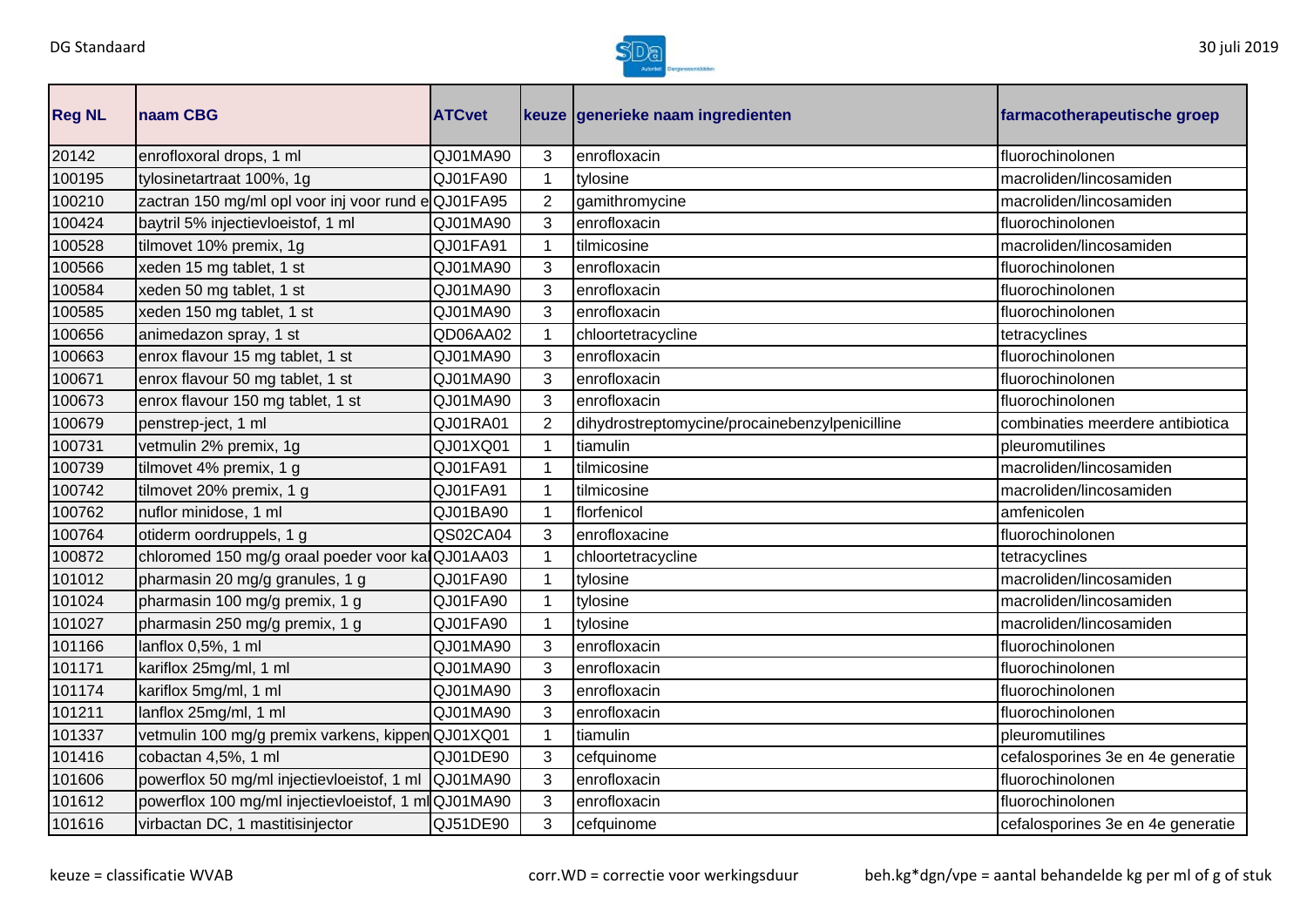| Reg NL | naam CBG | ATCvet | keuze | generieke naam ingredienten | farmacotherapeutische groep |
|---|---|---|---|---|---|
| 20142 | enrofloxoral drops, 1 ml | QJ01MA90 | 3 | enrofloxacin | fluorochinolonen |
| 100195 | tylosinetartraat 100%, 1g | QJ01FA90 | 1 | tylosine | macroliden/lincosamiden |
| 100210 | zactran 150 mg/ml opl voor inj voor rund e | QJ01FA95 | 2 | gamithromycine | macroliden/lincosamiden |
| 100424 | baytril 5% injectievloeistof, 1 ml | QJ01MA90 | 3 | enrofloxacin | fluorochinolonen |
| 100528 | tilmovet 10% premix, 1g | QJ01FA91 | 1 | tilmicosine | macroliden/lincosamiden |
| 100566 | xeden 15 mg tablet, 1 st | QJ01MA90 | 3 | enrofloxacin | fluorochinolonen |
| 100584 | xeden 50 mg tablet, 1 st | QJ01MA90 | 3 | enrofloxacin | fluorochinolonen |
| 100585 | xeden 150 mg tablet, 1 st | QJ01MA90 | 3 | enrofloxacin | fluorochinolonen |
| 100656 | animedazon spray, 1 st | QD06AA02 | 1 | chloortetracycline | tetracyclines |
| 100663 | enrox flavour 15 mg tablet, 1 st | QJ01MA90 | 3 | enrofloxacin | fluorochinolonen |
| 100671 | enrox flavour 50 mg tablet, 1 st | QJ01MA90 | 3 | enrofloxacin | fluorochinolonen |
| 100673 | enrox flavour 150 mg tablet, 1 st | QJ01MA90 | 3 | enrofloxacin | fluorochinolonen |
| 100679 | penstrep-ject, 1 ml | QJ01RA01 | 2 | dihydrostreptomycine/procainebenzylpenicilline | combinaties meerdere antibiotica |
| 100731 | vetmulin 2% premix, 1g | QJ01XQ01 | 1 | tiamulin | pleuromutilines |
| 100739 | tilmovet 4% premix, 1 g | QJ01FA91 | 1 | tilmicosine | macroliden/lincosamiden |
| 100742 | tilmovet 20% premix, 1 g | QJ01FA91 | 1 | tilmicosine | macroliden/lincosamiden |
| 100762 | nuflor minidose, 1 ml | QJ01BA90 | 1 | florfenicol | amfenicolen |
| 100764 | otiderm oordruppels, 1 g | QS02CA04 | 3 | enrofloxacine | fluorochinolonen |
| 100872 | chloromed 150 mg/g oraal poeder voor ka | QJ01AA03 | 1 | chloortetracycline | tetracyclines |
| 101012 | pharmasin 20 mg/g granules, 1 g | QJ01FA90 | 1 | tylosine | macroliden/lincosamiden |
| 101024 | pharmasin 100 mg/g premix, 1 g | QJ01FA90 | 1 | tylosine | macroliden/lincosamiden |
| 101027 | pharmasin 250 mg/g premix, 1 g | QJ01FA90 | 1 | tylosine | macroliden/lincosamiden |
| 101166 | lanflox 0,5%, 1 ml | QJ01MA90 | 3 | enrofloxacin | fluorochinolonen |
| 101171 | kariflox 25mg/ml, 1 ml | QJ01MA90 | 3 | enrofloxacin | fluorochinolonen |
| 101174 | kariflox 5mg/ml, 1 ml | QJ01MA90 | 3 | enrofloxacin | fluorochinolonen |
| 101211 | lanflox 25mg/ml, 1 ml | QJ01MA90 | 3 | enrofloxacin | fluorochinolonen |
| 101337 | vetmulin 100 mg/g premix varkens, kippen | QJ01XQ01 | 1 | tiamulin | pleuromutilines |
| 101416 | cobactan 4,5%, 1 ml | QJ01DE90 | 3 | cefquinome | cefalosporines 3e en 4e generatie |
| 101606 | powerflox 50 mg/ml injectievloeistof, 1 ml | QJ01MA90 | 3 | enrofloxacin | fluorochinolonen |
| 101612 | powerflox 100 mg/ml injectievloeistof, 1 ml | QJ01MA90 | 3 | enrofloxacin | fluorochinolonen |
| 101616 | virbactan DC, 1 mastitisinjector | QJ51DE90 | 3 | cefquinome | cefalosporines 3e en 4e generatie |

keuze = classificatie WVAB

corr.WD = correctie voor werkingsduur

beh.kg*dgn/vpe = aantal behandelde kg per ml of g of stuk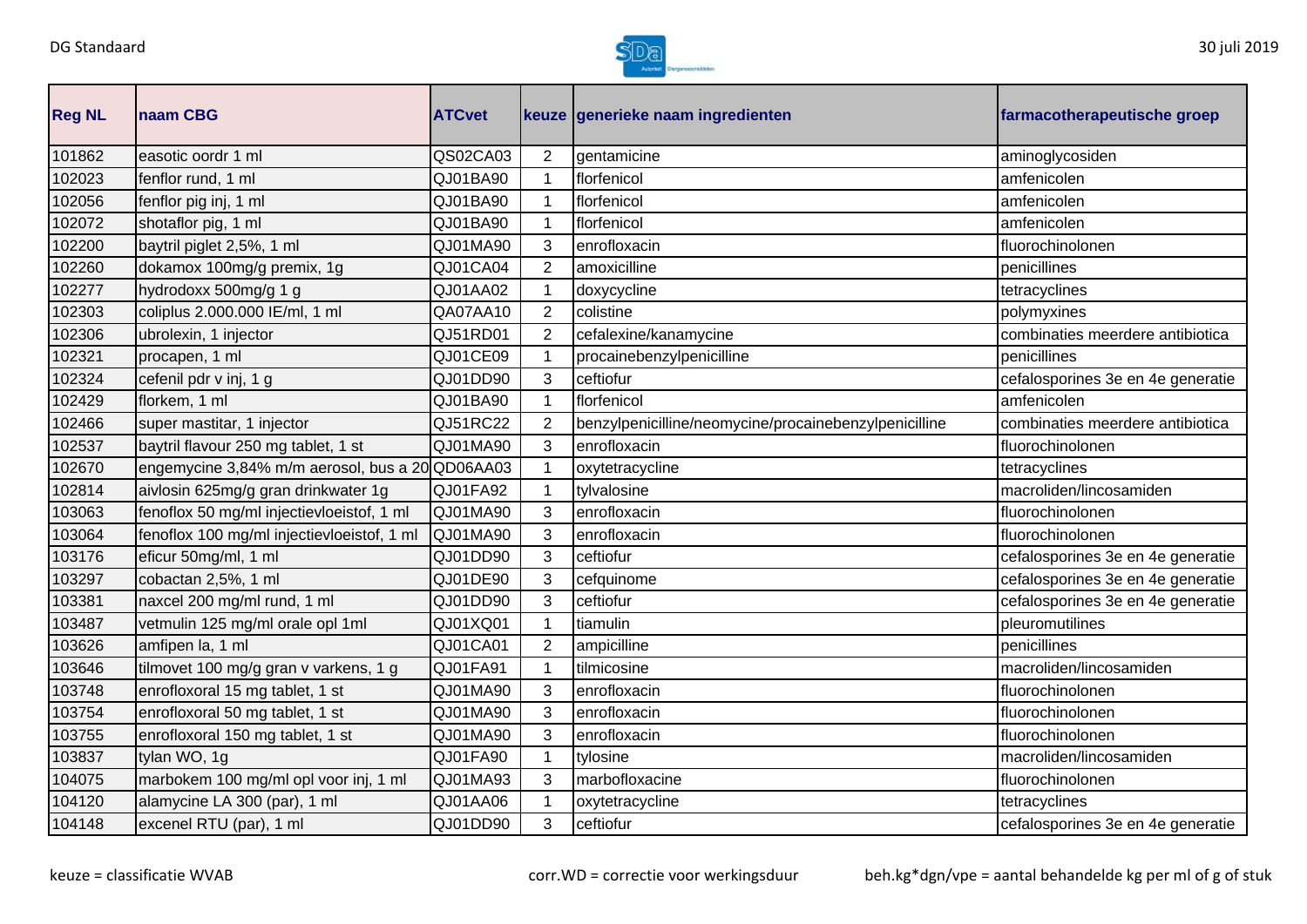| Reg NL | naam CBG | ATCvet | keuze | generieke naam ingredienten | farmacotherapeutische groep |
|---|---|---|---|---|---|
| 101862 | easotic oordr 1 ml | QS02CA03 | 2 | gentamicine | aminoglycosiden |
| 102023 | fenflor rund, 1 ml | QJ01BA90 | 1 | florfenicol | amfenicolen |
| 102056 | fenflor pig inj, 1 ml | QJ01BA90 | 1 | florfenicol | amfenicolen |
| 102072 | shotaflor pig, 1 ml | QJ01BA90 | 1 | florfenicol | amfenicolen |
| 102200 | baytril piglet 2,5%, 1 ml | QJ01MA90 | 3 | enrofloxacin | fluorochinolonen |
| 102260 | dokamox 100mg/g premix, 1g | QJ01CA04 | 2 | amoxicilline | penicillines |
| 102277 | hydrodoxx 500mg/g 1 g | QJ01AA02 | 1 | doxycycline | tetracyclines |
| 102303 | coliplus 2.000.000 IE/ml, 1 ml | QA07AA10 | 2 | colistine | polymyxines |
| 102306 | ubrolexin, 1 injector | QJ51RD01 | 2 | cefalexine/kanamycine | combinaties meerdere antibiotica |
| 102321 | procapen, 1 ml | QJ01CE09 | 1 | procainebenzylpenicilline | penicillines |
| 102324 | cefenil pdr v inj, 1 g | QJ01DD90 | 3 | ceftiofur | cefalosporines 3e en 4e generatie |
| 102429 | florkem, 1 ml | QJ01BA90 | 1 | florfenicol | amfenicolen |
| 102466 | super mastitar, 1 injector | QJ51RC22 | 2 | benzylpenicilline/neomycine/procainebenzylpenicilline | combinaties meerdere antibiotica |
| 102537 | baytril flavour 250 mg tablet, 1 st | QJ01MA90 | 3 | enrofloxacin | fluorochinolonen |
| 102670 | engemycine 3,84% m/m aerosol, bus a 20 | QD06AA03 | 1 | oxytetracycline | tetracyclines |
| 102814 | aivlosin 625mg/g gran drinkwater 1g | QJ01FA92 | 1 | tylvalosine | macroliden/lincosamiden |
| 103063 | fenoflox 50 mg/ml injectievloeistof, 1 ml | QJ01MA90 | 3 | enrofloxacin | fluorochinolonen |
| 103064 | fenoflox 100 mg/ml injectievloeistof, 1 ml | QJ01MA90 | 3 | enrofloxacin | fluorochinolonen |
| 103176 | eficur 50mg/ml, 1 ml | QJ01DD90 | 3 | ceftiofur | cefalosporines 3e en 4e generatie |
| 103297 | cobactan 2,5%, 1 ml | QJ01DE90 | 3 | cefquinome | cefalosporines 3e en 4e generatie |
| 103381 | naxcel 200 mg/ml rund, 1 ml | QJ01DD90 | 3 | ceftiofur | cefalosporines 3e en 4e generatie |
| 103487 | vetmulin 125 mg/ml orale opl 1ml | QJ01XQ01 | 1 | tiamulin | pleuromutilines |
| 103626 | amfipen la, 1 ml | QJ01CA01 | 2 | ampicilline | penicillines |
| 103646 | tilmovet 100 mg/g gran v varkens, 1 g | QJ01FA91 | 1 | tilmicosine | macroliden/lincosamiden |
| 103748 | enrofloxoral 15 mg tablet, 1 st | QJ01MA90 | 3 | enrofloxacin | fluorochinolonen |
| 103754 | enrofloxoral 50 mg tablet, 1 st | QJ01MA90 | 3 | enrofloxacin | fluorochinolonen |
| 103755 | enrofloxoral 150 mg tablet, 1 st | QJ01MA90 | 3 | enrofloxacin | fluorochinolonen |
| 103837 | tylan WO, 1g | QJ01FA90 | 1 | tylosine | macroliden/lincosamiden |
| 104075 | marbokem 100 mg/ml opl voor inj, 1 ml | QJ01MA93 | 3 | marbofloxacine | fluorochinolonen |
| 104120 | alamycine LA 300 (par), 1 ml | QJ01AA06 | 1 | oxytetracycline | tetracyclines |
| 104148 | excenel RTU (par), 1 ml | QJ01DD90 | 3 | ceftiofur | cefalosporines 3e en 4e generatie |

keuze = classificatie WVAB

corr.WD = correctie voor werkingsduur

beh.kg*dgn/vpe = aantal behandelde kg per ml of g of stuk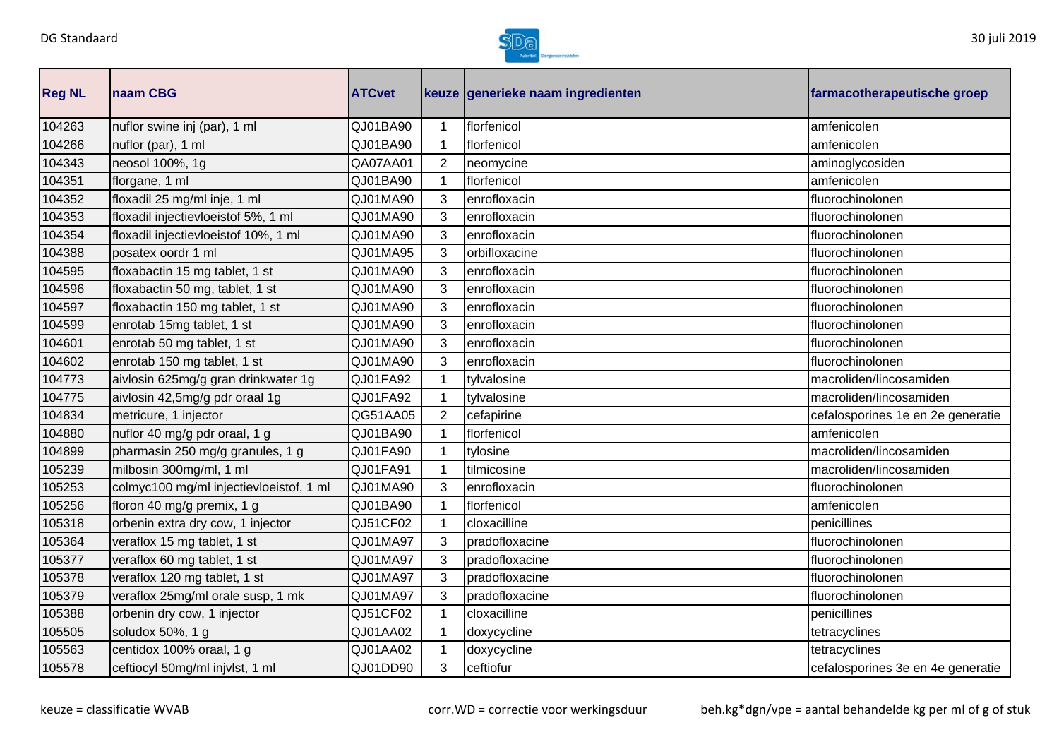| Reg NL | naam CBG | ATCvet | keuze | generieke naam ingredienten | farmacotherapeutische groep |
|---|---|---|---|---|---|
| 104263 | nuflor swine inj (par), 1 ml | QJ01BA90 | 1 | florfenicol | amfenicolen |
| 104266 | nuflor (par), 1 ml | QJ01BA90 | 1 | florfenicol | amfenicolen |
| 104343 | neosol 100%, 1g | QA07AA01 | 2 | neomycine | aminoglycosiden |
| 104351 | florgane, 1 ml | QJ01BA90 | 1 | florfenicol | amfenicolen |
| 104352 | floxadil 25 mg/ml inje, 1 ml | QJ01MA90 | 3 | enrofloxacin | fluorochinolonen |
| 104353 | floxadil injectievloeistof 5%, 1 ml | QJ01MA90 | 3 | enrofloxacin | fluorochinolonen |
| 104354 | floxadil injectievloeistof 10%, 1 ml | QJ01MA90 | 3 | enrofloxacin | fluorochinolonen |
| 104388 | posatex oordr 1 ml | QJ01MA95 | 3 | orbifloxacine | fluorochinolonen |
| 104595 | floxabactin 15 mg tablet, 1 st | QJ01MA90 | 3 | enrofloxacin | fluorochinolonen |
| 104596 | floxabactin 50 mg, tablet, 1 st | QJ01MA90 | 3 | enrofloxacin | fluorochinolonen |
| 104597 | floxabactin 150 mg tablet, 1 st | QJ01MA90 | 3 | enrofloxacin | fluorochinolonen |
| 104599 | enrotab 15mg tablet, 1 st | QJ01MA90 | 3 | enrofloxacin | fluorochinolonen |
| 104601 | enrotab 50 mg tablet, 1 st | QJ01MA90 | 3 | enrofloxacin | fluorochinolonen |
| 104602 | enrotab 150 mg tablet, 1 st | QJ01MA90 | 3 | enrofloxacin | fluorochinolonen |
| 104773 | aivlosin 625mg/g gran drinkwater 1g | QJ01FA92 | 1 | tylvalosine | macroliden/lincosamiden |
| 104775 | aivlosin 42,5mg/g pdr oraal 1g | QJ01FA92 | 1 | tylvalosine | macroliden/lincosamiden |
| 104834 | metricure, 1 injector | QG51AA05 | 2 | cefapirine | cefalosporines 1e en 2e generatie |
| 104880 | nuflor 40 mg/g pdr oraal, 1 g | QJ01BA90 | 1 | florfenicol | amfenicolen |
| 104899 | pharmasin 250 mg/g granules, 1 g | QJ01FA90 | 1 | tylosine | macroliden/lincosamiden |
| 105239 | milbosin 300mg/ml, 1 ml | QJ01FA91 | 1 | tilmicosine | macroliden/lincosamiden |
| 105253 | colmyc100 mg/ml injectievloeistof, 1 ml | QJ01MA90 | 3 | enrofloxacin | fluorochinolonen |
| 105256 | floron 40 mg/g premix, 1 g | QJ01BA90 | 1 | florfenicol | amfenicolen |
| 105318 | orbenin extra dry cow, 1 injector | QJ51CF02 | 1 | cloxacilline | penicillines |
| 105364 | veraflox 15 mg tablet, 1 st | QJ01MA97 | 3 | pradofloxacine | fluorochinolonen |
| 105377 | veraflox 60 mg tablet, 1 st | QJ01MA97 | 3 | pradofloxacine | fluorochinolonen |
| 105378 | veraflox 120 mg tablet, 1 st | QJ01MA97 | 3 | pradofloxacine | fluorochinolonen |
| 105379 | veraflox 25mg/ml orale susp, 1 mk | QJ01MA97 | 3 | pradofloxacine | fluorochinolonen |
| 105388 | orbenin dry cow, 1 injector | QJ51CF02 | 1 | cloxacilline | penicillines |
| 105505 | soludox 50%, 1 g | QJ01AA02 | 1 | doxycycline | tetracyclines |
| 105563 | centidox 100% oraal, 1 g | QJ01AA02 | 1 | doxycycline | tetracyclines |
| 105578 | ceftiocyl 50mg/ml injvlst, 1 ml | QJ01DD90 | 3 | ceftiofur | cefalosporines 3e en 4e generatie |

keuze = classificatie WVAB    corr.WD = correctie voor werkingsduur    beh.kg*dgn/vpe = aantal behandelde kg per ml of g of stuk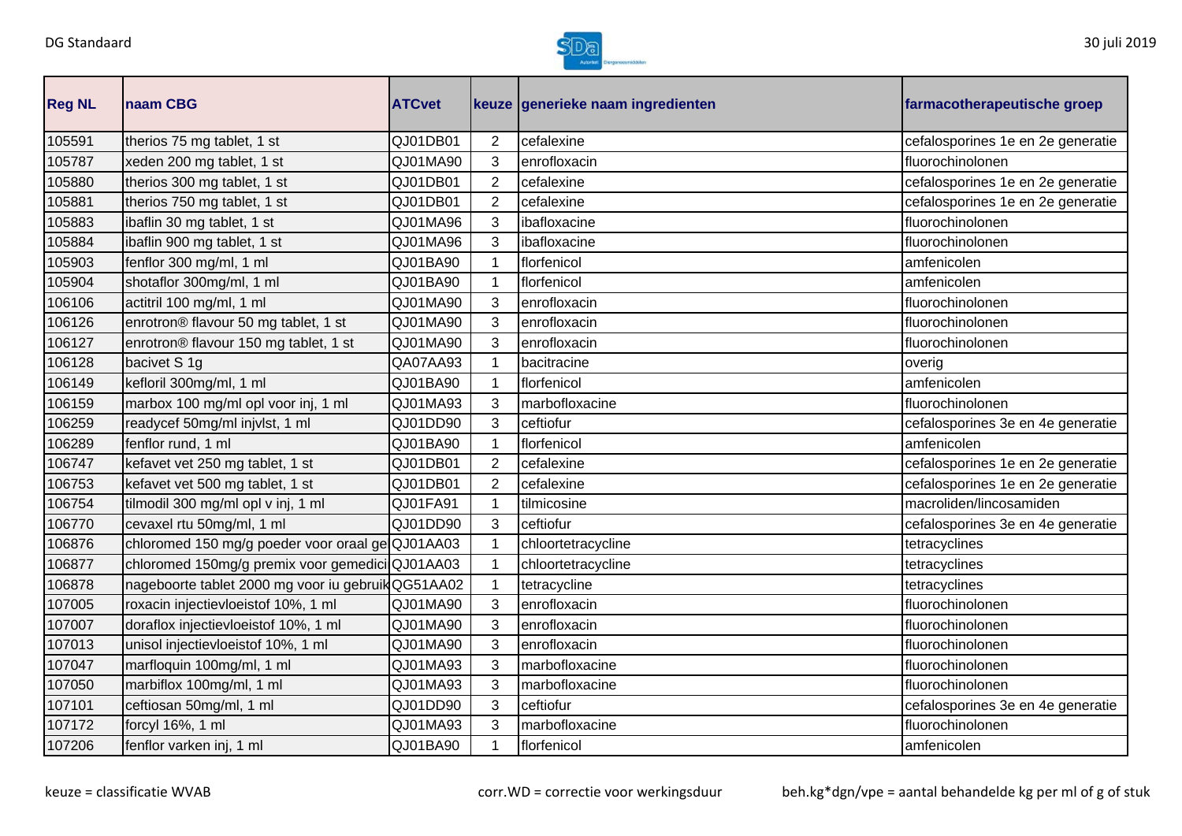| Reg NL | naam CBG | ATCvet | keuze | generieke naam ingredienten | farmacotherapeutische groep |
|---|---|---|---|---|---|
| 105591 | therios 75 mg tablet, 1 st | QJ01DB01 | 2 | cefalexine | cefalosporines 1e en 2e generatie |
| 105787 | xeden 200 mg tablet, 1 st | QJ01MA90 | 3 | enrofloxacin | fluorochinolonen |
| 105880 | therios 300 mg tablet, 1 st | QJ01DB01 | 2 | cefalexine | cefalosporines 1e en 2e generatie |
| 105881 | therios 750 mg tablet, 1 st | QJ01DB01 | 2 | cefalexine | cefalosporines 1e en 2e generatie |
| 105883 | ibaflin 30 mg tablet, 1 st | QJ01MA96 | 3 | ibafloxacine | fluorochinolonen |
| 105884 | ibaflin 900 mg tablet, 1 st | QJ01MA96 | 3 | ibafloxacine | fluorochinolonen |
| 105903 | fenflor 300 mg/ml, 1 ml | QJ01BA90 | 1 | florfenicol | amfenicolen |
| 105904 | shotaflor 300mg/ml, 1 ml | QJ01BA90 | 1 | florfenicol | amfenicolen |
| 106106 | actitril 100 mg/ml, 1 ml | QJ01MA90 | 3 | enrofloxacin | fluorochinolonen |
| 106126 | enrotron® flavour 50 mg tablet, 1 st | QJ01MA90 | 3 | enrofloxacin | fluorochinolonen |
| 106127 | enrotron® flavour 150 mg tablet, 1 st | QJ01MA90 | 3 | enrofloxacin | fluorochinolonen |
| 106128 | bacivet S 1g | QA07AA93 | 1 | bacitracine | overig |
| 106149 | kefloril 300mg/ml, 1 ml | QJ01BA90 | 1 | florfenicol | amfenicolen |
| 106159 | marbox 100 mg/ml opl voor inj, 1 ml | QJ01MA93 | 3 | marbofloxacine | fluorochinolonen |
| 106259 | readycef 50mg/ml injvlst, 1 ml | QJ01DD90 | 3 | ceftiofur | cefalosporines 3e en 4e generatie |
| 106289 | fenflor rund, 1 ml | QJ01BA90 | 1 | florfenicol | amfenicolen |
| 106747 | kefavet vet 250 mg tablet, 1 st | QJ01DB01 | 2 | cefalexine | cefalosporines 1e en 2e generatie |
| 106753 | kefavet vet 500 mg tablet, 1 st | QJ01DB01 | 2 | cefalexine | cefalosporines 1e en 2e generatie |
| 106754 | tilmodil 300 mg/ml opl v inj, 1 ml | QJ01FA91 | 1 | tilmicosine | macroliden/lincosamiden |
| 106770 | cevaxel rtu 50mg/ml, 1 ml | QJ01DD90 | 3 | ceftiofur | cefalosporines 3e en 4e generatie |
| 106876 | chloromed 150 mg/g poeder voor oraal ge | QJ01AA03 | 1 | chloortetracycline | tetracyclines |
| 106877 | chloromed 150mg/g premix voor gemedici | QJ01AA03 | 1 | chloortetracycline | tetracyclines |
| 106878 | nageboorte tablet 2000 mg voor iu gebruik | QG51AA02 | 1 | tetracycline | tetracyclines |
| 107005 | roxacin injectievloeistof 10%, 1 ml | QJ01MA90 | 3 | enrofloxacin | fluorochinolonen |
| 107007 | doraflox injectievloeistof 10%, 1 ml | QJ01MA90 | 3 | enrofloxacin | fluorochinolonen |
| 107013 | unisol injectievloeistof 10%, 1 ml | QJ01MA90 | 3 | enrofloxacin | fluorochinolonen |
| 107047 | marfloquin 100mg/ml, 1 ml | QJ01MA93 | 3 | marbofloxacine | fluorochinolonen |
| 107050 | marbiflox 100mg/ml, 1 ml | QJ01MA93 | 3 | marbofloxacine | fluorochinolonen |
| 107101 | ceftiosan 50mg/ml, 1 ml | QJ01DD90 | 3 | ceftiofur | cefalosporines 3e en 4e generatie |
| 107172 | forcyl 16%, 1 ml | QJ01MA93 | 3 | marbofloxacine | fluorochinolonen |
| 107206 | fenflor varken inj, 1 ml | QJ01BA90 | 1 | florfenicol | amfenicolen |

keuze = classificatie WVAB    corr.WD = correctie voor werkingsduur    beh.kg*dgn/vpe = aantal behandelde kg per ml of g of stuk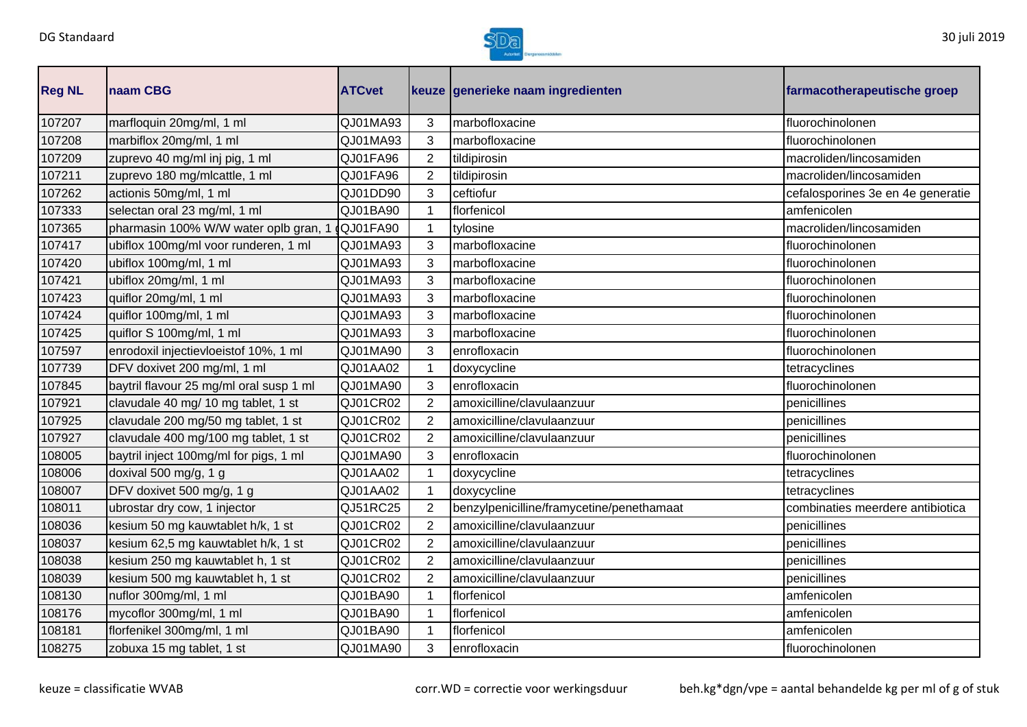| Reg NL | naam CBG | ATCvet | keuze | generieke naam ingredienten | farmacotherapeutische groep |
|---|---|---|---|---|---|
| 107207 | marfloquin 20mg/ml, 1 ml | QJ01MA93 | 3 | marbofloxacine | fluorochinolonen |
| 107208 | marbiflox 20mg/ml, 1 ml | QJ01MA93 | 3 | marbofloxacine | fluorochinolonen |
| 107209 | zuprevo 40 mg/ml inj pig, 1 ml | QJ01FA96 | 2 | tildipirosin | macroliden/lincosamiden |
| 107211 | zuprevo 180 mg/mlcattle, 1 ml | QJ01FA96 | 2 | tildipirosin | macroliden/lincosamiden |
| 107262 | actionis 50mg/ml, 1 ml | QJ01DD90 | 3 | ceftiofur | cefalosporines 3e en 4e generatie |
| 107333 | selectan oral 23 mg/ml, 1 ml | QJ01BA90 | 1 | florfenicol | amfenicolen |
| 107365 | pharmasin 100% W/W water oplb gran, 1 g | QJ01FA90 | 1 | tylosine | macroliden/lincosamiden |
| 107417 | ubiflox 100mg/ml voor runderen, 1 ml | QJ01MA93 | 3 | marbofloxacine | fluorochinolonen |
| 107420 | ubiflox 100mg/ml, 1 ml | QJ01MA93 | 3 | marbofloxacine | fluorochinolonen |
| 107421 | ubiflox 20mg/ml, 1 ml | QJ01MA93 | 3 | marbofloxacine | fluorochinolonen |
| 107423 | quiflor 20mg/ml, 1 ml | QJ01MA93 | 3 | marbofloxacine | fluorochinolonen |
| 107424 | quiflor 100mg/ml, 1 ml | QJ01MA93 | 3 | marbofloxacine | fluorochinolonen |
| 107425 | quiflor S 100mg/ml, 1 ml | QJ01MA93 | 3 | marbofloxacine | fluorochinolonen |
| 107597 | enrodoxil injectievloeistof 10%, 1 ml | QJ01MA90 | 3 | enrofloxacin | fluorochinolonen |
| 107739 | DFV doxivet 200 mg/ml, 1 ml | QJ01AA02 | 1 | doxycycline | tetracyclines |
| 107845 | baytril flavour 25 mg/ml oral susp 1 ml | QJ01MA90 | 3 | enrofloxacin | fluorochinolonen |
| 107921 | clavudale 40 mg/ 10 mg tablet, 1 st | QJ01CR02 | 2 | amoxicilline/clavulaanzuur | penicillines |
| 107925 | clavudale 200 mg/50 mg tablet, 1 st | QJ01CR02 | 2 | amoxicilline/clavulaanzuur | penicillines |
| 107927 | clavudale 400 mg/100 mg tablet, 1 st | QJ01CR02 | 2 | amoxicilline/clavulaanzuur | penicillines |
| 108005 | baytril inject 100mg/ml for pigs, 1 ml | QJ01MA90 | 3 | enrofloxacin | fluorochinolonen |
| 108006 | doxival 500 mg/g, 1 g | QJ01AA02 | 1 | doxycycline | tetracyclines |
| 108007 | DFV doxivet 500 mg/g, 1 g | QJ01AA02 | 1 | doxycycline | tetracyclines |
| 108011 | ubrostar dry cow, 1 injector | QJ51RC25 | 2 | benzylpenicilline/framycetine/penethamaat | combinaties meerdere antibiotica |
| 108036 | kesium 50 mg kauwtablet h/k, 1 st | QJ01CR02 | 2 | amoxicilline/clavulaanzuur | penicillines |
| 108037 | kesium 62,5 mg kauwtablet h/k, 1 st | QJ01CR02 | 2 | amoxicilline/clavulaanzuur | penicillines |
| 108038 | kesium 250 mg kauwtablet h, 1 st | QJ01CR02 | 2 | amoxicilline/clavulaanzuur | penicillines |
| 108039 | kesium 500 mg kauwtablet h, 1 st | QJ01CR02 | 2 | amoxicilline/clavulaanzuur | penicillines |
| 108130 | nuflor 300mg/ml, 1 ml | QJ01BA90 | 1 | florfenicol | amfenicolen |
| 108176 | mycoflor 300mg/ml, 1 ml | QJ01BA90 | 1 | florfenicol | amfenicolen |
| 108181 | florfenikel 300mg/ml, 1 ml | QJ01BA90 | 1 | florfenicol | amfenicolen |
| 108275 | zobuxa 15 mg tablet, 1 st | QJ01MA90 | 3 | enrofloxacin | fluorochinolonen |

keuze = classificatie WVAB

corr.WD = correctie voor werkingsduur

beh.kg*dgn/vpe = aantal behandelde kg per ml of g of stuk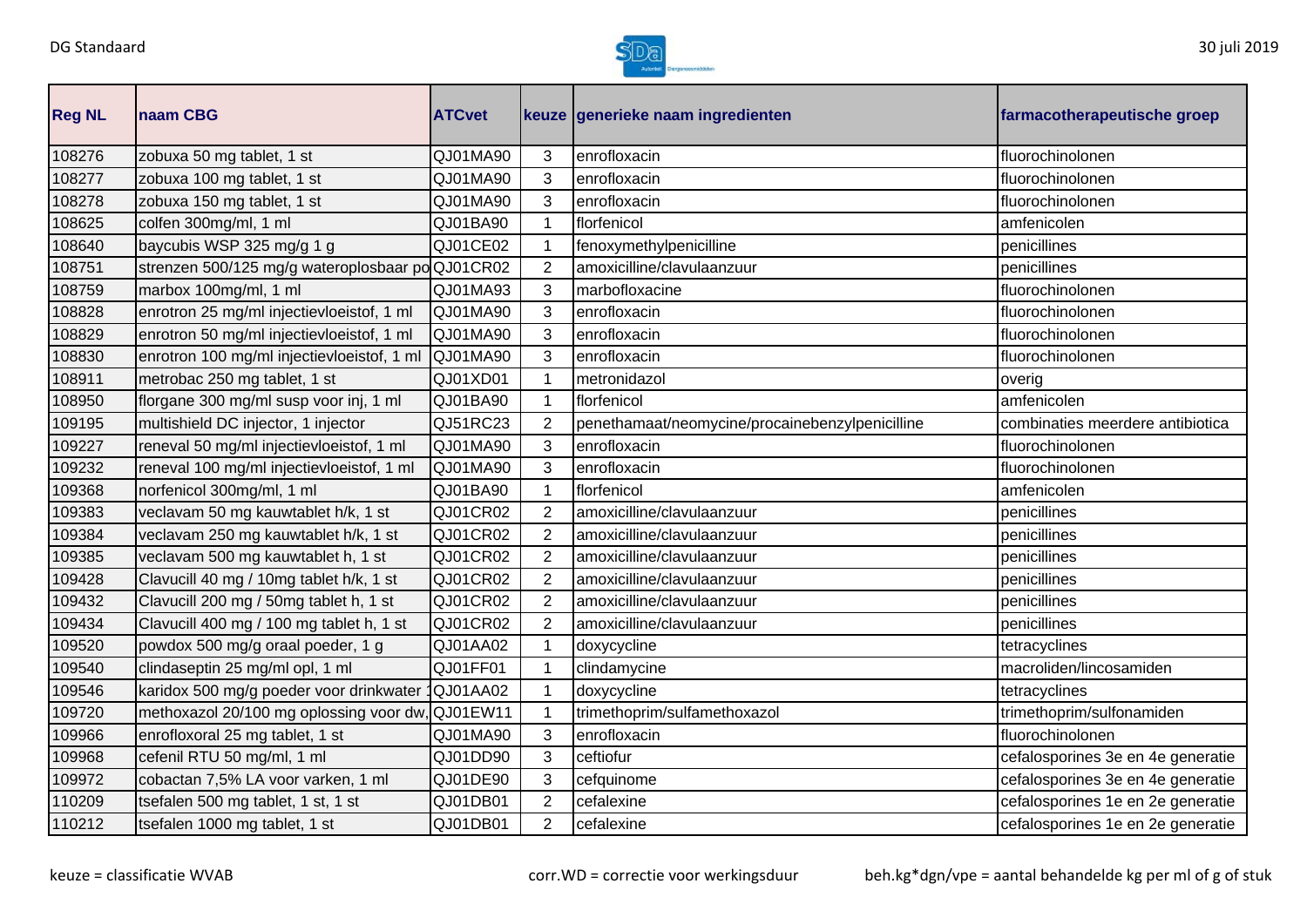| Reg NL | naam CBG | ATCvet | keuze | generieke naam ingredienten | farmacotherapeutische groep |
|---|---|---|---|---|---|
| 108276 | zobuxa 50 mg tablet, 1 st | QJ01MA90 | 3 | enrofloxacin | fluorochinolonen |
| 108277 | zobuxa 100 mg tablet, 1 st | QJ01MA90 | 3 | enrofloxacin | fluorochinolonen |
| 108278 | zobuxa 150 mg tablet, 1 st | QJ01MA90 | 3 | enrofloxacin | fluorochinolonen |
| 108625 | colfen 300mg/ml, 1 ml | QJ01BA90 | 1 | florfenicol | amfenicolen |
| 108640 | baycubis WSP 325 mg/g 1 g | QJ01CE02 | 1 | fenoxymethylpenicilline | penicillines |
| 108751 | strenzen 500/125 mg/g wateroplosbaar po | QJ01CR02 | 2 | amoxicilline/clavulaanzuur | penicillines |
| 108759 | marbox 100mg/ml, 1 ml | QJ01MA93 | 3 | marbofloxacine | fluorochinolonen |
| 108828 | enrotron 25 mg/ml injectievloeistof, 1 ml | QJ01MA90 | 3 | enrofloxacin | fluorochinolonen |
| 108829 | enrotron 50 mg/ml injectievloeistof, 1 ml | QJ01MA90 | 3 | enrofloxacin | fluorochinolonen |
| 108830 | enrotron 100 mg/ml injectievloeistof, 1 ml | QJ01MA90 | 3 | enrofloxacin | fluorochinolonen |
| 108911 | metrobac 250 mg tablet, 1 st | QJ01XD01 | 1 | metronidazol | overig |
| 108950 | florgane 300 mg/ml susp voor inj, 1 ml | QJ01BA90 | 1 | florfenicol | amfenicolen |
| 109195 | multishield DC injector, 1 injector | QJ51RC23 | 2 | penethamaat/neomycine/procainebenzylpenicilline | combinaties meerdere antibiotica |
| 109227 | reneval 50 mg/ml injectievloeistof, 1 ml | QJ01MA90 | 3 | enrofloxacin | fluorochinolonen |
| 109232 | reneval 100 mg/ml injectievloeistof, 1 ml | QJ01MA90 | 3 | enrofloxacin | fluorochinolonen |
| 109368 | norfenicol 300mg/ml, 1 ml | QJ01BA90 | 1 | florfenicol | amfenicolen |
| 109383 | veclavam 50 mg kauwtablet h/k, 1 st | QJ01CR02 | 2 | amoxicilline/clavulaanzuur | penicillines |
| 109384 | veclavam 250 mg kauwtablet h/k, 1 st | QJ01CR02 | 2 | amoxicilline/clavulaanzuur | penicillines |
| 109385 | veclavam 500 mg kauwtablet h, 1 st | QJ01CR02 | 2 | amoxicilline/clavulaanzuur | penicillines |
| 109428 | Clavucill 40 mg / 10mg tablet h/k, 1 st | QJ01CR02 | 2 | amoxicilline/clavulaanzuur | penicillines |
| 109432 | Clavucill 200 mg / 50mg tablet h, 1 st | QJ01CR02 | 2 | amoxicilline/clavulaanzuur | penicillines |
| 109434 | Clavucill 400 mg / 100 mg tablet h, 1 st | QJ01CR02 | 2 | amoxicilline/clavulaanzuur | penicillines |
| 109520 | powdox 500 mg/g oraal poeder, 1 g | QJ01AA02 | 1 | doxycycline | tetracyclines |
| 109540 | clindaseptin 25 mg/ml opl, 1 ml | QJ01FF01 | 1 | clindamycine | macroliden/lincosamiden |
| 109546 | karidox 500 mg/g poeder voor drinkwater 1 | QJ01AA02 | 1 | doxycycline | tetracyclines |
| 109720 | methoxazol 20/100 mg oplossing voor dw, | QJ01EW11 | 1 | trimethoprim/sulfamethoxazol | trimethoprim/sulfonamiden |
| 109966 | enrofloxoral 25 mg tablet, 1 st | QJ01MA90 | 3 | enrofloxacin | fluorochinolonen |
| 109968 | cefenil RTU 50 mg/ml, 1 ml | QJ01DD90 | 3 | ceftiofur | cefalosporines 3e en 4e generatie |
| 109972 | cobactan 7,5% LA voor varken, 1 ml | QJ01DE90 | 3 | cefquinome | cefalosporines 3e en 4e generatie |
| 110209 | tsefalen 500 mg tablet, 1 st, 1 st | QJ01DB01 | 2 | cefalexine | cefalosporines 1e en 2e generatie |
| 110212 | tsefalen 1000 mg tablet, 1 st | QJ01DB01 | 2 | cefalexine | cefalosporines 1e en 2e generatie |

keuze = classificatie WVAB

corr.WD = correctie voor werkingsduur

beh.kg*dgn/vpe = aantal behandelde kg per ml of g of stuk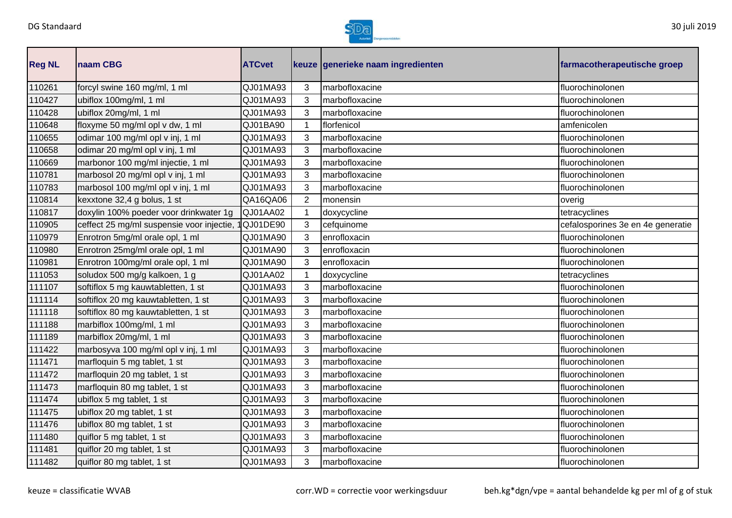| Reg NL | naam CBG | ATCvet | keuze | generieke naam ingredienten | farmacotherapeutische groep |
|---|---|---|---|---|---|
| 110261 | forcyl swine 160 mg/ml, 1 ml | QJ01MA93 | 3 | marbofloxacine | fluorochinolonen |
| 110427 | ubiflox 100mg/ml, 1 ml | QJ01MA93 | 3 | marbofloxacine | fluorochinolonen |
| 110428 | ubiflox 20mg/ml, 1 ml | QJ01MA93 | 3 | marbofloxacine | fluorochinolonen |
| 110648 | floxyme 50 mg/ml opl v dw, 1 ml | QJ01BA90 | 1 | florfenicol | amfenicolen |
| 110655 | odimar 100 mg/ml opl v inj, 1 ml | QJ01MA93 | 3 | marbofloxacine | fluorochinolonen |
| 110658 | odimar 20 mg/ml opl v inj, 1 ml | QJ01MA93 | 3 | marbofloxacine | fluorochinolonen |
| 110669 | marbonor 100 mg/ml injectie, 1 ml | QJ01MA93 | 3 | marbofloxacine | fluorochinolonen |
| 110781 | marbosol 20 mg/ml opl v inj, 1 ml | QJ01MA93 | 3 | marbofloxacine | fluorochinolonen |
| 110783 | marbosol 100 mg/ml opl v inj, 1 ml | QJ01MA93 | 3 | marbofloxacine | fluorochinolonen |
| 110814 | kexxtone 32,4 g bolus, 1 st | QA16QA06 | 2 | monensin | overig |
| 110817 | doxylin 100% poeder voor drinkwater 1g | QJ01AA02 | 1 | doxycycline | tetracyclines |
| 110905 | ceffect 25 mg/ml suspensie voor injectie, 1 | QJ01DE90 | 3 | cefquinome | cefalosporines 3e en 4e generatie |
| 110979 | Enrotron 5mg/ml orale opl, 1 ml | QJ01MA90 | 3 | enrofloxacin | fluorochinolonen |
| 110980 | Enrotron 25mg/ml orale opl, 1 ml | QJ01MA90 | 3 | enrofloxacin | fluorochinolonen |
| 110981 | Enrotron 100mg/ml orale opl, 1 ml | QJ01MA90 | 3 | enrofloxacin | fluorochinolonen |
| 111053 | soludox 500 mg/g kalkoen, 1 g | QJ01AA02 | 1 | doxycycline | tetracyclines |
| 111107 | softiflox 5 mg kauwtabletten, 1 st | QJ01MA93 | 3 | marbofloxacine | fluorochinolonen |
| 111114 | softiflox 20 mg kauwtabletten, 1 st | QJ01MA93 | 3 | marbofloxacine | fluorochinolonen |
| 111118 | softiflox 80 mg kauwtabletten, 1 st | QJ01MA93 | 3 | marbofloxacine | fluorochinolonen |
| 111188 | marbiflox 100mg/ml, 1 ml | QJ01MA93 | 3 | marbofloxacine | fluorochinolonen |
| 111189 | marbiflox 20mg/ml, 1 ml | QJ01MA93 | 3 | marbofloxacine | fluorochinolonen |
| 111422 | marbosyva 100 mg/ml opl v inj, 1 ml | QJ01MA93 | 3 | marbofloxacine | fluorochinolonen |
| 111471 | marfloquin 5 mg tablet, 1 st | QJ01MA93 | 3 | marbofloxacine | fluorochinolonen |
| 111472 | marfloquin 20 mg tablet, 1 st | QJ01MA93 | 3 | marbofloxacine | fluorochinolonen |
| 111473 | marfloquin 80 mg tablet, 1 st | QJ01MA93 | 3 | marbofloxacine | fluorochinolonen |
| 111474 | ubiflox 5 mg tablet, 1 st | QJ01MA93 | 3 | marbofloxacine | fluorochinolonen |
| 111475 | ubiflox 20 mg tablet, 1 st | QJ01MA93 | 3 | marbofloxacine | fluorochinolonen |
| 111476 | ubiflox 80 mg tablet, 1 st | QJ01MA93 | 3 | marbofloxacine | fluorochinolonen |
| 111480 | quiflor 5 mg tablet, 1 st | QJ01MA93 | 3 | marbofloxacine | fluorochinolonen |
| 111481 | quiflor 20 mg tablet, 1 st | QJ01MA93 | 3 | marbofloxacine | fluorochinolonen |
| 111482 | quiflor 80 mg tablet, 1 st | QJ01MA93 | 3 | marbofloxacine | fluorochinolonen |

keuze = classificatie WVAB     corr.WD = correctie voor werkingsduur     beh.kg*dgn/vpe = aantal behandelde kg per ml of g of stuk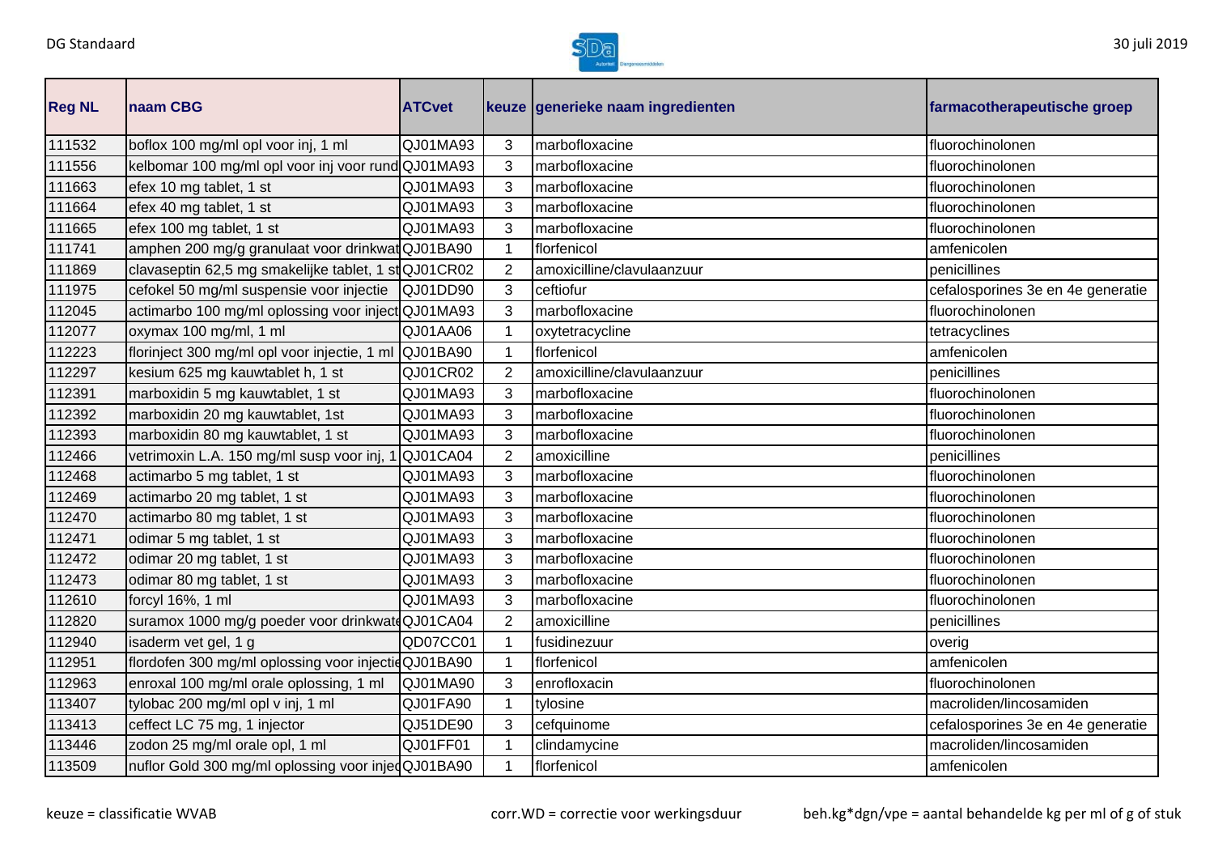| Reg NL | naam CBG | ATCvet | keuze | generieke naam ingredienten | farmacotherapeutische groep |
|---|---|---|---|---|---|
| 111532 | boflox 100 mg/ml opl voor inj, 1 ml | QJ01MA93 | 3 | marbofloxacine | fluorochinolonen |
| 111556 | kelbomar 100 mg/ml opl voor inj voor rund | QJ01MA93 | 3 | marbofloxacine | fluorochinolonen |
| 111663 | efex 10 mg tablet, 1 st | QJ01MA93 | 3 | marbofloxacine | fluorochinolonen |
| 111664 | efex 40 mg tablet, 1 st | QJ01MA93 | 3 | marbofloxacine | fluorochinolonen |
| 111665 | efex 100 mg tablet, 1 st | QJ01MA93 | 3 | marbofloxacine | fluorochinolonen |
| 111741 | amphen 200 mg/g granulaat voor drinkwat | QJ01BA90 | 1 | florfenicol | amfenicolen |
| 111869 | clavaseptin 62,5 mg smakelijke tablet, 1 st | QJ01CR02 | 2 | amoxicilline/clavulaanzuur | penicillines |
| 111975 | cefokel 50 mg/ml suspensie voor injectie | QJ01DD90 | 3 | ceftiofur | cefalosporines 3e en 4e generatie |
| 112045 | actimarbo 100 mg/ml oplossing voor inject | QJ01MA93 | 3 | marbofloxacine | fluorochinolonen |
| 112077 | oxymax 100 mg/ml, 1 ml | QJ01AA06 | 1 | oxytetracycline | tetracyclines |
| 112223 | florinject 300 mg/ml opl voor injectie, 1 ml | QJ01BA90 | 1 | florfenicol | amfenicolen |
| 112297 | kesium 625 mg kauwtablet h, 1 st | QJ01CR02 | 2 | amoxicilline/clavulaanzuur | penicillines |
| 112391 | marboxidin 5 mg kauwtablet, 1 st | QJ01MA93 | 3 | marbofloxacine | fluorochinolonen |
| 112392 | marboxidin 20 mg kauwtablet, 1st | QJ01MA93 | 3 | marbofloxacine | fluorochinolonen |
| 112393 | marboxidin 80 mg kauwtablet, 1 st | QJ01MA93 | 3 | marbofloxacine | fluorochinolonen |
| 112466 | vetrimoxin L.A. 150 mg/ml susp voor inj, 1 | QJ01CA04 | 2 | amoxicilline | penicillines |
| 112468 | actimarbo 5 mg tablet, 1 st | QJ01MA93 | 3 | marbofloxacine | fluorochinolonen |
| 112469 | actimarbo 20 mg tablet, 1 st | QJ01MA93 | 3 | marbofloxacine | fluorochinolonen |
| 112470 | actimarbo 80 mg tablet, 1 st | QJ01MA93 | 3 | marbofloxacine | fluorochinolonen |
| 112471 | odimar 5 mg tablet, 1 st | QJ01MA93 | 3 | marbofloxacine | fluorochinolonen |
| 112472 | odimar 20 mg tablet, 1 st | QJ01MA93 | 3 | marbofloxacine | fluorochinolonen |
| 112473 | odimar 80 mg tablet, 1 st | QJ01MA93 | 3 | marbofloxacine | fluorochinolonen |
| 112610 | forcyl 16%, 1 ml | QJ01MA93 | 3 | marbofloxacine | fluorochinolonen |
| 112820 | suramox 1000 mg/g poeder voor drinkwate | QJ01CA04 | 2 | amoxicilline | penicillines |
| 112940 | isaderm vet gel, 1 g | QD07CC01 | 1 | fusidinezuur | overig |
| 112951 | flordofen 300 mg/ml oplossing voor injectie | QJ01BA90 | 1 | florfenicol | amfenicolen |
| 112963 | enroxal 100 mg/ml orale oplossing, 1 ml | QJ01MA90 | 3 | enrofloxacin | fluorochinolonen |
| 113407 | tylobac 200 mg/ml opl v inj, 1 ml | QJ01FA90 | 1 | tylosine | macroliden/lincosamiden |
| 113413 | ceffect LC 75 mg, 1 injector | QJ51DE90 | 3 | cefquinome | cefalosporines 3e en 4e generatie |
| 113446 | zodon 25 mg/ml orale opl, 1 ml | QJ01FF01 | 1 | clindamycine | macroliden/lincosamiden |
| 113509 | nuflor Gold 300 mg/ml oplossing voor injec | QJ01BA90 | 1 | florfenicol | amfenicolen |

keuze = classificatie WVAB  corr.WD = correctie voor werkingsduur  beh.kg*dgn/vpe = aantal behandelde kg per ml of g of stuk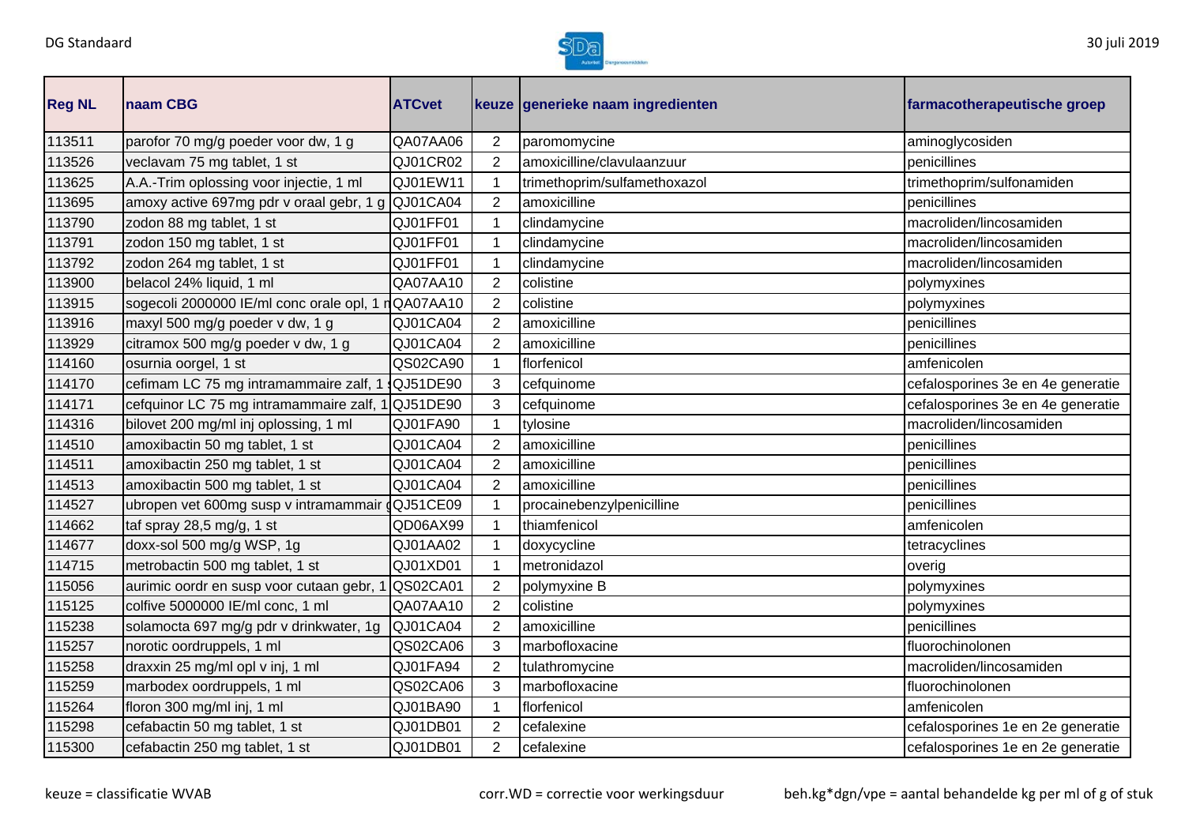| Reg NL | naam CBG | ATCvet | keuze | generieke naam ingredienten | farmacotherapeutische groep |
|---|---|---|---|---|---|
| 113511 | parofor 70 mg/g poeder voor dw, 1 g | QA07AA06 | 2 | paromomycine | aminoglycosiden |
| 113526 | veclavam 75 mg tablet, 1 st | QJ01CR02 | 2 | amoxicilline/clavulaanzuur | penicillines |
| 113625 | A.A.-Trim oplossing voor injectie, 1 ml | QJ01EW11 | 1 | trimethoprim/sulfamethoxazol | trimethoprim/sulfonamiden |
| 113695 | amoxy active 697mg pdr v oraal gebr, 1 g | QJ01CA04 | 2 | amoxicilline | penicillines |
| 113790 | zodon 88 mg tablet, 1 st | QJ01FF01 | 1 | clindamycine | macroliden/lincosamiden |
| 113791 | zodon 150 mg tablet, 1 st | QJ01FF01 | 1 | clindamycine | macroliden/lincosamiden |
| 113792 | zodon 264 mg tablet, 1 st | QJ01FF01 | 1 | clindamycine | macroliden/lincosamiden |
| 113900 | belacol 24% liquid, 1 ml | QA07AA10 | 2 | colistine | polymyxines |
| 113915 | sogecoli 2000000 IE/ml conc orale opl, 1 m | QA07AA10 | 2 | colistine | polymyxines |
| 113916 | maxyl 500 mg/g poeder v dw, 1 g | QJ01CA04 | 2 | amoxicilline | penicillines |
| 113929 | citramox 500 mg/g poeder v dw, 1 g | QJ01CA04 | 2 | amoxicilline | penicillines |
| 114160 | osurnia oorgel, 1 st | QS02CA90 | 1 | florfenicol | amfenicolen |
| 114170 | cefimam LC 75 mg intramammaire zalf, 1 s | QJ51DE90 | 3 | cefquinome | cefalosporines 3e en 4e generatie |
| 114171 | cefquinor LC 75 mg intramammaire zalf, 1 | QJ51DE90 | 3 | cefquinome | cefalosporines 3e en 4e generatie |
| 114316 | bilovet 200 mg/ml inj oplossing, 1 ml | QJ01FA90 | 1 | tylosine | macroliden/lincosamiden |
| 114510 | amoxibactin 50 mg tablet, 1 st | QJ01CA04 | 2 | amoxicilline | penicillines |
| 114511 | amoxibactin 250 mg tablet, 1 st | QJ01CA04 | 2 | amoxicilline | penicillines |
| 114513 | amoxibactin 500 mg tablet, 1 st | QJ01CA04 | 2 | amoxicilline | penicillines |
| 114527 | ubropen vet 600mg susp v intramammair g | QJ51CE09 | 1 | procainebenzylpenicilline | penicillines |
| 114662 | taf spray 28,5 mg/g, 1 st | QD06AX99 | 1 | thiamfenicol | amfenicolen |
| 114677 | doxx-sol 500 mg/g WSP, 1g | QJ01AA02 | 1 | doxycycline | tetracyclines |
| 114715 | metrobactin 500 mg tablet, 1 st | QJ01XD01 | 1 | metronidazol | overig |
| 115056 | aurimic oordr en susp voor cutaan gebr, 1 | QS02CA01 | 2 | polymyxine B | polymyxines |
| 115125 | colfive 5000000 IE/ml conc, 1 ml | QA07AA10 | 2 | colistine | polymyxines |
| 115238 | solamocta 697 mg/g pdr v drinkwater, 1g | QJ01CA04 | 2 | amoxicilline | penicillines |
| 115257 | norotic oordruppels, 1 ml | QS02CA06 | 3 | marbofloxacine | fluorochinolonen |
| 115258 | draxxin 25 mg/ml opl v inj, 1 ml | QJ01FA94 | 2 | tulathromycine | macroliden/lincosamiden |
| 115259 | marbodex oordruppels, 1 ml | QS02CA06 | 3 | marbofloxacine | fluorochinolonen |
| 115264 | floron 300 mg/ml inj, 1 ml | QJ01BA90 | 1 | florfenicol | amfenicolen |
| 115298 | cefabactin 50 mg tablet, 1 st | QJ01DB01 | 2 | cefalexine | cefalosporines 1e en 2e generatie |
| 115300 | cefabactin 250 mg tablet, 1 st | QJ01DB01 | 2 | cefalexine | cefalosporines 1e en 2e generatie |

keuze = classificatie WVAB corr.WD = correctie voor werkingsduur beh.kg*dgn/vpe = aantal behandelde kg per ml of g of stuk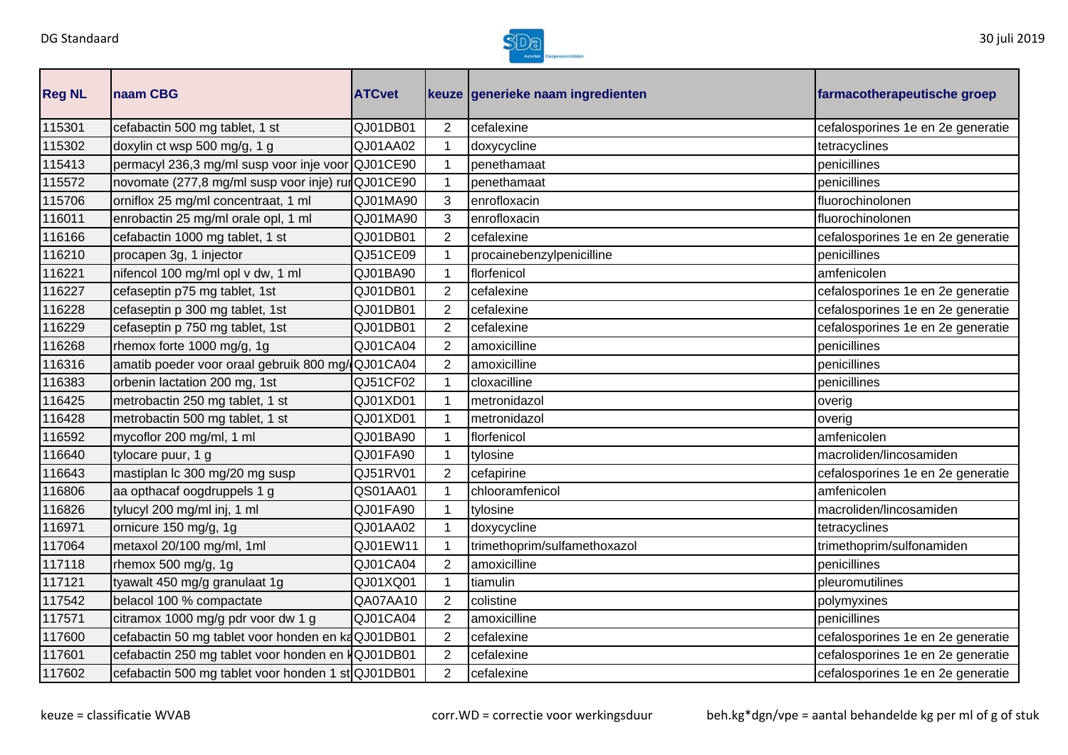| Reg NL | naam CBG | ATCvet | keuze | generieke naam ingredienten | farmacotherapeutische groep |
|---|---|---|---|---|---|
| 115301 | cefabactin 500 mg tablet, 1 st | QJ01DB01 | 2 | cefalexine | cefalosporines 1e en 2e generatie |
| 115302 | doxylin ct wsp 500 mg/g, 1 g | QJ01AA02 | 1 | doxycycline | tetracyclines |
| 115413 | permacyl 236,3 mg/ml susp voor inje voor | QJ01CE90 | 1 | penethamaat | penicillines |
| 115572 | novomate (277,8 mg/ml susp voor inje) ru | QJ01CE90 | 1 | penethamaat | penicillines |
| 115706 | orniflox 25 mg/ml concentraat, 1 ml | QJ01MA90 | 3 | enrofloxacin | fluorochinolonen |
| 116011 | enrobactin 25 mg/ml orale opl, 1 ml | QJ01MA90 | 3 | enrofloxacin | fluorochinolonen |
| 116166 | cefabactin 1000 mg tablet, 1 st | QJ01DB01 | 2 | cefalexine | cefalosporines 1e en 2e generatie |
| 116210 | procapen 3g, 1 injector | QJ51CE09 | 1 | procainebenzylpenicilline | penicillines |
| 116221 | nifencol 100 mg/ml opl v dw, 1 ml | QJ01BA90 | 1 | florfenicol | amfenicolen |
| 116227 | cefaseptin p75 mg tablet, 1st | QJ01DB01 | 2 | cefalexine | cefalosporines 1e en 2e generatie |
| 116228 | cefaseptin p 300 mg tablet, 1st | QJ01DB01 | 2 | cefalexine | cefalosporines 1e en 2e generatie |
| 116229 | cefaseptin p 750 mg tablet, 1st | QJ01DB01 | 2 | cefalexine | cefalosporines 1e en 2e generatie |
| 116268 | rhemox forte 1000 mg/g, 1g | QJ01CA04 | 2 | amoxicilline | penicillines |
| 116316 | amatib poeder voor oraal gebruik 800 mg/ | QJ01CA04 | 2 | amoxicilline | penicillines |
| 116383 | orbenin lactation 200 mg, 1st | QJ51CF02 | 1 | cloxacilline | penicillines |
| 116425 | metrobactin 250 mg tablet, 1 st | QJ01XD01 | 1 | metronidazol | overig |
| 116428 | metrobactin 500 mg tablet, 1 st | QJ01XD01 | 1 | metronidazol | overig |
| 116592 | mycoflor 200 mg/ml, 1 ml | QJ01BA90 | 1 | florfenicol | amfenicolen |
| 116640 | tylocare puur, 1 g | QJ01FA90 | 1 | tylosine | macroliden/lincosamiden |
| 116643 | mastiplan lc 300 mg/20 mg susp | QJ51RV01 | 2 | cefapirine | cefalosporines 1e en 2e generatie |
| 116806 | aa opthacaf oogdruppels 1 g | QS01AA01 | 1 | chlooramfenicol | amfenicolen |
| 116826 | tylucyl 200 mg/ml inj, 1 ml | QJ01FA90 | 1 | tylosine | macroliden/lincosamiden |
| 116971 | ornicure 150 mg/g, 1g | QJ01AA02 | 1 | doxycycline | tetracyclines |
| 117064 | metaxol 20/100 mg/ml, 1ml | QJ01EW11 | 1 | trimethoprim/sulfamethoxazol | trimethoprim/sulfonamiden |
| 117118 | rhemox 500 mg/g, 1g | QJ01CA04 | 2 | amoxicilline | penicillines |
| 117121 | tyawalt 450 mg/g granulaat 1g | QJ01XQ01 | 1 | tiamulin | pleuromutilines |
| 117542 | belacol 100 % compactate | QA07AA10 | 2 | colistine | polymyxines |
| 117571 | citramox 1000 mg/g pdr voor dw 1 g | QJ01CA04 | 2 | amoxicilline | penicillines |
| 117600 | cefabactin 50 mg tablet voor honden en ka | QJ01DB01 | 2 | cefalexine | cefalosporines 1e en 2e generatie |
| 117601 | cefabactin 250 mg tablet voor honden en k | QJ01DB01 | 2 | cefalexine | cefalosporines 1e en 2e generatie |
| 117602 | cefabactin 500 mg tablet voor honden 1 st | QJ01DB01 | 2 | cefalexine | cefalosporines 1e en 2e generatie |

keuze = classificatie WVAB    corr.WD = correctie voor werkingsduur    beh.kg*dgn/vpe = aantal behandelde kg per ml of g of stuk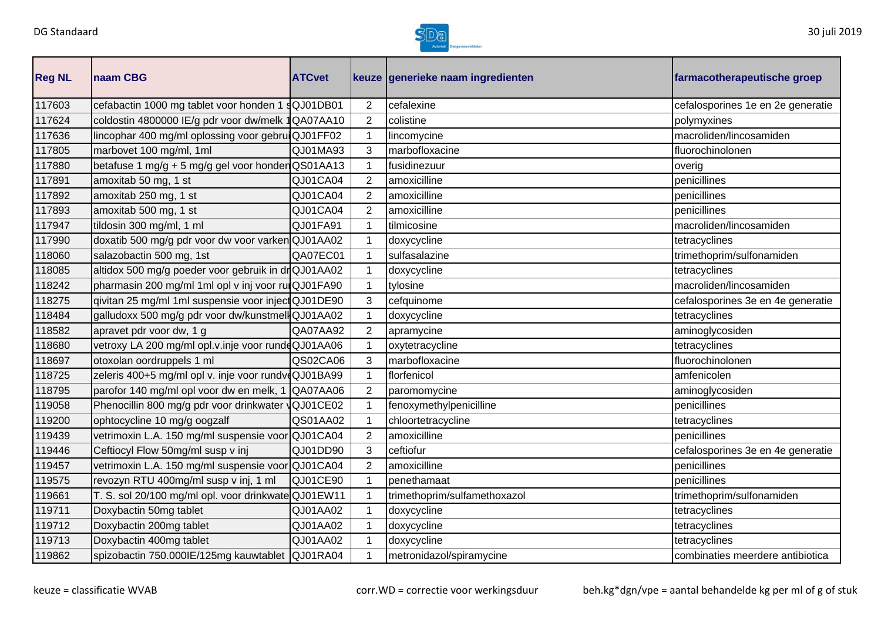| Reg NL | naam CBG | ATCvet | keuze | generieke naam ingredienten | farmacotherapeutische groep |
|---|---|---|---|---|---|
| 117603 | cefabactin 1000 mg tablet voor honden 1 s | QJ01DB01 | 2 | cefalexine | cefalosporines 1e en 2e generatie |
| 117624 | coldostin 4800000 IE/g pdr voor dw/melk 1 | QA07AA10 | 2 | colistine | polymyxines |
| 117636 | lincophar 400 mg/ml oplossing voor gebrui | QJ01FF02 | 1 | lincomycine | macroliden/lincosamiden |
| 117805 | marbovet 100 mg/ml, 1ml | QJ01MA93 | 3 | marbofloxacine | fluorochinolonen |
| 117880 | betafuse 1 mg/g + 5 mg/g gel voor honden | QS01AA13 | 1 | fusidinezuur | overig |
| 117891 | amoxitab 50 mg, 1 st | QJ01CA04 | 2 | amoxicilline | penicillines |
| 117892 | amoxitab 250 mg, 1 st | QJ01CA04 | 2 | amoxicilline | penicillines |
| 117893 | amoxitab 500 mg, 1 st | QJ01CA04 | 2 | amoxicilline | penicillines |
| 117947 | tildosin 300 mg/ml, 1 ml | QJ01FA91 | 1 | tilmicosine | macroliden/lincosamiden |
| 117990 | doxatib 500 mg/g pdr voor dw voor varken | QJ01AA02 | 1 | doxycycline | tetracyclines |
| 118060 | salazobactin 500 mg, 1st | QA07EC01 | 1 | sulfasalazine | trimethoprim/sulfonamiden |
| 118085 | altidox 500 mg/g poeder voor gebruik in dr | QJ01AA02 | 1 | doxycycline | tetracyclines |
| 118242 | pharmasin 200 mg/ml 1ml opl v inj voor ru | QJ01FA90 | 1 | tylosine | macroliden/lincosamiden |
| 118275 | qivitan 25 mg/ml 1ml suspensie voor inject | QJ01DE90 | 3 | cefquinome | cefalosporines 3e en 4e generatie |
| 118484 | galludoxx 500 mg/g pdr voor dw/kunstmelk | QJ01AA02 | 1 | doxycycline | tetracyclines |
| 118582 | apravet pdr voor dw, 1 g | QA07AA92 | 2 | apramycine | aminoglycosiden |
| 118680 | vetroxy LA 200 mg/ml opl.v.inje voor runde | QJ01AA06 | 1 | oxytetracycline | tetracyclines |
| 118697 | otoxolan oordruppels 1 ml | QS02CA06 | 3 | marbofloxacine | fluorochinolonen |
| 118725 | zeleris 400+5 mg/ml opl v. inje voor rundv | QJ01BA99 | 1 | florfenicol | amfenicolen |
| 118795 | parofor 140 mg/ml opl voor dw en melk, 1 | QA07AA06 | 2 | paromomycine | aminoglycosiden |
| 119058 | Phenocillin 800 mg/g pdr voor drinkwater v | QJ01CE02 | 1 | fenoxymethylpenicilline | penicillines |
| 119200 | ophtocycline 10 mg/g oogzalf | QS01AA02 | 1 | chloortetracycline | tetracyclines |
| 119439 | vetrimoxin L.A. 150 mg/ml suspensie voor | QJ01CA04 | 2 | amoxicilline | penicillines |
| 119446 | Ceftiocyl Flow 50mg/ml susp v inj | QJ01DD90 | 3 | ceftiofur | cefalosporines 3e en 4e generatie |
| 119457 | vetrimoxin L.A. 150 mg/ml suspensie voor | QJ01CA04 | 2 | amoxicilline | penicillines |
| 119575 | revozyn RTU 400mg/ml susp v inj, 1 ml | QJ01CE90 | 1 | penethamaat | penicillines |
| 119661 | T. S. sol 20/100 mg/ml opl. voor drinkwate | QJ01EW11 | 1 | trimethoprim/sulfamethoxazol | trimethoprim/sulfonamiden |
| 119711 | Doxybactin 50mg tablet | QJ01AA02 | 1 | doxycycline | tetracyclines |
| 119712 | Doxybactin 200mg tablet | QJ01AA02 | 1 | doxycycline | tetracyclines |
| 119713 | Doxybactin 400mg tablet | QJ01AA02 | 1 | doxycycline | tetracyclines |
| 119862 | spizobactin 750.000IE/125mg kauwtablet | QJ01RA04 | 1 | metronidazol/spiramycine | combinaties meerdere antibiotica |

keuze = classificatie WVAB

corr.WD = correctie voor werkingsduur

beh.kg*dgn/vpe = aantal behandelde kg per ml of g of stuk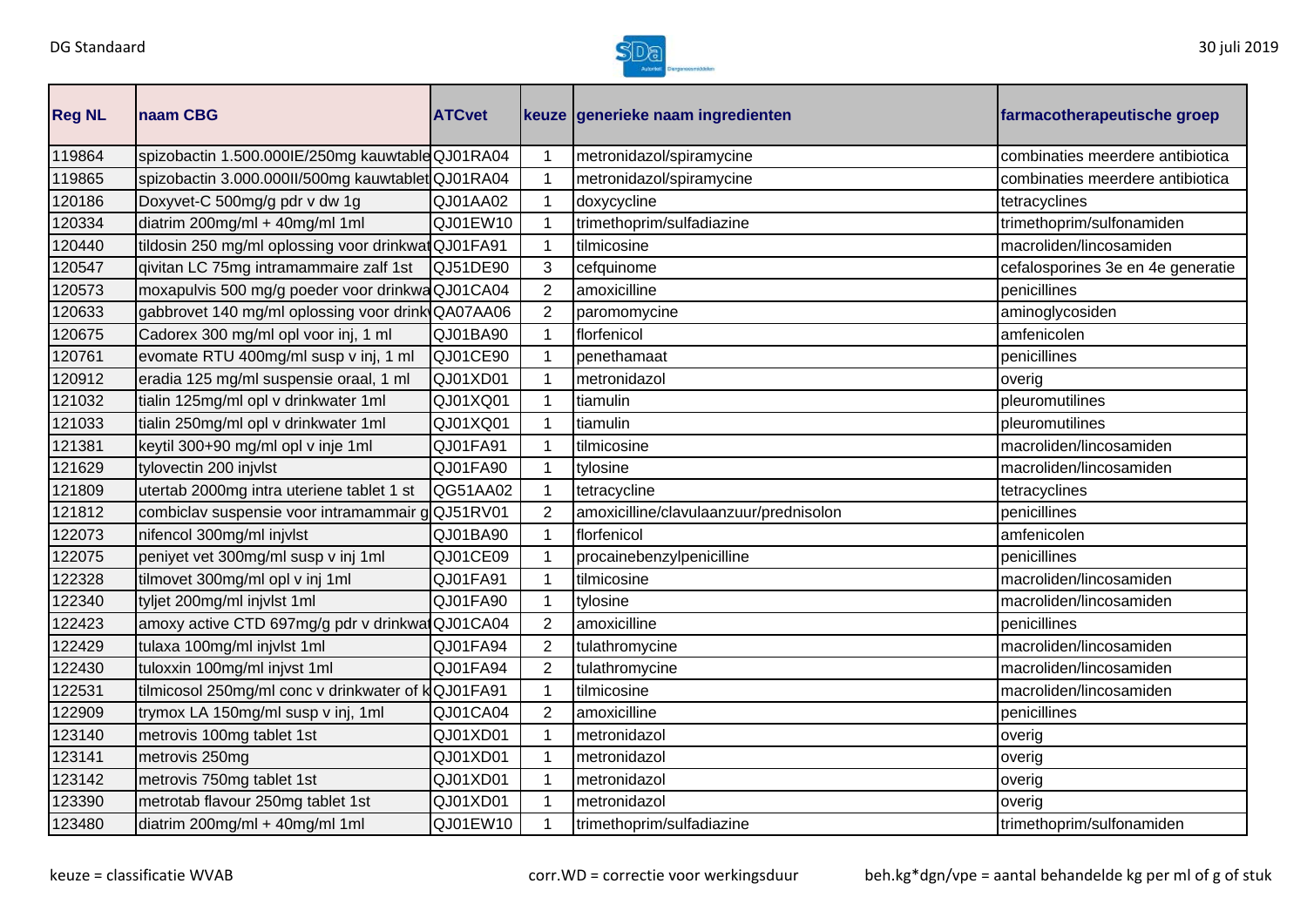| Reg NL | naam CBG | ATCvet | keuze | generieke naam ingredienten | farmacotherapeutische groep |
|---|---|---|---|---|---|
| 119864 | spizobactin 1.500.000IE/250mg kauwtable | QJ01RA04 | 1 | metronidazol/spiramycine | combinaties meerdere antibiotica |
| 119865 | spizobactin 3.000.000II/500mg kauwtablet | QJ01RA04 | 1 | metronidazol/spiramycine | combinaties meerdere antibiotica |
| 120186 | Doxyvet-C 500mg/g pdr v dw 1g | QJ01AA02 | 1 | doxycycline | tetracyclines |
| 120334 | diatrim 200mg/ml + 40mg/ml 1ml | QJ01EW10 | 1 | trimethoprim/sulfadiazine | trimethoprim/sulfonamiden |
| 120440 | tildosin 250 mg/ml oplossing voor drinkwat | QJ01FA91 | 1 | tilmicosine | macroliden/lincosamiden |
| 120547 | qivitan LC 75mg intramammaire zalf 1st | QJ51DE90 | 3 | cefquinome | cefalosporines 3e en 4e generatie |
| 120573 | moxapulvis 500 mg/g poeder voor drinkwa | QJ01CA04 | 2 | amoxicilline | penicillines |
| 120633 | gabbrovet 140 mg/ml oplossing voor drink | QA07AA06 | 2 | paromomycine | aminoglycosiden |
| 120675 | Cadorex 300 mg/ml opl voor inj, 1 ml | QJ01BA90 | 1 | florfenicol | amfenicolen |
| 120761 | evomate RTU 400mg/ml susp v inj, 1 ml | QJ01CE90 | 1 | penethamaat | penicillines |
| 120912 | eradia 125 mg/ml suspensie oraal, 1 ml | QJ01XD01 | 1 | metronidazol | overig |
| 121032 | tialin 125mg/ml opl v drinkwater 1ml | QJ01XQ01 | 1 | tiamulin | pleuromutilines |
| 121033 | tialin 250mg/ml opl v drinkwater 1ml | QJ01XQ01 | 1 | tiamulin | pleuromutilines |
| 121381 | keytil 300+90 mg/ml opl v inje 1ml | QJ01FA91 | 1 | tilmicosine | macroliden/lincosamiden |
| 121629 | tylovectin 200 injvlst | QJ01FA90 | 1 | tylosine | macroliden/lincosamiden |
| 121809 | utertab 2000mg intra uteriene tablet 1 st | QG51AA02 | 1 | tetracycline | tetracyclines |
| 121812 | combiclav suspensie voor intramammair g | QJ51RV01 | 2 | amoxicilline/clavulaanzuur/prednisolon | penicillines |
| 122073 | nifencol 300mg/ml injvlst | QJ01BA90 | 1 | florfenicol | amfenicolen |
| 122075 | peniyet vet 300mg/ml susp v inj 1ml | QJ01CE09 | 1 | procainebenzylpenicilline | penicillines |
| 122328 | tilmovet 300mg/ml opl v inj 1ml | QJ01FA91 | 1 | tilmicosine | macroliden/lincosamiden |
| 122340 | tyljet 200mg/ml injvlst 1ml | QJ01FA90 | 1 | tylosine | macroliden/lincosamiden |
| 122423 | amoxy active CTD 697mg/g pdr v drinkwat | QJ01CA04 | 2 | amoxicilline | penicillines |
| 122429 | tulaxa 100mg/ml injvlst 1ml | QJ01FA94 | 2 | tulathromycine | macroliden/lincosamiden |
| 122430 | tuloxxin 100mg/ml injvst 1ml | QJ01FA94 | 2 | tulathromycine | macroliden/lincosamiden |
| 122531 | tilmicosol 250mg/ml conc v drinkwater of k | QJ01FA91 | 1 | tilmicosine | macroliden/lincosamiden |
| 122909 | trymox LA 150mg/ml susp v inj, 1ml | QJ01CA04 | 2 | amoxicilline | penicillines |
| 123140 | metrovis 100mg tablet 1st | QJ01XD01 | 1 | metronidazol | overig |
| 123141 | metrovis 250mg | QJ01XD01 | 1 | metronidazol | overig |
| 123142 | metrovis 750mg tablet 1st | QJ01XD01 | 1 | metronidazol | overig |
| 123390 | metrotab flavour 250mg tablet 1st | QJ01XD01 | 1 | metronidazol | overig |
| 123480 | diatrim 200mg/ml + 40mg/ml 1ml | QJ01EW10 | 1 | trimethoprim/sulfadiazine | trimethoprim/sulfonamiden |

keuze = classificatie WVAB    corr.WD = correctie voor werkingsduur    beh.kg*dgn/vpe = aantal behandelde kg per ml of g of stuk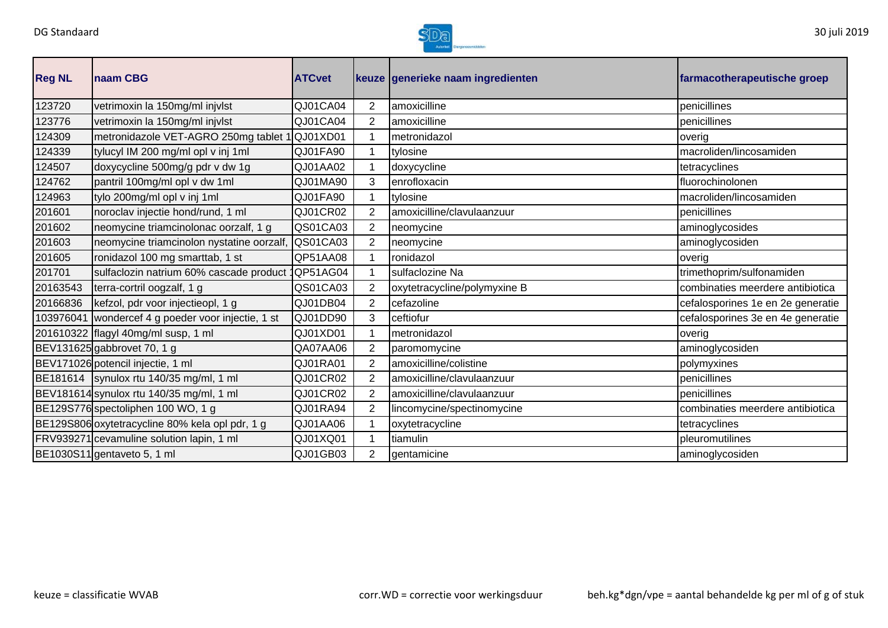| Reg NL | naam CBG | ATCvet | keuze | generieke naam ingredienten | farmacotherapeutische groep |
|---|---|---|---|---|---|
| 123720 | vetrimoxin la 150mg/ml injvlst | QJ01CA04 | 2 | amoxicilline | penicillines |
| 123776 | vetrimoxin la 150mg/ml injvlst | QJ01CA04 | 2 | amoxicilline | penicillines |
| 124309 | metronidazole VET-AGRO 250mg tablet 1 | QJ01XD01 | 1 | metronidazol | overig |
| 124339 | tylucyl IM 200 mg/ml opl v inj 1ml | QJ01FA90 | 1 | tylosine | macroliden/lincosamiden |
| 124507 | doxycycline 500mg/g pdr v dw 1g | QJ01AA02 | 1 | doxycycline | tetracyclines |
| 124762 | pantril 100mg/ml opl v dw 1ml | QJ01MA90 | 3 | enrofloxacin | fluorochinolonen |
| 124963 | tylo 200mg/ml opl v inj 1ml | QJ01FA90 | 1 | tylosine | macroliden/lincosamiden |
| 201601 | noroclav injectie hond/rund, 1 ml | QJ01CR02 | 2 | amoxicilline/clavulaanzuur | penicillines |
| 201602 | neomycine triamcinolonac oorzalf, 1 g | QS01CA03 | 2 | neomycine | aminoglycosides |
| 201603 | neomycine triamcinolon nystatine oorzalf, | QS01CA03 | 2 | neomycine | aminoglycosiden |
| 201605 | ronidazol 100 mg smarttab, 1 st | QP51AA08 | 1 | ronidazol | overig |
| 201701 | sulfaclozin natrium 60% cascade product 1 | QP51AG04 | 1 | sulfaclozine Na | trimethoprim/sulfonamiden |
| 20163543 | terra-cortril oogzalf, 1 g | QS01CA03 | 2 | oxytetracycline/polymyxine B | combinaties meerdere antibiotica |
| 20166836 | kefzol, pdr voor injectieopl, 1 g | QJ01DB04 | 2 | cefazoline | cefalosporines 1e en 2e generatie |
| 103976041 | wondercef 4 g poeder voor injectie, 1 st | QJ01DD90 | 3 | ceftiofur | cefalosporines 3e en 4e generatie |
| 201610322 | flagyl 40mg/ml susp, 1 ml | QJ01XD01 | 1 | metronidazol | overig |
| BEV131625 | gabbrovet 70, 1 g | QA07AA06 | 2 | paromomycine | aminoglycosiden |
| BEV171026 | potencil injectie, 1 ml | QJ01RA01 | 2 | amoxicilline/colistine | polymyxines |
| BE181614 | synulox rtu 140/35 mg/ml, 1 ml | QJ01CR02 | 2 | amoxicilline/clavulaanzuur | penicillines |
| BEV181614 | synulox rtu 140/35 mg/ml, 1 ml | QJ01CR02 | 2 | amoxicilline/clavulaanzuur | penicillines |
| BE129S776 | spectoliphen 100 WO, 1 g | QJ01RA94 | 2 | lincomycine/spectinomycine | combinaties meerdere antibiotica |
| BE129S806 | oxytetracycline 80% kela opl pdr, 1 g | QJ01AA06 | 1 | oxytetracycline | tetracyclines |
| FRV939271 | cevamuline solution lapin, 1 ml | QJ01XQ01 | 1 | tiamulin | pleuromutilines |
| BE1030S11 | gentaveto 5, 1 ml | QJ01GB03 | 2 | gentamicine | aminoglycosiden |

keuze = classificatie WVAB

corr.WD = correctie voor werkingsduur

beh.kg*dgn/vpe = aantal behandelde kg per ml of g of stuk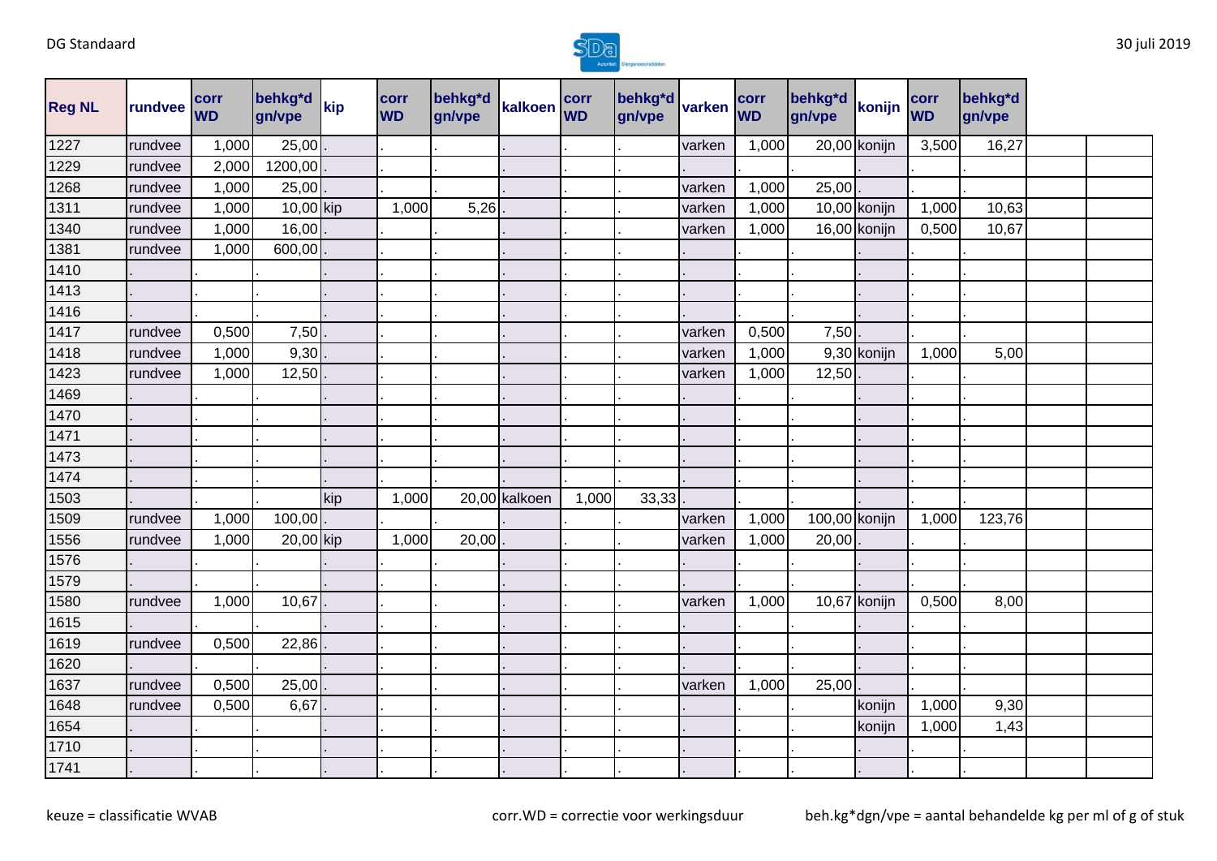| Reg NL | rundvee | corr WD | behkg*d gn/vpe | kip | corr WD | behkg*d gn/vpe | kalkoen | corr WD | behkg*d gn/vpe | varken | corr WD | behkg*d gn/vpe | konijn | corr WD | behkg*d gn/vpe | | |
|---|---|---|---|---|---|---|---|---|---|---|---|---|---|---|---|---|---|
| 1227 | rundvee | 1,000 | 25,00 | . | . | . | . | . | . | varken | 1,000 | 20,00 | konijn | 3,500 | 16,27 | | |
| 1229 | rundvee | 2,000 | 1200,00 | . | . | . | . | . | . | . | . | . | . | . | . | | |
| 1268 | rundvee | 1,000 | 25,00 | . | . | . | . | . | . | varken | 1,000 | 25,00 | . | . | . | | |
| 1311 | rundvee | 1,000 | 10,00 | kip | 1,000 | 5,26 | . | . | . | varken | 1,000 | 10,00 | konijn | 1,000 | 10,63 | | |
| 1340 | rundvee | 1,000 | 16,00 | . | . | . | . | . | . | varken | 1,000 | 16,00 | konijn | 0,500 | 10,67 | | |
| 1381 | rundvee | 1,000 | 600,00 | . | . | . | . | . | . | . | . | . | . | . | . | | |
| 1410 | . | . | . | . | . | . | . | . | . | . | . | . | . | . | . | | |
| 1413 | . | . | . | . | . | . | . | . | . | . | . | . | . | . | . | | |
| 1416 | . | . | . | . | . | . | . | . | . | . | . | . | . | . | . | | |
| 1417 | rundvee | 0,500 | 7,50 | . | . | . | . | . | . | varken | 0,500 | 7,50 | . | . | . | | |
| 1418 | rundvee | 1,000 | 9,30 | . | . | . | . | . | . | varken | 1,000 | 9,30 | konijn | 1,000 | 5,00 | | |
| 1423 | rundvee | 1,000 | 12,50 | . | . | . | . | . | . | varken | 1,000 | 12,50 | . | . | . | | |
| 1469 | . | . | . | . | . | . | . | . | . | . | . | . | . | . | . | | |
| 1470 | . | . | . | . | . | . | . | . | . | . | . | . | . | . | . | | |
| 1471 | . | . | . | . | . | . | . | . | . | . | . | . | . | . | . | | |
| 1473 | . | . | . | . | . | . | . | . | . | . | . | . | . | . | . | | |
| 1474 | . | . | . | . | . | . | . | . | . | . | . | . | . | . | . | | |
| 1503 | . | . | . | kip | 1,000 | 20,00 | kalkoen | 1,000 | 33,33 | . | . | . | . | . | . | | |
| 1509 | rundvee | 1,000 | 100,00 | . | . | . | . | . | . | varken | 1,000 | 100,00 | konijn | 1,000 | 123,76 | | |
| 1556 | rundvee | 1,000 | 20,00 | kip | 1,000 | 20,00 | . | . | . | varken | 1,000 | 20,00 | . | . | . | | |
| 1576 | . | . | . | . | . | . | . | . | . | . | . | . | . | . | . | | |
| 1579 | . | . | . | . | . | . | . | . | . | . | . | . | . | . | . | | |
| 1580 | rundvee | 1,000 | 10,67 | . | . | . | . | . | . | varken | 1,000 | 10,67 | konijn | 0,500 | 8,00 | | |
| 1615 | . | . | . | . | . | . | . | . | . | . | . | . | . | . | . | | |
| 1619 | rundvee | 0,500 | 22,86 | . | . | . | . | . | . | . | . | . | . | . | . | | |
| 1620 | . | . | . | . | . | . | . | . | . | . | . | . | . | . | . | | |
| 1637 | rundvee | 0,500 | 25,00 | . | . | . | . | . | . | varken | 1,000 | 25,00 | . | . | . | | |
| 1648 | rundvee | 0,500 | 6,67 | . | . | . | . | . | . | . | . | . | konijn | 1,000 | 9,30 | | |
| 1654 | . | . | . | . | . | . | . | . | . | . | . | . | konijn | 1,000 | 1,43 | | |
| 1710 | . | . | . | . | . | . | . | . | . | . | . | . | . | . | . | | |
| 1741 | . | . | . | . | . | . | . | . | . | . | . | . | . | . | . | | |

keuze = classificatie WVAB

corr.WD = correctie voor werkingsduur

beh.kg*dgn/vpe = aantal behandelde kg per ml of g of stuk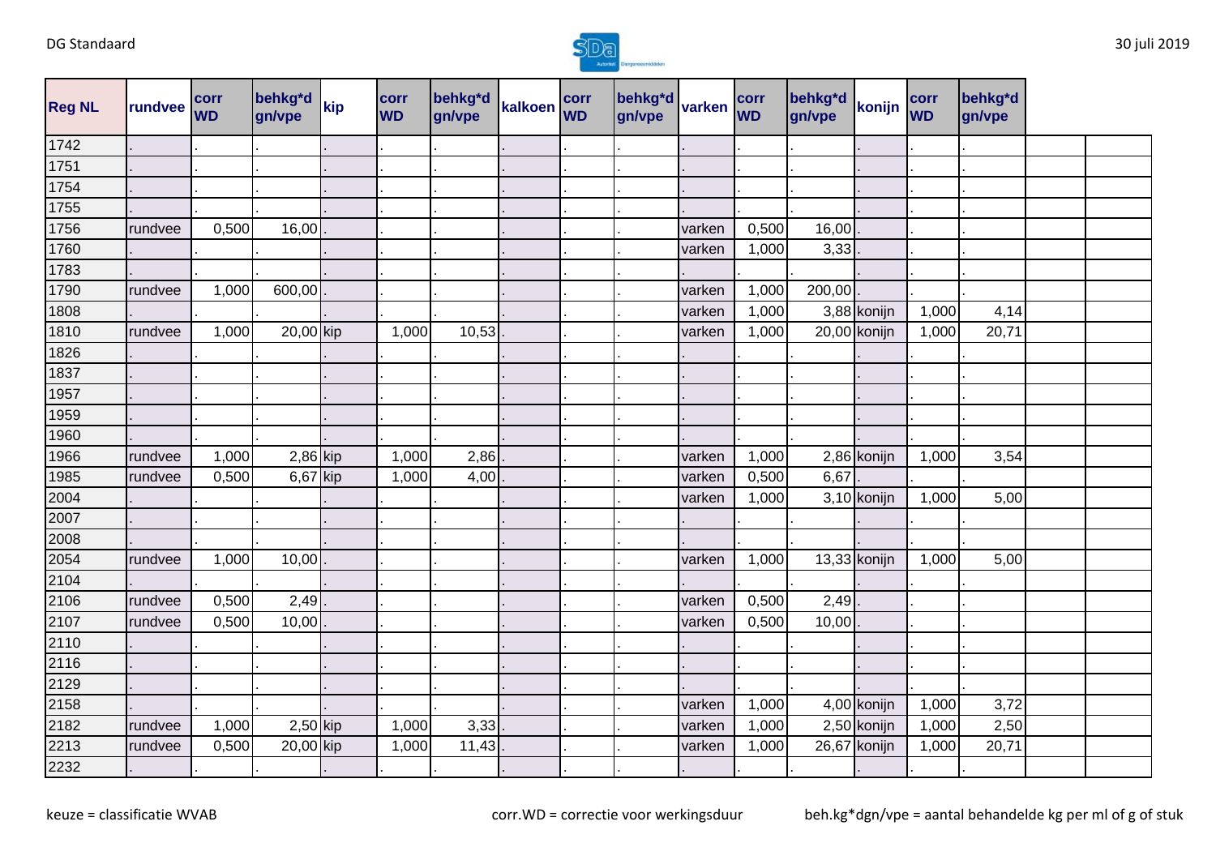| Reg NL | rundvee | corr WD | behkg*d gn/vpe | kip | corr WD | behkg*d gn/vpe | kalkoen | corr WD | behkg*d gn/vpe | varken | corr WD | behkg*d gn/vpe | konijn | corr WD | behkg*d gn/vpe | | |
|---|---|---|---|---|---|---|---|---|---|---|---|---|---|---|---|---|---|
| 1742 | . | . | . | . | . | . | . | . | . | . | . | . | . | . | . | | |
| 1751 | . | . | . | . | . | . | . | . | . | . | . | . | . | . | . | | |
| 1754 | . | . | . | . | . | . | . | . | . | . | . | . | . | . | . | | |
| 1755 | . | . | . | . | . | . | . | . | . | . | . | . | . | . | . | | |
| 1756 | rundvee | 0,500 | 16,00 | . | . | . | . | . | . | varken | 0,500 | 16,00 | . | . | . | | |
| 1760 | . | . | . | . | . | . | . | . | . | varken | 1,000 | 3,33 | . | . | . | | |
| 1783 | . | . | . | . | . | . | . | . | . | . | . | . | . | . | . | | |
| 1790 | rundvee | 1,000 | 600,00 | . | . | . | . | . | . | varken | 1,000 | 200,00 | . | . | . | | |
| 1808 | . | . | . | . | . | . | . | . | . | varken | 1,000 | 3,88 | konijn | 1,000 | 4,14 | | |
| 1810 | rundvee | 1,000 | 20,00 | kip | 1,000 | 10,53 | . | . | . | varken | 1,000 | 20,00 | konijn | 1,000 | 20,71 | | |
| 1826 | . | . | . | . | . | . | . | . | . | . | . | . | . | . | . | | |
| 1837 | . | . | . | . | . | . | . | . | . | . | . | . | . | . | . | | |
| 1957 | . | . | . | . | . | . | . | . | . | . | . | . | . | . | . | | |
| 1959 | . | . | . | . | . | . | . | . | . | . | . | . | . | . | . | | |
| 1960 | . | . | . | . | . | . | . | . | . | . | . | . | . | . | . | | |
| 1966 | rundvee | 1,000 | 2,86 | kip | 1,000 | 2,86 | . | . | . | varken | 1,000 | 2,86 | konijn | 1,000 | 3,54 | | |
| 1985 | rundvee | 0,500 | 6,67 | kip | 1,000 | 4,00 | . | . | . | varken | 0,500 | 6,67 | . | . | . | | |
| 2004 | . | . | . | . | . | . | . | . | . | varken | 1,000 | 3,10 | konijn | 1,000 | 5,00 | | |
| 2007 | . | . | . | . | . | . | . | . | . | . | . | . | . | . | . | | |
| 2008 | . | . | . | . | . | . | . | . | . | . | . | . | . | . | . | | |
| 2054 | rundvee | 1,000 | 10,00 | . | . | . | . | . | . | varken | 1,000 | 13,33 | konijn | 1,000 | 5,00 | | |
| 2104 | . | . | . | . | . | . | . | . | . | . | . | . | . | . | . | | |
| 2106 | rundvee | 0,500 | 2,49 | . | . | . | . | . | . | varken | 0,500 | 2,49 | . | . | . | | |
| 2107 | rundvee | 0,500 | 10,00 | . | . | . | . | . | . | varken | 0,500 | 10,00 | . | . | . | | |
| 2110 | . | . | . | . | . | . | . | . | . | . | . | . | . | . | . | | |
| 2116 | . | . | . | . | . | . | . | . | . | . | . | . | . | . | . | | |
| 2129 | . | . | . | . | . | . | . | . | . | . | . | . | . | . | . | | |
| 2158 | . | . | . | . | . | . | . | . | . | varken | 1,000 | 4,00 | konijn | 1,000 | 3,72 | | |
| 2182 | rundvee | 1,000 | 2,50 | kip | 1,000 | 3,33 | . | . | . | varken | 1,000 | 2,50 | konijn | 1,000 | 2,50 | | |
| 2213 | rundvee | 0,500 | 20,00 | kip | 1,000 | 11,43 | . | . | . | varken | 1,000 | 26,67 | konijn | 1,000 | 20,71 | | |
| 2232 | . | . | . | . | . | . | . | . | . | . | . | . | . | . | . | | |

keuze = classificatie WVAB

corr.WD = correctie voor werkingsduur

beh.kg*dgn/vpe = aantal behandelde kg per ml of g of stuk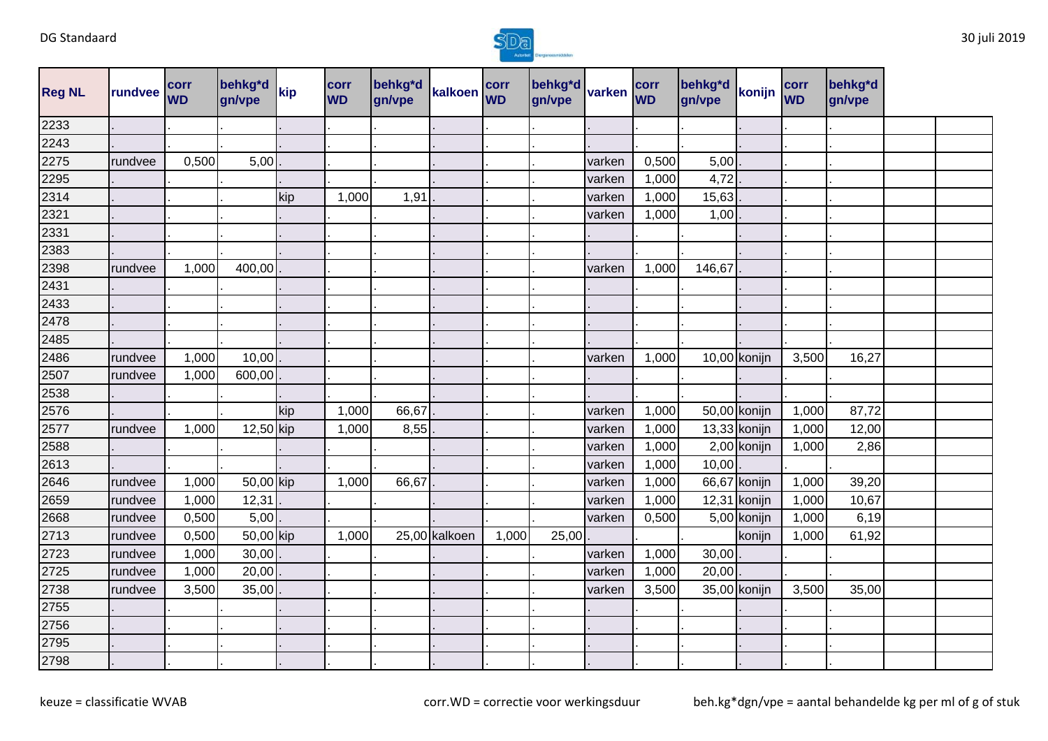| Reg NL | rundvee | corr WD | behkg*d gn/vpe | kip | corr WD | behkg*d gn/vpe | kalkoen | corr WD | behkg*d gn/vpe | varken | corr WD | behkg*d gn/vpe | konijn | corr WD | behkg*d gn/vpe | | |
|---|---|---|---|---|---|---|---|---|---|---|---|---|---|---|---|---|---|
| 2233 | . | . | . | . | . | . | . | . | . | . | . | . | . | . | . | | |
| 2243 | . | . | . | . | . | . | . | . | . | . | . | . | . | . | . | | |
| 2275 | rundvee | 0,500 | 5,00 | . | . | . | . | . | . | varken | 0,500 | 5,00 | . | . | . | | |
| 2295 | . | . | . | . | . | . | . | . | . | varken | 1,000 | 4,72 | . | . | . | | |
| 2314 | . | . | . | kip | 1,000 | 1,91 | . | . | . | varken | 1,000 | 15,63 | . | . | . | | |
| 2321 | . | . | . | . | . | . | . | . | . | varken | 1,000 | 1,00 | . | . | . | | |
| 2331 | . | . | . | . | . | . | . | . | . | . | . | . | . | . | . | | |
| 2383 | . | . | . | . | . | . | . | . | . | . | . | . | . | . | . | | |
| 2398 | rundvee | 1,000 | 400,00 | . | . | . | . | . | . | varken | 1,000 | 146,67 | . | . | . | | |
| 2431 | . | . | . | . | . | . | . | . | . | . | . | . | . | . | . | | |
| 2433 | . | . | . | . | . | . | . | . | . | . | . | . | . | . | . | | |
| 2478 | . | . | . | . | . | . | . | . | . | . | . | . | . | . | . | | |
| 2485 | . | . | . | . | . | . | . | . | . | . | . | . | . | . | . | | |
| 2486 | rundvee | 1,000 | 10,00 | . | . | . | . | . | . | varken | 1,000 | 10,00 | konijn | 3,500 | 16,27 | | |
| 2507 | rundvee | 1,000 | 600,00 | . | . | . | . | . | . | . | . | . | . | . | . | | |
| 2538 | . | . | . | . | . | . | . | . | . | . | . | . | . | . | . | | |
| 2576 | . | . | . | kip | 1,000 | 66,67 | . | . | . | varken | 1,000 | 50,00 | konijn | 1,000 | 87,72 | | |
| 2577 | rundvee | 1,000 | 12,50 | kip | 1,000 | 8,55 | . | . | . | varken | 1,000 | 13,33 | konijn | 1,000 | 12,00 | | |
| 2588 | . | . | . | . | . | . | . | . | . | varken | 1,000 | 2,00 | konijn | 1,000 | 2,86 | | |
| 2613 | . | . | . | . | . | . | . | . | . | varken | 1,000 | 10,00 | . | . | . | | |
| 2646 | rundvee | 1,000 | 50,00 | kip | 1,000 | 66,67 | . | . | . | varken | 1,000 | 66,67 | konijn | 1,000 | 39,20 | | |
| 2659 | rundvee | 1,000 | 12,31 | . | . | . | . | . | . | varken | 1,000 | 12,31 | konijn | 1,000 | 10,67 | | |
| 2668 | rundvee | 0,500 | 5,00 | . | . | . | . | . | . | varken | 0,500 | 5,00 | konijn | 1,000 | 6,19 | | |
| 2713 | rundvee | 0,500 | 50,00 | kip | 1,000 | 25,00 | kalkoen | 1,000 | 25,00 | . | . | . | konijn | 1,000 | 61,92 | | |
| 2723 | rundvee | 1,000 | 30,00 | . | . | . | . | . | . | varken | 1,000 | 30,00 | . | . | . | | |
| 2725 | rundvee | 1,000 | 20,00 | . | . | . | . | . | . | varken | 1,000 | 20,00 | . | . | . | | |
| 2738 | rundvee | 3,500 | 35,00 | . | . | . | . | . | . | varken | 3,500 | 35,00 | konijn | 3,500 | 35,00 | | |
| 2755 | . | . | . | . | . | . | . | . | . | . | . | . | . | . | . | | |
| 2756 | . | . | . | . | . | . | . | . | . | . | . | . | . | . | . | | |
| 2795 | . | . | . | . | . | . | . | . | . | . | . | . | . | . | . | | |
| 2798 | . | . | . | . | . | . | . | . | . | . | . | . | . | . | . | | |

keuze = classificatie WVAB

corr.WD = correctie voor werkingsduur

beh.kg*dgn/vpe = aantal behandelde kg per ml of g of stuk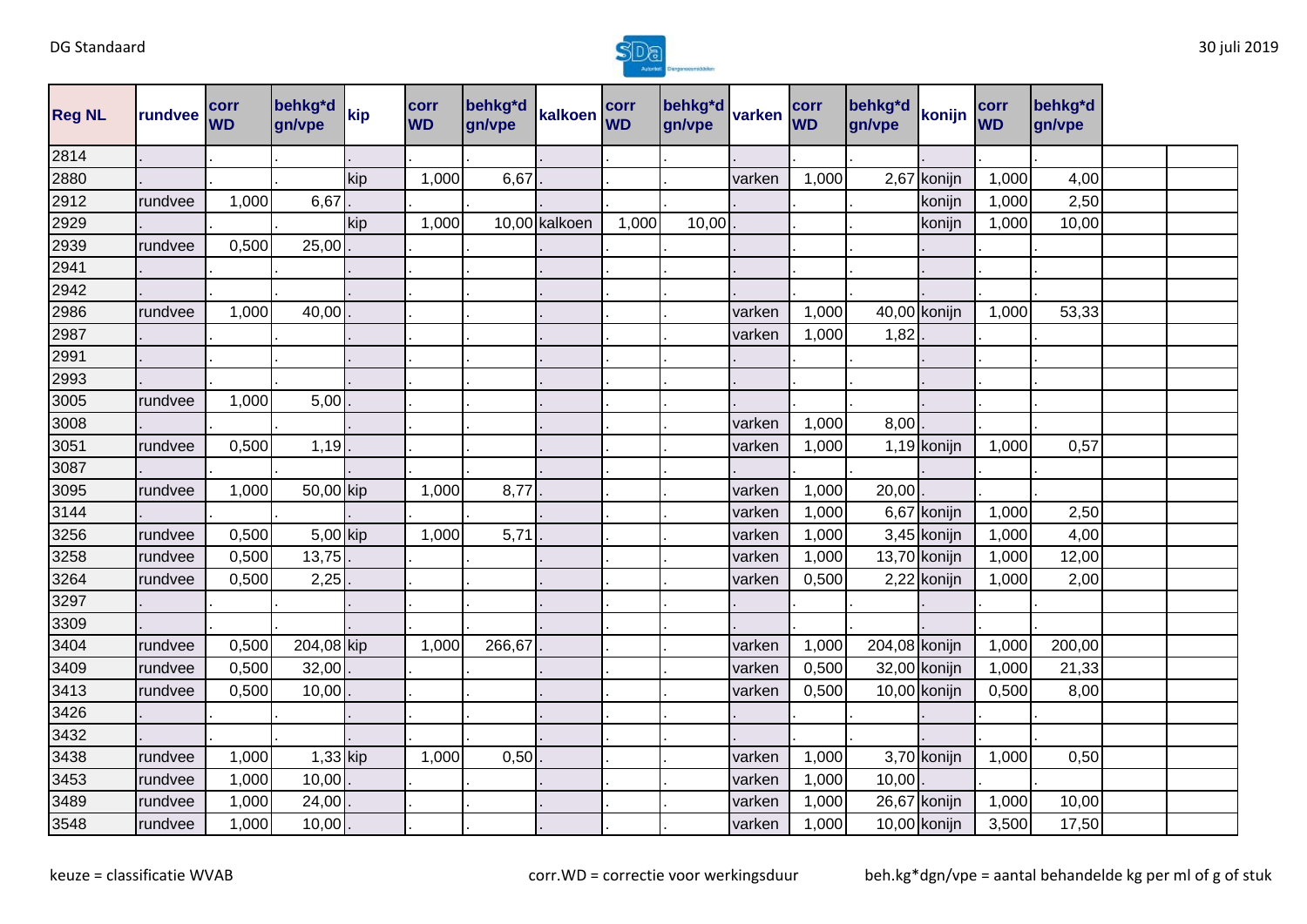| Reg NL | rundvee | corr WD | behkg*d gn/vpe | kip | corr WD | behkg*d gn/vpe | kalkoen | corr WD | behkg*d gn/vpe | varken | corr WD | behkg*d gn/vpe | konijn | corr WD | behkg*d gn/vpe | | |
|---|---|---|---|---|---|---|---|---|---|---|---|---|---|---|---|---|---|
| 2814 | . | . | . | . | . | . | . | . | . | . | . | . | . | . | . | | |
| 2880 | . | . | . | kip | 1,000 | 6,67 | . | . | . | varken | 1,000 | 2,67 | konijn | 1,000 | 4,00 | | |
| 2912 | rundvee | 1,000 | 6,67 | . | . | . | . | . | . | . | . | . | konijn | 1,000 | 2,50 | | |
| 2929 | . | . | . | kip | 1,000 | 10,00 | kalkoen | 1,000 | 10,00 | . | . | . | konijn | 1,000 | 10,00 | | |
| 2939 | rundvee | 0,500 | 25,00 | . | . | . | . | . | . | . | . | . | . | . | . | | |
| 2941 | . | . | . | . | . | . | . | . | . | . | . | . | . | . | . | | |
| 2942 | . | . | . | . | . | . | . | . | . | . | . | . | . | . | . | | |
| 2986 | rundvee | 1,000 | 40,00 | . | . | . | . | . | . | varken | 1,000 | 40,00 | konijn | 1,000 | 53,33 | | |
| 2987 | . | . | . | . | . | . | . | . | . | varken | 1,000 | 1,82 | . | . | . | | |
| 2991 | . | . | . | . | . | . | . | . | . | . | . | . | . | . | . | | |
| 2993 | . | . | . | . | . | . | . | . | . | . | . | . | . | . | . | | |
| 3005 | rundvee | 1,000 | 5,00 | . | . | . | . | . | . | . | . | . | . | . | . | | |
| 3008 | . | . | . | . | . | . | . | . | . | varken | 1,000 | 8,00 | . | . | . | | |
| 3051 | rundvee | 0,500 | 1,19 | . | . | . | . | . | . | varken | 1,000 | 1,19 | konijn | 1,000 | 0,57 | | |
| 3087 | . | . | . | . | . | . | . | . | . | . | . | . | . | . | . | | |
| 3095 | rundvee | 1,000 | 50,00 | kip | 1,000 | 8,77 | . | . | . | varken | 1,000 | 20,00 | . | . | . | | |
| 3144 | . | . | . | . | . | . | . | . | . | varken | 1,000 | 6,67 | konijn | 1,000 | 2,50 | | |
| 3256 | rundvee | 0,500 | 5,00 | kip | 1,000 | 5,71 | . | . | . | varken | 1,000 | 3,45 | konijn | 1,000 | 4,00 | | |
| 3258 | rundvee | 0,500 | 13,75 | . | . | . | . | . | . | varken | 1,000 | 13,70 | konijn | 1,000 | 12,00 | | |
| 3264 | rundvee | 0,500 | 2,25 | . | . | . | . | . | . | varken | 0,500 | 2,22 | konijn | 1,000 | 2,00 | | |
| 3297 | . | . | . | . | . | . | . | . | . | . | . | . | . | . | . | | |
| 3309 | . | . | . | . | . | . | . | . | . | . | . | . | . | . | . | | |
| 3404 | rundvee | 0,500 | 204,08 | kip | 1,000 | 266,67 | . | . | . | varken | 1,000 | 204,08 | konijn | 1,000 | 200,00 | | |
| 3409 | rundvee | 0,500 | 32,00 | . | . | . | . | . | . | varken | 0,500 | 32,00 | konijn | 1,000 | 21,33 | | |
| 3413 | rundvee | 0,500 | 10,00 | . | . | . | . | . | . | varken | 0,500 | 10,00 | konijn | 0,500 | 8,00 | | |
| 3426 | . | . | . | . | . | . | . | . | . | . | . | . | . | . | . | | |
| 3432 | . | . | . | . | . | . | . | . | . | . | . | . | . | . | . | | |
| 3438 | rundvee | 1,000 | 1,33 | kip | 1,000 | 0,50 | . | . | . | varken | 1,000 | 3,70 | konijn | 1,000 | 0,50 | | |
| 3453 | rundvee | 1,000 | 10,00 | . | . | . | . | . | . | varken | 1,000 | 10,00 | . | . | . | | |
| 3489 | rundvee | 1,000 | 24,00 | . | . | . | . | . | . | varken | 1,000 | 26,67 | konijn | 1,000 | 10,00 | | |
| 3548 | rundvee | 1,000 | 10,00 | . | . | . | . | . | . | varken | 1,000 | 10,00 | konijn | 3,500 | 17,50 | | |

keuze = classificatie WVAB

corr.WD = correctie voor werkingsduur

beh.kg*dgn/vpe = aantal behandelde kg per ml of g of stuk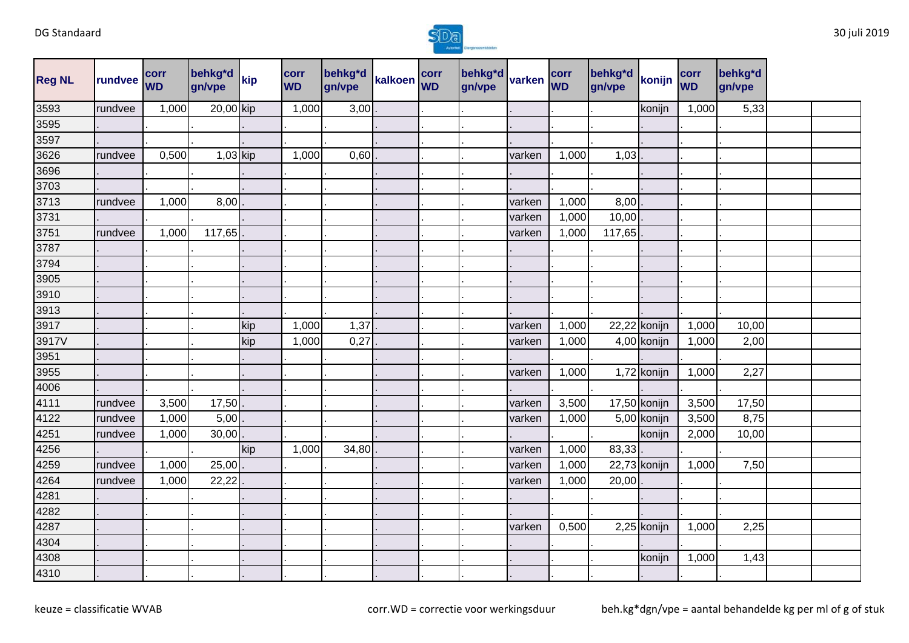| Reg NL | rundvee | corr WD | behkg*d gn/vpe | kip | corr WD | behkg*d gn/vpe | kalkoen | corr WD | behkg*d gn/vpe | varken | corr WD | behkg*d gn/vpe | konijn | corr WD | behkg*d gn/vpe | | |
|---|---|---|---|---|---|---|---|---|---|---|---|---|---|---|---|---|---|
| 3593 | rundvee | 1,000 | 20,00 | kip | 1,000 | 3,00 | . | . | . | . | . | . | konijn | 1,000 | 5,33 | | |
| 3595 | . | . | . | . | . | . | . | . | . | . | . | . | . | . | . | | |
| 3597 | . | . | . | . | . | . | . | . | . | . | . | . | . | . | . | | |
| 3626 | rundvee | 0,500 | 1,03 | kip | 1,000 | 0,60 | . | . | . | varken | 1,000 | 1,03 | . | . | . | | |
| 3696 | . | . | . | . | . | . | . | . | . | . | . | . | . | . | . | | |
| 3703 | . | . | . | . | . | . | . | . | . | . | . | . | . | . | . | | |
| 3713 | rundvee | 1,000 | 8,00 | . | . | . | . | . | . | varken | 1,000 | 8,00 | . | . | . | | |
| 3731 | . | . | . | . | . | . | . | . | . | varken | 1,000 | 10,00 | . | . | . | | |
| 3751 | rundvee | 1,000 | 117,65 | . | . | . | . | . | . | varken | 1,000 | 117,65 | . | . | . | | |
| 3787 | . | . | . | . | . | . | . | . | . | . | . | . | . | . | . | | |
| 3794 | . | . | . | . | . | . | . | . | . | . | . | . | . | . | . | | |
| 3905 | . | . | . | . | . | . | . | . | . | . | . | . | . | . | . | | |
| 3910 | . | . | . | . | . | . | . | . | . | . | . | . | . | . | . | | |
| 3913 | . | . | . | . | . | . | . | . | . | . | . | . | . | . | . | | |
| 3917 | . | . | . | kip | 1,000 | 1,37 | . | . | . | varken | 1,000 | 22,22 | konijn | 1,000 | 10,00 | | |
| 3917V | . | . | . | kip | 1,000 | 0,27 | . | . | . | varken | 1,000 | 4,00 | konijn | 1,000 | 2,00 | | |
| 3951 | . | . | . | . | . | . | . | . | . | . | . | . | . | . | . | | |
| 3955 | . | . | . | . | . | . | . | . | . | varken | 1,000 | 1,72 | konijn | 1,000 | 2,27 | | |
| 4006 | . | . | . | . | . | . | . | . | . | . | . | . | . | . | . | | |
| 4111 | rundvee | 3,500 | 17,50 | . | . | . | . | . | . | varken | 3,500 | 17,50 | konijn | 3,500 | 17,50 | | |
| 4122 | rundvee | 1,000 | 5,00 | . | . | . | . | . | . | varken | 1,000 | 5,00 | konijn | 3,500 | 8,75 | | |
| 4251 | rundvee | 1,000 | 30,00 | . | . | . | . | . | . | . | . | . | konijn | 2,000 | 10,00 | | |
| 4256 | . | . | . | kip | 1,000 | 34,80 | . | . | . | varken | 1,000 | 83,33 | . | . | . | | |
| 4259 | rundvee | 1,000 | 25,00 | . | . | . | . | . | . | varken | 1,000 | 22,73 | konijn | 1,000 | 7,50 | | |
| 4264 | rundvee | 1,000 | 22,22 | . | . | . | . | . | . | varken | 1,000 | 20,00 | . | . | . | | |
| 4281 | . | . | . | . | . | . | . | . | . | . | . | . | . | . | . | | |
| 4282 | . | . | . | . | . | . | . | . | . | . | . | . | . | . | . | | |
| 4287 | . | . | . | . | . | . | . | . | . | varken | 0,500 | 2,25 | konijn | 1,000 | 2,25 | | |
| 4304 | . | . | . | . | . | . | . | . | . | . | . | . | . | . | . | | |
| 4308 | . | . | . | . | . | . | . | . | . | . | . | . | konijn | 1,000 | 1,43 | | |
| 4310 | . | . | . | . | . | . | . | . | . | . | . | . | . | . | . | | |

keuze = classificatie WVAB    corr.WD = correctie voor werkingsduur    beh.kg*dgn/vpe = aantal behandelde kg per ml of g of stuk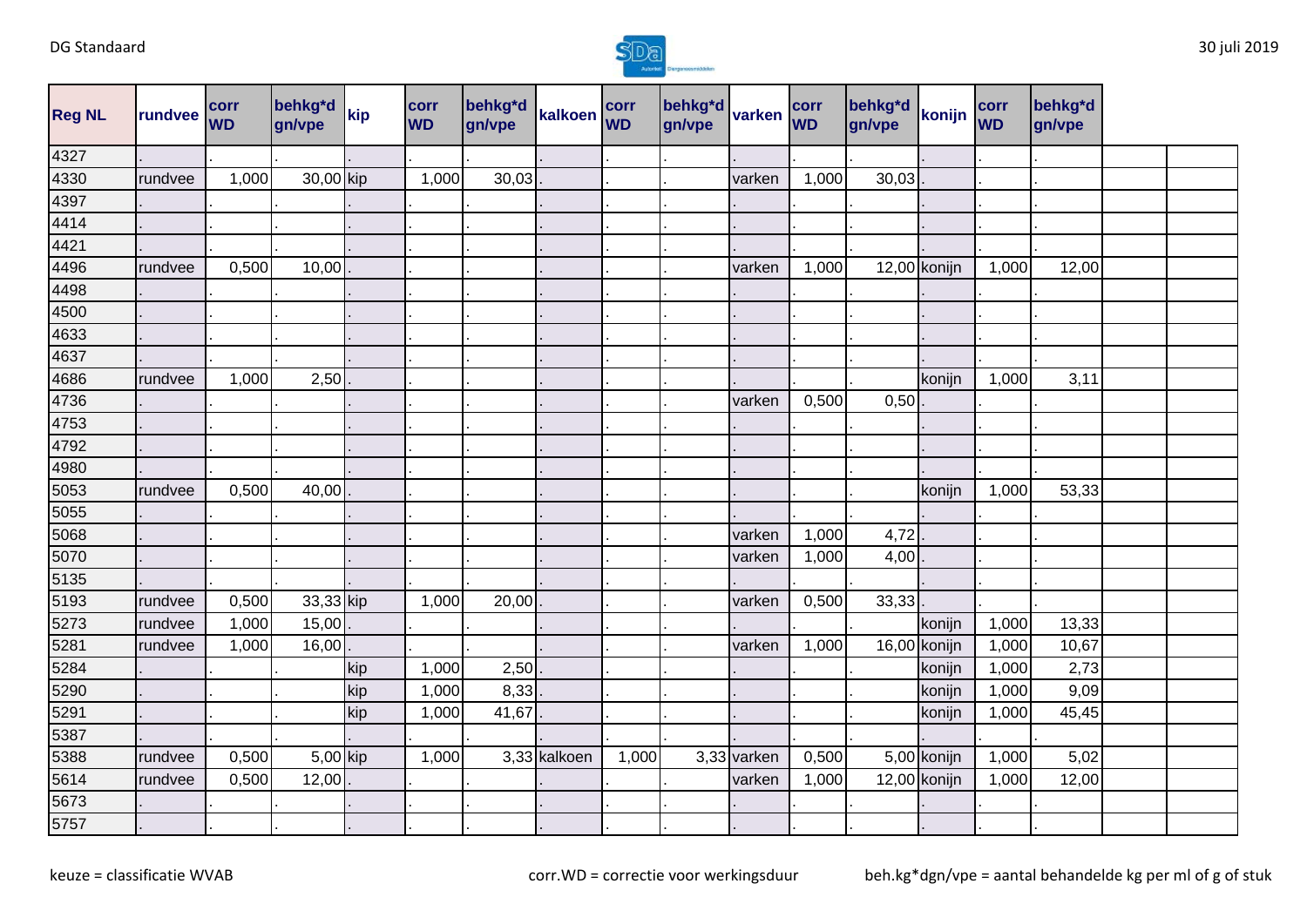| Reg NL | rundvee | corr WD | behkg*d gn/vpe | kip | corr WD | behkg*d gn/vpe | kalkoen | corr WD | behkg*d gn/vpe | varken | corr WD | behkg*d gn/vpe | konijn | corr WD | behkg*d gn/vpe | | |
|---|---|---|---|---|---|---|---|---|---|---|---|---|---|---|---|---|---|
| 4327 | . | . | . | . | . | . | . | . | . | . | . | . | . | . | . | | |
| 4330 | rundvee | 1,000 | 30,00 | kip | 1,000 | 30,03 | . | . | . | varken | 1,000 | 30,03 | . | . | . | | |
| 4397 | . | . | . | . | . | . | . | . | . | . | . | . | . | . | . | | |
| 4414 | . | . | . | . | . | . | . | . | . | . | . | . | . | . | . | | |
| 4421 | . | . | . | . | . | . | . | . | . | . | . | . | . | . | . | | |
| 4496 | rundvee | 0,500 | 10,00 | . | . | . | . | . | . | varken | 1,000 | 12,00 | konijn | 1,000 | 12,00 | | |
| 4498 | . | . | . | . | . | . | . | . | . | . | . | . | . | . | . | | |
| 4500 | . | . | . | . | . | . | . | . | . | . | . | . | . | . | . | | |
| 4633 | . | . | . | . | . | . | . | . | . | . | . | . | . | . | . | | |
| 4637 | . | . | . | . | . | . | . | . | . | . | . | . | . | . | . | | |
| 4686 | rundvee | 1,000 | 2,50 | . | . | . | . | . | . | . | . | . | konijn | 1,000 | 3,11 | | |
| 4736 | . | . | . | . | . | . | . | . | . | varken | 0,500 | 0,50 | . | . | . | | |
| 4753 | . | . | . | . | . | . | . | . | . | . | . | . | . | . | . | | |
| 4792 | . | . | . | . | . | . | . | . | . | . | . | . | . | . | . | | |
| 4980 | . | . | . | . | . | . | . | . | . | . | . | . | . | . | . | | |
| 5053 | rundvee | 0,500 | 40,00 | . | . | . | . | . | . | . | . | . | konijn | 1,000 | 53,33 | | |
| 5055 | . | . | . | . | . | . | . | . | . | . | . | . | . | . | . | | |
| 5068 | . | . | . | . | . | . | . | . | . | varken | 1,000 | 4,72 | . | . | . | | |
| 5070 | . | . | . | . | . | . | . | . | . | varken | 1,000 | 4,00 | . | . | . | | |
| 5135 | . | . | . | . | . | . | . | . | . | . | . | . | . | . | . | | |
| 5193 | rundvee | 0,500 | 33,33 | kip | 1,000 | 20,00 | . | . | . | varken | 0,500 | 33,33 | . | . | . | | |
| 5273 | rundvee | 1,000 | 15,00 | . | . | . | . | . | . | . | . | . | konijn | 1,000 | 13,33 | | |
| 5281 | rundvee | 1,000 | 16,00 | . | . | . | . | . | . | varken | 1,000 | 16,00 | konijn | 1,000 | 10,67 | | |
| 5284 | . | . | . | kip | 1,000 | 2,50 | . | . | . | . | . | . | konijn | 1,000 | 2,73 | | |
| 5290 | . | . | . | kip | 1,000 | 8,33 | . | . | . | . | . | . | konijn | 1,000 | 9,09 | | |
| 5291 | . | . | . | kip | 1,000 | 41,67 | . | . | . | . | . | . | konijn | 1,000 | 45,45 | | |
| 5387 | . | . | . | . | . | . | . | . | . | . | . | . | . | . | . | | |
| 5388 | rundvee | 0,500 | 5,00 | kip | 1,000 | 3,33 | kalkoen | 1,000 | 3,33 | varken | 0,500 | 5,00 | konijn | 1,000 | 5,02 | | |
| 5614 | rundvee | 0,500 | 12,00 | . | . | . | . | . | . | varken | 1,000 | 12,00 | konijn | 1,000 | 12,00 | | |
| 5673 | . | . | . | . | . | . | . | . | . | . | . | . | . | . | . | | |
| 5757 | . | . | . | . | . | . | . | . | . | . | . | . | . | . | . | | |

keuze = classificatie WVAB

corr.WD = correctie voor werkingsduur

beh.kg*dgn/vpe = aantal behandelde kg per ml of g of stuk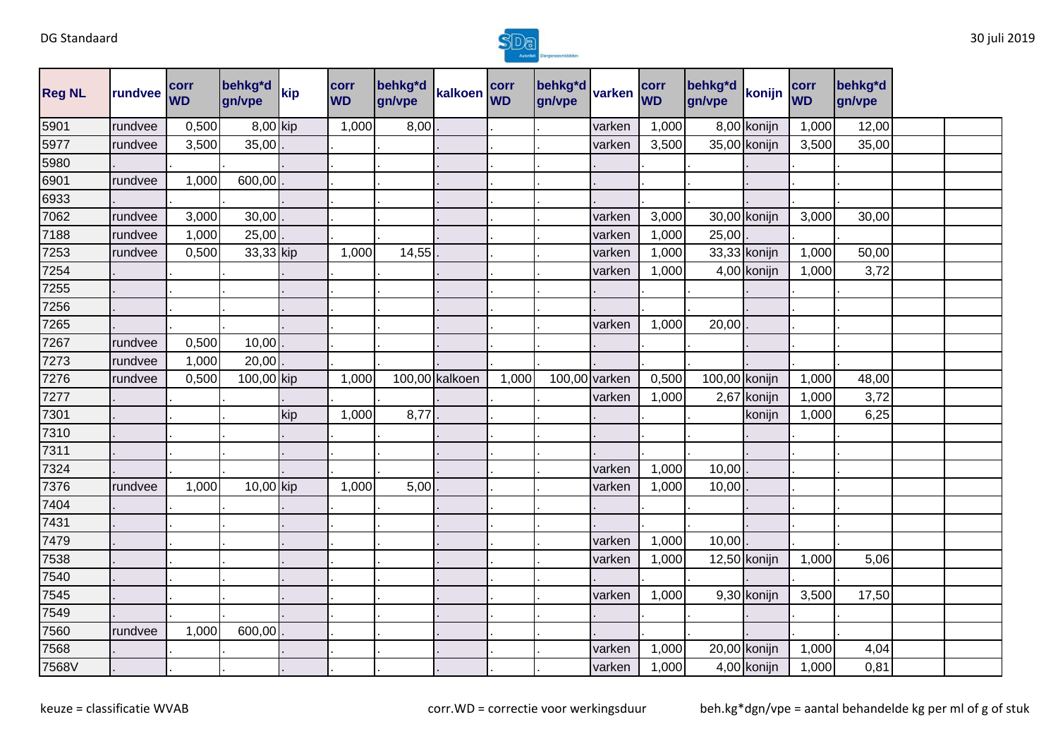| Reg NL | rundvee | corr WD | behkg*d gn/vpe | kip | corr WD | behkg*d gn/vpe | kalkoen | corr WD | behkg*d gn/vpe | varken | corr WD | behkg*d gn/vpe | konijn | corr WD | behkg*d gn/vpe | | |
|---|---|---|---|---|---|---|---|---|---|---|---|---|---|---|---|---|---|
| 5901 | rundvee | 0,500 | 8,00 | kip | 1,000 | 8,00 | . | . | . | varken | 1,000 | 8,00 | konijn | 1,000 | 12,00 | | |
| 5977 | rundvee | 3,500 | 35,00 | . | . | . | . | . | . | varken | 3,500 | 35,00 | konijn | 3,500 | 35,00 | | |
| 5980 | . | . | . | . | . | . | . | . | . | . | . | . | . | . | . | | |
| 6901 | rundvee | 1,000 | 600,00 | . | . | . | . | . | . | . | . | . | . | . | . | | |
| 6933 | . | . | . | . | . | . | . | . | . | . | . | . | . | . | . | | |
| 7062 | rundvee | 3,000 | 30,00 | . | . | . | . | . | . | varken | 3,000 | 30,00 | konijn | 3,000 | 30,00 | | |
| 7188 | rundvee | 1,000 | 25,00 | . | . | . | . | . | . | varken | 1,000 | 25,00 | . | . | . | | |
| 7253 | rundvee | 0,500 | 33,33 | kip | 1,000 | 14,55 | . | . | . | varken | 1,000 | 33,33 | konijn | 1,000 | 50,00 | | |
| 7254 | . | . | . | . | . | . | . | . | . | varken | 1,000 | 4,00 | konijn | 1,000 | 3,72 | | |
| 7255 | . | . | . | . | . | . | . | . | . | . | . | . | . | . | . | | |
| 7256 | . | . | . | . | . | . | . | . | . | . | . | . | . | . | . | | |
| 7265 | . | . | . | . | . | . | . | . | . | varken | 1,000 | 20,00 | . | . | . | | |
| 7267 | rundvee | 0,500 | 10,00 | . | . | . | . | . | . | . | . | . | . | . | . | | |
| 7273 | rundvee | 1,000 | 20,00 | . | . | . | . | . | . | . | . | . | . | . | . | | |
| 7276 | rundvee | 0,500 | 100,00 | kip | 1,000 | 100,00 | kalkoen | 1,000 | 100,00 | varken | 0,500 | 100,00 | konijn | 1,000 | 48,00 | | |
| 7277 | . | . | . | . | . | . | . | . | . | varken | 1,000 | 2,67 | konijn | 1,000 | 3,72 | | |
| 7301 | . | . | . | kip | 1,000 | 8,77 | . | . | . | . | . | . | konijn | 1,000 | 6,25 | | |
| 7310 | . | . | . | . | . | . | . | . | . | . | . | . | . | . | . | | |
| 7311 | . | . | . | . | . | . | . | . | . | . | . | . | . | . | . | | |
| 7324 | . | . | . | . | . | . | . | . | . | varken | 1,000 | 10,00 | . | . | . | | |
| 7376 | rundvee | 1,000 | 10,00 | kip | 1,000 | 5,00 | . | . | . | varken | 1,000 | 10,00 | . | . | . | | |
| 7404 | . | . | . | . | . | . | . | . | . | . | . | . | . | . | . | | |
| 7431 | . | . | . | . | . | . | . | . | . | . | . | . | . | . | . | | |
| 7479 | . | . | . | . | . | . | . | . | . | varken | 1,000 | 10,00 | . | . | . | | |
| 7538 | . | . | . | . | . | . | . | . | . | varken | 1,000 | 12,50 | konijn | 1,000 | 5,06 | | |
| 7540 | . | . | . | . | . | . | . | . | . | . | . | . | . | . | . | | |
| 7545 | . | . | . | . | . | . | . | . | . | varken | 1,000 | 9,30 | konijn | 3,500 | 17,50 | | |
| 7549 | . | . | . | . | . | . | . | . | . | . | . | . | . | . | . | | |
| 7560 | rundvee | 1,000 | 600,00 | . | . | . | . | . | . | . | . | . | . | . | . | | |
| 7568 | . | . | . | . | . | . | . | . | . | varken | 1,000 | 20,00 | konijn | 1,000 | 4,04 | | |
| 7568V | . | . | . | . | . | . | . | . | . | varken | 1,000 | 4,00 | konijn | 1,000 | 0,81 | | |

keuze = classificatie WVAB | corr.WD = correctie voor werkingsduur | beh.kg*dgn/vpe = aantal behandelde kg per ml of g of stuk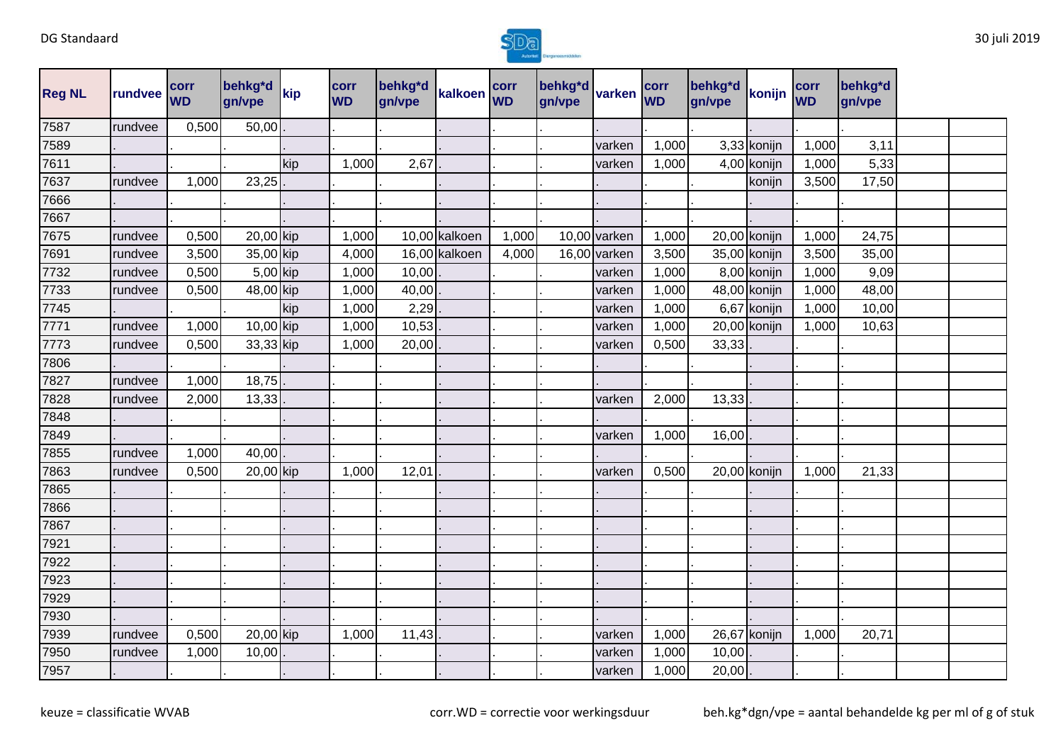| Reg NL | rundvee | corr WD | behkg*d gn/vpe | kip | corr WD | behkg*d gn/vpe | kalkoen | corr WD | behkg*d gn/vpe | varken | corr WD | behkg*d gn/vpe | konijn | corr WD | behkg*d gn/vpe | | |
|---|---|---|---|---|---|---|---|---|---|---|---|---|---|---|---|---|---|
| 7587 | rundvee | 0,500 | 50,00 | . | . | . | . | . | . | . | . | . | . | . | . | | |
| 7589 | . | . | . | . | . | . | . | . | . | varken | 1,000 | 3,33 | konijn | 1,000 | 3,11 | | |
| 7611 | . | . | . | kip | 1,000 | 2,67 | . | . | . | varken | 1,000 | 4,00 | konijn | 1,000 | 5,33 | | |
| 7637 | rundvee | 1,000 | 23,25 | . | . | . | . | . | . | . | . | . | konijn | 3,500 | 17,50 | | |
| 7666 | . | . | . | . | . | . | . | . | . | . | . | . | . | . | . | | |
| 7667 | . | . | . | . | . | . | . | . | . | . | . | . | . | . | . | | |
| 7675 | rundvee | 0,500 | 20,00 | kip | 1,000 | 10,00 | kalkoen | 1,000 | 10,00 | varken | 1,000 | 20,00 | konijn | 1,000 | 24,75 | | |
| 7691 | rundvee | 3,500 | 35,00 | kip | 4,000 | 16,00 | kalkoen | 4,000 | 16,00 | varken | 3,500 | 35,00 | konijn | 3,500 | 35,00 | | |
| 7732 | rundvee | 0,500 | 5,00 | kip | 1,000 | 10,00 | . | . | . | varken | 1,000 | 8,00 | konijn | 1,000 | 9,09 | | |
| 7733 | rundvee | 0,500 | 48,00 | kip | 1,000 | 40,00 | . | . | . | varken | 1,000 | 48,00 | konijn | 1,000 | 48,00 | | |
| 7745 | . | . | . | kip | 1,000 | 2,29 | . | . | . | varken | 1,000 | 6,67 | konijn | 1,000 | 10,00 | | |
| 7771 | rundvee | 1,000 | 10,00 | kip | 1,000 | 10,53 | . | . | . | varken | 1,000 | 20,00 | konijn | 1,000 | 10,63 | | |
| 7773 | rundvee | 0,500 | 33,33 | kip | 1,000 | 20,00 | . | . | . | varken | 0,500 | 33,33 | . | . | . | | |
| 7806 | . | . | . | . | . | . | . | . | . | . | . | . | . | . | . | | |
| 7827 | rundvee | 1,000 | 18,75 | . | . | . | . | . | . | . | . | . | . | . | . | | |
| 7828 | rundvee | 2,000 | 13,33 | . | . | . | . | . | . | varken | 2,000 | 13,33 | . | . | . | | |
| 7848 | . | . | . | . | . | . | . | . | . | . | . | . | . | . | . | | |
| 7849 | . | . | . | . | . | . | . | . | . | varken | 1,000 | 16,00 | . | . | . | | |
| 7855 | rundvee | 1,000 | 40,00 | . | . | . | . | . | . | . | . | . | . | . | . | | |
| 7863 | rundvee | 0,500 | 20,00 | kip | 1,000 | 12,01 | . | . | . | varken | 0,500 | 20,00 | konijn | 1,000 | 21,33 | | |
| 7865 | . | . | . | . | . | . | . | . | . | . | . | . | . | . | . | | |
| 7866 | . | . | . | . | . | . | . | . | . | . | . | . | . | . | . | | |
| 7867 | . | . | . | . | . | . | . | . | . | . | . | . | . | . | . | | |
| 7921 | . | . | . | . | . | . | . | . | . | . | . | . | . | . | . | | |
| 7922 | . | . | . | . | . | . | . | . | . | . | . | . | . | . | . | | |
| 7923 | . | . | . | . | . | . | . | . | . | . | . | . | . | . | . | | |
| 7929 | . | . | . | . | . | . | . | . | . | . | . | . | . | . | . | | |
| 7930 | . | . | . | . | . | . | . | . | . | . | . | . | . | . | . | | |
| 7939 | rundvee | 0,500 | 20,00 | kip | 1,000 | 11,43 | . | . | . | varken | 1,000 | 26,67 | konijn | 1,000 | 20,71 | | |
| 7950 | rundvee | 1,000 | 10,00 | . | . | . | . | . | . | varken | 1,000 | 10,00 | . | . | . | | |
| 7957 | . | . | . | . | . | . | . | . | . | varken | 1,000 | 20,00 | . | . | . | | |

keuze = classificatie WVAB

corr.WD = correctie voor werkingsduur

beh.kg*dgn/vpe = aantal behandelde kg per ml of g of stuk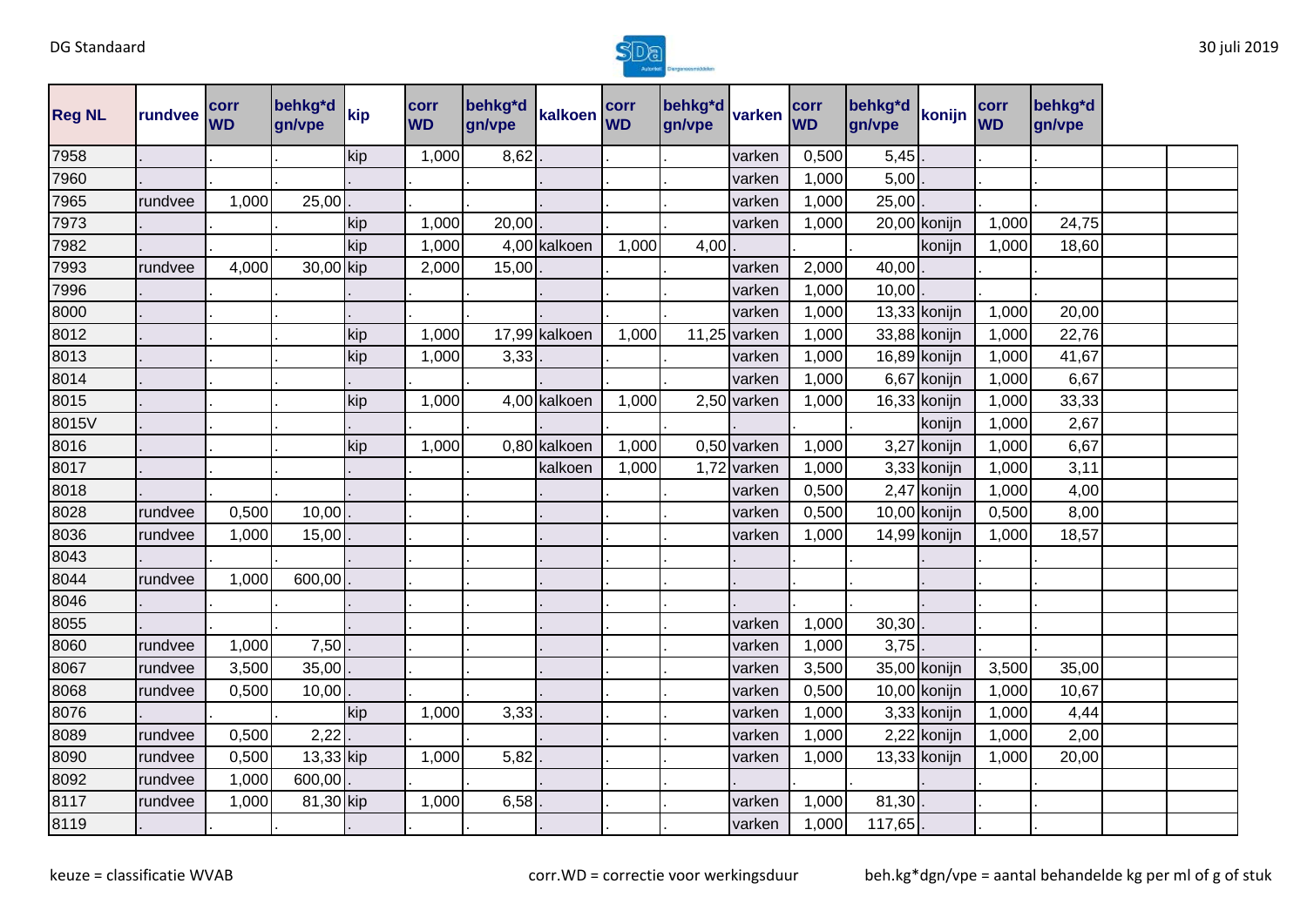| Reg NL | rundvee | corr WD | behkg*d gn/vpe | kip | corr WD | behkg*d gn/vpe | kalkoen | corr WD | behkg*d gn/vpe | varken | corr WD | behkg*d gn/vpe | konijn | corr WD | behkg*d gn/vpe | | |
|---|---|---|---|---|---|---|---|---|---|---|---|---|---|---|---|---|---|
| 7958 | . | . | . | kip | 1,000 | 8,62 | . | . | . | varken | 0,500 | 5,45 | . | . | . | | |
| 7960 | . | . | . | . | . | . | . | . | . | varken | 1,000 | 5,00 | . | . | . | | |
| 7965 | rundvee | 1,000 | 25,00 | . | . | . | . | . | . | varken | 1,000 | 25,00 | . | . | . | | |
| 7973 | . | . | . | kip | 1,000 | 20,00 | . | . | . | varken | 1,000 | 20,00 | konijn | 1,000 | 24,75 | | |
| 7982 | . | . | . | kip | 1,000 | 4,00 | kalkoen | 1,000 | 4,00 | . | . | . | konijn | 1,000 | 18,60 | | |
| 7993 | rundvee | 4,000 | 30,00 | kip | 2,000 | 15,00 | . | . | . | varken | 2,000 | 40,00 | . | . | . | | |
| 7996 | . | . | . | . | . | . | . | . | . | varken | 1,000 | 10,00 | . | . | . | | |
| 8000 | . | . | . | . | . | . | . | . | . | varken | 1,000 | 13,33 | konijn | 1,000 | 20,00 | | |
| 8012 | . | . | . | kip | 1,000 | 17,99 | kalkoen | 1,000 | 11,25 | varken | 1,000 | 33,88 | konijn | 1,000 | 22,76 | | |
| 8013 | . | . | . | kip | 1,000 | 3,33 | . | . | . | varken | 1,000 | 16,89 | konijn | 1,000 | 41,67 | | |
| 8014 | . | . | . | . | . | . | . | . | . | varken | 1,000 | 6,67 | konijn | 1,000 | 6,67 | | |
| 8015 | . | . | . | kip | 1,000 | 4,00 | kalkoen | 1,000 | 2,50 | varken | 1,000 | 16,33 | konijn | 1,000 | 33,33 | | |
| 8015V | . | . | . | . | . | . | . | . | . | . | . | . | konijn | 1,000 | 2,67 | | |
| 8016 | . | . | . | kip | 1,000 | 0,80 | kalkoen | 1,000 | 0,50 | varken | 1,000 | 3,27 | konijn | 1,000 | 6,67 | | |
| 8017 | . | . | . | . | . | . | kalkoen | 1,000 | 1,72 | varken | 1,000 | 3,33 | konijn | 1,000 | 3,11 | | |
| 8018 | . | . | . | . | . | . | . | . | . | varken | 0,500 | 2,47 | konijn | 1,000 | 4,00 | | |
| 8028 | rundvee | 0,500 | 10,00 | . | . | . | . | . | . | varken | 0,500 | 10,00 | konijn | 0,500 | 8,00 | | |
| 8036 | rundvee | 1,000 | 15,00 | . | . | . | . | . | . | varken | 1,000 | 14,99 | konijn | 1,000 | 18,57 | | |
| 8043 | . | . | . | . | . | . | . | . | . | . | . | . | . | . | . | | |
| 8044 | rundvee | 1,000 | 600,00 | . | . | . | . | . | . | . | . | . | . | . | . | | |
| 8046 | . | . | . | . | . | . | . | . | . | . | . | . | . | . | . | | |
| 8055 | . | . | . | . | . | . | . | . | . | varken | 1,000 | 30,30 | . | . | . | | |
| 8060 | rundvee | 1,000 | 7,50 | . | . | . | . | . | . | varken | 1,000 | 3,75 | . | . | . | | |
| 8067 | rundvee | 3,500 | 35,00 | . | . | . | . | . | . | varken | 3,500 | 35,00 | konijn | 3,500 | 35,00 | | |
| 8068 | rundvee | 0,500 | 10,00 | . | . | . | . | . | . | varken | 0,500 | 10,00 | konijn | 1,000 | 10,67 | | |
| 8076 | . | . | . | kip | 1,000 | 3,33 | . | . | . | varken | 1,000 | 3,33 | konijn | 1,000 | 4,44 | | |
| 8089 | rundvee | 0,500 | 2,22 | . | . | . | . | . | . | varken | 1,000 | 2,22 | konijn | 1,000 | 2,00 | | |
| 8090 | rundvee | 0,500 | 13,33 | kip | 1,000 | 5,82 | . | . | . | varken | 1,000 | 13,33 | konijn | 1,000 | 20,00 | | |
| 8092 | rundvee | 1,000 | 600,00 | . | . | . | . | . | . | . | . | . | . | . | . | | |
| 8117 | rundvee | 1,000 | 81,30 | kip | 1,000 | 6,58 | . | . | . | varken | 1,000 | 81,30 | . | . | . | | |
| 8119 | . | . | . | . | . | . | . | . | . | varken | 1,000 | 117,65 | . | . | . | | |

keuze = classificatie WVAB

corr.WD = correctie voor werkingsduur

beh.kg*dgn/vpe = aantal behandelde kg per ml of g of stuk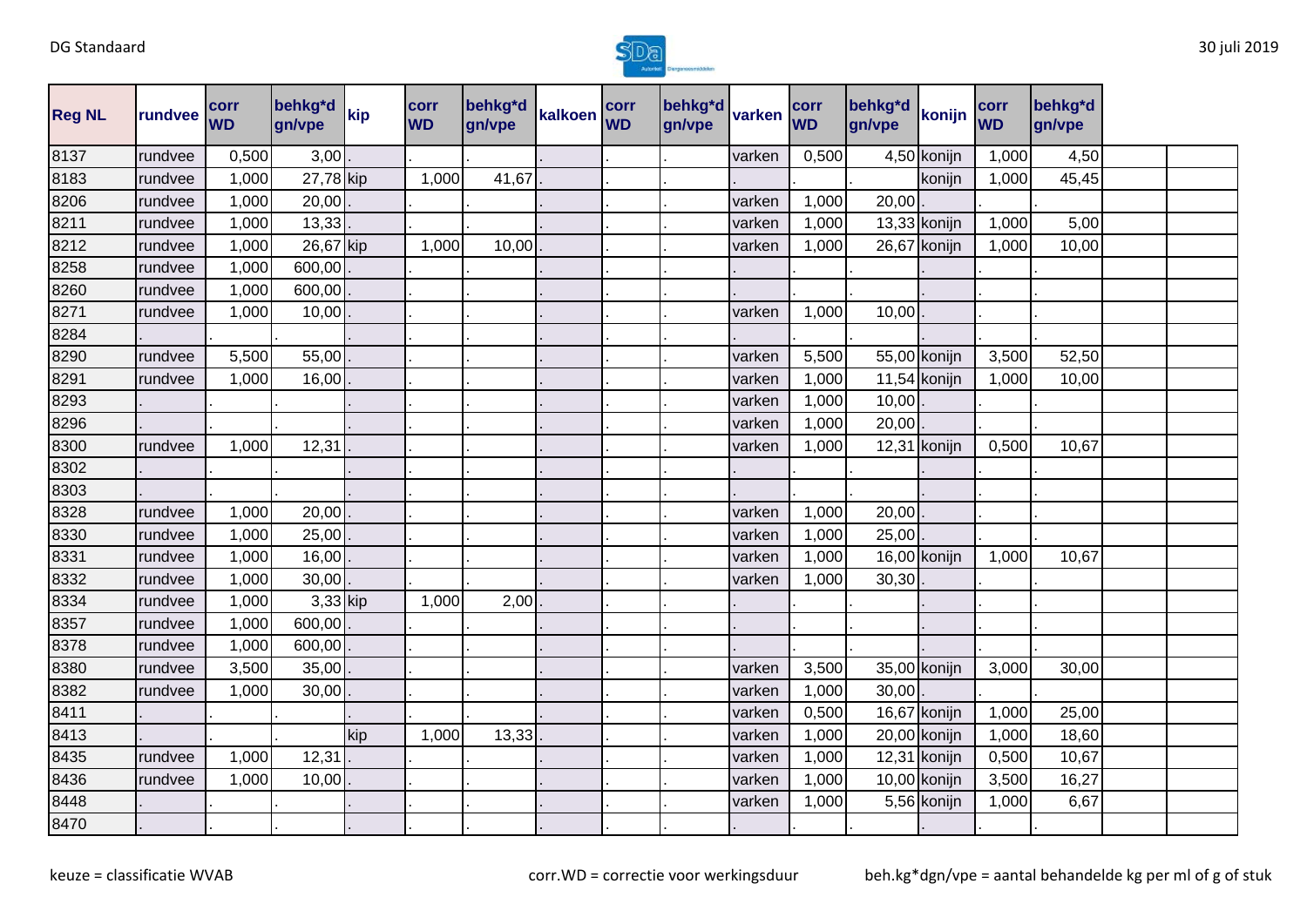| Reg NL | rundvee | corr WD | behkg*d gn/vpe | kip | corr WD | behkg*d gn/vpe | kalkoen | corr WD | behkg*d gn/vpe | varken | corr WD | behkg*d gn/vpe | konijn | corr WD | behkg*d gn/vpe | | |
|---|---|---|---|---|---|---|---|---|---|---|---|---|---|---|---|---|---|
| 8137 | rundvee | 0,500 | 3,00 | . | . | . | . | . | . | varken | 0,500 | 4,50 | konijn | 1,000 | 4,50 | | |
| 8183 | rundvee | 1,000 | 27,78 | kip | 1,000 | 41,67 | . | . | . | . | . | . | konijn | 1,000 | 45,45 | | |
| 8206 | rundvee | 1,000 | 20,00 | . | . | . | . | . | . | varken | 1,000 | 20,00 | . | . | . | | |
| 8211 | rundvee | 1,000 | 13,33 | . | . | . | . | . | . | varken | 1,000 | 13,33 | konijn | 1,000 | 5,00 | | |
| 8212 | rundvee | 1,000 | 26,67 | kip | 1,000 | 10,00 | . | . | . | varken | 1,000 | 26,67 | konijn | 1,000 | 10,00 | | |
| 8258 | rundvee | 1,000 | 600,00 | . | . | . | . | . | . | . | . | . | . | . | . | | |
| 8260 | rundvee | 1,000 | 600,00 | . | . | . | . | . | . | . | . | . | . | . | . | | |
| 8271 | rundvee | 1,000 | 10,00 | . | . | . | . | . | . | varken | 1,000 | 10,00 | . | . | . | | |
| 8284 | . | . | . | . | . | . | . | . | . | . | . | . | . | . | . | | |
| 8290 | rundvee | 5,500 | 55,00 | . | . | . | . | . | . | varken | 5,500 | 55,00 | konijn | 3,500 | 52,50 | | |
| 8291 | rundvee | 1,000 | 16,00 | . | . | . | . | . | . | varken | 1,000 | 11,54 | konijn | 1,000 | 10,00 | | |
| 8293 | . | . | . | . | . | . | . | . | . | varken | 1,000 | 10,00 | . | . | . | | |
| 8296 | . | . | . | . | . | . | . | . | . | varken | 1,000 | 20,00 | . | . | . | | |
| 8300 | rundvee | 1,000 | 12,31 | . | . | . | . | . | . | varken | 1,000 | 12,31 | konijn | 0,500 | 10,67 | | |
| 8302 | . | . | . | . | . | . | . | . | . | . | . | . | . | . | . | | |
| 8303 | . | . | . | . | . | . | . | . | . | . | . | . | . | . | . | | |
| 8328 | rundvee | 1,000 | 20,00 | . | . | . | . | . | . | varken | 1,000 | 20,00 | . | . | . | | |
| 8330 | rundvee | 1,000 | 25,00 | . | . | . | . | . | . | varken | 1,000 | 25,00 | . | . | . | | |
| 8331 | rundvee | 1,000 | 16,00 | . | . | . | . | . | . | varken | 1,000 | 16,00 | konijn | 1,000 | 10,67 | | |
| 8332 | rundvee | 1,000 | 30,00 | . | . | . | . | . | . | varken | 1,000 | 30,30 | . | . | . | | |
| 8334 | rundvee | 1,000 | 3,33 | kip | 1,000 | 2,00 | . | . | . | . | . | . | . | . | . | | |
| 8357 | rundvee | 1,000 | 600,00 | . | . | . | . | . | . | . | . | . | . | . | . | | |
| 8378 | rundvee | 1,000 | 600,00 | . | . | . | . | . | . | . | . | . | . | . | . | | |
| 8380 | rundvee | 3,500 | 35,00 | . | . | . | . | . | . | varken | 3,500 | 35,00 | konijn | 3,000 | 30,00 | | |
| 8382 | rundvee | 1,000 | 30,00 | . | . | . | . | . | . | varken | 1,000 | 30,00 | . | . | . | | |
| 8411 | . | . | . | . | . | . | . | . | . | varken | 0,500 | 16,67 | konijn | 1,000 | 25,00 | | |
| 8413 | . | . | . | kip | 1,000 | 13,33 | . | . | . | varken | 1,000 | 20,00 | konijn | 1,000 | 18,60 | | |
| 8435 | rundvee | 1,000 | 12,31 | . | . | . | . | . | . | varken | 1,000 | 12,31 | konijn | 0,500 | 10,67 | | |
| 8436 | rundvee | 1,000 | 10,00 | . | . | . | . | . | . | varken | 1,000 | 10,00 | konijn | 3,500 | 16,27 | | |
| 8448 | . | . | . | . | . | . | . | . | . | varken | 1,000 | 5,56 | konijn | 1,000 | 6,67 | | |
| 8470 | . | . | . | . | . | . | . | . | . | . | . | . | . | . | . | | |

keuze = classificatie WVAB

corr.WD = correctie voor werkingsduur

beh.kg*dgn/vpe = aantal behandelde kg per ml of g of stuk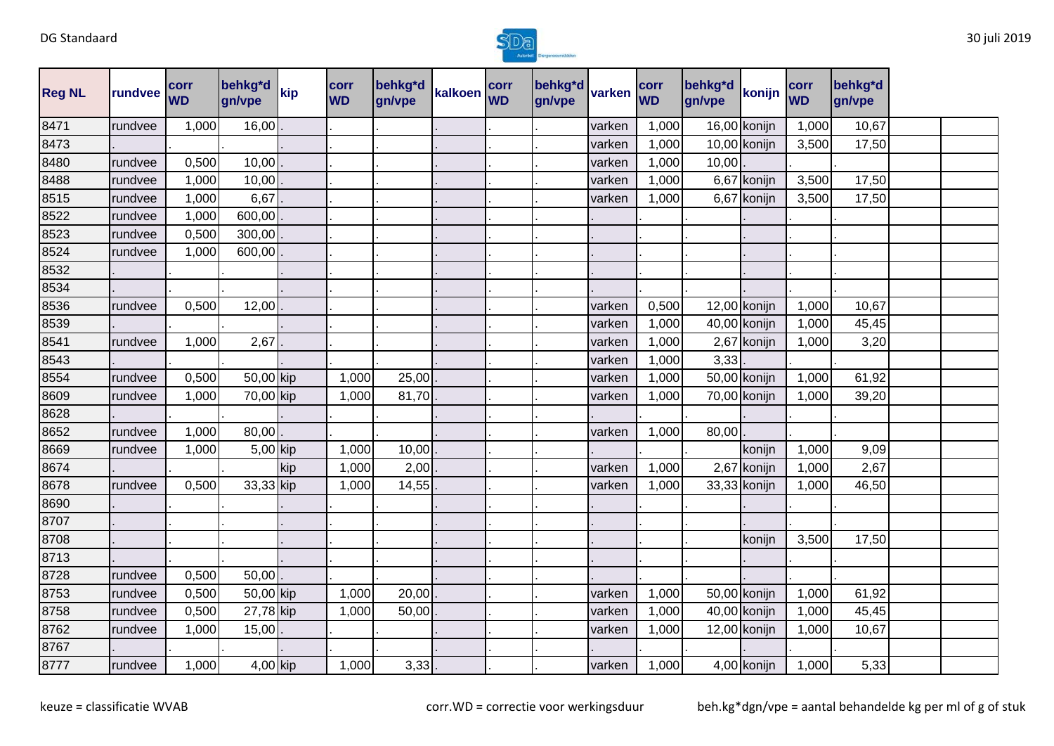| Reg NL | rundvee | corr WD | behkg*d gn/vpe | kip | corr WD | behkg*d gn/vpe | kalkoen | corr WD | behkg*d gn/vpe | varken | corr WD | behkg*d gn/vpe | konijn | corr WD | behkg*d gn/vpe | | |
|---|---|---|---|---|---|---|---|---|---|---|---|---|---|---|---|---|---|
| 8471 | rundvee | 1,000 | 16,00 | . | . | . | . | . | . | varken | 1,000 | 16,00 | konijn | 1,000 | 10,67 | | |
| 8473 | . | . | . | . | . | . | . | . | . | varken | 1,000 | 10,00 | konijn | 3,500 | 17,50 | | |
| 8480 | rundvee | 0,500 | 10,00 | . | . | . | . | . | . | varken | 1,000 | 10,00 | . | . | . | | |
| 8488 | rundvee | 1,000 | 10,00 | . | . | . | . | . | . | varken | 1,000 | 6,67 | konijn | 3,500 | 17,50 | | |
| 8515 | rundvee | 1,000 | 6,67 | . | . | . | . | . | . | varken | 1,000 | 6,67 | konijn | 3,500 | 17,50 | | |
| 8522 | rundvee | 1,000 | 600,00 | . | . | . | . | . | . | . | . | . | . | . | . | | |
| 8523 | rundvee | 0,500 | 300,00 | . | . | . | . | . | . | . | . | . | . | . | . | | |
| 8524 | rundvee | 1,000 | 600,00 | . | . | . | . | . | . | . | . | . | . | . | . | | |
| 8532 | . | . | . | . | . | . | . | . | . | . | . | . | . | . | . | | |
| 8534 | . | . | . | . | . | . | . | . | . | . | . | . | . | . | . | | |
| 8536 | rundvee | 0,500 | 12,00 | . | . | . | . | . | . | varken | 0,500 | 12,00 | konijn | 1,000 | 10,67 | | |
| 8539 | . | . | . | . | . | . | . | . | . | varken | 1,000 | 40,00 | konijn | 1,000 | 45,45 | | |
| 8541 | rundvee | 1,000 | 2,67 | . | . | . | . | . | . | varken | 1,000 | 2,67 | konijn | 1,000 | 3,20 | | |
| 8543 | . | . | . | . | . | . | . | . | . | varken | 1,000 | 3,33 | . | . | . | | |
| 8554 | rundvee | 0,500 | 50,00 | kip | 1,000 | 25,00 | . | . | . | varken | 1,000 | 50,00 | konijn | 1,000 | 61,92 | | |
| 8609 | rundvee | 1,000 | 70,00 | kip | 1,000 | 81,70 | . | . | . | varken | 1,000 | 70,00 | konijn | 1,000 | 39,20 | | |
| 8628 | . | . | . | . | . | . | . | . | . | . | . | . | . | . | . | | |
| 8652 | rundvee | 1,000 | 80,00 | . | . | . | . | . | . | varken | 1,000 | 80,00 | . | . | . | | |
| 8669 | rundvee | 1,000 | 5,00 | kip | 1,000 | 10,00 | . | . | . | . | . | . | konijn | 1,000 | 9,09 | | |
| 8674 | . | . | . | kip | 1,000 | 2,00 | . | . | . | varken | 1,000 | 2,67 | konijn | 1,000 | 2,67 | | |
| 8678 | rundvee | 0,500 | 33,33 | kip | 1,000 | 14,55 | . | . | . | varken | 1,000 | 33,33 | konijn | 1,000 | 46,50 | | |
| 8690 | . | . | . | . | . | . | . | . | . | . | . | . | . | . | . | | |
| 8707 | . | . | . | . | . | . | . | . | . | . | . | . | . | . | . | | |
| 8708 | . | . | . | . | . | . | . | . | . | . | . | . | konijn | 3,500 | 17,50 | | |
| 8713 | . | . | . | . | . | . | . | . | . | . | . | . | . | . | . | | |
| 8728 | rundvee | 0,500 | 50,00 | . | . | . | . | . | . | . | . | . | . | . | . | | |
| 8753 | rundvee | 0,500 | 50,00 | kip | 1,000 | 20,00 | . | . | . | varken | 1,000 | 50,00 | konijn | 1,000 | 61,92 | | |
| 8758 | rundvee | 0,500 | 27,78 | kip | 1,000 | 50,00 | . | . | . | varken | 1,000 | 40,00 | konijn | 1,000 | 45,45 | | |
| 8762 | rundvee | 1,000 | 15,00 | . | . | . | . | . | . | varken | 1,000 | 12,00 | konijn | 1,000 | 10,67 | | |
| 8767 | . | . | . | . | . | . | . | . | . | . | . | . | . | . | . | | |
| 8777 | rundvee | 1,000 | 4,00 | kip | 1,000 | 3,33 | . | . | . | varken | 1,000 | 4,00 | konijn | 1,000 | 5,33 | | |

keuze = classificatie WVAB    corr.WD = correctie voor werkingsduur    beh.kg*dgn/vpe = aantal behandelde kg per ml of g of stuk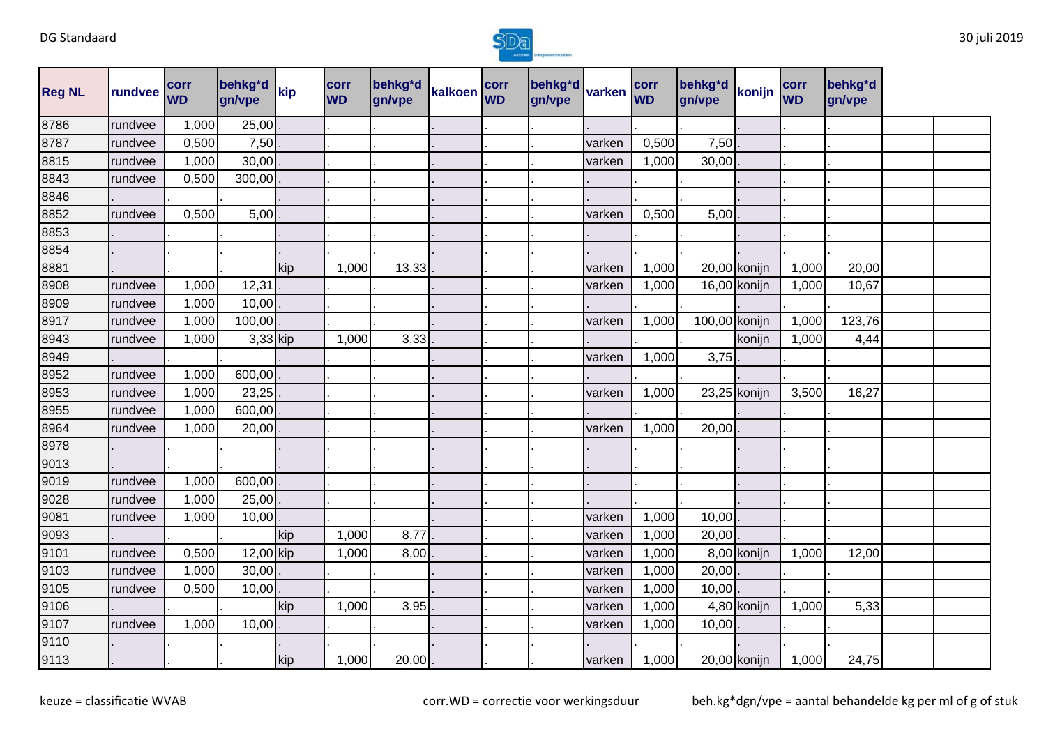| Reg NL | rundvee | corr WD | behkg*d gn/vpe | kip | corr WD | behkg*d gn/vpe | kalkoen | corr WD | behkg*d gn/vpe | varken | corr WD | behkg*d gn/vpe | konijn | corr WD | behkg*d gn/vpe | | |
|---|---|---|---|---|---|---|---|---|---|---|---|---|---|---|---|---|---|
| 8786 | rundvee | 1,000 | 25,00 | . | . | . | . | . | . | . | . | . | . | . | . | | |
| 8787 | rundvee | 0,500 | 7,50 | . | . | . | . | . | . | varken | 0,500 | 7,50 | . | . | . | | |
| 8815 | rundvee | 1,000 | 30,00 | . | . | . | . | . | . | varken | 1,000 | 30,00 | . | . | . | | |
| 8843 | rundvee | 0,500 | 300,00 | . | . | . | . | . | . | . | . | . | . | . | . | | |
| 8846 | . | . | . | . | . | . | . | . | . | . | . | . | . | . | . | | |
| 8852 | rundvee | 0,500 | 5,00 | . | . | . | . | . | . | varken | 0,500 | 5,00 | . | . | . | | |
| 8853 | . | . | . | . | . | . | . | . | . | . | . | . | . | . | . | | |
| 8854 | . | . | . | . | . | . | . | . | . | . | . | . | . | . | . | | |
| 8881 | . | . | . | kip | 1,000 | 13,33 | . | . | . | varken | 1,000 | 20,00 | konijn | 1,000 | 20,00 | | |
| 8908 | rundvee | 1,000 | 12,31 | . | . | . | . | . | . | varken | 1,000 | 16,00 | konijn | 1,000 | 10,67 | | |
| 8909 | rundvee | 1,000 | 10,00 | . | . | . | . | . | . | . | . | . | . | . | . | | |
| 8917 | rundvee | 1,000 | 100,00 | . | . | . | . | . | . | varken | 1,000 | 100,00 | konijn | 1,000 | 123,76 | | |
| 8943 | rundvee | 1,000 | 3,33 | kip | 1,000 | 3,33 | . | . | . | . | . | . | konijn | 1,000 | 4,44 | | |
| 8949 | . | . | . | . | . | . | . | . | . | varken | 1,000 | 3,75 | . | . | . | | |
| 8952 | rundvee | 1,000 | 600,00 | . | . | . | . | . | . | . | . | . | . | . | . | | |
| 8953 | rundvee | 1,000 | 23,25 | . | . | . | . | . | . | varken | 1,000 | 23,25 | konijn | 3,500 | 16,27 | | |
| 8955 | rundvee | 1,000 | 600,00 | . | . | . | . | . | . | . | . | . | . | . | . | | |
| 8964 | rundvee | 1,000 | 20,00 | . | . | . | . | . | . | varken | 1,000 | 20,00 | . | . | . | | |
| 8978 | . | . | . | . | . | . | . | . | . | . | . | . | . | . | . | | |
| 9013 | . | . | . | . | . | . | . | . | . | . | . | . | . | . | . | | |
| 9019 | rundvee | 1,000 | 600,00 | . | . | . | . | . | . | . | . | . | . | . | . | | |
| 9028 | rundvee | 1,000 | 25,00 | . | . | . | . | . | . | . | . | . | . | . | . | | |
| 9081 | rundvee | 1,000 | 10,00 | . | . | . | . | . | . | varken | 1,000 | 10,00 | . | . | . | | |
| 9093 | . | . | . | kip | 1,000 | 8,77 | . | . | . | varken | 1,000 | 20,00 | . | . | . | | |
| 9101 | rundvee | 0,500 | 12,00 | kip | 1,000 | 8,00 | . | . | . | varken | 1,000 | 8,00 | konijn | 1,000 | 12,00 | | |
| 9103 | rundvee | 1,000 | 30,00 | . | . | . | . | . | . | varken | 1,000 | 20,00 | . | . | . | | |
| 9105 | rundvee | 0,500 | 10,00 | . | . | . | . | . | . | varken | 1,000 | 10,00 | . | . | . | | |
| 9106 | . | . | . | kip | 1,000 | 3,95 | . | . | . | varken | 1,000 | 4,80 | konijn | 1,000 | 5,33 | | |
| 9107 | rundvee | 1,000 | 10,00 | . | . | . | . | . | . | varken | 1,000 | 10,00 | . | . | . | | |
| 9110 | . | . | . | . | . | . | . | . | . | . | . | . | . | . | . | | |
| 9113 | . | . | . | kip | 1,000 | 20,00 | . | . | . | varken | 1,000 | 20,00 | konijn | 1,000 | 24,75 | | |

keuze = classificatie WVAB

corr.WD = correctie voor werkingsduur

beh.kg*dgn/vpe = aantal behandelde kg per ml of g of stuk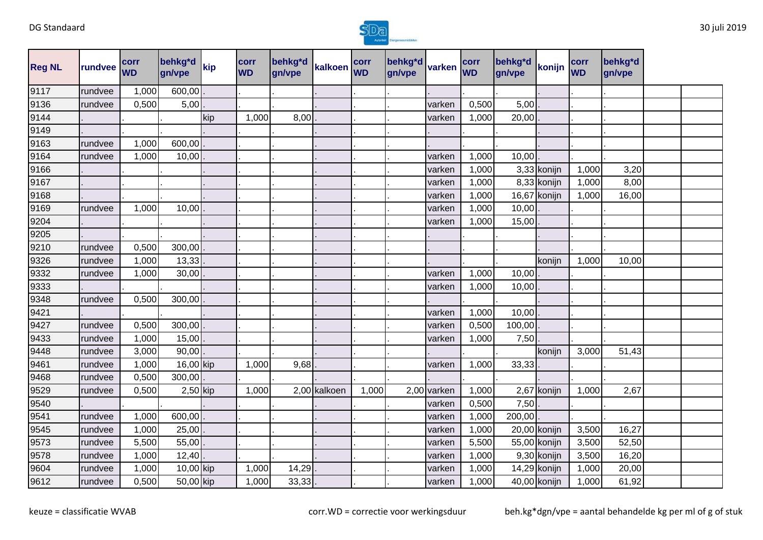| Reg NL | rundvee | corr WD | behkg*d gn/vpe | kip | corr WD | behkg*d gn/vpe | kalkoen | corr WD | behkg*d gn/vpe | varken | corr WD | behkg*d gn/vpe | konijn | corr WD | behkg*d gn/vpe | | |
|---|---|---|---|---|---|---|---|---|---|---|---|---|---|---|---|---|---|
| 9117 | rundvee | 1,000 | 600,00 | . | . | . | . | . | . | . | . | . | . | . | . | | |
| 9136 | rundvee | 0,500 | 5,00 | . | . | . | . | . | . | varken | 0,500 | 5,00 | . | . | . | | |
| 9144 | . | . | . | kip | 1,000 | 8,00 | . | . | . | varken | 1,000 | 20,00 | . | . | . | | |
| 9149 | . | . | . | . | . | . | . | . | . | . | . | . | . | . | . | | |
| 9163 | rundvee | 1,000 | 600,00 | . | . | . | . | . | . | . | . | . | . | . | . | | |
| 9164 | rundvee | 1,000 | 10,00 | . | . | . | . | . | . | varken | 1,000 | 10,00 | . | . | . | | |
| 9166 | . | . | . | . | . | . | . | . | . | varken | 1,000 | 3,33 | konijn | 1,000 | 3,20 | | |
| 9167 | . | . | . | . | . | . | . | . | . | varken | 1,000 | 8,33 | konijn | 1,000 | 8,00 | | |
| 9168 | . | . | . | . | . | . | . | . | . | varken | 1,000 | 16,67 | konijn | 1,000 | 16,00 | | |
| 9169 | rundvee | 1,000 | 10,00 | . | . | . | . | . | . | varken | 1,000 | 10,00 | . | . | . | | |
| 9204 | . | . | . | . | . | . | . | . | . | varken | 1,000 | 15,00 | . | . | . | | |
| 9205 | . | . | . | . | . | . | . | . | . | . | . | . | . | . | . | | |
| 9210 | rundvee | 0,500 | 300,00 | . | . | . | . | . | . | . | . | . | . | . | . | | |
| 9326 | rundvee | 1,000 | 13,33 | . | . | . | . | . | . | . | . | . | konijn | 1,000 | 10,00 | | |
| 9332 | rundvee | 1,000 | 30,00 | . | . | . | . | . | . | varken | 1,000 | 10,00 | . | . | . | | |
| 9333 | . | . | . | . | . | . | . | . | . | varken | 1,000 | 10,00 | . | . | . | | |
| 9348 | rundvee | 0,500 | 300,00 | . | . | . | . | . | . | . | . | . | . | . | . | | |
| 9421 | . | . | . | . | . | . | . | . | . | varken | 1,000 | 10,00 | . | . | . | | |
| 9427 | rundvee | 0,500 | 300,00 | . | . | . | . | . | . | varken | 0,500 | 100,00 | . | . | . | | |
| 9433 | rundvee | 1,000 | 15,00 | . | . | . | . | . | . | varken | 1,000 | 7,50 | . | . | . | | |
| 9448 | rundvee | 3,000 | 90,00 | . | . | . | . | . | . | . | . | . | konijn | 3,000 | 51,43 | | |
| 9461 | rundvee | 1,000 | 16,00 | kip | 1,000 | 9,68 | . | . | . | varken | 1,000 | 33,33 | . | . | . | | |
| 9468 | rundvee | 0,500 | 300,00 | . | . | . | . | . | . | . | . | . | . | . | . | | |
| 9529 | rundvee | 0,500 | 2,50 | kip | 1,000 | 2,00 | kalkoen | 1,000 | 2,00 | varken | 1,000 | 2,67 | konijn | 1,000 | 2,67 | | |
| 9540 | . | . | . | . | . | . | . | . | . | varken | 0,500 | 7,50 | . | . | . | | |
| 9541 | rundvee | 1,000 | 600,00 | . | . | . | . | . | . | varken | 1,000 | 200,00 | . | . | . | | |
| 9545 | rundvee | 1,000 | 25,00 | . | . | . | . | . | . | varken | 1,000 | 20,00 | konijn | 3,500 | 16,27 | | |
| 9573 | rundvee | 5,500 | 55,00 | . | . | . | . | . | . | varken | 5,500 | 55,00 | konijn | 3,500 | 52,50 | | |
| 9578 | rundvee | 1,000 | 12,40 | . | . | . | . | . | . | varken | 1,000 | 9,30 | konijn | 3,500 | 16,20 | | |
| 9604 | rundvee | 1,000 | 10,00 | kip | 1,000 | 14,29 | . | . | . | varken | 1,000 | 14,29 | konijn | 1,000 | 20,00 | | |
| 9612 | rundvee | 0,500 | 50,00 | kip | 1,000 | 33,33 | . | . | . | varken | 1,000 | 40,00 | konijn | 1,000 | 61,92 | | |

keuze = classificatie WVAB

corr.WD = correctie voor werkingsduur

beh.kg*dgn/vpe = aantal behandelde kg per ml of g of stuk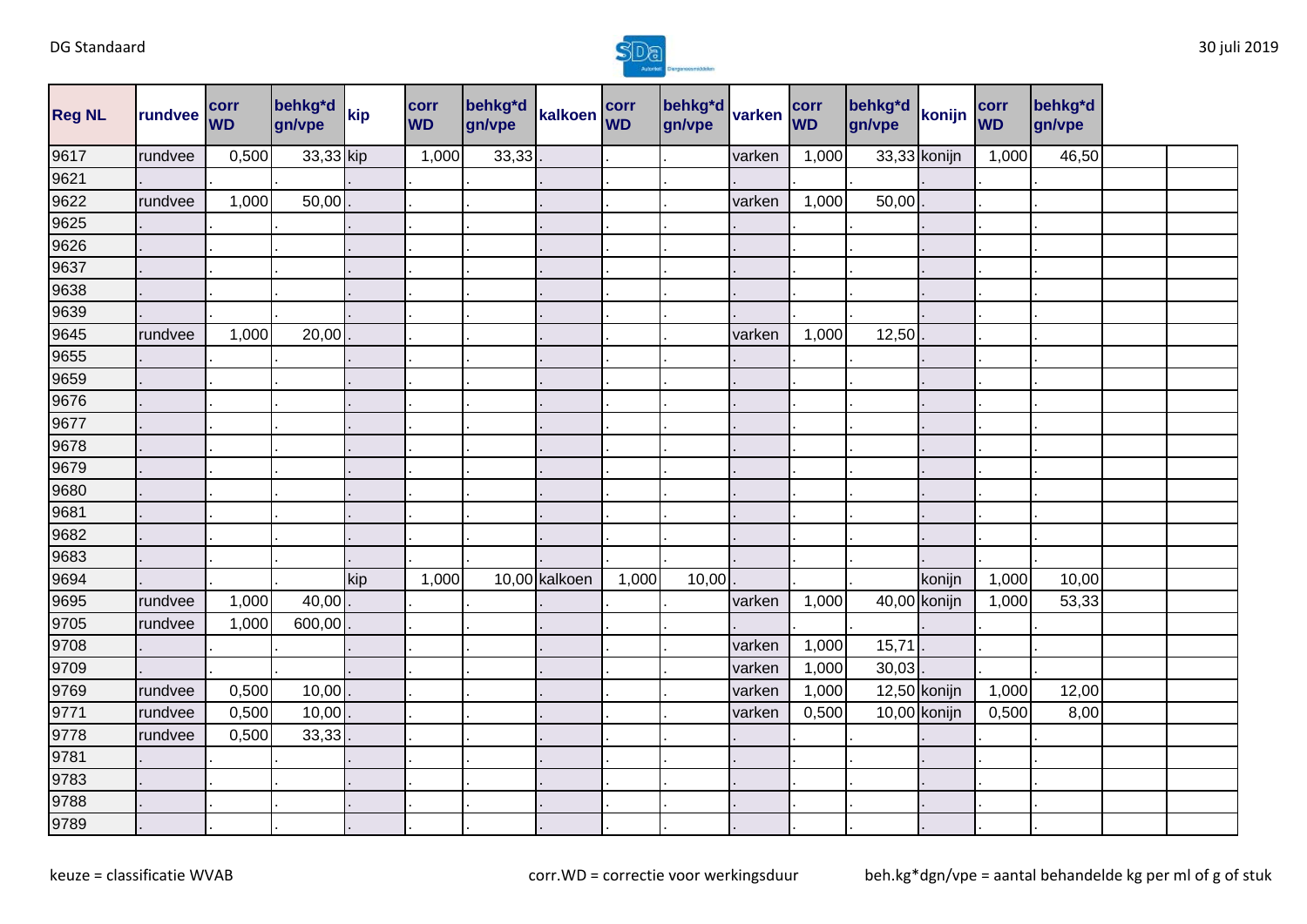| Reg NL | rundvee | corr WD | behkg*d gn/vpe | kip | corr WD | behkg*d gn/vpe | kalkoen | corr WD | behkg*d gn/vpe | varken | corr WD | behkg*d gn/vpe | konijn | corr WD | behkg*d gn/vpe |
|---|---|---|---|---|---|---|---|---|---|---|---|---|---|---|---|
| 9617 | rundvee | 0,500 | 33,33 | kip | 1,000 | 33,33 | . | . | . | varken | 1,000 | 33,33 | konijn | 1,000 | 46,50 |
| 9621 | . | . | . | . | . | . | . | . | . | . | . | . | . | . | . |
| 9622 | rundvee | 1,000 | 50,00 | . | . | . | . | . | . | varken | 1,000 | 50,00 | . | . | . |
| 9625 | . | . | . | . | . | . | . | . | . | . | . | . | . | . | . |
| 9626 | . | . | . | . | . | . | . | . | . | . | . | . | . | . | . |
| 9637 | . | . | . | . | . | . | . | . | . | . | . | . | . | . | . |
| 9638 | . | . | . | . | . | . | . | . | . | . | . | . | . | . | . |
| 9639 | . | . | . | . | . | . | . | . | . | . | . | . | . | . | . |
| 9645 | rundvee | 1,000 | 20,00 | . | . | . | . | . | . | varken | 1,000 | 12,50 | . | . | . |
| 9655 | . | . | . | . | . | . | . | . | . | . | . | . | . | . | . |
| 9659 | . | . | . | . | . | . | . | . | . | . | . | . | . | . | . |
| 9676 | . | . | . | . | . | . | . | . | . | . | . | . | . | . | . |
| 9677 | . | . | . | . | . | . | . | . | . | . | . | . | . | . | . |
| 9678 | . | . | . | . | . | . | . | . | . | . | . | . | . | . | . |
| 9679 | . | . | . | . | . | . | . | . | . | . | . | . | . | . | . |
| 9680 | . | . | . | . | . | . | . | . | . | . | . | . | . | . | . |
| 9681 | . | . | . | . | . | . | . | . | . | . | . | . | . | . | . |
| 9682 | . | . | . | . | . | . | . | . | . | . | . | . | . | . | . |
| 9683 | . | . | . | . | . | . | . | . | . | . | . | . | . | . | . |
| 9694 | . | . | . | kip | 1,000 | 10,00 | kalkoen | 1,000 | 10,00 | . | . | . | konijn | 1,000 | 10,00 |
| 9695 | rundvee | 1,000 | 40,00 | . | . | . | . | . | . | varken | 1,000 | 40,00 | konijn | 1,000 | 53,33 |
| 9705 | rundvee | 1,000 | 600,00 | . | . | . | . | . | . | . | . | . | . | . | . |
| 9708 | . | . | . | . | . | . | . | . | . | varken | 1,000 | 15,71 | . | . | . |
| 9709 | . | . | . | . | . | . | . | . | . | varken | 1,000 | 30,03 | . | . | . |
| 9769 | rundvee | 0,500 | 10,00 | . | . | . | . | . | . | varken | 1,000 | 12,50 | konijn | 1,000 | 12,00 |
| 9771 | rundvee | 0,500 | 10,00 | . | . | . | . | . | . | varken | 0,500 | 10,00 | konijn | 0,500 | 8,00 |
| 9778 | rundvee | 0,500 | 33,33 | . | . | . | . | . | . | . | . | . | . | . | . |
| 9781 | . | . | . | . | . | . | . | . | . | . | . | . | . | . | . |
| 9783 | . | . | . | . | . | . | . | . | . | . | . | . | . | . | . |
| 9788 | . | . | . | . | . | . | . | . | . | . | . | . | . | . | . |
| 9789 | . | . | . | . | . | . | . | . | . | . | . | . | . | . | . |

keuze = classificatie WVAB

corr.WD = correctie voor werkingsduur

beh.kg*dgn/vpe = aantal behandelde kg per ml of g of stuk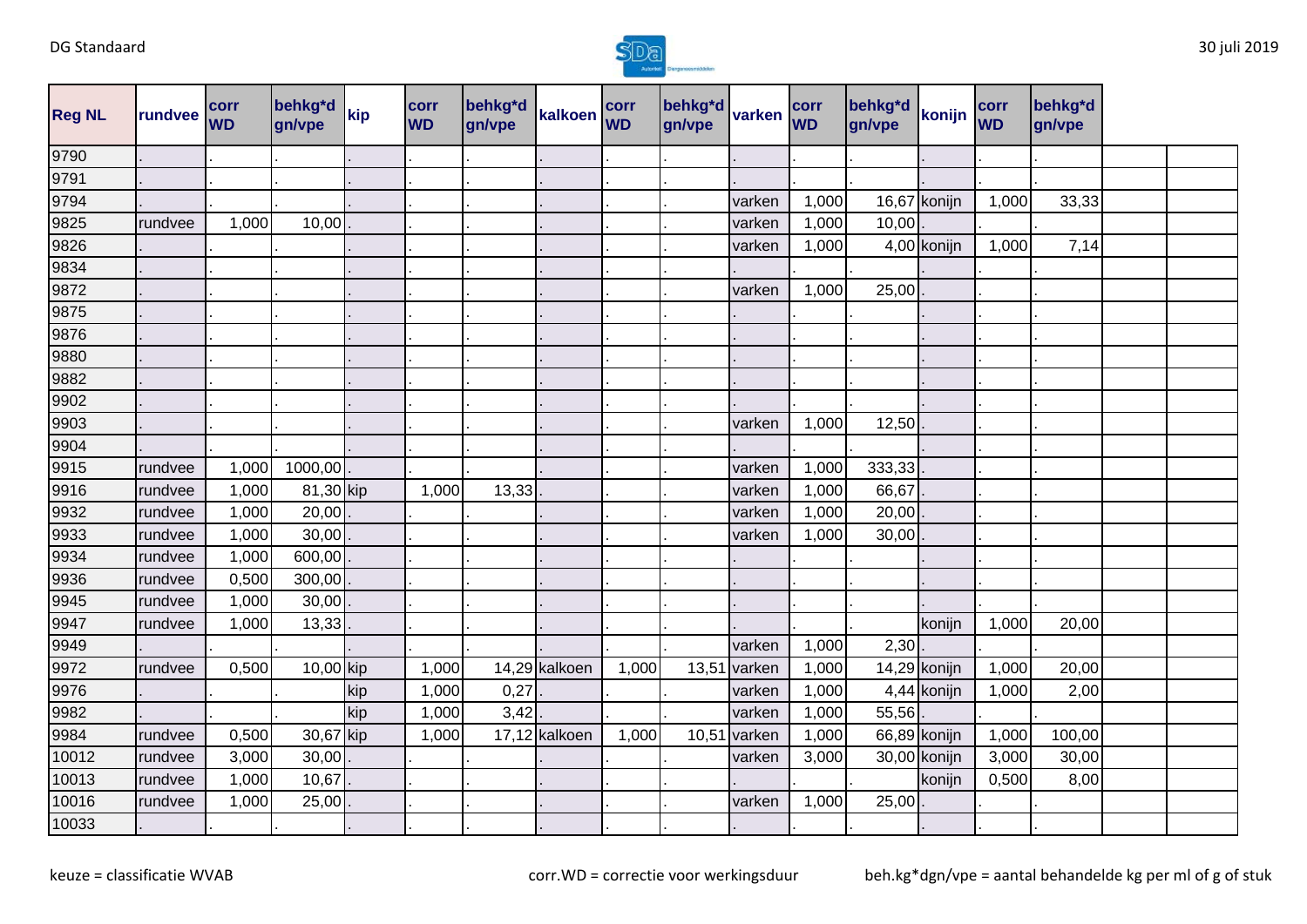| Reg NL | rundvee | corr WD | behkg*d gn/vpe | kip | corr WD | behkg*d gn/vpe | kalkoen | corr WD | behkg*d gn/vpe | varken | corr WD | behkg*d gn/vpe | konijn | corr WD | behkg*d gn/vpe | | |
|---|---|---|---|---|---|---|---|---|---|---|---|---|---|---|---|---|---|
| 9790 | . | . | . | . | . | . | . | . | . | . | . | . | . | . | . | | |
| 9791 | . | . | . | . | . | . | . | . | . | . | . | . | . | . | . | | |
| 9794 | . | . | . | . | . | . | . | . | . | varken | 1,000 | 16,67 | konijn | 1,000 | 33,33 | | |
| 9825 | rundvee | 1,000 | 10,00 | . | . | . | . | . | . | varken | 1,000 | 10,00 | . | . | . | | |
| 9826 | . | . | . | . | . | . | . | . | . | varken | 1,000 | 4,00 | konijn | 1,000 | 7,14 | | |
| 9834 | . | . | . | . | . | . | . | . | . | . | . | . | . | . | . | | |
| 9872 | . | . | . | . | . | . | . | . | . | varken | 1,000 | 25,00 | . | . | . | | |
| 9875 | . | . | . | . | . | . | . | . | . | . | . | . | . | . | . | | |
| 9876 | . | . | . | . | . | . | . | . | . | . | . | . | . | . | . | | |
| 9880 | . | . | . | . | . | . | . | . | . | . | . | . | . | . | . | | |
| 9882 | . | . | . | . | . | . | . | . | . | . | . | . | . | . | . | | |
| 9902 | . | . | . | . | . | . | . | . | . | . | . | . | . | . | . | | |
| 9903 | . | . | . | . | . | . | . | . | . | varken | 1,000 | 12,50 | . | . | . | | |
| 9904 | . | . | . | . | . | . | . | . | . | . | . | . | . | . | . | | |
| 9915 | rundvee | 1,000 | 1000,00 | . | . | . | . | . | . | varken | 1,000 | 333,33 | . | . | . | | |
| 9916 | rundvee | 1,000 | 81,30 | kip | 1,000 | 13,33 | . | . | . | varken | 1,000 | 66,67 | . | . | . | | |
| 9932 | rundvee | 1,000 | 20,00 | . | . | . | . | . | . | varken | 1,000 | 20,00 | . | . | . | | |
| 9933 | rundvee | 1,000 | 30,00 | . | . | . | . | . | . | varken | 1,000 | 30,00 | . | . | . | | |
| 9934 | rundvee | 1,000 | 600,00 | . | . | . | . | . | . | . | . | . | . | . | . | | |
| 9936 | rundvee | 0,500 | 300,00 | . | . | . | . | . | . | . | . | . | . | . | . | | |
| 9945 | rundvee | 1,000 | 30,00 | . | . | . | . | . | . | . | . | . | . | . | . | | |
| 9947 | rundvee | 1,000 | 13,33 | . | . | . | . | . | . | . | . | . | konijn | 1,000 | 20,00 | | |
| 9949 | . | . | . | . | . | . | . | . | . | varken | 1,000 | 2,30 | . | . | . | | |
| 9972 | rundvee | 0,500 | 10,00 | kip | 1,000 | 14,29 | kalkoen | 1,000 | 13,51 | varken | 1,000 | 14,29 | konijn | 1,000 | 20,00 | | |
| 9976 | . | . | . | kip | 1,000 | 0,27 | . | . | . | varken | 1,000 | 4,44 | konijn | 1,000 | 2,00 | | |
| 9982 | . | . | . | kip | 1,000 | 3,42 | . | . | . | varken | 1,000 | 55,56 | . | . | . | | |
| 9984 | rundvee | 0,500 | 30,67 | kip | 1,000 | 17,12 | kalkoen | 1,000 | 10,51 | varken | 1,000 | 66,89 | konijn | 1,000 | 100,00 | | |
| 10012 | rundvee | 3,000 | 30,00 | . | . | . | . | . | . | varken | 3,000 | 30,00 | konijn | 3,000 | 30,00 | | |
| 10013 | rundvee | 1,000 | 10,67 | . | . | . | . | . | . | . | . | . | konijn | 0,500 | 8,00 | | |
| 10016 | rundvee | 1,000 | 25,00 | . | . | . | . | . | . | varken | 1,000 | 25,00 | . | . | . | | |
| 10033 | . | . | . | . | . | . | . | . | . | . | . | . | . | . | . | | |

keuze = classificatie WVAB

corr.WD = correctie voor werkingsduur

beh.kg*dgn/vpe = aantal behandelde kg per ml of g of stuk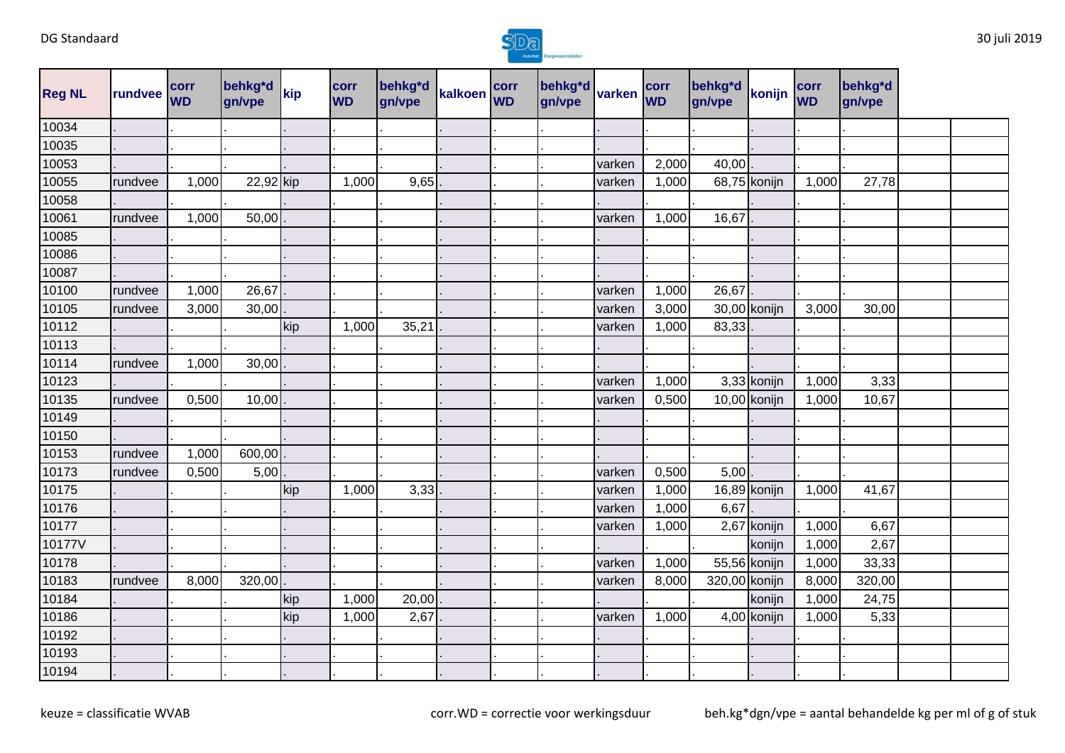| Reg NL | rundvee | corr WD | behkg*d gn/vpe | kip | corr WD | behkg*d gn/vpe | kalkoen | corr WD | behkg*d gn/vpe | varken | corr WD | behkg*d gn/vpe | konijn | corr WD | behkg*d gn/vpe | | |
|---|---|---|---|---|---|---|---|---|---|---|---|---|---|---|---|---|---|
| 10034 | . | . | . | . | . | . | . | . | . | . | . | . | . | . | . | | |
| 10035 | . | . | . | . | . | . | . | . | . | . | . | . | . | . | . | | |
| 10053 | . | . | . | . | . | . | . | . | . | varken | 2,000 | 40,00 | . | . | . | | |
| 10055 | rundvee | 1,000 | 22,92 | kip | 1,000 | 9,65 | . | . | . | varken | 1,000 | 68,75 | konijn | 1,000 | 27,78 | | |
| 10058 | . | . | . | . | . | . | . | . | . | . | . | . | . | . | . | | |
| 10061 | rundvee | 1,000 | 50,00 | . | . | . | . | . | . | varken | 1,000 | 16,67 | . | . | . | | |
| 10085 | . | . | . | . | . | . | . | . | . | . | . | . | . | . | . | | |
| 10086 | . | . | . | . | . | . | . | . | . | . | . | . | . | . | . | | |
| 10087 | . | . | . | . | . | . | . | . | . | . | . | . | . | . | . | | |
| 10100 | rundvee | 1,000 | 26,67 | . | . | . | . | . | . | varken | 1,000 | 26,67 | . | . | . | | |
| 10105 | rundvee | 3,000 | 30,00 | . | . | . | . | . | . | varken | 3,000 | 30,00 | konijn | 3,000 | 30,00 | | |
| 10112 | . | . | . | kip | 1,000 | 35,21 | . | . | . | varken | 1,000 | 83,33 | . | . | . | | |
| 10113 | . | . | . | . | . | . | . | . | . | . | . | . | . | . | . | | |
| 10114 | rundvee | 1,000 | 30,00 | . | . | . | . | . | . | . | . | . | . | . | . | | |
| 10123 | . | . | . | . | . | . | . | . | . | varken | 1,000 | 3,33 | konijn | 1,000 | 3,33 | | |
| 10135 | rundvee | 0,500 | 10,00 | . | . | . | . | . | . | varken | 0,500 | 10,00 | konijn | 1,000 | 10,67 | | |
| 10149 | . | . | . | . | . | . | . | . | . | . | . | . | . | . | . | | |
| 10150 | . | . | . | . | . | . | . | . | . | . | . | . | . | . | . | | |
| 10153 | rundvee | 1,000 | 600,00 | . | . | . | . | . | . | . | . | . | . | . | . | | |
| 10173 | rundvee | 0,500 | 5,00 | . | . | . | . | . | . | varken | 0,500 | 5,00 | . | . | . | | |
| 10175 | . | . | . | kip | 1,000 | 3,33 | . | . | . | varken | 1,000 | 16,89 | konijn | 1,000 | 41,67 | | |
| 10176 | . | . | . | . | . | . | . | . | . | varken | 1,000 | 6,67 | . | . | . | | |
| 10177 | . | . | . | . | . | . | . | . | . | varken | 1,000 | 2,67 | konijn | 1,000 | 6,67 | | |
| 10177V | . | . | . | . | . | . | . | . | . | . | . | . | konijn | 1,000 | 2,67 | | |
| 10178 | . | . | . | . | . | . | . | . | . | varken | 1,000 | 55,56 | konijn | 1,000 | 33,33 | | |
| 10183 | rundvee | 8,000 | 320,00 | . | . | . | . | . | . | varken | 8,000 | 320,00 | konijn | 8,000 | 320,00 | | |
| 10184 | . | . | . | kip | 1,000 | 20,00 | . | . | . | . | . | . | konijn | 1,000 | 24,75 | | |
| 10186 | . | . | . | kip | 1,000 | 2,67 | . | . | . | varken | 1,000 | 4,00 | konijn | 1,000 | 5,33 | | |
| 10192 | . | . | . | . | . | . | . | . | . | . | . | . | . | . | . | | |
| 10193 | . | . | . | . | . | . | . | . | . | . | . | . | . | . | . | | |
| 10194 | . | . | . | . | . | . | . | . | . | . | . | . | . | . | . | | |

keuze = classificatie WVAB    corr.WD = correctie voor werkingsduur    beh.kg*dgn/vpe = aantal behandelde kg per ml of g of stuk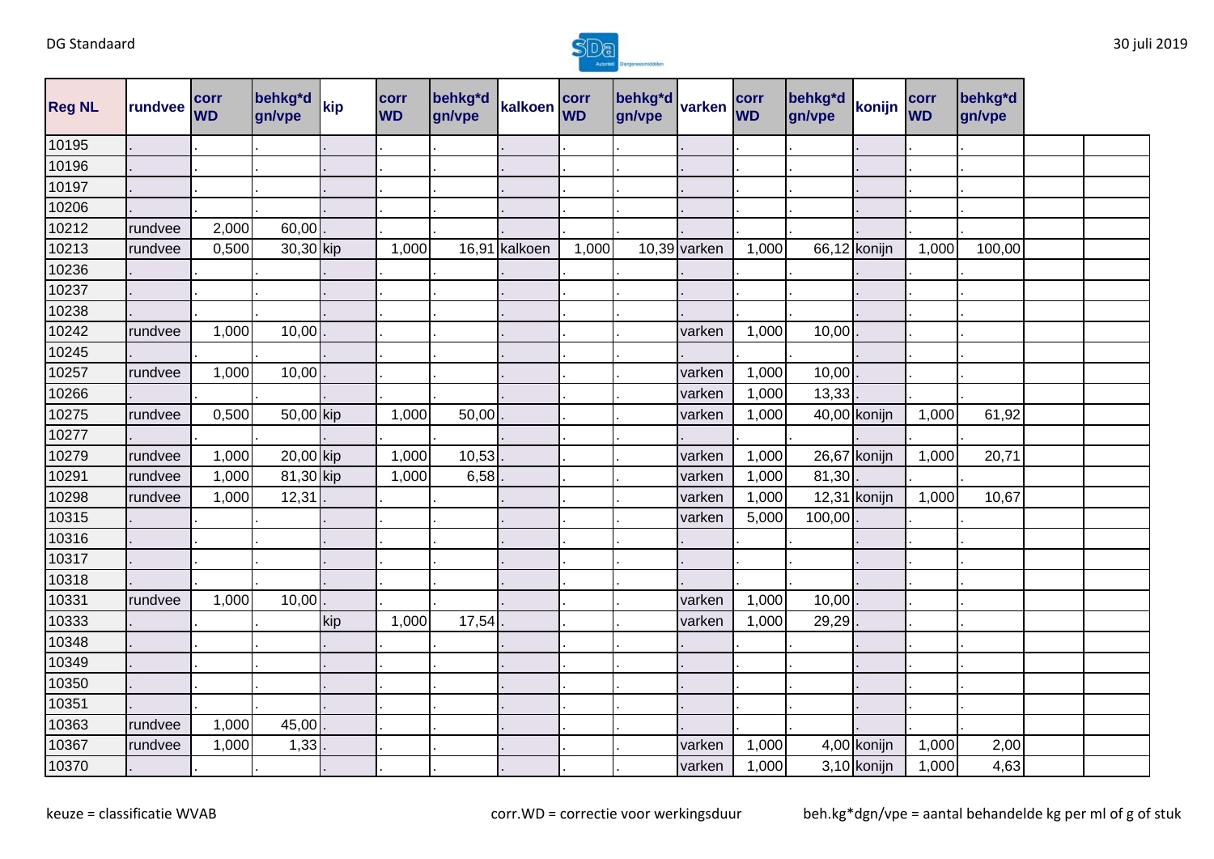| Reg NL | rundvee | corr WD | behkg*d gn/vpe | kip | corr WD | behkg*d gn/vpe | kalkoen | corr WD | behkg*d gn/vpe | varken | corr WD | behkg*d gn/vpe | konijn | corr WD | behkg*d gn/vpe | | |
|---|---|---|---|---|---|---|---|---|---|---|---|---|---|---|---|---|---|
| 10195 | . | . | . | . | . | . | . | . | . | . | . | . | . | . | . | | |
| 10196 | . | . | . | . | . | . | . | . | . | . | . | . | . | . | . | | |
| 10197 | . | . | . | . | . | . | . | . | . | . | . | . | . | . | . | | |
| 10206 | . | . | . | . | . | . | . | . | . | . | . | . | . | . | . | | |
| 10212 | rundvee | 2,000 | 60,00 | . | . | . | . | . | . | . | . | . | . | . | . | | |
| 10213 | rundvee | 0,500 | 30,30 | kip | 1,000 | 16,91 | kalkoen | 1,000 | 10,39 | varken | 1,000 | 66,12 | konijn | 1,000 | 100,00 | | |
| 10236 | . | . | . | . | . | . | . | . | . | . | . | . | . | . | . | | |
| 10237 | . | . | . | . | . | . | . | . | . | . | . | . | . | . | . | | |
| 10238 | . | . | . | . | . | . | . | . | . | . | . | . | . | . | . | | |
| 10242 | rundvee | 1,000 | 10,00 | . | . | . | . | . | . | varken | 1,000 | 10,00 | . | . | . | | |
| 10245 | . | . | . | . | . | . | . | . | . | . | . | . | . | . | . | | |
| 10257 | rundvee | 1,000 | 10,00 | . | . | . | . | . | . | varken | 1,000 | 10,00 | . | . | . | | |
| 10266 | . | . | . | . | . | . | . | . | . | varken | 1,000 | 13,33 | . | . | . | | |
| 10275 | rundvee | 0,500 | 50,00 | kip | 1,000 | 50,00 | . | . | . | varken | 1,000 | 40,00 | konijn | 1,000 | 61,92 | | |
| 10277 | . | . | . | . | . | . | . | . | . | . | . | . | . | . | . | | |
| 10279 | rundvee | 1,000 | 20,00 | kip | 1,000 | 10,53 | . | . | . | varken | 1,000 | 26,67 | konijn | 1,000 | 20,71 | | |
| 10291 | rundvee | 1,000 | 81,30 | kip | 1,000 | 6,58 | . | . | . | varken | 1,000 | 81,30 | . | . | . | | |
| 10298 | rundvee | 1,000 | 12,31 | . | . | . | . | . | . | varken | 1,000 | 12,31 | konijn | 1,000 | 10,67 | | |
| 10315 | . | . | . | . | . | . | . | . | . | varken | 5,000 | 100,00 | . | . | . | | |
| 10316 | . | . | . | . | . | . | . | . | . | . | . | . | . | . | . | | |
| 10317 | . | . | . | . | . | . | . | . | . | . | . | . | . | . | . | | |
| 10318 | . | . | . | . | . | . | . | . | . | . | . | . | . | . | . | | |
| 10331 | rundvee | 1,000 | 10,00 | . | . | . | . | . | . | varken | 1,000 | 10,00 | . | . | . | | |
| 10333 | . | . | . | kip | 1,000 | 17,54 | . | . | . | varken | 1,000 | 29,29 | . | . | . | | |
| 10348 | . | . | . | . | . | . | . | . | . | . | . | . | . | . | . | | |
| 10349 | . | . | . | . | . | . | . | . | . | . | . | . | . | . | . | | |
| 10350 | . | . | . | . | . | . | . | . | . | . | . | . | . | . | . | | |
| 10351 | . | . | . | . | . | . | . | . | . | . | . | . | . | . | . | | |
| 10363 | rundvee | 1,000 | 45,00 | . | . | . | . | . | . | . | . | . | . | . | . | | |
| 10367 | rundvee | 1,000 | 1,33 | . | . | . | . | . | . | varken | 1,000 | 4,00 | konijn | 1,000 | 2,00 | | |
| 10370 | . | . | . | . | . | . | . | . | . | varken | 1,000 | 3,10 | konijn | 1,000 | 4,63 | | |

keuze = classificatie WVAB

corr.WD = correctie voor werkingsduur

beh.kg*dgn/vpe = aantal behandelde kg per ml of g of stuk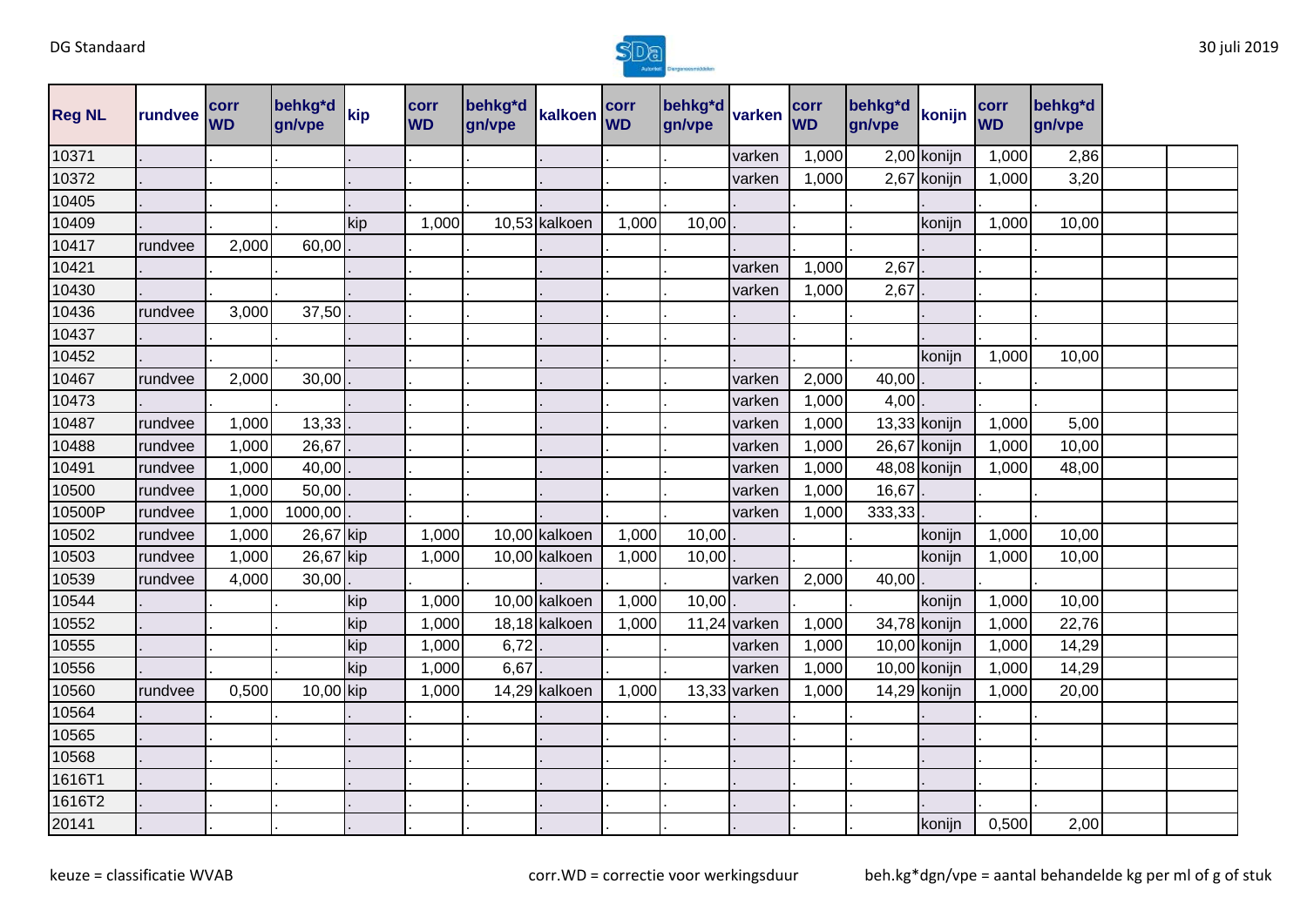| Reg NL | rundvee | corr WD | behkg*d gn/vpe | kip | corr WD | behkg*d gn/vpe | kalkoen | corr WD | behkg*d gn/vpe | varken | corr WD | behkg*d gn/vpe | konijn | corr WD | behkg*d gn/vpe |
|---|---|---|---|---|---|---|---|---|---|---|---|---|---|---|---|
| 10371 | . | . | . | . | . | . | . | . | . | varken | 1,000 | 2,00 | konijn | 1,000 | 2,86 |
| 10372 | . | . | . | . | . | . | . | . | . | varken | 1,000 | 2,67 | konijn | 1,000 | 3,20 |
| 10405 | . | . | . | . | . | . | . | . | . | . | . | . | . | . | . |
| 10409 | . | . | . | kip | 1,000 | 10,53 | kalkoen | 1,000 | 10,00 | . | . | . | konijn | 1,000 | 10,00 |
| 10417 | rundvee | 2,000 | 60,00 | . | . | . | . | . | . | . | . | . | . | . | . |
| 10421 | . | . | . | . | . | . | . | . | . | varken | 1,000 | 2,67 | . | . | . |
| 10430 | . | . | . | . | . | . | . | . | . | varken | 1,000 | 2,67 | . | . | . |
| 10436 | rundvee | 3,000 | 37,50 | . | . | . | . | . | . | . | . | . | . | . | . |
| 10437 | . | . | . | . | . | . | . | . | . | . | . | . | . | . | . |
| 10452 | . | . | . | . | . | . | . | . | . | . | . | . | konijn | 1,000 | 10,00 |
| 10467 | rundvee | 2,000 | 30,00 | . | . | . | . | . | . | varken | 2,000 | 40,00 | . | . | . |
| 10473 | . | . | . | . | . | . | . | . | . | varken | 1,000 | 4,00 | . | . | . |
| 10487 | rundvee | 1,000 | 13,33 | . | . | . | . | . | . | varken | 1,000 | 13,33 | konijn | 1,000 | 5,00 |
| 10488 | rundvee | 1,000 | 26,67 | . | . | . | . | . | . | varken | 1,000 | 26,67 | konijn | 1,000 | 10,00 |
| 10491 | rundvee | 1,000 | 40,00 | . | . | . | . | . | . | varken | 1,000 | 48,08 | konijn | 1,000 | 48,00 |
| 10500 | rundvee | 1,000 | 50,00 | . | . | . | . | . | . | varken | 1,000 | 16,67 | . | . | . |
| 10500P | rundvee | 1,000 | 1000,00 | . | . | . | . | . | . | varken | 1,000 | 333,33 | . | . | . |
| 10502 | rundvee | 1,000 | 26,67 | kip | 1,000 | 10,00 | kalkoen | 1,000 | 10,00 | . | . | . | konijn | 1,000 | 10,00 |
| 10503 | rundvee | 1,000 | 26,67 | kip | 1,000 | 10,00 | kalkoen | 1,000 | 10,00 | . | . | . | konijn | 1,000 | 10,00 |
| 10539 | rundvee | 4,000 | 30,00 | . | . | . | . | . | . | varken | 2,000 | 40,00 | . | . | . |
| 10544 | . | . | . | kip | 1,000 | 10,00 | kalkoen | 1,000 | 10,00 | . | . | . | konijn | 1,000 | 10,00 |
| 10552 | . | . | . | kip | 1,000 | 18,18 | kalkoen | 1,000 | 11,24 | varken | 1,000 | 34,78 | konijn | 1,000 | 22,76 |
| 10555 | . | . | . | kip | 1,000 | 6,72 | . | . | . | varken | 1,000 | 10,00 | konijn | 1,000 | 14,29 |
| 10556 | . | . | . | kip | 1,000 | 6,67 | . | . | . | varken | 1,000 | 10,00 | konijn | 1,000 | 14,29 |
| 10560 | rundvee | 0,500 | 10,00 | kip | 1,000 | 14,29 | kalkoen | 1,000 | 13,33 | varken | 1,000 | 14,29 | konijn | 1,000 | 20,00 |
| 10564 | . | . | . | . | . | . | . | . | . | . | . | . | . | . | . |
| 10565 | . | . | . | . | . | . | . | . | . | . | . | . | . | . | . |
| 10568 | . | . | . | . | . | . | . | . | . | . | . | . | . | . | . |
| 1616T1 | . | . | . | . | . | . | . | . | . | . | . | . | . | . | . |
| 1616T2 | . | . | . | . | . | . | . | . | . | . | . | . | . | . | . |
| 20141 | . | . | . | . | . | . | . | . | . | . | . | . | konijn | 0,500 | 2,00 |

keuze = classificatie WVAB

corr.WD = correctie voor werkingsduur

beh.kg*dgn/vpe = aantal behandelde kg per ml of g of stuk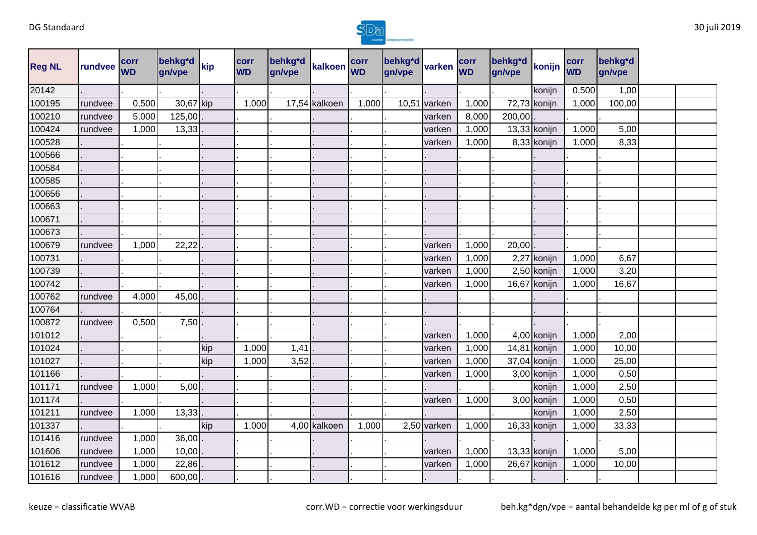| Reg NL | rundvee | corr WD | behkg*d gn/vpe | kip | corr WD | behkg*d gn/vpe | kalkoen | corr WD | behkg*d gn/vpe | varken | corr WD | behkg*d gn/vpe | konijn | corr WD | behkg*d gn/vpe | | |
|---|---|---|---|---|---|---|---|---|---|---|---|---|---|---|---|---|---|
| 20142 | . | . | . | . | . | . | . | . | . | . | . | . | konijn | 0,500 | 1,00 | | |
| 100195 | rundvee | 0,500 | 30,67 | kip | 1,000 | 17,54 | kalkoen | 1,000 | 10,51 | varken | 1,000 | 72,73 | konijn | 1,000 | 100,00 | | |
| 100210 | rundvee | 5,000 | 125,00 | . | . | . | . | . | . | varken | 8,000 | 200,00 | . | . | . | | |
| 100424 | rundvee | 1,000 | 13,33 | . | . | . | . | . | . | varken | 1,000 | 13,33 | konijn | 1,000 | 5,00 | | |
| 100528 | . | . | . | . | . | . | . | . | . | varken | 1,000 | 8,33 | konijn | 1,000 | 8,33 | | |
| 100566 | . | . | . | . | . | . | . | . | . | . | . | . | . | . | . | | |
| 100584 | . | . | . | . | . | . | . | . | . | . | . | . | . | . | . | | |
| 100585 | . | . | . | . | . | . | . | . | . | . | . | . | . | . | . | | |
| 100656 | . | . | . | . | . | . | . | . | . | . | . | . | . | . | . | | |
| 100663 | . | . | . | . | . | . | . | . | . | . | . | . | . | . | . | | |
| 100671 | . | . | . | . | . | . | . | . | . | . | . | . | . | . | . | | |
| 100673 | . | . | . | . | . | . | . | . | . | . | . | . | . | . | . | | |
| 100679 | rundvee | 1,000 | 22,22 | . | . | . | . | . | . | varken | 1,000 | 20,00 | . | . | . | | |
| 100731 | . | . | . | . | . | . | . | . | . | varken | 1,000 | 2,27 | konijn | 1,000 | 6,67 | | |
| 100739 | . | . | . | . | . | . | . | . | . | varken | 1,000 | 2,50 | konijn | 1,000 | 3,20 | | |
| 100742 | . | . | . | . | . | . | . | . | . | varken | 1,000 | 16,67 | konijn | 1,000 | 16,67 | | |
| 100762 | rundvee | 4,000 | 45,00 | . | . | . | . | . | . | . | . | . | . | . | . | | |
| 100764 | . | . | . | . | . | . | . | . | . | . | . | . | . | . | . | | |
| 100872 | rundvee | 0,500 | 7,50 | . | . | . | . | . | . | . | . | . | . | . | . | | |
| 101012 | . | . | . | . | . | . | . | . | . | varken | 1,000 | 4,00 | konijn | 1,000 | 2,00 | | |
| 101024 | . | . | . | kip | 1,000 | 1,41 | . | . | . | varken | 1,000 | 14,81 | konijn | 1,000 | 10,00 | | |
| 101027 | . | . | . | kip | 1,000 | 3,52 | . | . | . | varken | 1,000 | 37,04 | konijn | 1,000 | 25,00 | | |
| 101166 | . | . | . | . | . | . | . | . | . | varken | 1,000 | 3,00 | konijn | 1,000 | 0,50 | | |
| 101171 | rundvee | 1,000 | 5,00 | . | . | . | . | . | . | . | . | . | konijn | 1,000 | 2,50 | | |
| 101174 | . | . | . | . | . | . | . | . | . | varken | 1,000 | 3,00 | konijn | 1,000 | 0,50 | | |
| 101211 | rundvee | 1,000 | 13,33 | . | . | . | . | . | . | . | . | . | konijn | 1,000 | 2,50 | | |
| 101337 | . | . | . | kip | 1,000 | 4,00 | kalkoen | 1,000 | 2,50 | varken | 1,000 | 16,33 | konijn | 1,000 | 33,33 | | |
| 101416 | rundvee | 1,000 | 36,00 | . | . | . | . | . | . | . | . | . | . | . | . | | |
| 101606 | rundvee | 1,000 | 10,00 | . | . | . | . | . | . | varken | 1,000 | 13,33 | konijn | 1,000 | 5,00 | | |
| 101612 | rundvee | 1,000 | 22,86 | . | . | . | . | . | . | varken | 1,000 | 26,67 | konijn | 1,000 | 10,00 | | |
| 101616 | rundvee | 1,000 | 600,00 | . | . | . | . | . | . | . | . | . | . | . | . | | |

keuze = classificatie WVAB corr.WD = correctie voor werkingsduur beh.kg*dgn/vpe = aantal behandelde kg per ml of g of stuk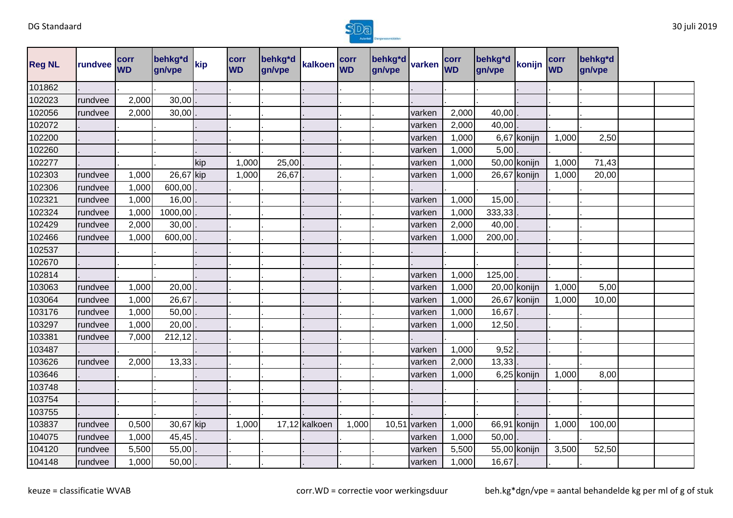| Reg NL | rundvee | corr WD | behkg*d gn/vpe | kip | corr WD | behkg*d gn/vpe | kalkoen | corr WD | behkg*d gn/vpe | varken | corr WD | behkg*d gn/vpe | konijn | corr WD | behkg*d gn/vpe | | |
|---|---|---|---|---|---|---|---|---|---|---|---|---|---|---|---|---|---|
| 101862 | . | . | . | . | . | . | . | . | . | . | . | . | . | . | . | | |
| 102023 | rundvee | 2,000 | 30,00 | . | . | . | . | . | . | . | . | . | . | . | . | | |
| 102056 | rundvee | 2,000 | 30,00 | . | . | . | . | . | . | varken | 2,000 | 40,00 | . | . | . | | |
| 102072 | . | . | . | . | . | . | . | . | . | varken | 2,000 | 40,00 | . | . | . | | |
| 102200 | . | . | . | . | . | . | . | . | . | varken | 1,000 | 6,67 | konijn | 1,000 | 2,50 | | |
| 102260 | . | . | . | . | . | . | . | . | . | varken | 1,000 | 5,00 | . | . | . | | |
| 102277 | . | . | . | kip | 1,000 | 25,00 | . | . | . | varken | 1,000 | 50,00 | konijn | 1,000 | 71,43 | | |
| 102303 | rundvee | 1,000 | 26,67 | kip | 1,000 | 26,67 | . | . | . | varken | 1,000 | 26,67 | konijn | 1,000 | 20,00 | | |
| 102306 | rundvee | 1,000 | 600,00 | . | . | . | . | . | . | . | . | . | . | . | . | | |
| 102321 | rundvee | 1,000 | 16,00 | . | . | . | . | . | . | varken | 1,000 | 15,00 | . | . | . | | |
| 102324 | rundvee | 1,000 | 1000,00 | . | . | . | . | . | . | varken | 1,000 | 333,33 | . | . | . | | |
| 102429 | rundvee | 2,000 | 30,00 | . | . | . | . | . | . | varken | 2,000 | 40,00 | . | . | . | | |
| 102466 | rundvee | 1,000 | 600,00 | . | . | . | . | . | . | varken | 1,000 | 200,00 | . | . | . | | |
| 102537 | . | . | . | . | . | . | . | . | . | . | . | . | . | . | . | | |
| 102670 | . | . | . | . | . | . | . | . | . | . | . | . | . | . | . | | |
| 102814 | . | . | . | . | . | . | . | . | . | varken | 1,000 | 125,00 | . | . | . | | |
| 103063 | rundvee | 1,000 | 20,00 | . | . | . | . | . | . | varken | 1,000 | 20,00 | konijn | 1,000 | 5,00 | | |
| 103064 | rundvee | 1,000 | 26,67 | . | . | . | . | . | . | varken | 1,000 | 26,67 | konijn | 1,000 | 10,00 | | |
| 103176 | rundvee | 1,000 | 50,00 | . | . | . | . | . | . | varken | 1,000 | 16,67 | . | . | . | | |
| 103297 | rundvee | 1,000 | 20,00 | . | . | . | . | . | . | varken | 1,000 | 12,50 | . | . | . | | |
| 103381 | rundvee | 7,000 | 212,12 | . | . | . | . | . | . | . | . | . | . | . | . | | |
| 103487 | . | . | . | . | . | . | . | . | . | varken | 1,000 | 9,52 | . | . | . | | |
| 103626 | rundvee | 2,000 | 13,33 | . | . | . | . | . | . | varken | 2,000 | 13,33 | . | . | . | | |
| 103646 | . | . | . | . | . | . | . | . | . | varken | 1,000 | 6,25 | konijn | 1,000 | 8,00 | | |
| 103748 | . | . | . | . | . | . | . | . | . | . | . | . | . | . | . | | |
| 103754 | . | . | . | . | . | . | . | . | . | . | . | . | . | . | . | | |
| 103755 | . | . | . | . | . | . | . | . | . | . | . | . | . | . | . | | |
| 103837 | rundvee | 0,500 | 30,67 | kip | 1,000 | 17,12 | kalkoen | 1,000 | 10,51 | varken | 1,000 | 66,91 | konijn | 1,000 | 100,00 | | |
| 104075 | rundvee | 1,000 | 45,45 | . | . | . | . | . | . | varken | 1,000 | 50,00 | . | . | . | | |
| 104120 | rundvee | 5,500 | 55,00 | . | . | . | . | . | . | varken | 5,500 | 55,00 | konijn | 3,500 | 52,50 | | |
| 104148 | rundvee | 1,000 | 50,00 | . | . | . | . | . | . | varken | 1,000 | 16,67 | . | . | . | | |

keuze = classificatie WVAB

corr.WD = correctie voor werkingsduur

beh.kg*dgn/vpe = aantal behandelde kg per ml of g of stuk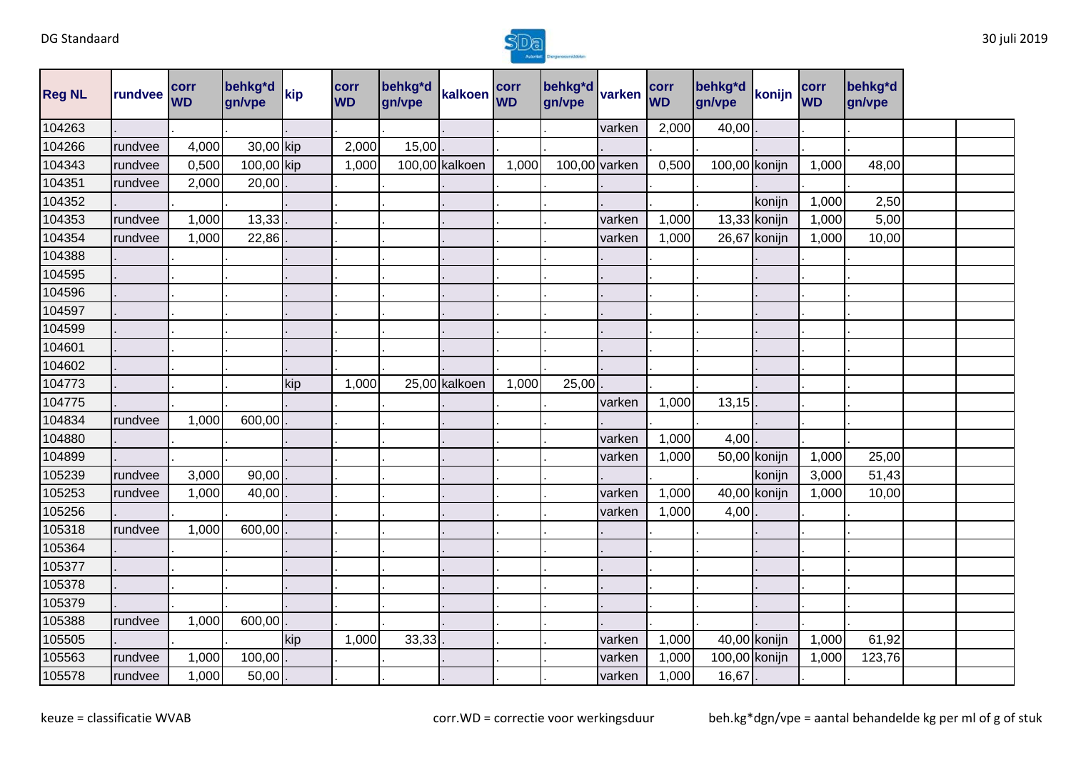| Reg NL | rundvee | corr WD | behkg*d gn/vpe | kip | corr WD | behkg*d gn/vpe | kalkoen | corr WD | behkg*d gn/vpe | varken | corr WD | behkg*d gn/vpe | konijn | corr WD | behkg*d gn/vpe | | |
|---|---|---|---|---|---|---|---|---|---|---|---|---|---|---|---|---|---|
| 104263 | . | . | . | . | . | . | . | . | . | varken | 2,000 | 40,00 | . | . | . | | |
| 104266 | rundvee | 4,000 | 30,00 | kip | 2,000 | 15,00 | . | . | . | . | . | . | . | . | . | | |
| 104343 | rundvee | 0,500 | 100,00 | kip | 1,000 | 100,00 | kalkoen | 1,000 | 100,00 | varken | 0,500 | 100,00 | konijn | 1,000 | 48,00 | | |
| 104351 | rundvee | 2,000 | 20,00 | . | . | . | . | . | . | . | . | . | . | . | . | | |
| 104352 | . | . | . | . | . | . | . | . | . | . | . | . | konijn | 1,000 | 2,50 | | |
| 104353 | rundvee | 1,000 | 13,33 | . | . | . | . | . | . | varken | 1,000 | 13,33 | konijn | 1,000 | 5,00 | | |
| 104354 | rundvee | 1,000 | 22,86 | . | . | . | . | . | . | varken | 1,000 | 26,67 | konijn | 1,000 | 10,00 | | |
| 104388 | . | . | . | . | . | . | . | . | . | . | . | . | . | . | . | | |
| 104595 | . | . | . | . | . | . | . | . | . | . | . | . | . | . | . | | |
| 104596 | . | . | . | . | . | . | . | . | . | . | . | . | . | . | . | | |
| 104597 | . | . | . | . | . | . | . | . | . | . | . | . | . | . | . | | |
| 104599 | . | . | . | . | . | . | . | . | . | . | . | . | . | . | . | | |
| 104601 | . | . | . | . | . | . | . | . | . | . | . | . | . | . | . | | |
| 104602 | . | . | . | . | . | . | . | . | . | . | . | . | . | . | . | | |
| 104773 | . | . | . | kip | 1,000 | 25,00 | kalkoen | 1,000 | 25,00 | . | . | . | . | . | . | | |
| 104775 | . | . | . | . | . | . | . | . | . | varken | 1,000 | 13,15 | . | . | . | | |
| 104834 | rundvee | 1,000 | 600,00 | . | . | . | . | . | . | . | . | . | . | . | . | | |
| 104880 | . | . | . | . | . | . | . | . | . | varken | 1,000 | 4,00 | . | . | . | | |
| 104899 | . | . | . | . | . | . | . | . | . | varken | 1,000 | 50,00 | konijn | 1,000 | 25,00 | | |
| 105239 | rundvee | 3,000 | 90,00 | . | . | . | . | . | . | . | . | . | konijn | 3,000 | 51,43 | | |
| 105253 | rundvee | 1,000 | 40,00 | . | . | . | . | . | . | varken | 1,000 | 40,00 | konijn | 1,000 | 10,00 | | |
| 105256 | . | . | . | . | . | . | . | . | . | varken | 1,000 | 4,00 | . | . | . | | |
| 105318 | rundvee | 1,000 | 600,00 | . | . | . | . | . | . | . | . | . | . | . | . | | |
| 105364 | . | . | . | . | . | . | . | . | . | . | . | . | . | . | . | | |
| 105377 | . | . | . | . | . | . | . | . | . | . | . | . | . | . | . | | |
| 105378 | . | . | . | . | . | . | . | . | . | . | . | . | . | . | . | | |
| 105379 | . | . | . | . | . | . | . | . | . | . | . | . | . | . | . | | |
| 105388 | rundvee | 1,000 | 600,00 | . | . | . | . | . | . | . | . | . | . | . | . | | |
| 105505 | . | . | . | kip | 1,000 | 33,33 | . | . | . | varken | 1,000 | 40,00 | konijn | 1,000 | 61,92 | | |
| 105563 | rundvee | 1,000 | 100,00 | . | . | . | . | . | . | varken | 1,000 | 100,00 | konijn | 1,000 | 123,76 | | |
| 105578 | rundvee | 1,000 | 50,00 | . | . | . | . | . | . | varken | 1,000 | 16,67 | . | . | . | | |

keuze = classificatie WVAB

corr.WD = correctie voor werkingsduur

beh.kg*dgn/vpe = aantal behandelde kg per ml of g of stuk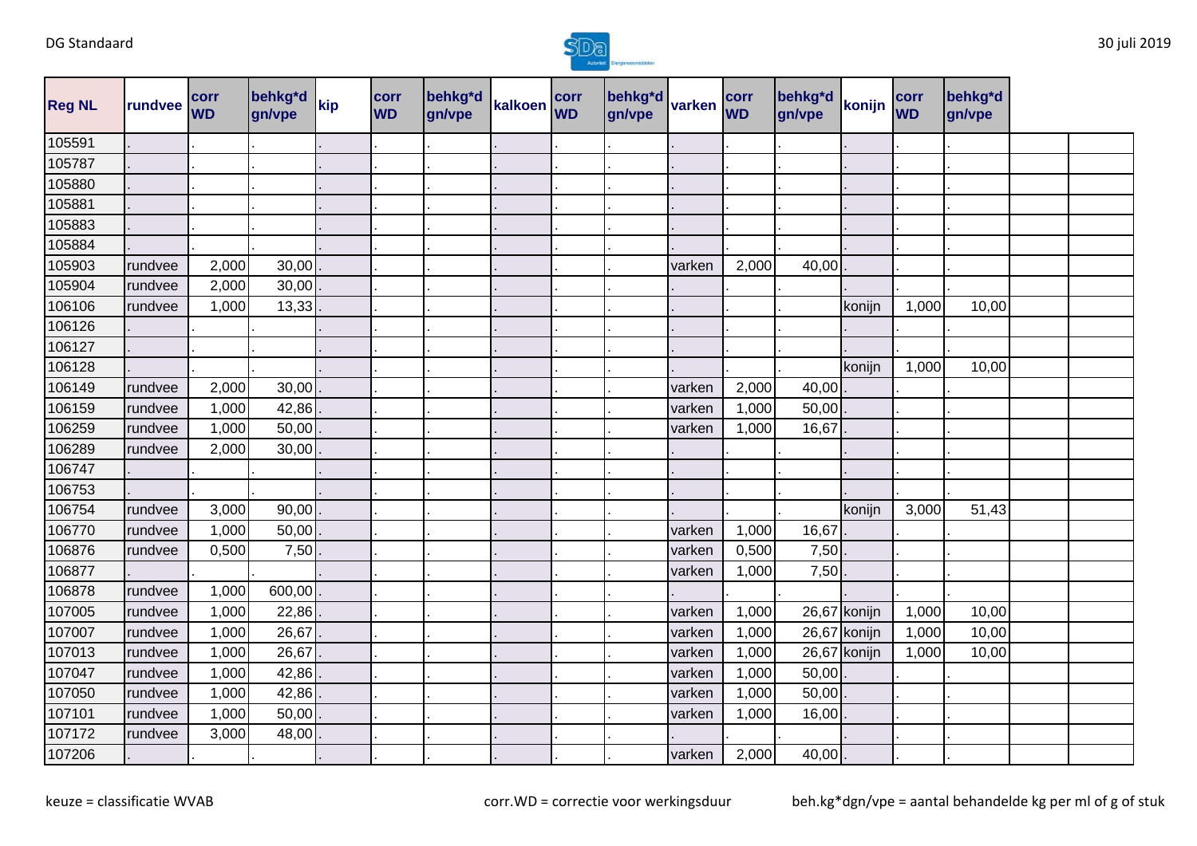| Reg NL | rundvee | corr WD | behkg*d gn/vpe | kip | corr WD | behkg*d gn/vpe | kalkoen | corr WD | behkg*d gn/vpe | varken | corr WD | behkg*d gn/vpe | konijn | corr WD | behkg*d gn/vpe | | |
|---|---|---|---|---|---|---|---|---|---|---|---|---|---|---|---|---|---|
| 105591 | . | . | . | . | . | . | . | . | . | . | . | . | . | . | . | | |
| 105787 | . | . | . | . | . | . | . | . | . | . | . | . | . | . | . | | |
| 105880 | . | . | . | . | . | . | . | . | . | . | . | . | . | . | . | | |
| 105881 | . | . | . | . | . | . | . | . | . | . | . | . | . | . | . | | |
| 105883 | . | . | . | . | . | . | . | . | . | . | . | . | . | . | . | | |
| 105884 | . | . | . | . | . | . | . | . | . | . | . | . | . | . | . | | |
| 105903 | rundvee | 2,000 | 30,00 | . | . | . | . | . | . | varken | 2,000 | 40,00 | . | . | . | | |
| 105904 | rundvee | 2,000 | 30,00 | . | . | . | . | . | . | . | . | . | . | . | . | | |
| 106106 | rundvee | 1,000 | 13,33 | . | . | . | . | . | . | . | . | . | konijn | 1,000 | 10,00 | | |
| 106126 | . | . | . | . | . | . | . | . | . | . | . | . | . | . | . | | |
| 106127 | . | . | . | . | . | . | . | . | . | . | . | . | . | . | . | | |
| 106128 | . | . | . | . | . | . | . | . | . | . | . | . | konijn | 1,000 | 10,00 | | |
| 106149 | rundvee | 2,000 | 30,00 | . | . | . | . | . | . | varken | 2,000 | 40,00 | . | . | . | | |
| 106159 | rundvee | 1,000 | 42,86 | . | . | . | . | . | . | varken | 1,000 | 50,00 | . | . | . | | |
| 106259 | rundvee | 1,000 | 50,00 | . | . | . | . | . | . | varken | 1,000 | 16,67 | . | . | . | | |
| 106289 | rundvee | 2,000 | 30,00 | . | . | . | . | . | . | . | . | . | . | . | . | | |
| 106747 | . | . | . | . | . | . | . | . | . | . | . | . | . | . | . | | |
| 106753 | . | . | . | . | . | . | . | . | . | . | . | . | . | . | . | | |
| 106754 | rundvee | 3,000 | 90,00 | . | . | . | . | . | . | . | . | . | konijn | 3,000 | 51,43 | | |
| 106770 | rundvee | 1,000 | 50,00 | . | . | . | . | . | . | varken | 1,000 | 16,67 | . | . | . | | |
| 106876 | rundvee | 0,500 | 7,50 | . | . | . | . | . | . | varken | 0,500 | 7,50 | . | . | . | | |
| 106877 | . | . | . | . | . | . | . | . | . | varken | 1,000 | 7,50 | . | . | . | | |
| 106878 | rundvee | 1,000 | 600,00 | . | . | . | . | . | . | . | . | . | . | . | . | | |
| 107005 | rundvee | 1,000 | 22,86 | . | . | . | . | . | . | varken | 1,000 | 26,67 | konijn | 1,000 | 10,00 | | |
| 107007 | rundvee | 1,000 | 26,67 | . | . | . | . | . | . | varken | 1,000 | 26,67 | konijn | 1,000 | 10,00 | | |
| 107013 | rundvee | 1,000 | 26,67 | . | . | . | . | . | . | varken | 1,000 | 26,67 | konijn | 1,000 | 10,00 | | |
| 107047 | rundvee | 1,000 | 42,86 | . | . | . | . | . | . | varken | 1,000 | 50,00 | . | . | . | | |
| 107050 | rundvee | 1,000 | 42,86 | . | . | . | . | . | . | varken | 1,000 | 50,00 | . | . | . | | |
| 107101 | rundvee | 1,000 | 50,00 | . | . | . | . | . | . | varken | 1,000 | 16,00 | . | . | . | | |
| 107172 | rundvee | 3,000 | 48,00 | . | . | . | . | . | . | . | . | . | . | . | . | | |
| 107206 | . | . | . | . | . | . | . | . | . | varken | 2,000 | 40,00 | . | . | . | | |

keuze = classificatie WVAB

corr.WD = correctie voor werkingsduur

beh.kg*dgn/vpe = aantal behandelde kg per ml of g of stuk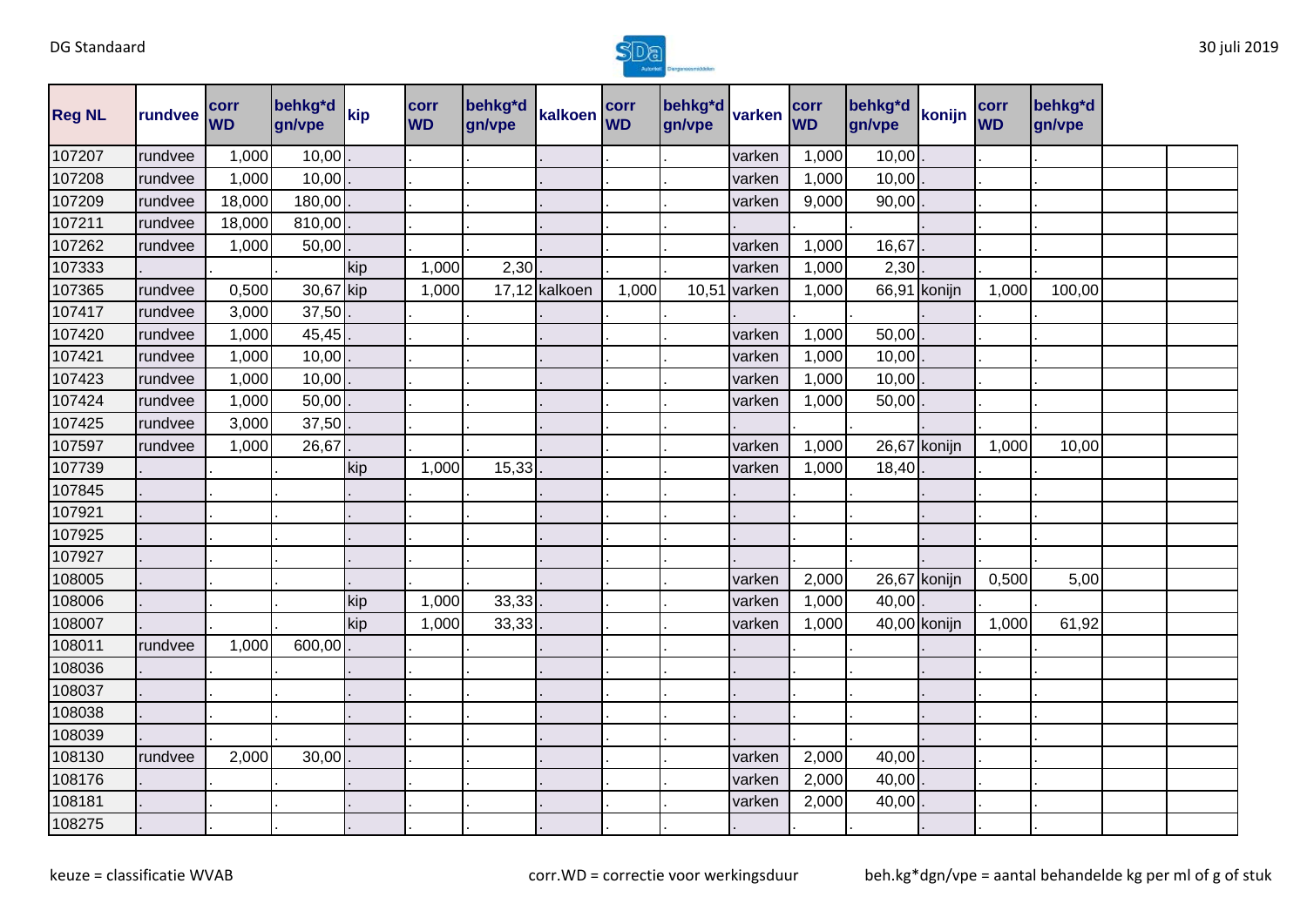| Reg NL | rundvee | corr WD | behkg*d gn/vpe | kip | corr WD | behkg*d gn/vpe | kalkoen | corr WD | behkg*d gn/vpe | varken | corr WD | behkg*d gn/vpe | konijn | corr WD | behkg*d gn/vpe | | |
|---|---|---|---|---|---|---|---|---|---|---|---|---|---|---|---|---|---|
| 107207 | rundvee | 1,000 | 10,00 | . | . | . | . | . | . | varken | 1,000 | 10,00 | . | . | . | | |
| 107208 | rundvee | 1,000 | 10,00 | . | . | . | . | . | . | varken | 1,000 | 10,00 | . | . | . | | |
| 107209 | rundvee | 18,000 | 180,00 | . | . | . | . | . | . | varken | 9,000 | 90,00 | . | . | . | | |
| 107211 | rundvee | 18,000 | 810,00 | . | . | . | . | . | . | . | . | . | . | . | . | | |
| 107262 | rundvee | 1,000 | 50,00 | . | . | . | . | . | . | varken | 1,000 | 16,67 | . | . | . | | |
| 107333 | . | . | . | kip | 1,000 | 2,30 | . | . | . | varken | 1,000 | 2,30 | . | . | . | | |
| 107365 | rundvee | 0,500 | 30,67 | kip | 1,000 | 17,12 | kalkoen | 1,000 | 10,51 | varken | 1,000 | 66,91 | konijn | 1,000 | 100,00 | | |
| 107417 | rundvee | 3,000 | 37,50 | . | . | . | . | . | . | . | . | . | . | . | . | | |
| 107420 | rundvee | 1,000 | 45,45 | . | . | . | . | . | . | varken | 1,000 | 50,00 | . | . | . | | |
| 107421 | rundvee | 1,000 | 10,00 | . | . | . | . | . | . | varken | 1,000 | 10,00 | . | . | . | | |
| 107423 | rundvee | 1,000 | 10,00 | . | . | . | . | . | . | varken | 1,000 | 10,00 | . | . | . | | |
| 107424 | rundvee | 1,000 | 50,00 | . | . | . | . | . | . | varken | 1,000 | 50,00 | . | . | . | | |
| 107425 | rundvee | 3,000 | 37,50 | . | . | . | . | . | . | . | . | . | . | . | . | | |
| 107597 | rundvee | 1,000 | 26,67 | . | . | . | . | . | . | varken | 1,000 | 26,67 | konijn | 1,000 | 10,00 | | |
| 107739 | . | . | . | kip | 1,000 | 15,33 | . | . | . | varken | 1,000 | 18,40 | . | . | . | | |
| 107845 | . | . | . | . | . | . | . | . | . | . | . | . | . | . | . | | |
| 107921 | . | . | . | . | . | . | . | . | . | . | . | . | . | . | . | | |
| 107925 | . | . | . | . | . | . | . | . | . | . | . | . | . | . | . | | |
| 107927 | . | . | . | . | . | . | . | . | . | . | . | . | . | . | . | | |
| 108005 | . | . | . | . | . | . | . | . | . | varken | 2,000 | 26,67 | konijn | 0,500 | 5,00 | | |
| 108006 | . | . | . | kip | 1,000 | 33,33 | . | . | . | varken | 1,000 | 40,00 | . | . | . | | |
| 108007 | . | . | . | kip | 1,000 | 33,33 | . | . | . | varken | 1,000 | 40,00 | konijn | 1,000 | 61,92 | | |
| 108011 | rundvee | 1,000 | 600,00 | . | . | . | . | . | . | . | . | . | . | . | . | | |
| 108036 | . | . | . | . | . | . | . | . | . | . | . | . | . | . | . | | |
| 108037 | . | . | . | . | . | . | . | . | . | . | . | . | . | . | . | | |
| 108038 | . | . | . | . | . | . | . | . | . | . | . | . | . | . | . | | |
| 108039 | . | . | . | . | . | . | . | . | . | . | . | . | . | . | . | | |
| 108130 | rundvee | 2,000 | 30,00 | . | . | . | . | . | . | varken | 2,000 | 40,00 | . | . | . | | |
| 108176 | . | . | . | . | . | . | . | . | . | varken | 2,000 | 40,00 | . | . | . | | |
| 108181 | . | . | . | . | . | . | . | . | . | varken | 2,000 | 40,00 | . | . | . | | |
| 108275 | . | . | . | . | . | . | . | . | . | . | . | . | . | . | . | | |

keuze = classificatie WVAB

corr.WD = correctie voor werkingsduur

beh.kg*dgn/vpe = aantal behandelde kg per ml of g of stuk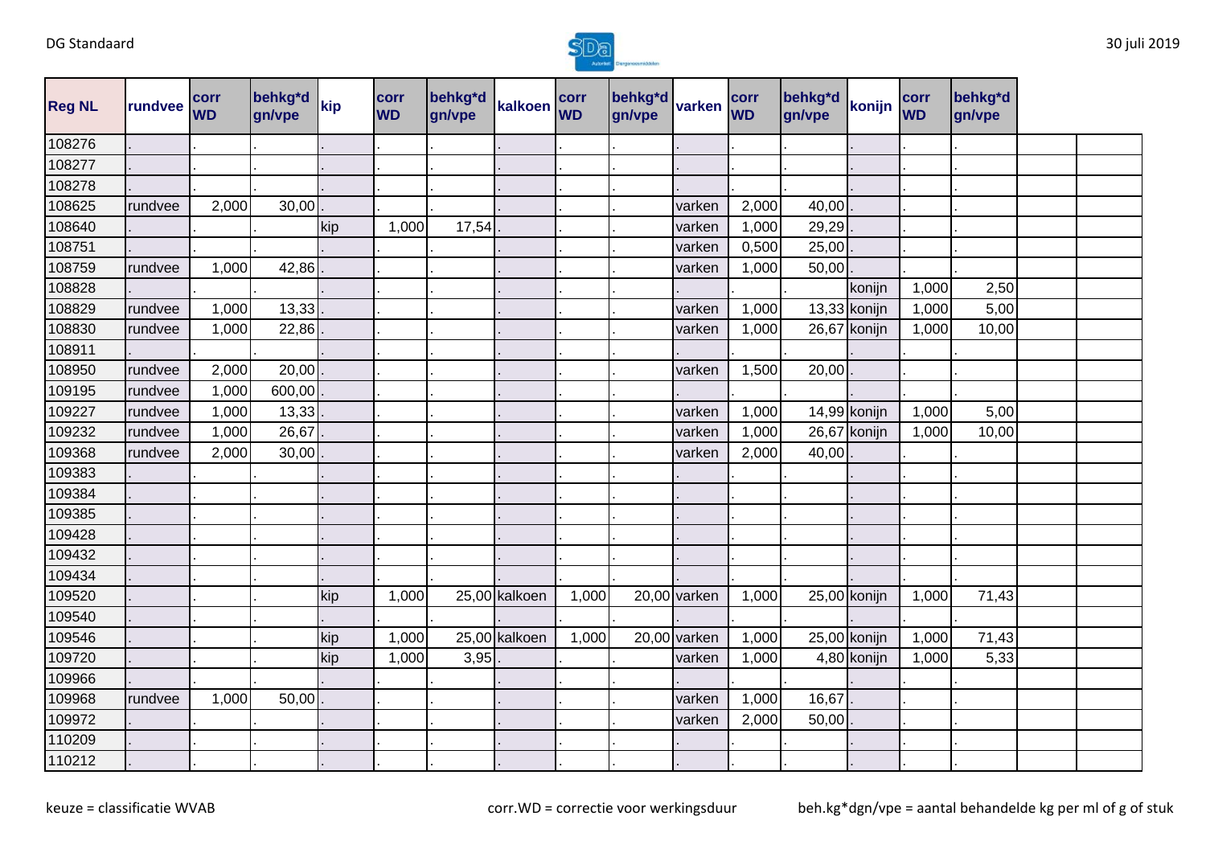| Reg NL | rundvee | corr WD | behkg*d gn/vpe | kip | corr WD | behkg*d gn/vpe | kalkoen | corr WD | behkg*d gn/vpe | varken | corr WD | behkg*d gn/vpe | konijn | corr WD | behkg*d gn/vpe | | |
|---|---|---|---|---|---|---|---|---|---|---|---|---|---|---|---|---|---|
| 108276 | . | . | . | . | . | . | . | . | . | . | . | . | . | . | . | | |
| 108277 | . | . | . | . | . | . | . | . | . | . | . | . | . | . | . | | |
| 108278 | . | . | . | . | . | . | . | . | . | . | . | . | . | . | . | | |
| 108625 | rundvee | 2,000 | 30,00 | . | . | . | . | . | . | varken | 2,000 | 40,00 | . | . | . | | |
| 108640 | . | . | . | kip | 1,000 | 17,54 | . | . | . | varken | 1,000 | 29,29 | . | . | . | | |
| 108751 | . | . | . | . | . | . | . | . | . | varken | 0,500 | 25,00 | . | . | . | | |
| 108759 | rundvee | 1,000 | 42,86 | . | . | . | . | . | . | varken | 1,000 | 50,00 | . | . | . | | |
| 108828 | . | . | . | . | . | . | . | . | . | . | . | . | konijn | 1,000 | 2,50 | | |
| 108829 | rundvee | 1,000 | 13,33 | . | . | . | . | . | . | varken | 1,000 | 13,33 | konijn | 1,000 | 5,00 | | |
| 108830 | rundvee | 1,000 | 22,86 | . | . | . | . | . | . | varken | 1,000 | 26,67 | konijn | 1,000 | 10,00 | | |
| 108911 | . | . | . | . | . | . | . | . | . | . | . | . | . | . | . | | |
| 108950 | rundvee | 2,000 | 20,00 | . | . | . | . | . | . | varken | 1,500 | 20,00 | . | . | . | | |
| 109195 | rundvee | 1,000 | 600,00 | . | . | . | . | . | . | . | . | . | . | . | . | | |
| 109227 | rundvee | 1,000 | 13,33 | . | . | . | . | . | . | varken | 1,000 | 14,99 | konijn | 1,000 | 5,00 | | |
| 109232 | rundvee | 1,000 | 26,67 | . | . | . | . | . | . | varken | 1,000 | 26,67 | konijn | 1,000 | 10,00 | | |
| 109368 | rundvee | 2,000 | 30,00 | . | . | . | . | . | . | varken | 2,000 | 40,00 | . | . | . | | |
| 109383 | . | . | . | . | . | . | . | . | . | . | . | . | . | . | . | | |
| 109384 | . | . | . | . | . | . | . | . | . | . | . | . | . | . | . | | |
| 109385 | . | . | . | . | . | . | . | . | . | . | . | . | . | . | . | | |
| 109428 | . | . | . | . | . | . | . | . | . | . | . | . | . | . | . | | |
| 109432 | . | . | . | . | . | . | . | . | . | . | . | . | . | . | . | | |
| 109434 | . | . | . | . | . | . | . | . | . | . | . | . | . | . | . | | |
| 109520 | . | . | . | kip | 1,000 | 25,00 | kalkoen | 1,000 | 20,00 | varken | 1,000 | 25,00 | konijn | 1,000 | 71,43 | | |
| 109540 | . | . | . | . | . | . | . | . | . | . | . | . | . | . | . | | |
| 109546 | . | . | . | kip | 1,000 | 25,00 | kalkoen | 1,000 | 20,00 | varken | 1,000 | 25,00 | konijn | 1,000 | 71,43 | | |
| 109720 | . | . | . | kip | 1,000 | 3,95 | . | . | . | varken | 1,000 | 4,80 | konijn | 1,000 | 5,33 | | |
| 109966 | . | . | . | . | . | . | . | . | . | . | . | . | . | . | . | | |
| 109968 | rundvee | 1,000 | 50,00 | . | . | . | . | . | . | varken | 1,000 | 16,67 | . | . | . | | |
| 109972 | . | . | . | . | . | . | . | . | . | varken | 2,000 | 50,00 | . | . | . | | |
| 110209 | . | . | . | . | . | . | . | . | . | . | . | . | . | . | . | | |
| 110212 | . | . | . | . | . | . | . | . | . | . | . | . | . | . | . | | |

keuze = classificatie WVAB

corr.WD = correctie voor werkingsduur

beh.kg*dgn/vpe = aantal behandelde kg per ml of g of stuk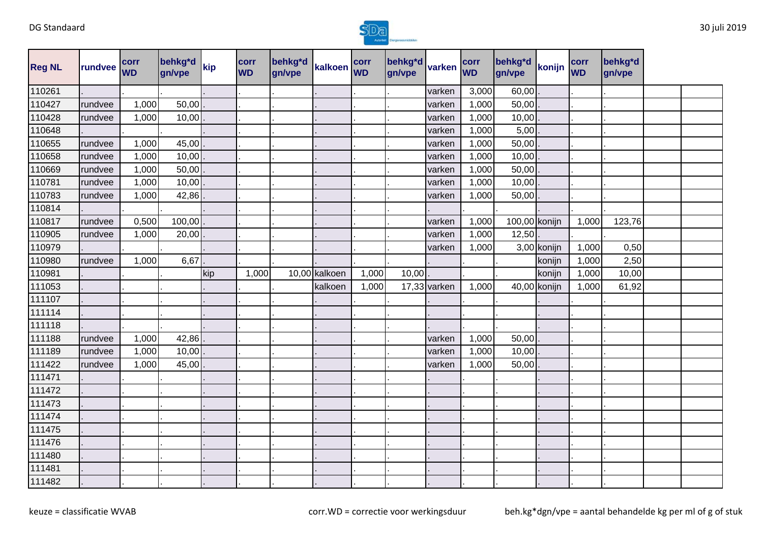| Reg NL | rundvee | corr WD | behkg*d gn/vpe | kip | corr WD | behkg*d gn/vpe | kalkoen | corr WD | behkg*d gn/vpe | varken | corr WD | behkg*d gn/vpe | konijn | corr WD | behkg*d gn/vpe | | |
|---|---|---|---|---|---|---|---|---|---|---|---|---|---|---|---|---|---|
| 110261 | . | . | . | . | . | . | . | . | . | varken | 3,000 | 60,00 | . | . | . | | |
| 110427 | rundvee | 1,000 | 50,00 | . | . | . | . | . | . | varken | 1,000 | 50,00 | . | . | . | | |
| 110428 | rundvee | 1,000 | 10,00 | . | . | . | . | . | . | varken | 1,000 | 10,00 | . | . | . | | |
| 110648 | . | . | . | . | . | . | . | . | . | varken | 1,000 | 5,00 | . | . | . | | |
| 110655 | rundvee | 1,000 | 45,00 | . | . | . | . | . | . | varken | 1,000 | 50,00 | . | . | . | | |
| 110658 | rundvee | 1,000 | 10,00 | . | . | . | . | . | . | varken | 1,000 | 10,00 | . | . | . | | |
| 110669 | rundvee | 1,000 | 50,00 | . | . | . | . | . | . | varken | 1,000 | 50,00 | . | . | . | | |
| 110781 | rundvee | 1,000 | 10,00 | . | . | . | . | . | . | varken | 1,000 | 10,00 | . | . | . | | |
| 110783 | rundvee | 1,000 | 42,86 | . | . | . | . | . | . | varken | 1,000 | 50,00 | . | . | . | | |
| 110814 | . | . | . | . | . | . | . | . | . | . | . | . | . | . | . | | |
| 110817 | rundvee | 0,500 | 100,00 | . | . | . | . | . | . | varken | 1,000 | 100,00 | konijn | 1,000 | 123,76 | | |
| 110905 | rundvee | 1,000 | 20,00 | . | . | . | . | . | . | varken | 1,000 | 12,50 | . | . | . | | |
| 110979 | . | . | . | . | . | . | . | . | . | varken | 1,000 | 3,00 | konijn | 1,000 | 0,50 | | |
| 110980 | rundvee | 1,000 | 6,67 | . | . | . | . | . | . | . | . | . | konijn | 1,000 | 2,50 | | |
| 110981 | . | . | . | kip | 1,000 | 10,00 | kalkoen | 1,000 | 10,00 | . | . | . | konijn | 1,000 | 10,00 | | |
| 111053 | . | . | . | . | . | . | kalkoen | 1,000 | 17,33 | varken | 1,000 | 40,00 | konijn | 1,000 | 61,92 | | |
| 111107 | . | . | . | . | . | . | . | . | . | . | . | . | . | . | . | | |
| 111114 | . | . | . | . | . | . | . | . | . | . | . | . | . | . | . | | |
| 111118 | . | . | . | . | . | . | . | . | . | . | . | . | . | . | . | | |
| 111188 | rundvee | 1,000 | 42,86 | . | . | . | . | . | . | varken | 1,000 | 50,00 | . | . | . | | |
| 111189 | rundvee | 1,000 | 10,00 | . | . | . | . | . | . | varken | 1,000 | 10,00 | . | . | . | | |
| 111422 | rundvee | 1,000 | 45,00 | . | . | . | . | . | . | varken | 1,000 | 50,00 | . | . | . | | |
| 111471 | . | . | . | . | . | . | . | . | . | . | . | . | . | . | . | | |
| 111472 | . | . | . | . | . | . | . | . | . | . | . | . | . | . | . | | |
| 111473 | . | . | . | . | . | . | . | . | . | . | . | . | . | . | . | | |
| 111474 | . | . | . | . | . | . | . | . | . | . | . | . | . | . | . | | |
| 111475 | . | . | . | . | . | . | . | . | . | . | . | . | . | . | . | | |
| 111476 | . | . | . | . | . | . | . | . | . | . | . | . | . | . | . | | |
| 111480 | . | . | . | . | . | . | . | . | . | . | . | . | . | . | . | | |
| 111481 | . | . | . | . | . | . | . | . | . | . | . | . | . | . | . | | |
| 111482 | . | . | . | . | . | . | . | . | . | . | . | . | . | . | . | | |

keuze = classificatie WVAB

corr.WD = correctie voor werkingsduur

beh.kg*dgn/vpe = aantal behandelde kg per ml of g of stuk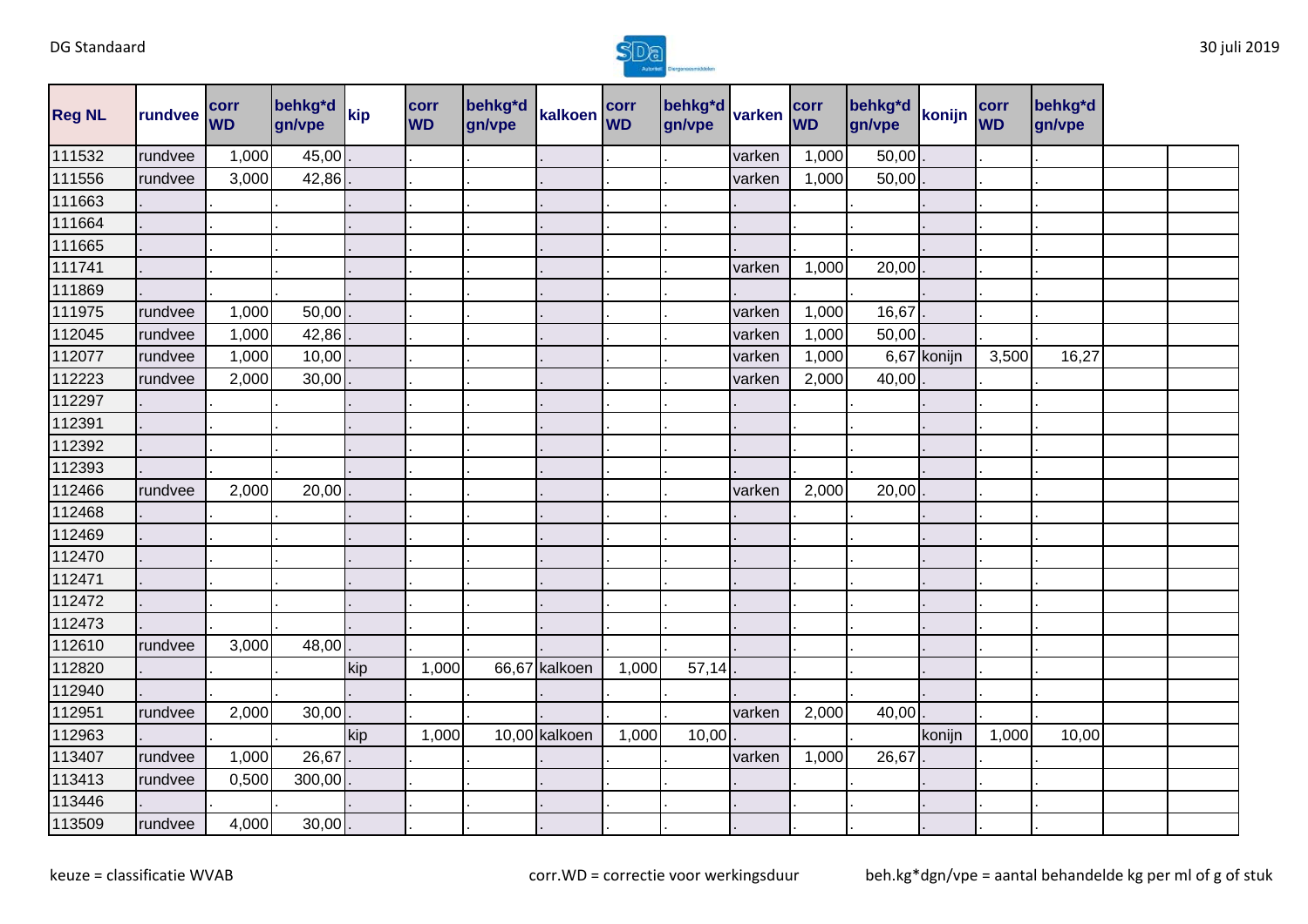| Reg NL | rundvee | corr WD | behkg*d gn/vpe | kip | corr WD | behkg*d gn/vpe | kalkoen | corr WD | behkg*d gn/vpe | varken | corr WD | behkg*d gn/vpe | konijn | corr WD | behkg*d gn/vpe | | |
|---|---|---|---|---|---|---|---|---|---|---|---|---|---|---|---|---|---|
| 111532 | rundvee | 1,000 | 45,00 | . | . | . | . | . | . | varken | 1,000 | 50,00 | . | . | . | | |
| 111556 | rundvee | 3,000 | 42,86 | . | . | . | . | . | . | varken | 1,000 | 50,00 | . | . | . | | |
| 111663 | . | . | . | . | . | . | . | . | . | . | . | . | . | . | . | | |
| 111664 | . | . | . | . | . | . | . | . | . | . | . | . | . | . | . | | |
| 111665 | . | . | . | . | . | . | . | . | . | . | . | . | . | . | . | | |
| 111741 | . | . | . | . | . | . | . | . | . | varken | 1,000 | 20,00 | . | . | . | | |
| 111869 | . | . | . | . | . | . | . | . | . | . | . | . | . | . | . | | |
| 111975 | rundvee | 1,000 | 50,00 | . | . | . | . | . | . | varken | 1,000 | 16,67 | . | . | . | | |
| 112045 | rundvee | 1,000 | 42,86 | . | . | . | . | . | . | varken | 1,000 | 50,00 | . | . | . | | |
| 112077 | rundvee | 1,000 | 10,00 | . | . | . | . | . | . | varken | 1,000 | 6,67 | konijn | 3,500 | 16,27 | | |
| 112223 | rundvee | 2,000 | 30,00 | . | . | . | . | . | . | varken | 2,000 | 40,00 | . | . | . | | |
| 112297 | . | . | . | . | . | . | . | . | . | . | . | . | . | . | . | | |
| 112391 | . | . | . | . | . | . | . | . | . | . | . | . | . | . | . | | |
| 112392 | . | . | . | . | . | . | . | . | . | . | . | . | . | . | . | | |
| 112393 | . | . | . | . | . | . | . | . | . | . | . | . | . | . | . | | |
| 112466 | rundvee | 2,000 | 20,00 | . | . | . | . | . | . | varken | 2,000 | 20,00 | . | . | . | | |
| 112468 | . | . | . | . | . | . | . | . | . | . | . | . | . | . | . | | |
| 112469 | . | . | . | . | . | . | . | . | . | . | . | . | . | . | . | | |
| 112470 | . | . | . | . | . | . | . | . | . | . | . | . | . | . | . | | |
| 112471 | . | . | . | . | . | . | . | . | . | . | . | . | . | . | . | | |
| 112472 | . | . | . | . | . | . | . | . | . | . | . | . | . | . | . | | |
| 112473 | . | . | . | . | . | . | . | . | . | . | . | . | . | . | . | | |
| 112610 | rundvee | 3,000 | 48,00 | . | . | . | . | . | . | . | . | . | . | . | . | | |
| 112820 | . | . | . | kip | 1,000 | 66,67 | kalkoen | 1,000 | 57,14 | . | . | . | . | . | . | | |
| 112940 | . | . | . | . | . | . | . | . | . | . | . | . | . | . | . | | |
| 112951 | rundvee | 2,000 | 30,00 | . | . | . | . | . | . | varken | 2,000 | 40,00 | . | . | . | | |
| 112963 | . | . | . | kip | 1,000 | 10,00 | kalkoen | 1,000 | 10,00 | . | . | . | konijn | 1,000 | 10,00 | | |
| 113407 | rundvee | 1,000 | 26,67 | . | . | . | . | . | . | varken | 1,000 | 26,67 | . | . | . | | |
| 113413 | rundvee | 0,500 | 300,00 | . | . | . | . | . | . | . | . | . | . | . | . | | |
| 113446 | . | . | . | . | . | . | . | . | . | . | . | . | . | . | . | | |
| 113509 | rundvee | 4,000 | 30,00 | . | . | . | . | . | . | . | . | . | . | . | . | | |

keuze = classificatie WVAB corr.WD = correctie voor werkingsduur beh.kg*dgn/vpe = aantal behandelde kg per ml of g of stuk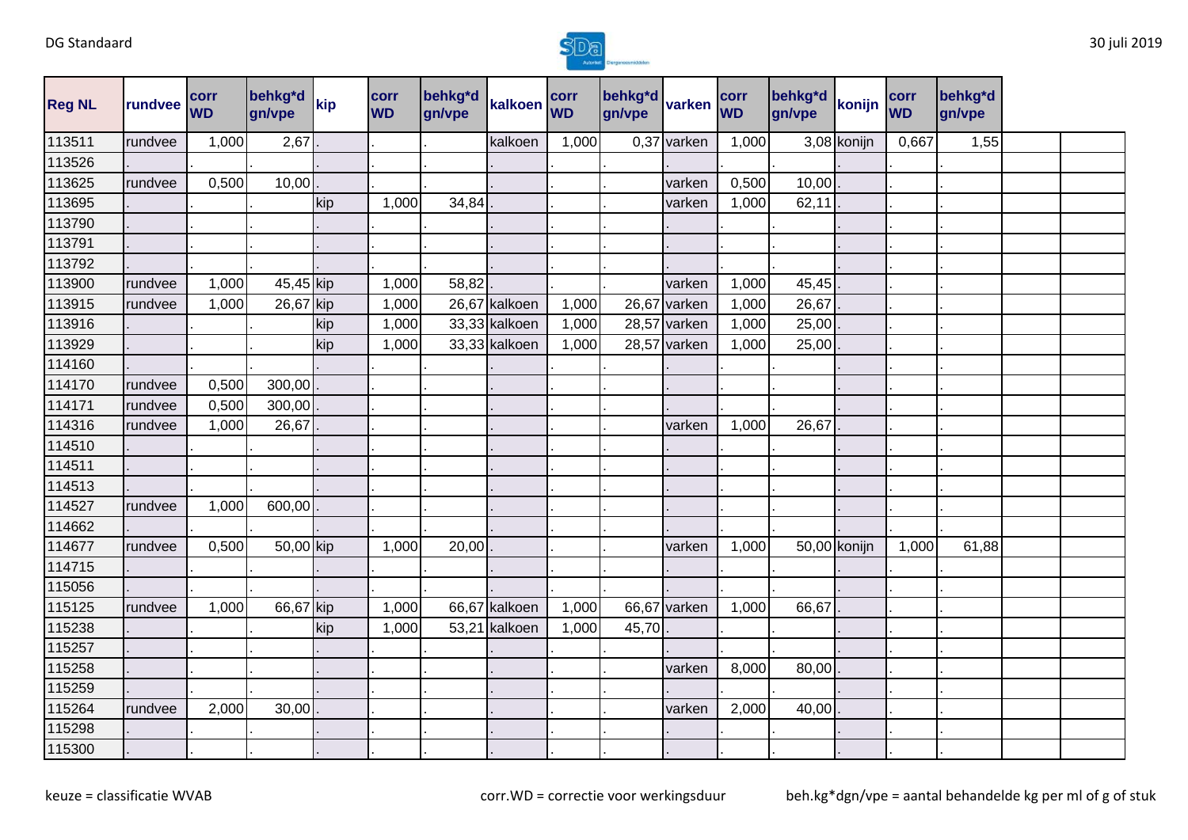| Reg NL | rundvee | corr WD | behkg*d gn/vpe | kip | corr WD | behkg*d gn/vpe | kalkoen | corr WD | behkg*d gn/vpe | varken | corr WD | behkg*d gn/vpe | konijn | corr WD | behkg*d gn/vpe | | |
|---|---|---|---|---|---|---|---|---|---|---|---|---|---|---|---|---|---|
| 113511 | rundvee | 1,000 | 2,67 | . | . | . | kalkoen | 1,000 | 0,37 | varken | 1,000 | 3,08 | konijn | 0,667 | 1,55 | | |
| 113526 | . | . | . | . | . | . | . | . | . | . | . | . | . | . | . | | |
| 113625 | rundvee | 0,500 | 10,00 | . | . | . | . | . | . | varken | 0,500 | 10,00 | . | . | . | | |
| 113695 | . | . | . | kip | 1,000 | 34,84 | . | . | . | varken | 1,000 | 62,11 | . | . | . | | |
| 113790 | . | . | . | . | . | . | . | . | . | . | . | . | . | . | . | | |
| 113791 | . | . | . | . | . | . | . | . | . | . | . | . | . | . | . | | |
| 113792 | . | . | . | . | . | . | . | . | . | . | . | . | . | . | . | | |
| 113900 | rundvee | 1,000 | 45,45 | kip | 1,000 | 58,82 | . | . | . | varken | 1,000 | 45,45 | . | . | . | | |
| 113915 | rundvee | 1,000 | 26,67 | kip | 1,000 | 26,67 | kalkoen | 1,000 | 26,67 | varken | 1,000 | 26,67 | . | . | . | | |
| 113916 | . | . | . | kip | 1,000 | 33,33 | kalkoen | 1,000 | 28,57 | varken | 1,000 | 25,00 | . | . | . | | |
| 113929 | . | . | . | kip | 1,000 | 33,33 | kalkoen | 1,000 | 28,57 | varken | 1,000 | 25,00 | . | . | . | | |
| 114160 | . | . | . | . | . | . | . | . | . | . | . | . | . | . | . | | |
| 114170 | rundvee | 0,500 | 300,00 | . | . | . | . | . | . | . | . | . | . | . | . | | |
| 114171 | rundvee | 0,500 | 300,00 | . | . | . | . | . | . | . | . | . | . | . | . | | |
| 114316 | rundvee | 1,000 | 26,67 | . | . | . | . | . | . | varken | 1,000 | 26,67 | . | . | . | | |
| 114510 | . | . | . | . | . | . | . | . | . | . | . | . | . | . | . | | |
| 114511 | . | . | . | . | . | . | . | . | . | . | . | . | . | . | . | | |
| 114513 | . | . | . | . | . | . | . | . | . | . | . | . | . | . | . | | |
| 114527 | rundvee | 1,000 | 600,00 | . | . | . | . | . | . | . | . | . | . | . | . | | |
| 114662 | . | . | . | . | . | . | . | . | . | . | . | . | . | . | . | | |
| 114677 | rundvee | 0,500 | 50,00 | kip | 1,000 | 20,00 | . | . | . | varken | 1,000 | 50,00 | konijn | 1,000 | 61,88 | | |
| 114715 | . | . | . | . | . | . | . | . | . | . | . | . | . | . | . | | |
| 115056 | . | . | . | . | . | . | . | . | . | . | . | . | . | . | . | | |
| 115125 | rundvee | 1,000 | 66,67 | kip | 1,000 | 66,67 | kalkoen | 1,000 | 66,67 | varken | 1,000 | 66,67 | . | . | . | | |
| 115238 | . | . | . | kip | 1,000 | 53,21 | kalkoen | 1,000 | 45,70 | . | . | . | . | . | . | | |
| 115257 | . | . | . | . | . | . | . | . | . | . | . | . | . | . | . | | |
| 115258 | . | . | . | . | . | . | . | . | . | varken | 8,000 | 80,00 | . | . | . | | |
| 115259 | . | . | . | . | . | . | . | . | . | . | . | . | . | . | . | | |
| 115264 | rundvee | 2,000 | 30,00 | . | . | . | . | . | . | varken | 2,000 | 40,00 | . | . | . | | |
| 115298 | . | . | . | . | . | . | . | . | . | . | . | . | . | . | . | | |
| 115300 | . | . | . | . | . | . | . | . | . | . | . | . | . | . | . | | |

keuze = classificatie WVAB    corr.WD = correctie voor werkingsduur    beh.kg*dgn/vpe = aantal behandelde kg per ml of g of stuk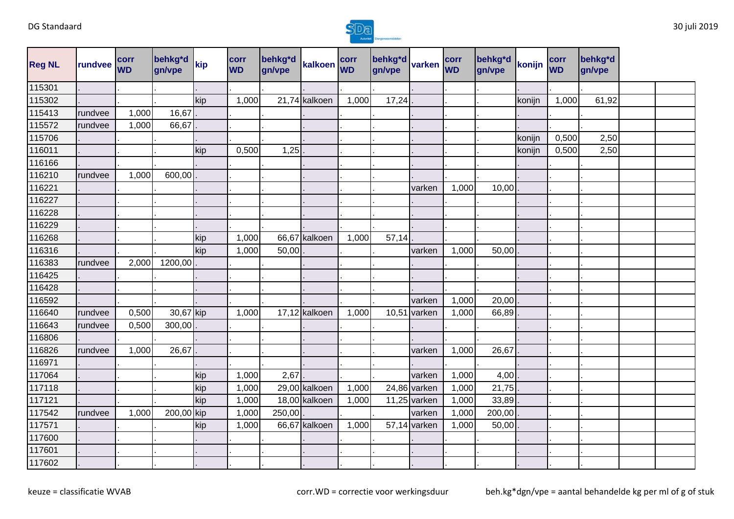| Reg NL | rundvee | corr WD | behkg*d gn/vpe | kip | corr WD | behkg*d gn/vpe | kalkoen | corr WD | behkg*d gn/vpe | varken | corr WD | behkg*d gn/vpe | konijn | corr WD | behkg*d gn/vpe | | |
|---|---|---|---|---|---|---|---|---|---|---|---|---|---|---|---|---|---|
| 115301 | . | . | . | . | . | . | . | . | . | . | . | . | . | . | . | | |
| 115302 | . | . | . | kip | 1,000 | 21,74 | kalkoen | 1,000 | 17,24 | . | . | . | konijn | 1,000 | 61,92 | | |
| 115413 | rundvee | 1,000 | 16,67 | . | . | . | . | . | . | . | . | . | . | . | . | | |
| 115572 | rundvee | 1,000 | 66,67 | . | . | . | . | . | . | . | . | . | . | . | . | | |
| 115706 | . | . | . | . | . | . | . | . | . | . | . | . | konijn | 0,500 | 2,50 | | |
| 116011 | . | . | . | kip | 0,500 | 1,25 | . | . | . | . | . | . | konijn | 0,500 | 2,50 | | |
| 116166 | . | . | . | . | . | . | . | . | . | . | . | . | . | . | . | | |
| 116210 | rundvee | 1,000 | 600,00 | . | . | . | . | . | . | . | . | . | . | . | . | | |
| 116221 | . | . | . | . | . | . | . | . | . | varken | 1,000 | 10,00 | . | . | . | | |
| 116227 | . | . | . | . | . | . | . | . | . | . | . | . | . | . | . | | |
| 116228 | . | . | . | . | . | . | . | . | . | . | . | . | . | . | . | | |
| 116229 | . | . | . | . | . | . | . | . | . | . | . | . | . | . | . | | |
| 116268 | . | . | . | kip | 1,000 | 66,67 | kalkoen | 1,000 | 57,14 | . | . | . | . | . | . | | |
| 116316 | . | . | . | kip | 1,000 | 50,00 | . | . | . | varken | 1,000 | 50,00 | . | . | . | | |
| 116383 | rundvee | 2,000 | 1200,00 | . | . | . | . | . | . | . | . | . | . | . | . | | |
| 116425 | . | . | . | . | . | . | . | . | . | . | . | . | . | . | . | | |
| 116428 | . | . | . | . | . | . | . | . | . | . | . | . | . | . | . | | |
| 116592 | . | . | . | . | . | . | . | . | . | varken | 1,000 | 20,00 | . | . | . | | |
| 116640 | rundvee | 0,500 | 30,67 | kip | 1,000 | 17,12 | kalkoen | 1,000 | 10,51 | varken | 1,000 | 66,89 | . | . | . | | |
| 116643 | rundvee | 0,500 | 300,00 | . | . | . | . | . | . | . | . | . | . | . | . | | |
| 116806 | . | . | . | . | . | . | . | . | . | . | . | . | . | . | . | | |
| 116826 | rundvee | 1,000 | 26,67 | . | . | . | . | . | . | varken | 1,000 | 26,67 | . | . | . | | |
| 116971 | . | . | . | . | . | . | . | . | . | . | . | . | . | . | . | | |
| 117064 | . | . | . | kip | 1,000 | 2,67 | . | . | . | varken | 1,000 | 4,00 | . | . | . | | |
| 117118 | . | . | . | kip | 1,000 | 29,00 | kalkoen | 1,000 | 24,86 | varken | 1,000 | 21,75 | . | . | . | | |
| 117121 | . | . | . | kip | 1,000 | 18,00 | kalkoen | 1,000 | 11,25 | varken | 1,000 | 33,89 | . | . | . | | |
| 117542 | rundvee | 1,000 | 200,00 | kip | 1,000 | 250,00 | . | . | . | varken | 1,000 | 200,00 | . | . | . | | |
| 117571 | . | . | . | kip | 1,000 | 66,67 | kalkoen | 1,000 | 57,14 | varken | 1,000 | 50,00 | . | . | . | | |
| 117600 | . | . | . | . | . | . | . | . | . | . | . | . | . | . | . | | |
| 117601 | . | . | . | . | . | . | . | . | . | . | . | . | . | . | . | | |
| 117602 | . | . | . | . | . | . | . | . | . | . | . | . | . | . | . | | |

keuze = classificatie WVAB    corr.WD = correctie voor werkingsduur    beh.kg*dgn/vpe = aantal behandelde kg per ml of g of stuk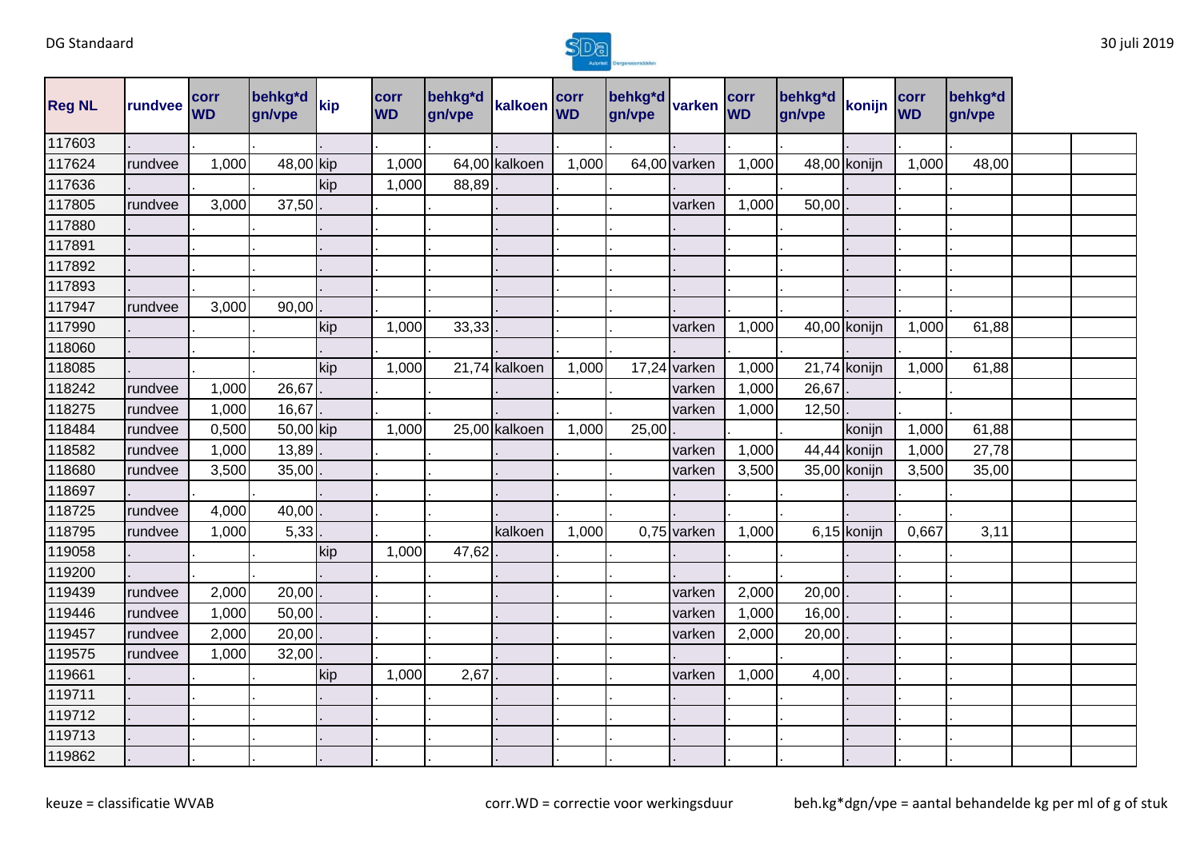| Reg NL | rundvee | corr WD | behkg*d gn/vpe | kip | corr WD | behkg*d gn/vpe | kalkoen | corr WD | behkg*d gn/vpe | varken | corr WD | behkg*d gn/vpe | konijn | corr WD | behkg*d gn/vpe | | |
|---|---|---|---|---|---|---|---|---|---|---|---|---|---|---|---|---|---|
| 117603 | . | . | . | . | . | . | . | . | . | . | . | . | . | . | . | | |
| 117624 | rundvee | 1,000 | 48,00 | kip | 1,000 | 64,00 | kalkoen | 1,000 | 64,00 | varken | 1,000 | 48,00 | konijn | 1,000 | 48,00 | | |
| 117636 | . | . | . | kip | 1,000 | 88,89 | . | . | . | . | . | . | . | . | . | | |
| 117805 | rundvee | 3,000 | 37,50 | . | . | . | . | . | . | varken | 1,000 | 50,00 | . | . | . | | |
| 117880 | . | . | . | . | . | . | . | . | . | . | . | . | . | . | . | | |
| 117891 | . | . | . | . | . | . | . | . | . | . | . | . | . | . | . | | |
| 117892 | . | . | . | . | . | . | . | . | . | . | . | . | . | . | . | | |
| 117893 | . | . | . | . | . | . | . | . | . | . | . | . | . | . | . | | |
| 117947 | rundvee | 3,000 | 90,00 | . | . | . | . | . | . | . | . | . | . | . | . | | |
| 117990 | . | . | . | kip | 1,000 | 33,33 | . | . | . | varken | 1,000 | 40,00 | konijn | 1,000 | 61,88 | | |
| 118060 | . | . | . | . | . | . | . | . | . | . | . | . | . | . | . | | |
| 118085 | . | . | . | kip | 1,000 | 21,74 | kalkoen | 1,000 | 17,24 | varken | 1,000 | 21,74 | konijn | 1,000 | 61,88 | | |
| 118242 | rundvee | 1,000 | 26,67 | . | . | . | . | . | . | varken | 1,000 | 26,67 | . | . | . | | |
| 118275 | rundvee | 1,000 | 16,67 | . | . | . | . | . | . | varken | 1,000 | 12,50 | . | . | . | | |
| 118484 | rundvee | 0,500 | 50,00 | kip | 1,000 | 25,00 | kalkoen | 1,000 | 25,00 | . | . | . | konijn | 1,000 | 61,88 | | |
| 118582 | rundvee | 1,000 | 13,89 | . | . | . | . | . | . | varken | 1,000 | 44,44 | konijn | 1,000 | 27,78 | | |
| 118680 | rundvee | 3,500 | 35,00 | . | . | . | . | . | . | varken | 3,500 | 35,00 | konijn | 3,500 | 35,00 | | |
| 118697 | . | . | . | . | . | . | . | . | . | . | . | . | . | . | . | | |
| 118725 | rundvee | 4,000 | 40,00 | . | . | . | . | . | . | . | . | . | . | . | . | | |
| 118795 | rundvee | 1,000 | 5,33 | . | . | . | kalkoen | 1,000 | 0,75 | varken | 1,000 | 6,15 | konijn | 0,667 | 3,11 | | |
| 119058 | . | . | . | kip | 1,000 | 47,62 | . | . | . | . | . | . | . | . | . | | |
| 119200 | . | . | . | . | . | . | . | . | . | . | . | . | . | . | . | | |
| 119439 | rundvee | 2,000 | 20,00 | . | . | . | . | . | . | varken | 2,000 | 20,00 | . | . | . | | |
| 119446 | rundvee | 1,000 | 50,00 | . | . | . | . | . | . | varken | 1,000 | 16,00 | . | . | . | | |
| 119457 | rundvee | 2,000 | 20,00 | . | . | . | . | . | . | varken | 2,000 | 20,00 | . | . | . | | |
| 119575 | rundvee | 1,000 | 32,00 | . | . | . | . | . | . | . | . | . | . | . | . | | |
| 119661 | . | . | . | kip | 1,000 | 2,67 | . | . | . | varken | 1,000 | 4,00 | . | . | . | | |
| 119711 | . | . | . | . | . | . | . | . | . | . | . | . | . | . | . | | |
| 119712 | . | . | . | . | . | . | . | . | . | . | . | . | . | . | . | | |
| 119713 | . | . | . | . | . | . | . | . | . | . | . | . | . | . | . | | |
| 119862 | . | . | . | . | . | . | . | . | . | . | . | . | . | . | . | | |

keuze = classificatie WVAB

corr.WD = correctie voor werkingsduur

beh.kg*dgn/vpe = aantal behandelde kg per ml of g of stuk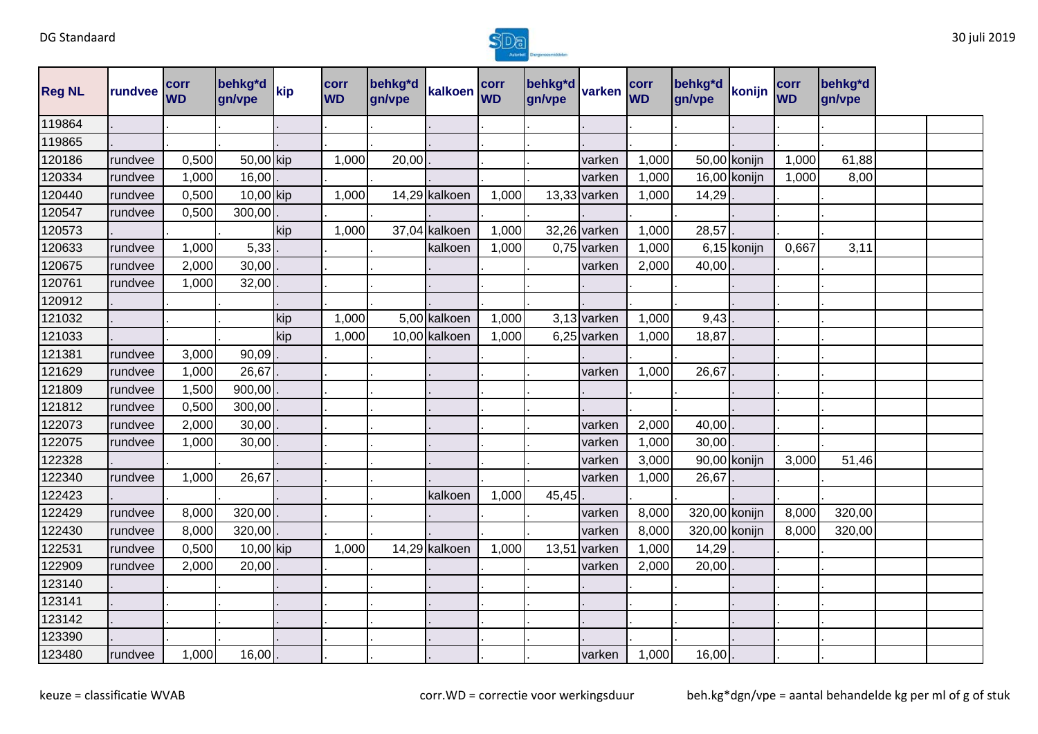| Reg NL | rundvee | corr WD | behkg*d gn/vpe | kip | corr WD | behkg*d gn/vpe | kalkoen | corr WD | behkg*d gn/vpe | varken | corr WD | behkg*d gn/vpe | konijn | corr WD | behkg*d gn/vpe | | |
|---|---|---|---|---|---|---|---|---|---|---|---|---|---|---|---|---|---|
| 119864 | . | . | . | . | . | . | . | . | . | . | . | . | . | . | . | | |
| 119865 | . | . | . | . | . | . | . | . | . | . | . | . | . | . | . | | |
| 120186 | rundvee | 0,500 | 50,00 | kip | 1,000 | 20,00 | . | . | . | varken | 1,000 | 50,00 | konijn | 1,000 | 61,88 | | |
| 120334 | rundvee | 1,000 | 16,00 | . | . | . | . | . | . | varken | 1,000 | 16,00 | konijn | 1,000 | 8,00 | | |
| 120440 | rundvee | 0,500 | 10,00 | kip | 1,000 | 14,29 | kalkoen | 1,000 | 13,33 | varken | 1,000 | 14,29 | . | . | . | | |
| 120547 | rundvee | 0,500 | 300,00 | . | . | . | . | . | . | . | . | . | . | . | . | | |
| 120573 | . | . | . | kip | 1,000 | 37,04 | kalkoen | 1,000 | 32,26 | varken | 1,000 | 28,57 | . | . | . | | |
| 120633 | rundvee | 1,000 | 5,33 | . | . | . | kalkoen | 1,000 | 0,75 | varken | 1,000 | 6,15 | konijn | 0,667 | 3,11 | | |
| 120675 | rundvee | 2,000 | 30,00 | . | . | . | . | . | . | varken | 2,000 | 40,00 | . | . | . | | |
| 120761 | rundvee | 1,000 | 32,00 | . | . | . | . | . | . | . | . | . | . | . | . | | |
| 120912 | . | . | . | . | . | . | . | . | . | . | . | . | . | . | . | | |
| 121032 | . | . | . | kip | 1,000 | 5,00 | kalkoen | 1,000 | 3,13 | varken | 1,000 | 9,43 | . | . | . | | |
| 121033 | . | . | . | kip | 1,000 | 10,00 | kalkoen | 1,000 | 6,25 | varken | 1,000 | 18,87 | . | . | . | | |
| 121381 | rundvee | 3,000 | 90,09 | . | . | . | . | . | . | . | . | . | . | . | . | | |
| 121629 | rundvee | 1,000 | 26,67 | . | . | . | . | . | . | varken | 1,000 | 26,67 | . | . | . | | |
| 121809 | rundvee | 1,500 | 900,00 | . | . | . | . | . | . | . | . | . | . | . | . | | |
| 121812 | rundvee | 0,500 | 300,00 | . | . | . | . | . | . | . | . | . | . | . | . | | |
| 122073 | rundvee | 2,000 | 30,00 | . | . | . | . | . | . | varken | 2,000 | 40,00 | . | . | . | | |
| 122075 | rundvee | 1,000 | 30,00 | . | . | . | . | . | . | varken | 1,000 | 30,00 | . | . | . | | |
| 122328 | . | . | . | . | . | . | . | . | . | varken | 3,000 | 90,00 | konijn | 3,000 | 51,46 | | |
| 122340 | rundvee | 1,000 | 26,67 | . | . | . | . | . | . | varken | 1,000 | 26,67 | . | . | . | | |
| 122423 | . | . | . | . | . | . | kalkoen | 1,000 | 45,45 | . | . | . | . | . | . | | |
| 122429 | rundvee | 8,000 | 320,00 | . | . | . | . | . | . | varken | 8,000 | 320,00 | konijn | 8,000 | 320,00 | | |
| 122430 | rundvee | 8,000 | 320,00 | . | . | . | . | . | . | varken | 8,000 | 320,00 | konijn | 8,000 | 320,00 | | |
| 122531 | rundvee | 0,500 | 10,00 | kip | 1,000 | 14,29 | kalkoen | 1,000 | 13,51 | varken | 1,000 | 14,29 | . | . | . | | |
| 122909 | rundvee | 2,000 | 20,00 | . | . | . | . | . | . | varken | 2,000 | 20,00 | . | . | . | | |
| 123140 | . | . | . | . | . | . | . | . | . | . | . | . | . | . | . | | |
| 123141 | . | . | . | . | . | . | . | . | . | . | . | . | . | . | . | | |
| 123142 | . | . | . | . | . | . | . | . | . | . | . | . | . | . | . | | |
| 123390 | . | . | . | . | . | . | . | . | . | . | . | . | . | . | . | | |
| 123480 | rundvee | 1,000 | 16,00 | . | . | . | . | . | . | varken | 1,000 | 16,00 | . | . | . | | |

keuze = classificatie WVAB

corr.WD = correctie voor werkingsduur

beh.kg*dgn/vpe = aantal behandelde kg per ml of g of stuk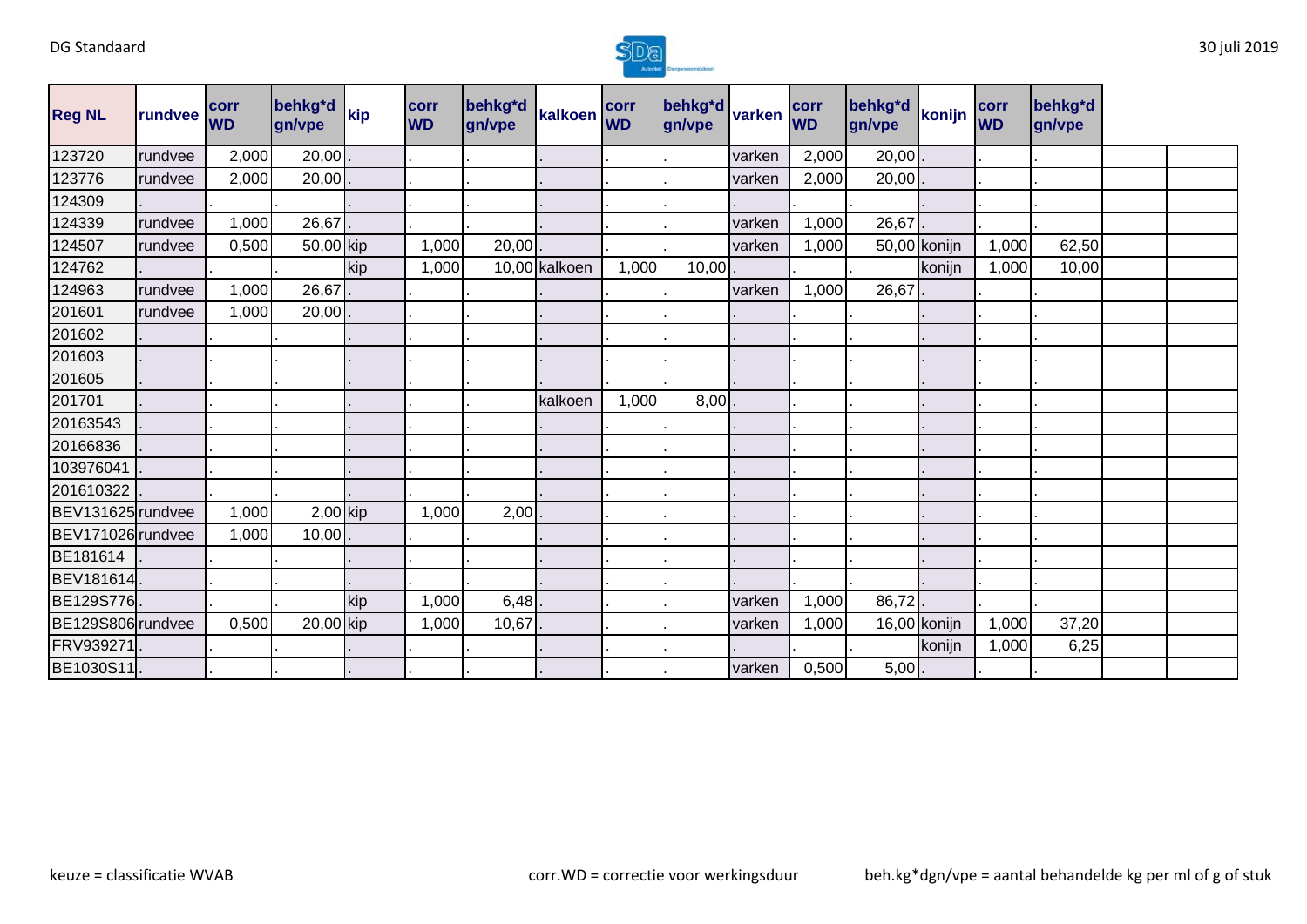| Reg NL | rundvee | corr WD | behkg*d gn/vpe | kip | corr WD | behkg*d gn/vpe | kalkoen | corr WD | behkg*d gn/vpe | varken | corr WD | behkg*d gn/vpe | konijn | corr WD | behkg*d gn/vpe | | |
|---|---|---|---|---|---|---|---|---|---|---|---|---|---|---|---|---|---|
| 123720 | rundvee | 2,000 | 20,00 | . | . | . | . | . | . | varken | 2,000 | 20,00 | . | . | . | | |
| 123776 | rundvee | 2,000 | 20,00 | . | . | . | . | . | . | varken | 2,000 | 20,00 | . | . | . | | |
| 124309 | . | . | . | . | . | . | . | . | . | . | . | . | . | . | . | | |
| 124339 | rundvee | 1,000 | 26,67 | . | . | . | . | . | . | varken | 1,000 | 26,67 | . | . | . | | |
| 124507 | rundvee | 0,500 | 50,00 | kip | 1,000 | 20,00 | . | . | . | varken | 1,000 | 50,00 | konijn | 1,000 | 62,50 | | |
| 124762 | . | . | . | kip | 1,000 | 10,00 | kalkoen | 1,000 | 10,00 | . | . | . | konijn | 1,000 | 10,00 | | |
| 124963 | rundvee | 1,000 | 26,67 | . | . | . | . | . | . | varken | 1,000 | 26,67 | . | . | . | | |
| 201601 | rundvee | 1,000 | 20,00 | . | . | . | . | . | . | . | . | . | . | . | . | | |
| 201602 | . | . | . | . | . | . | . | . | . | . | . | . | . | . | . | | |
| 201603 | . | . | . | . | . | . | . | . | . | . | . | . | . | . | . | | |
| 201605 | . | . | . | . | . | . | . | . | . | . | . | . | . | . | . | | |
| 201701 | . | . | . | . | . | . | kalkoen | 1,000 | 8,00 | . | . | . | . | . | . | | |
| 20163543 | . | . | . | . | . | . | . | . | . | . | . | . | . | . | . | | |
| 20166836 | . | . | . | . | . | . | . | . | . | . | . | . | . | . | . | | |
| 103976041 | . | . | . | . | . | . | . | . | . | . | . | . | . | . | . | | |
| 201610322 | . | . | . | . | . | . | . | . | . | . | . | . | . | . | . | | |
| BEV131625 | rundvee | 1,000 | 2,00 | kip | 1,000 | 2,00 | . | . | . | . | . | . | . | . | . | | |
| BEV171026 | rundvee | 1,000 | 10,00 | . | . | . | . | . | . | . | . | . | . | . | . | | |
| BE181614 | . | . | . | . | . | . | . | . | . | . | . | . | . | . | . | | |
| BEV181614 | . | . | . | . | . | . | . | . | . | . | . | . | . | . | . | | |
| BE129S776 | . | . | . | kip | 1,000 | 6,48 | . | . | . | varken | 1,000 | 86,72 | . | . | . | | |
| BE129S806 | rundvee | 0,500 | 20,00 | kip | 1,000 | 10,67 | . | . | . | varken | 1,000 | 16,00 | konijn | 1,000 | 37,20 | | |
| FRV939271 | . | . | . | . | . | . | . | . | . | . | . | . | konijn | 1,000 | 6,25 | | |
| BE1030S11 | . | . | . | . | . | . | . | . | . | varken | 0,500 | 5,00 | . | . | . | | |

keuze = classificatie WVAB

corr.WD = correctie voor werkingsduur

beh.kg*dgn/vpe = aantal behandelde kg per ml of g of stuk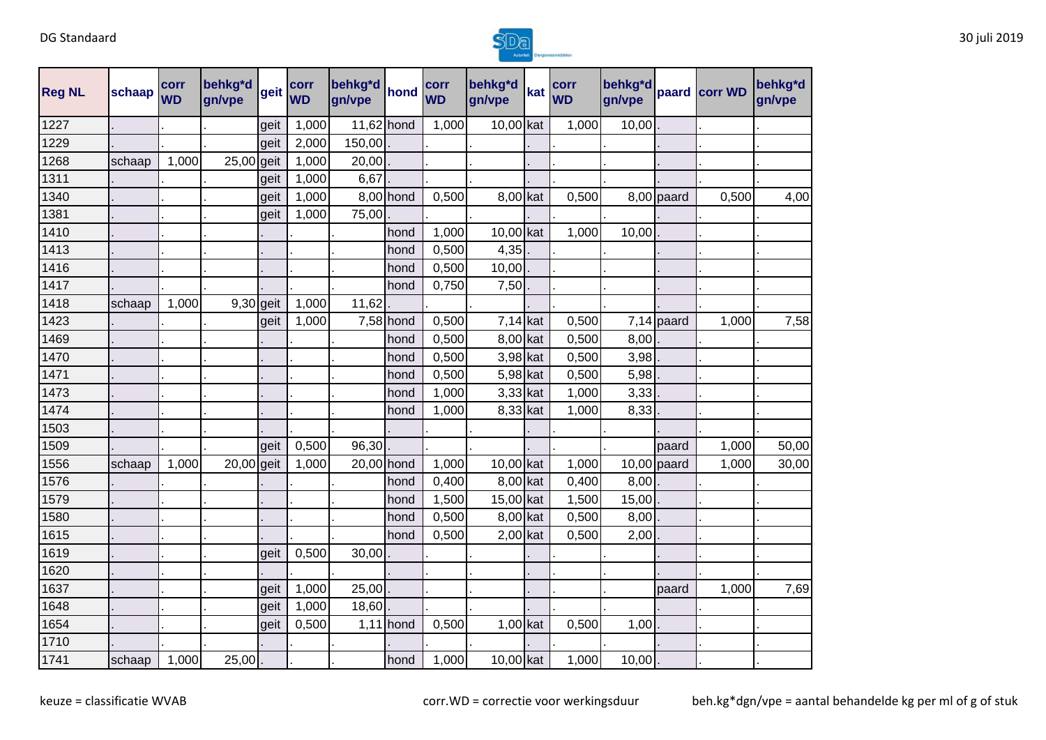| Reg NL | schaap | corr WD | behkg*d gn/vpe | geit | corr WD | behkg*d gn/vpe | hond | corr WD | behkg*d gn/vpe | kat | corr WD | behkg*d gn/vpe | paard | corr WD | behkg*d gn/vpe |
|---|---|---|---|---|---|---|---|---|---|---|---|---|---|---|---|
| 1227 | . | . | . | geit | 1,000 | 11,62 | hond | 1,000 | 10,00 | kat | 1,000 | 10,00 | . | . | . |
| 1229 | . | . | . | geit | 2,000 | 150,00 | . | . | . | . | . | . | . | . | . |
| 1268 | schaap | 1,000 | 25,00 | geit | 1,000 | 20,00 | . | . | . | . | . | . | . | . | . |
| 1311 | . | . | . | geit | 1,000 | 6,67 | . | . | . | . | . | . | . | . | . |
| 1340 | . | . | . | geit | 1,000 | 8,00 | hond | 0,500 | 8,00 | kat | 0,500 | 8,00 | paard | 0,500 | 4,00 |
| 1381 | . | . | . | geit | 1,000 | 75,00 | . | . | . | . | . | . | . | . | . |
| 1410 | . | . | . | . | . | . | hond | 1,000 | 10,00 | kat | 1,000 | 10,00 | . | . | . |
| 1413 | . | . | . | . | . | . | hond | 0,500 | 4,35 | . | . | . | . | . | . |
| 1416 | . | . | . | . | . | . | hond | 0,500 | 10,00 | . | . | . | . | . | . |
| 1417 | . | . | . | . | . | . | hond | 0,750 | 7,50 | . | . | . | . | . | . |
| 1418 | schaap | 1,000 | 9,30 | geit | 1,000 | 11,62 | . | . | . | . | . | . | . | . | . |
| 1423 | . | . | . | geit | 1,000 | 7,58 | hond | 0,500 | 7,14 | kat | 0,500 | 7,14 | paard | 1,000 | 7,58 |
| 1469 | . | . | . | . | . | . | hond | 0,500 | 8,00 | kat | 0,500 | 8,00 | . | . | . |
| 1470 | . | . | . | . | . | . | hond | 0,500 | 3,98 | kat | 0,500 | 3,98 | . | . | . |
| 1471 | . | . | . | . | . | . | hond | 0,500 | 5,98 | kat | 0,500 | 5,98 | . | . | . |
| 1473 | . | . | . | . | . | . | hond | 1,000 | 3,33 | kat | 1,000 | 3,33 | . | . | . |
| 1474 | . | . | . | . | . | . | hond | 1,000 | 8,33 | kat | 1,000 | 8,33 | . | . | . |
| 1503 | . | . | . | . | . | . | . | . | . | . | . | . | . | . | . |
| 1509 | . | . | . | geit | 0,500 | 96,30 | . | . | . | . | . | . | paard | 1,000 | 50,00 |
| 1556 | schaap | 1,000 | 20,00 | geit | 1,000 | 20,00 | hond | 1,000 | 10,00 | kat | 1,000 | 10,00 | paard | 1,000 | 30,00 |
| 1576 | . | . | . | . | . | . | hond | 0,400 | 8,00 | kat | 0,400 | 8,00 | . | . | . |
| 1579 | . | . | . | . | . | . | hond | 1,500 | 15,00 | kat | 1,500 | 15,00 | . | . | . |
| 1580 | . | . | . | . | . | . | hond | 0,500 | 8,00 | kat | 0,500 | 8,00 | . | . | . |
| 1615 | . | . | . | . | . | . | hond | 0,500 | 2,00 | kat | 0,500 | 2,00 | . | . | . |
| 1619 | . | . | . | geit | 0,500 | 30,00 | . | . | . | . | . | . | . | . | . |
| 1620 | . | . | . | . | . | . | . | . | . | . | . | . | . | . | . |
| 1637 | . | . | . | geit | 1,000 | 25,00 | . | . | . | . | . | . | paard | 1,000 | 7,69 |
| 1648 | . | . | . | geit | 1,000 | 18,60 | . | . | . | . | . | . | . | . | . |
| 1654 | . | . | . | geit | 0,500 | 1,11 | hond | 0,500 | 1,00 | kat | 0,500 | 1,00 | . | . | . |
| 1710 | . | . | . | . | . | . | . | . | . | . | . | . | . | . | . |
| 1741 | schaap | 1,000 | 25,00 | . | . | . | hond | 1,000 | 10,00 | kat | 1,000 | 10,00 | . | . | . |

keuze = classificatie WVAB

corr.WD = correctie voor werkingsduur

beh.kg*dgn/vpe = aantal behandelde kg per ml of g of stuk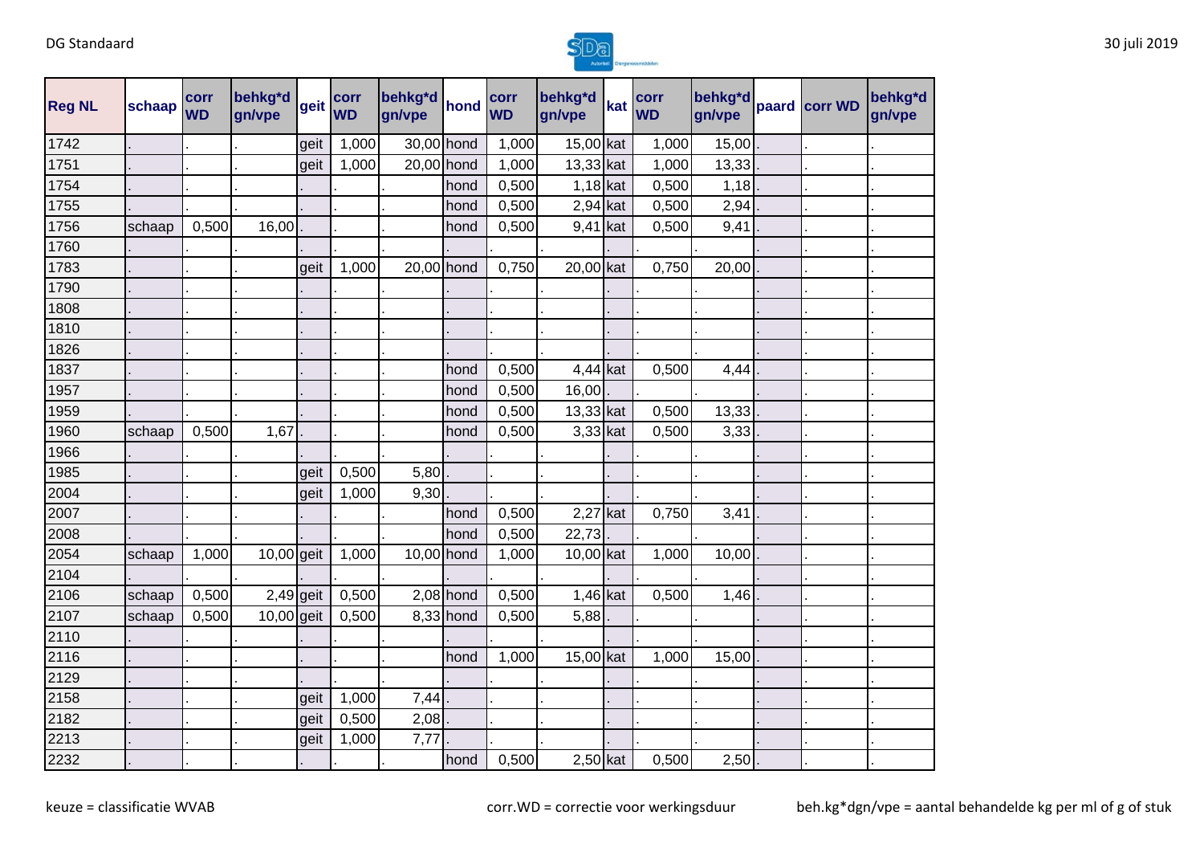| Reg NL | schaap | corr WD | behkg*d gn/vpe | geit | corr WD | behkg*d gn/vpe | hond | corr WD | behkg*d gn/vpe | kat | corr WD | behkg*d gn/vpe | paard | corr WD | behkg*d gn/vpe |
|---|---|---|---|---|---|---|---|---|---|---|---|---|---|---|---|
| 1742 | . | . | . | geit | 1,000 | 30,00 | hond | 1,000 | 15,00 | kat | 1,000 | 15,00 | . | . | . |
| 1751 | . | . | . | geit | 1,000 | 20,00 | hond | 1,000 | 13,33 | kat | 1,000 | 13,33 | . | . | . |
| 1754 | . | . | . | . | . | . | hond | 0,500 | 1,18 | kat | 0,500 | 1,18 | . | . | . |
| 1755 | . | . | . | . | . | . | hond | 0,500 | 2,94 | kat | 0,500 | 2,94 | . | . | . |
| 1756 | schaap | 0,500 | 16,00 | . | . | . | hond | 0,500 | 9,41 | kat | 0,500 | 9,41 | . | . | . |
| 1760 | . | . | . | . | . | . | . | . | . | . | . | . | . | . | . |
| 1783 | . | . | . | geit | 1,000 | 20,00 | hond | 0,750 | 20,00 | kat | 0,750 | 20,00 | . | . | . |
| 1790 | . | . | . | . | . | . | . | . | . | . | . | . | . | . | . |
| 1808 | . | . | . | . | . | . | . | . | . | . | . | . | . | . | . |
| 1810 | . | . | . | . | . | . | . | . | . | . | . | . | . | . | . |
| 1826 | . | . | . | . | . | . | . | . | . | . | . | . | . | . | . |
| 1837 | . | . | . | . | . | . | hond | 0,500 | 4,44 | kat | 0,500 | 4,44 | . | . | . |
| 1957 | . | . | . | . | . | . | hond | 0,500 | 16,00 | . | . | . | . | . | . |
| 1959 | . | . | . | . | . | . | hond | 0,500 | 13,33 | kat | 0,500 | 13,33 | . | . | . |
| 1960 | schaap | 0,500 | 1,67 | . | . | . | hond | 0,500 | 3,33 | kat | 0,500 | 3,33 | . | . | . |
| 1966 | . | . | . | . | . | . | . | . | . | . | . | . | . | . | . |
| 1985 | . | . | . | geit | 0,500 | 5,80 | . | . | . | . | . | . | . | . | . |
| 2004 | . | . | . | geit | 1,000 | 9,30 | . | . | . | . | . | . | . | . | . |
| 2007 | . | . | . | . | . | . | hond | 0,500 | 2,27 | kat | 0,750 | 3,41 | . | . | . |
| 2008 | . | . | . | . | . | . | hond | 0,500 | 22,73 | . | . | . | . | . | . |
| 2054 | schaap | 1,000 | 10,00 | geit | 1,000 | 10,00 | hond | 1,000 | 10,00 | kat | 1,000 | 10,00 | . | . | . |
| 2104 | . | . | . | . | . | . | . | . | . | . | . | . | . | . | . |
| 2106 | schaap | 0,500 | 2,49 | geit | 0,500 | 2,08 | hond | 0,500 | 1,46 | kat | 0,500 | 1,46 | . | . | . |
| 2107 | schaap | 0,500 | 10,00 | geit | 0,500 | 8,33 | hond | 0,500 | 5,88 | . | . | . | . | . | . |
| 2110 | . | . | . | . | . | . | . | . | . | . | . | . | . | . | . |
| 2116 | . | . | . | . | . | . | hond | 1,000 | 15,00 | kat | 1,000 | 15,00 | . | . | . |
| 2129 | . | . | . | . | . | . | . | . | . | . | . | . | . | . | . |
| 2158 | . | . | . | geit | 1,000 | 7,44 | . | . | . | . | . | . | . | . | . |
| 2182 | . | . | . | geit | 0,500 | 2,08 | . | . | . | . | . | . | . | . | . |
| 2213 | . | . | . | geit | 1,000 | 7,77 | . | . | . | . | . | . | . | . | . |
| 2232 | . | . | . | . | . | . | hond | 0,500 | 2,50 | kat | 0,500 | 2,50 | . | . | . |

keuze = classificatie WVAB — corr.WD = correctie voor werkingsduur — beh.kg*dgn/vpe = aantal behandelde kg per ml of g of stuk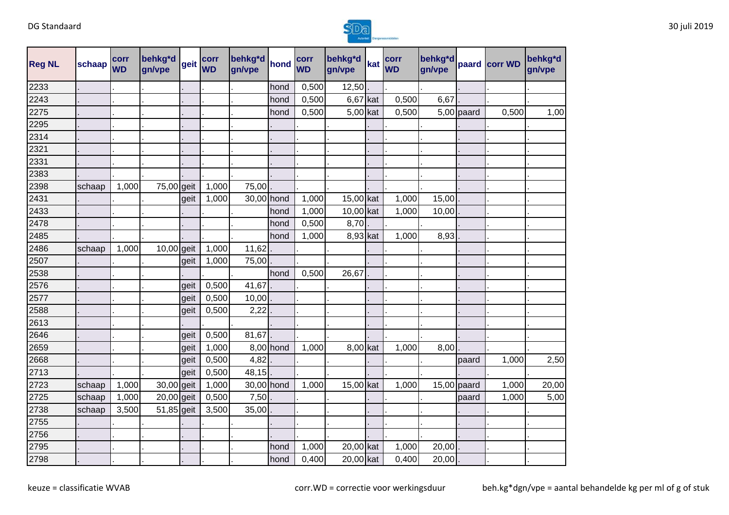| Reg NL | schaap | corr WD | behkg*d gn/vpe | geit | corr WD | behkg*d gn/vpe | hond | corr WD | behkg*d gn/vpe | kat | corr WD | behkg*d gn/vpe | paard | corr WD | behkg*d gn/vpe |
|---|---|---|---|---|---|---|---|---|---|---|---|---|---|---|---|
| 2233 | . | . | . | . | . | . | hond | 0,500 | 12,50 | . | . | . | . | . | . |
| 2243 | . | . | . | . | . | . | hond | 0,500 | 6,67 | kat | 0,500 | 6,67 | . | . | . |
| 2275 | . | . | . | . | . | . | hond | 0,500 | 5,00 | kat | 0,500 | 5,00 | paard | 0,500 | 1,00 |
| 2295 | . | . | . | . | . | . | . | . | . | . | . | . | . | . | . |
| 2314 | . | . | . | . | . | . | . | . | . | . | . | . | . | . | . |
| 2321 | . | . | . | . | . | . | . | . | . | . | . | . | . | . | . |
| 2331 | . | . | . | . | . | . | . | . | . | . | . | . | . | . | . |
| 2383 | . | . | . | . | . | . | . | . | . | . | . | . | . | . | . |
| 2398 | schaap | 1,000 | 75,00 | geit | 1,000 | 75,00 | . | . | . | . | . | . | . | . | . |
| 2431 | . | . | . | geit | 1,000 | 30,00 | hond | 1,000 | 15,00 | kat | 1,000 | 15,00 | . | . | . |
| 2433 | . | . | . | . | . | . | hond | 1,000 | 10,00 | kat | 1,000 | 10,00 | . | . | . |
| 2478 | . | . | . | . | . | . | hond | 0,500 | 8,70 | . | . | . | . | . | . |
| 2485 | . | . | . | . | . | . | hond | 1,000 | 8,93 | kat | 1,000 | 8,93 | . | . | . |
| 2486 | schaap | 1,000 | 10,00 | geit | 1,000 | 11,62 | . | . | . | . | . | . | . | . | . |
| 2507 | . | . | . | geit | 1,000 | 75,00 | . | . | . | . | . | . | . | . | . |
| 2538 | . | . | . | . | . | . | hond | 0,500 | 26,67 | . | . | . | . | . | . |
| 2576 | . | . | . | geit | 0,500 | 41,67 | . | . | . | . | . | . | . | . | . |
| 2577 | . | . | . | geit | 0,500 | 10,00 | . | . | . | . | . | . | . | . | . |
| 2588 | . | . | . | geit | 0,500 | 2,22 | . | . | . | . | . | . | . | . | . |
| 2613 | . | . | . | . | . | . | . | . | . | . | . | . | . | . | . |
| 2646 | . | . | . | geit | 0,500 | 81,67 | . | . | . | . | . | . | . | . | . |
| 2659 | . | . | . | geit | 1,000 | 8,00 | hond | 1,000 | 8,00 | kat | 1,000 | 8,00 | . | . | . |
| 2668 | . | . | . | geit | 0,500 | 4,82 | . | . | . | . | . | . | paard | 1,000 | 2,50 |
| 2713 | . | . | . | geit | 0,500 | 48,15 | . | . | . | . | . | . | . | . | . |
| 2723 | schaap | 1,000 | 30,00 | geit | 1,000 | 30,00 | hond | 1,000 | 15,00 | kat | 1,000 | 15,00 | paard | 1,000 | 20,00 |
| 2725 | schaap | 1,000 | 20,00 | geit | 0,500 | 7,50 | . | . | . | . | . | . | paard | 1,000 | 5,00 |
| 2738 | schaap | 3,500 | 51,85 | geit | 3,500 | 35,00 | . | . | . | . | . | . | . | . | . |
| 2755 | . | . | . | . | . | . | . | . | . | . | . | . | . | . | . |
| 2756 | . | . | . | . | . | . | . | . | . | . | . | . | . | . | . |
| 2795 | . | . | . | . | . | . | hond | 1,000 | 20,00 | kat | 1,000 | 20,00 | . | . | . |
| 2798 | . | . | . | . | . | . | hond | 0,400 | 20,00 | kat | 0,400 | 20,00 | . | . | . |

keuze = classificatie WVAB corr.WD = correctie voor werkingsduur beh.kg*dgn/vpe = aantal behandelde kg per ml of g of stuk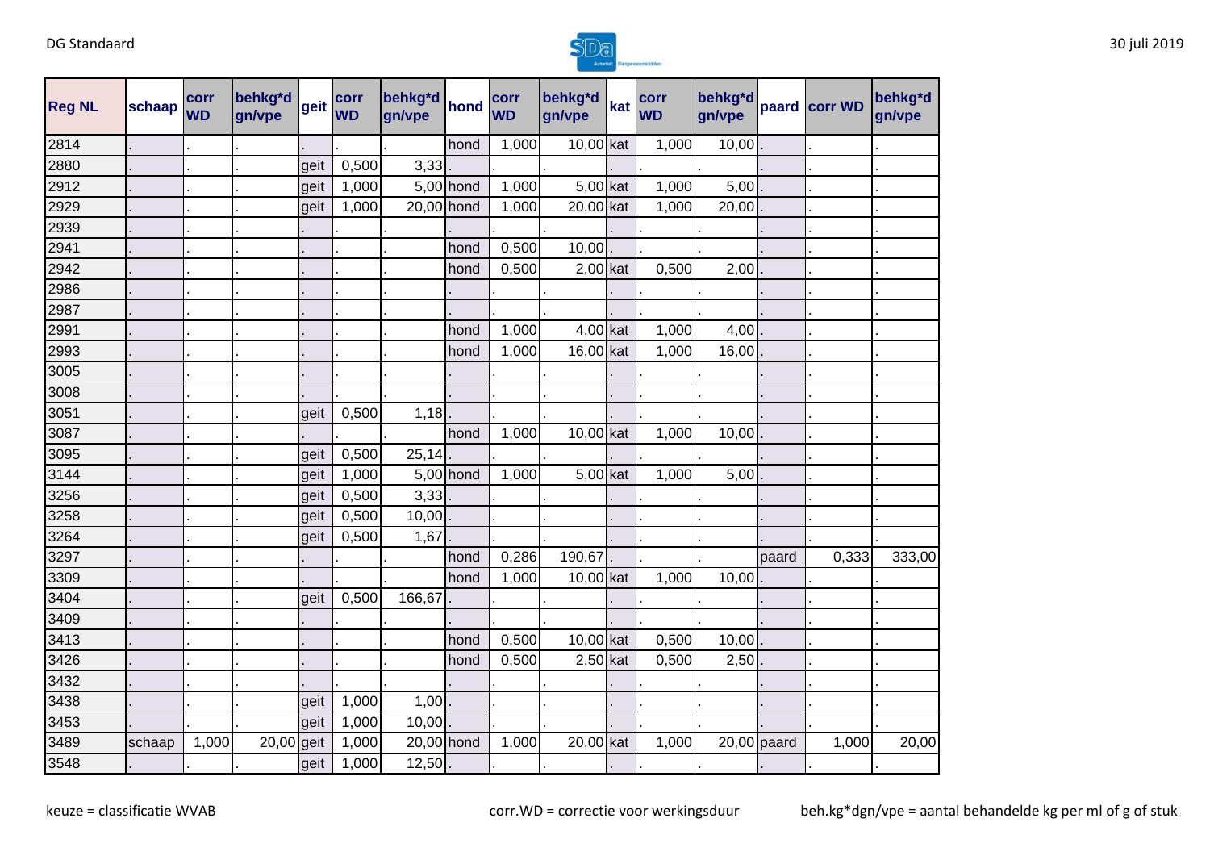| Reg NL | schaap | corr WD | behkg*d gn/vpe | geit | corr WD | behkg*d gn/vpe | hond | corr WD | behkg*d gn/vpe | kat | corr WD | behkg*d gn/vpe | paard | corr WD | behkg*d gn/vpe |
|---|---|---|---|---|---|---|---|---|---|---|---|---|---|---|---|
| 2814 | . | . | . | . | . | . | hond | 1,000 | 10,00 | kat | 1,000 | 10,00 | . | . | . |
| 2880 | . | . | . | geit | 0,500 | 3,33 | . | . | . | . | . | . | . | . | . |
| 2912 | . | . | . | geit | 1,000 | 5,00 | hond | 1,000 | 5,00 | kat | 1,000 | 5,00 | . | . | . |
| 2929 | . | . | . | geit | 1,000 | 20,00 | hond | 1,000 | 20,00 | kat | 1,000 | 20,00 | . | . | . |
| 2939 | . | . | . | . | . | . | . | . | . | . | . | . | . | . | . |
| 2941 | . | . | . | . | . | . | hond | 0,500 | 10,00 | . | . | . | . | . | . |
| 2942 | . | . | . | . | . | . | hond | 0,500 | 2,00 | kat | 0,500 | 2,00 | . | . | . |
| 2986 | . | . | . | . | . | . | . | . | . | . | . | . | . | . | . |
| 2987 | . | . | . | . | . | . | . | . | . | . | . | . | . | . | . |
| 2991 | . | . | . | . | . | . | hond | 1,000 | 4,00 | kat | 1,000 | 4,00 | . | . | . |
| 2993 | . | . | . | . | . | . | hond | 1,000 | 16,00 | kat | 1,000 | 16,00 | . | . | . |
| 3005 | . | . | . | . | . | . | . | . | . | . | . | . | . | . | . |
| 3008 | . | . | . | . | . | . | . | . | . | . | . | . | . | . | . |
| 3051 | . | . | . | geit | 0,500 | 1,18 | . | . | . | . | . | . | . | . | . |
| 3087 | . | . | . | . | . | . | hond | 1,000 | 10,00 | kat | 1,000 | 10,00 | . | . | . |
| 3095 | . | . | . | geit | 0,500 | 25,14 | . | . | . | . | . | . | . | . | . |
| 3144 | . | . | . | geit | 1,000 | 5,00 | hond | 1,000 | 5,00 | kat | 1,000 | 5,00 | . | . | . |
| 3256 | . | . | . | geit | 0,500 | 3,33 | . | . | . | . | . | . | . | . | . |
| 3258 | . | . | . | geit | 0,500 | 10,00 | . | . | . | . | . | . | . | . | . |
| 3264 | . | . | . | geit | 0,500 | 1,67 | . | . | . | . | . | . | . | . | . |
| 3297 | . | . | . | . | . | . | hond | 0,286 | 190,67 | . | . | . | paard | 0,333 | 333,00 |
| 3309 | . | . | . | . | . | . | hond | 1,000 | 10,00 | kat | 1,000 | 10,00 | . | . | . |
| 3404 | . | . | . | geit | 0,500 | 166,67 | . | . | . | . | . | . | . | . | . |
| 3409 | . | . | . | . | . | . | . | . | . | . | . | . | . | . | . |
| 3413 | . | . | . | . | . | . | hond | 0,500 | 10,00 | kat | 0,500 | 10,00 | . | . | . |
| 3426 | . | . | . | . | . | . | hond | 0,500 | 2,50 | kat | 0,500 | 2,50 | . | . | . |
| 3432 | . | . | . | . | . | . | . | . | . | . | . | . | . | . | . |
| 3438 | . | . | . | geit | 1,000 | 1,00 | . | . | . | . | . | . | . | . | . |
| 3453 | . | . | . | geit | 1,000 | 10,00 | . | . | . | . | . | . | . | . | . |
| 3489 | schaap | 1,000 | 20,00 | geit | 1,000 | 20,00 | hond | 1,000 | 20,00 | kat | 1,000 | 20,00 | paard | 1,000 | 20,00 |
| 3548 | . | . | . | geit | 1,000 | 12,50 | . | . | . | . | . | . | . | . | . |

keuze = classificatie WVAB corr.WD = correctie voor werkingsduur beh.kg*dgn/vpe = aantal behandelde kg per ml of g of stuk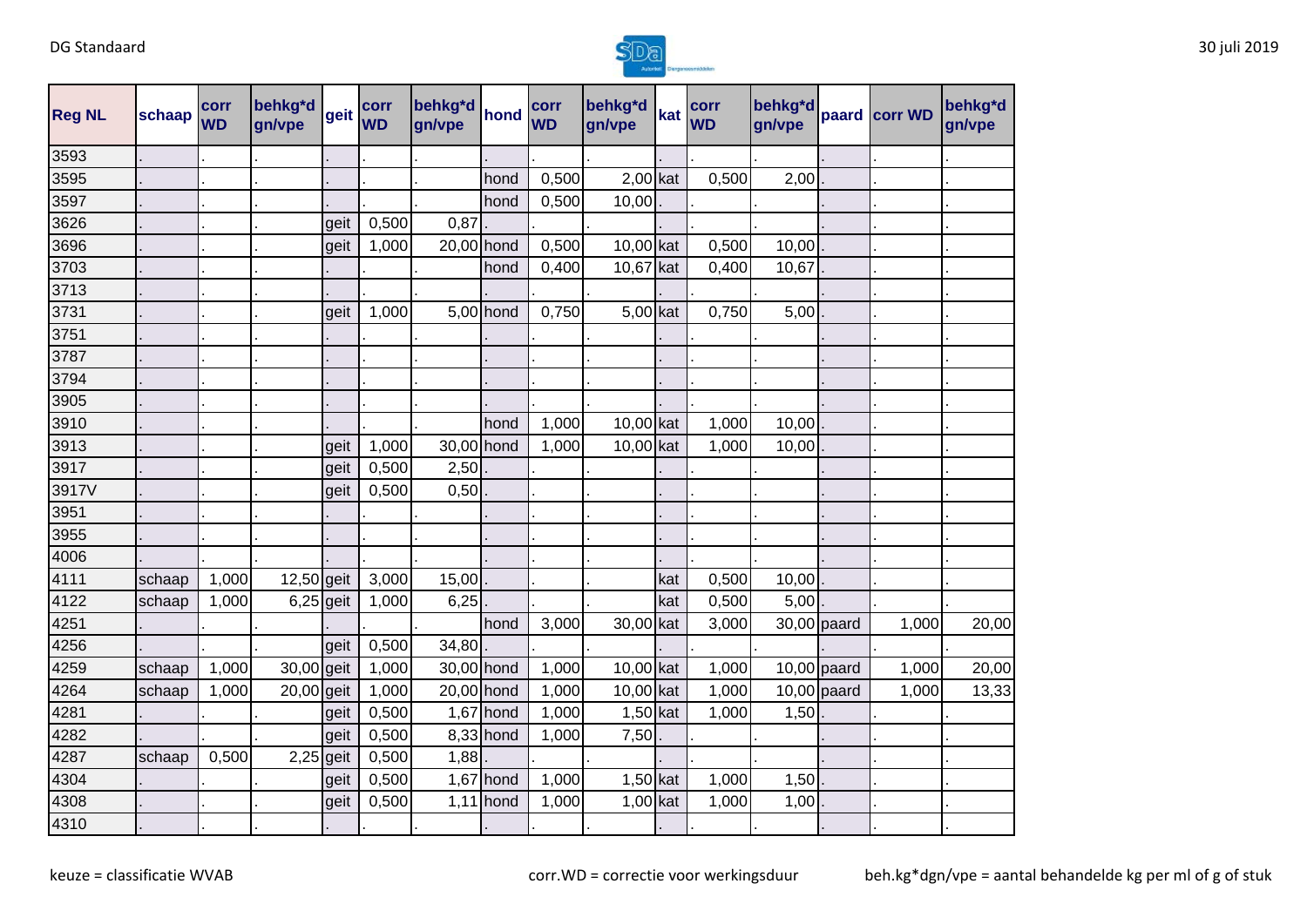| Reg NL | schaap | corr WD | behkg*d gn/vpe | geit | corr WD | behkg*d gn/vpe | hond | corr WD | behkg*d gn/vpe | kat | corr WD | behkg*d gn/vpe | paard | corr WD | behkg*d gn/vpe |
|---|---|---|---|---|---|---|---|---|---|---|---|---|---|---|---|
| 3593 | . | . | . | . | . | . | . | . | . | . | . | . | . | . | . |
| 3595 | . | . | . | . | . | . | hond | 0,500 | 2,00 | kat | 0,500 | 2,00 | . | . | . |
| 3597 | . | . | . | . | . | . | hond | 0,500 | 10,00 | . | . | . | . | . | . |
| 3626 | . | . | . | geit | 0,500 | 0,87 | . | . | . | . | . | . | . | . | . |
| 3696 | . | . | . | geit | 1,000 | 20,00 | hond | 0,500 | 10,00 | kat | 0,500 | 10,00 | . | . | . |
| 3703 | . | . | . | . | . | . | hond | 0,400 | 10,67 | kat | 0,400 | 10,67 | . | . | . |
| 3713 | . | . | . | . | . | . | . | . | . | . | . | . | . | . | . |
| 3731 | . | . | . | geit | 1,000 | 5,00 | hond | 0,750 | 5,00 | kat | 0,750 | 5,00 | . | . | . |
| 3751 | . | . | . | . | . | . | . | . | . | . | . | . | . | . | . |
| 3787 | . | . | . | . | . | . | . | . | . | . | . | . | . | . | . |
| 3794 | . | . | . | . | . | . | . | . | . | . | . | . | . | . | . |
| 3905 | . | . | . | . | . | . | . | . | . | . | . | . | . | . | . |
| 3910 | . | . | . | . | . | . | hond | 1,000 | 10,00 | kat | 1,000 | 10,00 | . | . | . |
| 3913 | . | . | . | geit | 1,000 | 30,00 | hond | 1,000 | 10,00 | kat | 1,000 | 10,00 | . | . | . |
| 3917 | . | . | . | geit | 0,500 | 2,50 | . | . | . | . | . | . | . | . | . |
| 3917V | . | . | . | geit | 0,500 | 0,50 | . | . | . | . | . | . | . | . | . |
| 3951 | . | . | . | . | . | . | . | . | . | . | . | . | . | . | . |
| 3955 | . | . | . | . | . | . | . | . | . | . | . | . | . | . | . |
| 4006 | . | . | . | . | . | . | . | . | . | . | . | . | . | . | . |
| 4111 | schaap | 1,000 | 12,50 | geit | 3,000 | 15,00 | . | . | . | kat | 0,500 | 10,00 | . | . | . |
| 4122 | schaap | 1,000 | 6,25 | geit | 1,000 | 6,25 | . | . | . | kat | 0,500 | 5,00 | . | . | . |
| 4251 | . | . | . | . | . | . | hond | 3,000 | 30,00 | kat | 3,000 | 30,00 | paard | 1,000 | 20,00 |
| 4256 | . | . | . | geit | 0,500 | 34,80 | . | . | . | . | . | . | . | . | . |
| 4259 | schaap | 1,000 | 30,00 | geit | 1,000 | 30,00 | hond | 1,000 | 10,00 | kat | 1,000 | 10,00 | paard | 1,000 | 20,00 |
| 4264 | schaap | 1,000 | 20,00 | geit | 1,000 | 20,00 | hond | 1,000 | 10,00 | kat | 1,000 | 10,00 | paard | 1,000 | 13,33 |
| 4281 | . | . | . | geit | 0,500 | 1,67 | hond | 1,000 | 1,50 | kat | 1,000 | 1,50 | . | . | . |
| 4282 | . | . | . | geit | 0,500 | 8,33 | hond | 1,000 | 7,50 | . | . | . | . | . | . |
| 4287 | schaap | 0,500 | 2,25 | geit | 0,500 | 1,88 | . | . | . | . | . | . | . | . | . |
| 4304 | . | . | . | geit | 0,500 | 1,67 | hond | 1,000 | 1,50 | kat | 1,000 | 1,50 | . | . | . |
| 4308 | . | . | . | geit | 0,500 | 1,11 | hond | 1,000 | 1,00 | kat | 1,000 | 1,00 | . | . | . |
| 4310 | . | . | . | . | . | . | . | . | . | . | . | . | . | . | . |

keuze = classificatie WVAB

corr.WD = correctie voor werkingsduur

beh.kg*dgn/vpe = aantal behandelde kg per ml of g of stuk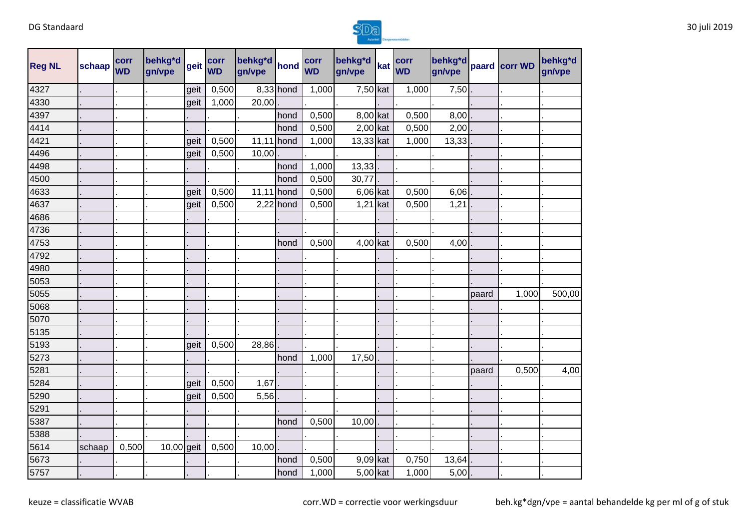| Reg NL | schaap | corr WD | behkg*d gn/vpe | geit | corr WD | behkg*d gn/vpe | hond | corr WD | behkg*d gn/vpe | kat | corr WD | behkg*d gn/vpe | paard | corr WD | behkg*d gn/vpe |
|---|---|---|---|---|---|---|---|---|---|---|---|---|---|---|---|
| 4327 | . | . | . | geit | 0,500 | 8,33 | hond | 1,000 | 7,50 | kat | 1,000 | 7,50 | . | . | . |
| 4330 | . | . | . | geit | 1,000 | 20,00 | . | . | . | . | . | . | . | . | . |
| 4397 | . | . | . | . | . | . | hond | 0,500 | 8,00 | kat | 0,500 | 8,00 | . | . | . |
| 4414 | . | . | . | . | . | . | hond | 0,500 | 2,00 | kat | 0,500 | 2,00 | . | . | . |
| 4421 | . | . | . | geit | 0,500 | 11,11 | hond | 1,000 | 13,33 | kat | 1,000 | 13,33 | . | . | . |
| 4496 | . | . | . | geit | 0,500 | 10,00 | . | . | . | . | . | . | . | . | . |
| 4498 | . | . | . | . | . | . | hond | 1,000 | 13,33 | . | . | . | . | . | . |
| 4500 | . | . | . | . | . | . | hond | 0,500 | 30,77 | . | . | . | . | . | . |
| 4633 | . | . | . | geit | 0,500 | 11,11 | hond | 0,500 | 6,06 | kat | 0,500 | 6,06 | . | . | . |
| 4637 | . | . | . | geit | 0,500 | 2,22 | hond | 0,500 | 1,21 | kat | 0,500 | 1,21 | . | . | . |
| 4686 | . | . | . | . | . | . | . | . | . | . | . | . | . | . | . |
| 4736 | . | . | . | . | . | . | . | . | . | . | . | . | . | . | . |
| 4753 | . | . | . | . | . | . | hond | 0,500 | 4,00 | kat | 0,500 | 4,00 | . | . | . |
| 4792 | . | . | . | . | . | . | . | . | . | . | . | . | . | . | . |
| 4980 | . | . | . | . | . | . | . | . | . | . | . | . | . | . | . |
| 5053 | . | . | . | . | . | . | . | . | . | . | . | . | . | . | . |
| 5055 | . | . | . | . | . | . | . | . | . | . | . | . | paard | 1,000 | 500,00 |
| 5068 | . | . | . | . | . | . | . | . | . | . | . | . | . | . | . |
| 5070 | . | . | . | . | . | . | . | . | . | . | . | . | . | . | . |
| 5135 | . | . | . | . | . | . | . | . | . | . | . | . | . | . | . |
| 5193 | . | . | . | geit | 0,500 | 28,86 | . | . | . | . | . | . | . | . | . |
| 5273 | . | . | . | . | . | . | hond | 1,000 | 17,50 | . | . | . | . | . | . |
| 5281 | . | . | . | . | . | . | . | . | . | . | . | . | paard | 0,500 | 4,00 |
| 5284 | . | . | . | geit | 0,500 | 1,67 | . | . | . | . | . | . | . | . | . |
| 5290 | . | . | . | geit | 0,500 | 5,56 | . | . | . | . | . | . | . | . | . |
| 5291 | . | . | . | . | . | . | . | . | . | . | . | . | . | . | . |
| 5387 | . | . | . | . | . | . | hond | 0,500 | 10,00 | . | . | . | . | . | . |
| 5388 | . | . | . | . | . | . | . | . | . | . | . | . | . | . | . |
| 5614 | schaap | 0,500 | 10,00 | geit | 0,500 | 10,00 | . | . | . | . | . | . | . | . | . |
| 5673 | . | . | . | . | . | . | hond | 0,500 | 9,09 | kat | 0,750 | 13,64 | . | . | . |
| 5757 | . | . | . | . | . | . | hond | 1,000 | 5,00 | kat | 1,000 | 5,00 | . | . | . |

keuze = classificatie WVAB

corr.WD = correctie voor werkingsduur

beh.kg*dgn/vpe = aantal behandelde kg per ml of g of stuk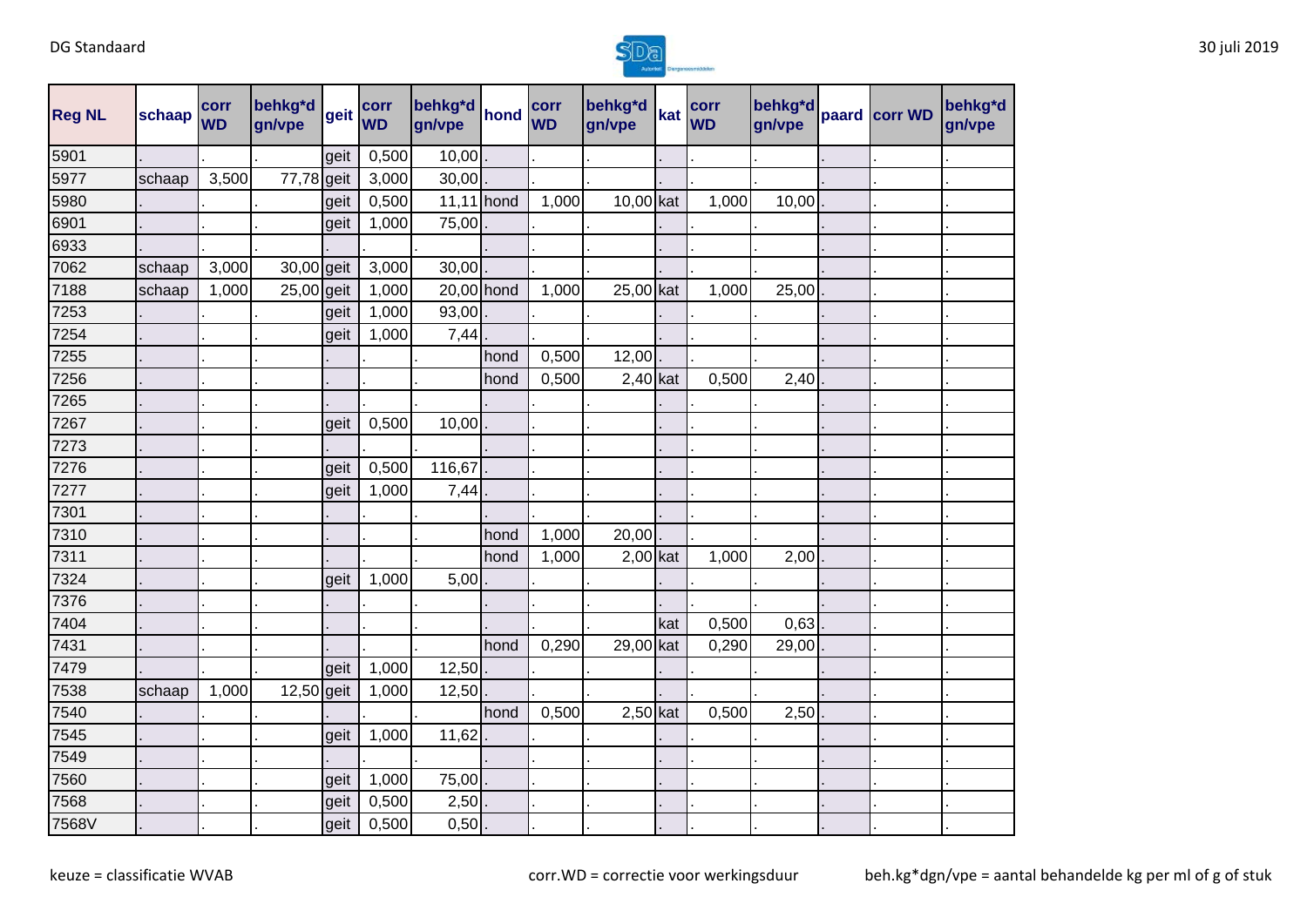| Reg NL | schaap | corr WD | behkg*d gn/vpe | geit | corr WD | behkg*d gn/vpe | hond | corr WD | behkg*d gn/vpe | kat | corr WD | behkg*d gn/vpe | paard | corr WD | behkg*d gn/vpe |
|---|---|---|---|---|---|---|---|---|---|---|---|---|---|---|---|
| 5901 | . | . | . | geit | 0,500 | 10,00 | . | . | . | . | . | . | . | . | . |
| 5977 | schaap | 3,500 | 77,78 | geit | 3,000 | 30,00 | . | . | . | . | . | . | . | . | . |
| 5980 | . | . | . | geit | 0,500 | 11,11 | hond | 1,000 | 10,00 | kat | 1,000 | 10,00 | . | . | . |
| 6901 | . | . | . | geit | 1,000 | 75,00 | . | . | . | . | . | . | . | . | . |
| 6933 | . | . | . | . | . | . | . | . | . | . | . | . | . | . | . |
| 7062 | schaap | 3,000 | 30,00 | geit | 3,000 | 30,00 | . | . | . | . | . | . | . | . | . |
| 7188 | schaap | 1,000 | 25,00 | geit | 1,000 | 20,00 | hond | 1,000 | 25,00 | kat | 1,000 | 25,00 | . | . | . |
| 7253 | . | . | . | geit | 1,000 | 93,00 | . | . | . | . | . | . | . | . | . |
| 7254 | . | . | . | geit | 1,000 | 7,44 | . | . | . | . | . | . | . | . | . |
| 7255 | . | . | . | . | . | . | hond | 0,500 | 12,00 | . | . | . | . | . | . |
| 7256 | . | . | . | . | . | . | hond | 0,500 | 2,40 | kat | 0,500 | 2,40 | . | . | . |
| 7265 | . | . | . | . | . | . | . | . | . | . | . | . | . | . | . |
| 7267 | . | . | . | geit | 0,500 | 10,00 | . | . | . | . | . | . | . | . | . |
| 7273 | . | . | . | . | . | . | . | . | . | . | . | . | . | . | . |
| 7276 | . | . | . | geit | 0,500 | 116,67 | . | . | . | . | . | . | . | . | . |
| 7277 | . | . | . | geit | 1,000 | 7,44 | . | . | . | . | . | . | . | . | . |
| 7301 | . | . | . | . | . | . | . | . | . | . | . | . | . | . | . |
| 7310 | . | . | . | . | . | . | hond | 1,000 | 20,00 | . | . | . | . | . | . |
| 7311 | . | . | . | . | . | . | hond | 1,000 | 2,00 | kat | 1,000 | 2,00 | . | . | . |
| 7324 | . | . | . | geit | 1,000 | 5,00 | . | . | . | . | . | . | . | . | . |
| 7376 | . | . | . | . | . | . | . | . | . | . | . | . | . | . | . |
| 7404 | . | . | . | . | . | . | . | . | . | kat | 0,500 | 0,63 | . | . | . |
| 7431 | . | . | . | . | . | . | hond | 0,290 | 29,00 | kat | 0,290 | 29,00 | . | . | . |
| 7479 | . | . | . | geit | 1,000 | 12,50 | . | . | . | . | . | . | . | . | . |
| 7538 | schaap | 1,000 | 12,50 | geit | 1,000 | 12,50 | . | . | . | . | . | . | . | . | . |
| 7540 | . | . | . | . | . | . | hond | 0,500 | 2,50 | kat | 0,500 | 2,50 | . | . | . |
| 7545 | . | . | . | geit | 1,000 | 11,62 | . | . | . | . | . | . | . | . | . |
| 7549 | . | . | . | . | . | . | . | . | . | . | . | . | . | . | . |
| 7560 | . | . | . | geit | 1,000 | 75,00 | . | . | . | . | . | . | . | . | . |
| 7568 | . | . | . | geit | 0,500 | 2,50 | . | . | . | . | . | . | . | . | . |
| 7568V | . | . | . | geit | 0,500 | 0,50 | . | . | . | . | . | . | . | . | . |

keuze = classificatie WVAB    corr.WD = correctie voor werkingsduur    beh.kg*dgn/vpe = aantal behandelde kg per ml of g of stuk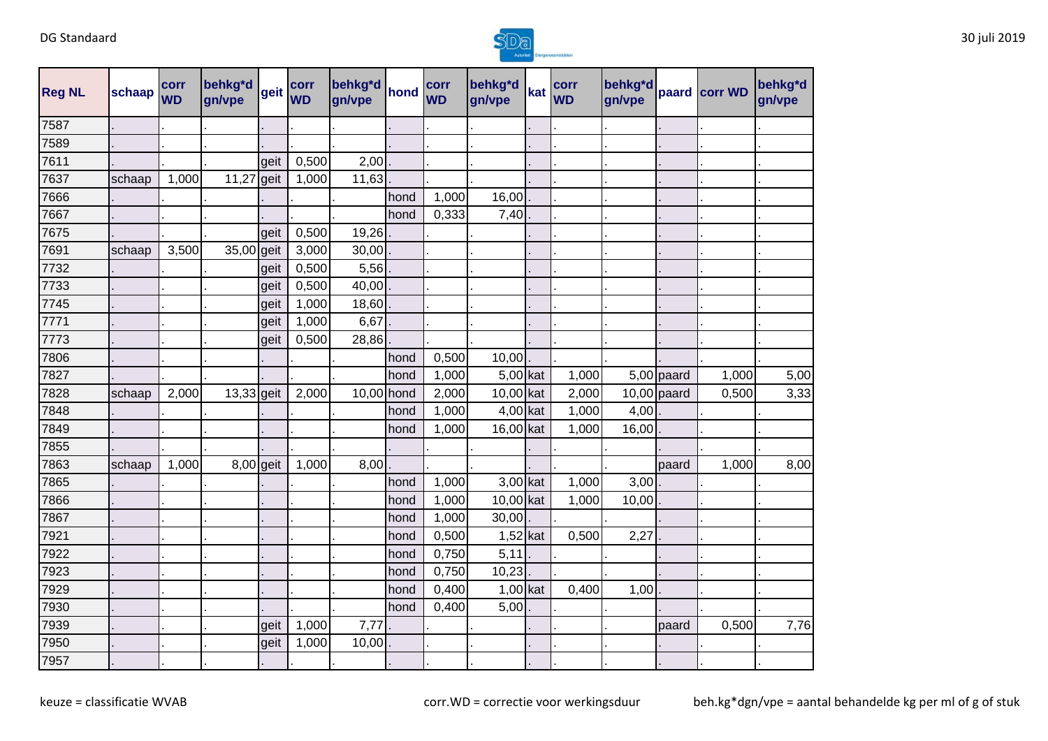| Reg NL | schaap | corr WD | behkg*d gn/vpe | geit | corr WD | behkg*d gn/vpe | hond | corr WD | behkg*d gn/vpe | kat | corr WD | behkg*d gn/vpe | paard | corr WD | behkg*d gn/vpe |
|---|---|---|---|---|---|---|---|---|---|---|---|---|---|---|---|
| 7587 | . | . | . | . | . | . | . | . | . | . | . | . | . | . | . |
| 7589 | . | . | . | . | . | . | . | . | . | . | . | . | . | . | . |
| 7611 | . | . | . | geit | 0,500 | 2,00 | . | . | . | . | . | . | . | . | . |
| 7637 | schaap | 1,000 | 11,27 | geit | 1,000 | 11,63 | . | . | . | . | . | . | . | . | . |
| 7666 | . | . | . | . | . | . | hond | 1,000 | 16,00 | . | . | . | . | . | . |
| 7667 | . | . | . | . | . | . | hond | 0,333 | 7,40 | . | . | . | . | . | . |
| 7675 | . | . | . | geit | 0,500 | 19,26 | . | . | . | . | . | . | . | . | . |
| 7691 | schaap | 3,500 | 35,00 | geit | 3,000 | 30,00 | . | . | . | . | . | . | . | . | . |
| 7732 | . | . | . | geit | 0,500 | 5,56 | . | . | . | . | . | . | . | . | . |
| 7733 | . | . | . | geit | 0,500 | 40,00 | . | . | . | . | . | . | . | . | . |
| 7745 | . | . | . | geit | 1,000 | 18,60 | . | . | . | . | . | . | . | . | . |
| 7771 | . | . | . | geit | 1,000 | 6,67 | . | . | . | . | . | . | . | . | . |
| 7773 | . | . | . | geit | 0,500 | 28,86 | . | . | . | . | . | . | . | . | . |
| 7806 | . | . | . | . | . | . | hond | 0,500 | 10,00 | . | . | . | . | . | . |
| 7827 | . | . | . | . | . | . | hond | 1,000 | 5,00 | kat | 1,000 | 5,00 | paard | 1,000 | 5,00 |
| 7828 | schaap | 2,000 | 13,33 | geit | 2,000 | 10,00 | hond | 2,000 | 10,00 | kat | 2,000 | 10,00 | paard | 0,500 | 3,33 |
| 7848 | . | . | . | . | . | . | hond | 1,000 | 4,00 | kat | 1,000 | 4,00 | . | . | . |
| 7849 | . | . | . | . | . | . | hond | 1,000 | 16,00 | kat | 1,000 | 16,00 | . | . | . |
| 7855 | . | . | . | . | . | . | . | . | . | . | . | . | . | . | . |
| 7863 | schaap | 1,000 | 8,00 | geit | 1,000 | 8,00 | . | . | . | . | . | . | paard | 1,000 | 8,00 |
| 7865 | . | . | . | . | . | . | hond | 1,000 | 3,00 | kat | 1,000 | 3,00 | . | . | . |
| 7866 | . | . | . | . | . | . | hond | 1,000 | 10,00 | kat | 1,000 | 10,00 | . | . | . |
| 7867 | . | . | . | . | . | . | hond | 1,000 | 30,00 | . | . | . | . | . | . |
| 7921 | . | . | . | . | . | . | hond | 0,500 | 1,52 | kat | 0,500 | 2,27 | . | . | . |
| 7922 | . | . | . | . | . | . | hond | 0,750 | 5,11 | . | . | . | . | . | . |
| 7923 | . | . | . | . | . | . | hond | 0,750 | 10,23 | . | . | . | . | . | . |
| 7929 | . | . | . | . | . | . | hond | 0,400 | 1,00 | kat | 0,400 | 1,00 | . | . | . |
| 7930 | . | . | . | . | . | . | hond | 0,400 | 5,00 | . | . | . | . | . | . |
| 7939 | . | . | . | geit | 1,000 | 7,77 | . | . | . | . | . | . | paard | 0,500 | 7,76 |
| 7950 | . | . | . | geit | 1,000 | 10,00 | . | . | . | . | . | . | . | . | . |
| 7957 | . | . | . | . | . | . | . | . | . | . | . | . | . | . | . |

keuze = classificatie WVAB

corr.WD = correctie voor werkingsduur

beh.kg*dgn/vpe = aantal behandelde kg per ml of g of stuk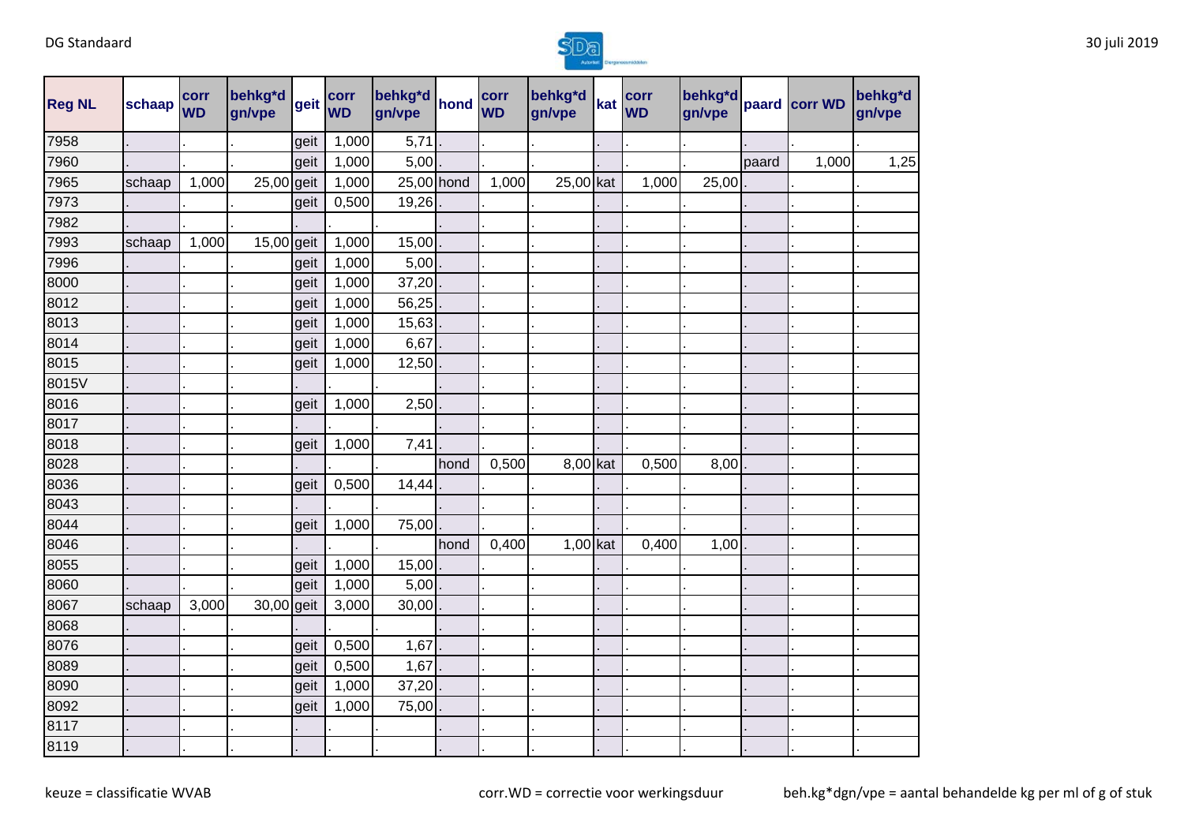| Reg NL | schaap | corr WD | behkg*d gn/vpe | geit | corr WD | behkg*d gn/vpe | hond | corr WD | behkg*d gn/vpe | kat | corr WD | behkg*d gn/vpe | paard | corr WD | behkg*d gn/vpe |
|---|---|---|---|---|---|---|---|---|---|---|---|---|---|---|---|
| 7958 | . | . | . | geit | 1,000 | 5,71 | . | . | . | . | . | . | . | . | . |
| 7960 | . | . | . | geit | 1,000 | 5,00 | . | . | . | . | . | . | paard | 1,000 | 1,25 |
| 7965 | schaap | 1,000 | 25,00 | geit | 1,000 | 25,00 | hond | 1,000 | 25,00 | kat | 1,000 | 25,00 | . | . | . |
| 7973 | . | . | . | geit | 0,500 | 19,26 | . | . | . | . | . | . | . | . | . |
| 7982 | . | . | . | . | . | . | . | . | . | . | . | . | . | . | . |
| 7993 | schaap | 1,000 | 15,00 | geit | 1,000 | 15,00 | . | . | . | . | . | . | . | . | . |
| 7996 | . | . | . | geit | 1,000 | 5,00 | . | . | . | . | . | . | . | . | . |
| 8000 | . | . | . | geit | 1,000 | 37,20 | . | . | . | . | . | . | . | . | . |
| 8012 | . | . | . | geit | 1,000 | 56,25 | . | . | . | . | . | . | . | . | . |
| 8013 | . | . | . | geit | 1,000 | 15,63 | . | . | . | . | . | . | . | . | . |
| 8014 | . | . | . | geit | 1,000 | 6,67 | . | . | . | . | . | . | . | . | . |
| 8015 | . | . | . | geit | 1,000 | 12,50 | . | . | . | . | . | . | . | . | . |
| 8015V | . | . | . | . | . | . | . | . | . | . | . | . | . | . | . |
| 8016 | . | . | . | geit | 1,000 | 2,50 | . | . | . | . | . | . | . | . | . |
| 8017 | . | . | . | . | . | . | . | . | . | . | . | . | . | . | . |
| 8018 | . | . | . | geit | 1,000 | 7,41 | . | . | . | . | . | . | . | . | . |
| 8028 | . | . | . | . | . | . | hond | 0,500 | 8,00 | kat | 0,500 | 8,00 | . | . | . |
| 8036 | . | . | . | geit | 0,500 | 14,44 | . | . | . | . | . | . | . | . | . |
| 8043 | . | . | . | . | . | . | . | . | . | . | . | . | . | . | . |
| 8044 | . | . | . | geit | 1,000 | 75,00 | . | . | . | . | . | . | . | . | . |
| 8046 | . | . | . | . | . | . | hond | 0,400 | 1,00 | kat | 0,400 | 1,00 | . | . | . |
| 8055 | . | . | . | geit | 1,000 | 15,00 | . | . | . | . | . | . | . | . | . |
| 8060 | . | . | . | geit | 1,000 | 5,00 | . | . | . | . | . | . | . | . | . |
| 8067 | schaap | 3,000 | 30,00 | geit | 3,000 | 30,00 | . | . | . | . | . | . | . | . | . |
| 8068 | . | . | . | . | . | . | . | . | . | . | . | . | . | . | . |
| 8076 | . | . | . | geit | 0,500 | 1,67 | . | . | . | . | . | . | . | . | . |
| 8089 | . | . | . | geit | 0,500 | 1,67 | . | . | . | . | . | . | . | . | . |
| 8090 | . | . | . | geit | 1,000 | 37,20 | . | . | . | . | . | . | . | . | . |
| 8092 | . | . | . | geit | 1,000 | 75,00 | . | . | . | . | . | . | . | . | . |
| 8117 | . | . | . | . | . | . | . | . | . | . | . | . | . | . | . |
| 8119 | . | . | . | . | . | . | . | . | . | . | . | . | . | . | . |

keuze = classificatie WVAB  corr.WD = correctie voor werkingsduur  beh.kg*dgn/vpe = aantal behandelde kg per ml of g of stuk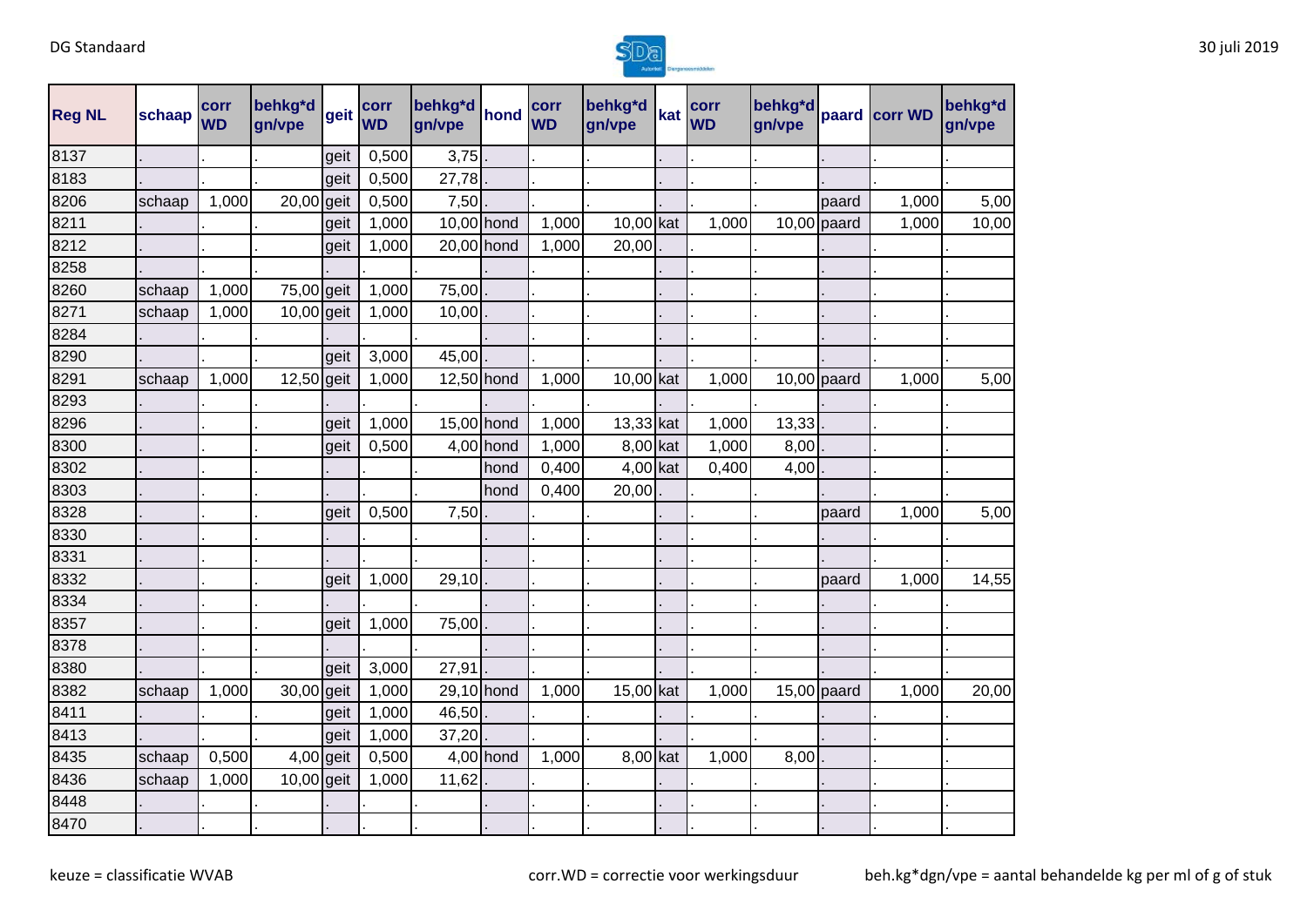| Reg NL | schaap | corr WD | behkg*d gn/vpe | geit | corr WD | behkg*d gn/vpe | hond | corr WD | behkg*d gn/vpe | kat | corr WD | behkg*d gn/vpe | paard | corr WD | behkg*d gn/vpe |
|---|---|---|---|---|---|---|---|---|---|---|---|---|---|---|---|
| 8137 | . | . | . | geit | 0,500 | 3,75 | . | . | . | . | . | . | . | . | . |
| 8183 | . | . | . | geit | 0,500 | 27,78 | . | . | . | . | . | . | . | . | . |
| 8206 | schaap | 1,000 | 20,00 | geit | 0,500 | 7,50 | . | . | . | . | . | . | paard | 1,000 | 5,00 |
| 8211 | . | . | . | geit | 1,000 | 10,00 | hond | 1,000 | 10,00 | kat | 1,000 | 10,00 | paard | 1,000 | 10,00 |
| 8212 | . | . | . | geit | 1,000 | 20,00 | hond | 1,000 | 20,00 | . | . | . | . | . | . |
| 8258 | . | . | . | . | . | . | . | . | . | . | . | . | . | . | . |
| 8260 | schaap | 1,000 | 75,00 | geit | 1,000 | 75,00 | . | . | . | . | . | . | . | . | . |
| 8271 | schaap | 1,000 | 10,00 | geit | 1,000 | 10,00 | . | . | . | . | . | . | . | . | . |
| 8284 | . | . | . | . | . | . | . | . | . | . | . | . | . | . | . |
| 8290 | . | . | . | geit | 3,000 | 45,00 | . | . | . | . | . | . | . | . | . |
| 8291 | schaap | 1,000 | 12,50 | geit | 1,000 | 12,50 | hond | 1,000 | 10,00 | kat | 1,000 | 10,00 | paard | 1,000 | 5,00 |
| 8293 | . | . | . | . | . | . | . | . | . | . | . | . | . | . | . |
| 8296 | . | . | . | geit | 1,000 | 15,00 | hond | 1,000 | 13,33 | kat | 1,000 | 13,33 | . | . | . |
| 8300 | . | . | . | geit | 0,500 | 4,00 | hond | 1,000 | 8,00 | kat | 1,000 | 8,00 | . | . | . |
| 8302 | . | . | . | . | . | . | hond | 0,400 | 4,00 | kat | 0,400 | 4,00 | . | . | . |
| 8303 | . | . | . | . | . | . | hond | 0,400 | 20,00 | . | . | . | . | . | . |
| 8328 | . | . | . | geit | 0,500 | 7,50 | . | . | . | . | . | . | paard | 1,000 | 5,00 |
| 8330 | . | . | . | . | . | . | . | . | . | . | . | . | . | . | . |
| 8331 | . | . | . | . | . | . | . | . | . | . | . | . | . | . | . |
| 8332 | . | . | . | geit | 1,000 | 29,10 | . | . | . | . | . | . | paard | 1,000 | 14,55 |
| 8334 | . | . | . | . | . | . | . | . | . | . | . | . | . | . | . |
| 8357 | . | . | . | geit | 1,000 | 75,00 | . | . | . | . | . | . | . | . | . |
| 8378 | . | . | . | . | . | . | . | . | . | . | . | . | . | . | . |
| 8380 | . | . | . | geit | 3,000 | 27,91 | . | . | . | . | . | . | . | . | . |
| 8382 | schaap | 1,000 | 30,00 | geit | 1,000 | 29,10 | hond | 1,000 | 15,00 | kat | 1,000 | 15,00 | paard | 1,000 | 20,00 |
| 8411 | . | . | . | geit | 1,000 | 46,50 | . | . | . | . | . | . | . | . | . |
| 8413 | . | . | . | geit | 1,000 | 37,20 | . | . | . | . | . | . | . | . | . |
| 8435 | schaap | 0,500 | 4,00 | geit | 0,500 | 4,00 | hond | 1,000 | 8,00 | kat | 1,000 | 8,00 | . | . | . |
| 8436 | schaap | 1,000 | 10,00 | geit | 1,000 | 11,62 | . | . | . | . | . | . | . | . | . |
| 8448 | . | . | . | . | . | . | . | . | . | . | . | . | . | . | . |
| 8470 | . | . | . | . | . | . | . | . | . | . | . | . | . | . | . |

keuze = classificatie WVAB

corr.WD = correctie voor werkingsduur

beh.kg*dgn/vpe = aantal behandelde kg per ml of g of stuk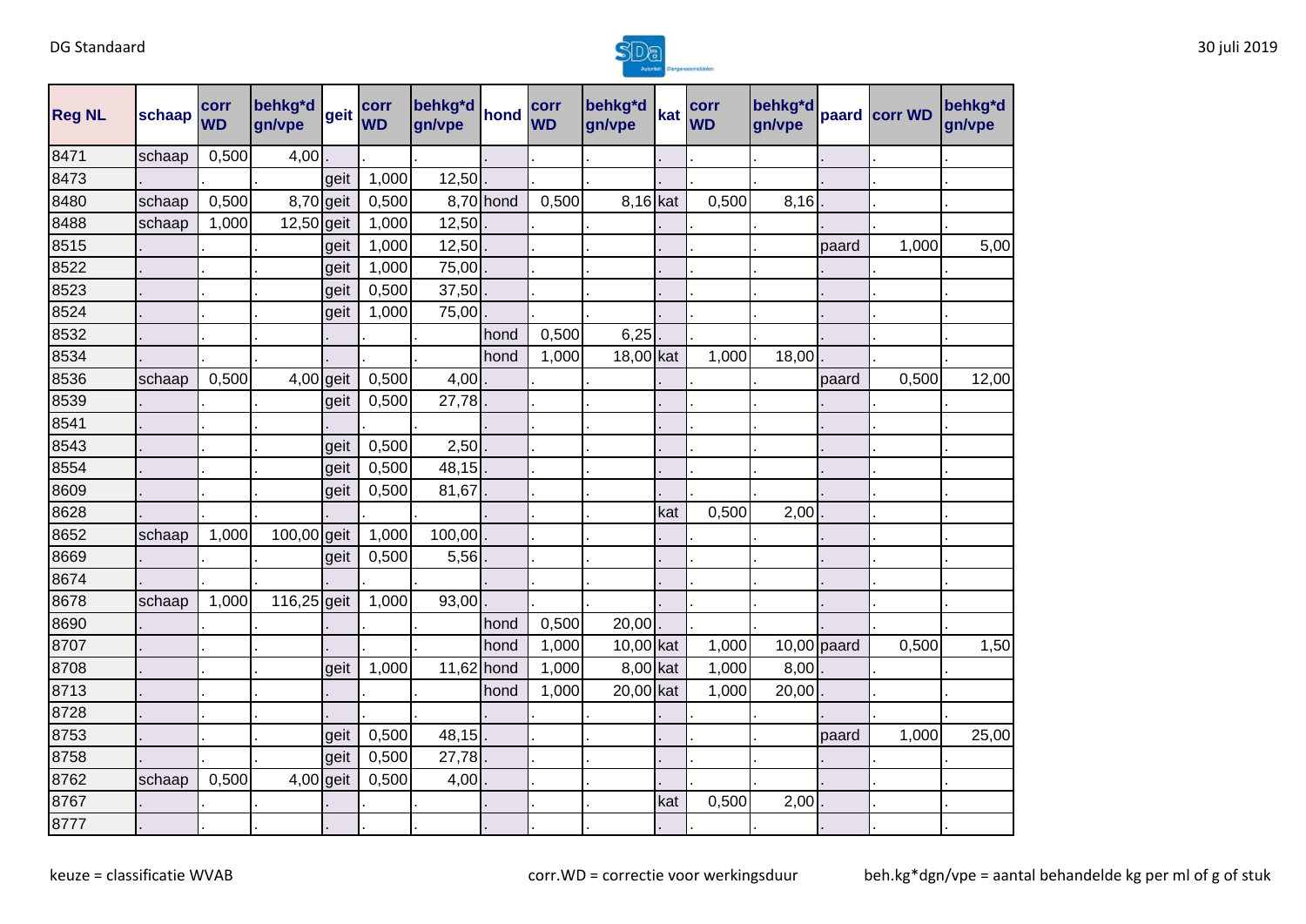| Reg NL | schaap | corr WD | behkg*d gn/vpe | geit | corr WD | behkg*d gn/vpe | hond | corr WD | behkg*d gn/vpe | kat | corr WD | behkg*d gn/vpe | paard | corr WD | behkg*d gn/vpe |
|---|---|---|---|---|---|---|---|---|---|---|---|---|---|---|---|
| 8471 | schaap | 0,500 | 4,00 | . | . | . | . | . | . | . | . | . | . | . | . |
| 8473 | . | . | . | geit | 1,000 | 12,50 | . | . | . | . | . | . | . | . | . |
| 8480 | schaap | 0,500 | 8,70 | geit | 0,500 | 8,70 | hond | 0,500 | 8,16 | kat | 0,500 | 8,16 | . | . | . |
| 8488 | schaap | 1,000 | 12,50 | geit | 1,000 | 12,50 | . | . | . | . | . | . | . | . | . |
| 8515 | . | . | . | geit | 1,000 | 12,50 | . | . | . | . | . | . | paard | 1,000 | 5,00 |
| 8522 | . | . | . | geit | 1,000 | 75,00 | . | . | . | . | . | . | . | . | . |
| 8523 | . | . | . | geit | 0,500 | 37,50 | . | . | . | . | . | . | . | . | . |
| 8524 | . | . | . | geit | 1,000 | 75,00 | . | . | . | . | . | . | . | . | . |
| 8532 | . | . | . | . | . | . | hond | 0,500 | 6,25 | . | . | . | . | . | . |
| 8534 | . | . | . | . | . | . | hond | 1,000 | 18,00 | kat | 1,000 | 18,00 | . | . | . |
| 8536 | schaap | 0,500 | 4,00 | geit | 0,500 | 4,00 | . | . | . | . | . | . | paard | 0,500 | 12,00 |
| 8539 | . | . | . | geit | 0,500 | 27,78 | . | . | . | . | . | . | . | . | . |
| 8541 | . | . | . | . | . | . | . | . | . | . | . | . | . | . | . |
| 8543 | . | . | . | geit | 0,500 | 2,50 | . | . | . | . | . | . | . | . | . |
| 8554 | . | . | . | geit | 0,500 | 48,15 | . | . | . | . | . | . | . | . | . |
| 8609 | . | . | . | geit | 0,500 | 81,67 | . | . | . | . | . | . | . | . | . |
| 8628 | . | . | . | . | . | . | . | . | . | kat | 0,500 | 2,00 | . | . | . |
| 8652 | schaap | 1,000 | 100,00 | geit | 1,000 | 100,00 | . | . | . | . | . | . | . | . | . |
| 8669 | . | . | . | geit | 0,500 | 5,56 | . | . | . | . | . | . | . | . | . |
| 8674 | . | . | . | . | . | . | . | . | . | . | . | . | . | . | . |
| 8678 | schaap | 1,000 | 116,25 | geit | 1,000 | 93,00 | . | . | . | . | . | . | . | . | . |
| 8690 | . | . | . | . | . | . | hond | 0,500 | 20,00 | . | . | . | . | . | . |
| 8707 | . | . | . | . | . | . | hond | 1,000 | 10,00 | kat | 1,000 | 10,00 | paard | 0,500 | 1,50 |
| 8708 | . | . | . | geit | 1,000 | 11,62 | hond | 1,000 | 8,00 | kat | 1,000 | 8,00 | . | . | . |
| 8713 | . | . | . | . | . | . | hond | 1,000 | 20,00 | kat | 1,000 | 20,00 | . | . | . |
| 8728 | . | . | . | . | . | . | . | . | . | . | . | . | . | . | . |
| 8753 | . | . | . | geit | 0,500 | 48,15 | . | . | . | . | . | . | paard | 1,000 | 25,00 |
| 8758 | . | . | . | geit | 0,500 | 27,78 | . | . | . | . | . | . | . | . | . |
| 8762 | schaap | 0,500 | 4,00 | geit | 0,500 | 4,00 | . | . | . | . | . | . | . | . | . |
| 8767 | . | . | . | . | . | . | . | . | . | kat | 0,500 | 2,00 | . | . | . |
| 8777 | . | . | . | . | . | . | . | . | . | . | . | . | . | . | . |

keuze = classificatie WVAB

corr.WD = correctie voor werkingsduur

beh.kg*dgn/vpe = aantal behandelde kg per ml of g of stuk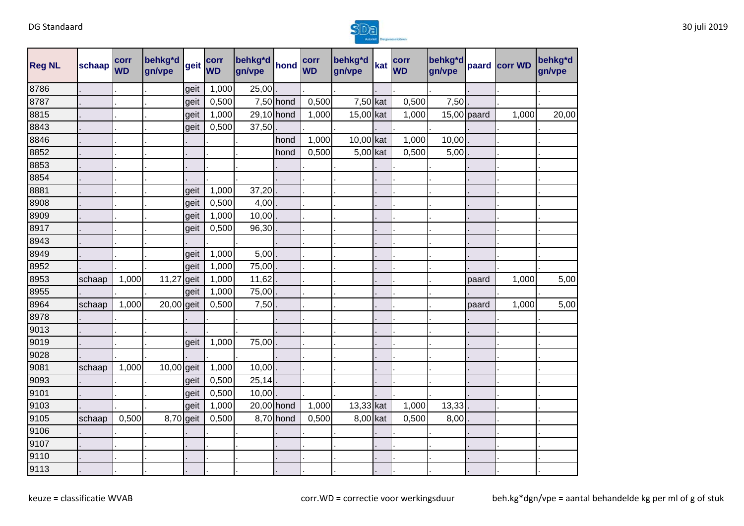| Reg NL | schaap | corr WD | behkg*d gn/vpe | geit | corr WD | behkg*d gn/vpe | hond | corr WD | behkg*d gn/vpe | kat | corr WD | behkg*d gn/vpe | paard | corr WD | behkg*d gn/vpe |
|---|---|---|---|---|---|---|---|---|---|---|---|---|---|---|---|
| 8786 | . | . | . | geit | 1,000 | 25,00 | . | . | . | . | . | . | . | . | . |
| 8787 | . | . | . | geit | 0,500 | 7,50 | hond | 0,500 | 7,50 | kat | 0,500 | 7,50 | . | . | . |
| 8815 | . | . | . | geit | 1,000 | 29,10 | hond | 1,000 | 15,00 | kat | 1,000 | 15,00 | paard | 1,000 | 20,00 |
| 8843 | . | . | . | geit | 0,500 | 37,50 | . | . | . | . | . | . | . | . | . |
| 8846 | . | . | . | . | . | . | hond | 1,000 | 10,00 | kat | 1,000 | 10,00 | . | . | . |
| 8852 | . | . | . | . | . | . | hond | 0,500 | 5,00 | kat | 0,500 | 5,00 | . | . | . |
| 8853 | . | . | . | . | . | . | . | . | . | . | . | . | . | . | . |
| 8854 | . | . | . | . | . | . | . | . | . | . | . | . | . | . | . |
| 8881 | . | . | . | geit | 1,000 | 37,20 | . | . | . | . | . | . | . | . | . |
| 8908 | . | . | . | geit | 0,500 | 4,00 | . | . | . | . | . | . | . | . | . |
| 8909 | . | . | . | geit | 1,000 | 10,00 | . | . | . | . | . | . | . | . | . |
| 8917 | . | . | . | geit | 0,500 | 96,30 | . | . | . | . | . | . | . | . | . |
| 8943 | . | . | . | . | . | . | . | . | . | . | . | . | . | . | . |
| 8949 | . | . | . | geit | 1,000 | 5,00 | . | . | . | . | . | . | . | . | . |
| 8952 | . | . | . | geit | 1,000 | 75,00 | . | . | . | . | . | . | . | . | . |
| 8953 | schaap | 1,000 | 11,27 | geit | 1,000 | 11,62 | . | . | . | . | . | . | paard | 1,000 | 5,00 |
| 8955 | . | . | . | geit | 1,000 | 75,00 | . | . | . | . | . | . | . | . | . |
| 8964 | schaap | 1,000 | 20,00 | geit | 0,500 | 7,50 | . | . | . | . | . | . | paard | 1,000 | 5,00 |
| 8978 | . | . | . | . | . | . | . | . | . | . | . | . | . | . | . |
| 9013 | . | . | . | . | . | . | . | . | . | . | . | . | . | . | . |
| 9019 | . | . | . | geit | 1,000 | 75,00 | . | . | . | . | . | . | . | . | . |
| 9028 | . | . | . | . | . | . | . | . | . | . | . | . | . | . | . |
| 9081 | schaap | 1,000 | 10,00 | geit | 1,000 | 10,00 | . | . | . | . | . | . | . | . | . |
| 9093 | . | . | . | geit | 0,500 | 25,14 | . | . | . | . | . | . | . | . | . |
| 9101 | . | . | . | geit | 0,500 | 10,00 | . | . | . | . | . | . | . | . | . |
| 9103 | . | . | . | geit | 1,000 | 20,00 | hond | 1,000 | 13,33 | kat | 1,000 | 13,33 | . | . | . |
| 9105 | schaap | 0,500 | 8,70 | geit | 0,500 | 8,70 | hond | 0,500 | 8,00 | kat | 0,500 | 8,00 | . | . | . |
| 9106 | . | . | . | . | . | . | . | . | . | . | . | . | . | . | . |
| 9107 | . | . | . | . | . | . | . | . | . | . | . | . | . | . | . |
| 9110 | . | . | . | . | . | . | . | . | . | . | . | . | . | . | . |
| 9113 | . | . | . | . | . | . | . | . | . | . | . | . | . | . | . |

keuze = classificatie WVAB

corr.WD = correctie voor werkingsduur

beh.kg*dgn/vpe = aantal behandelde kg per ml of g of stuk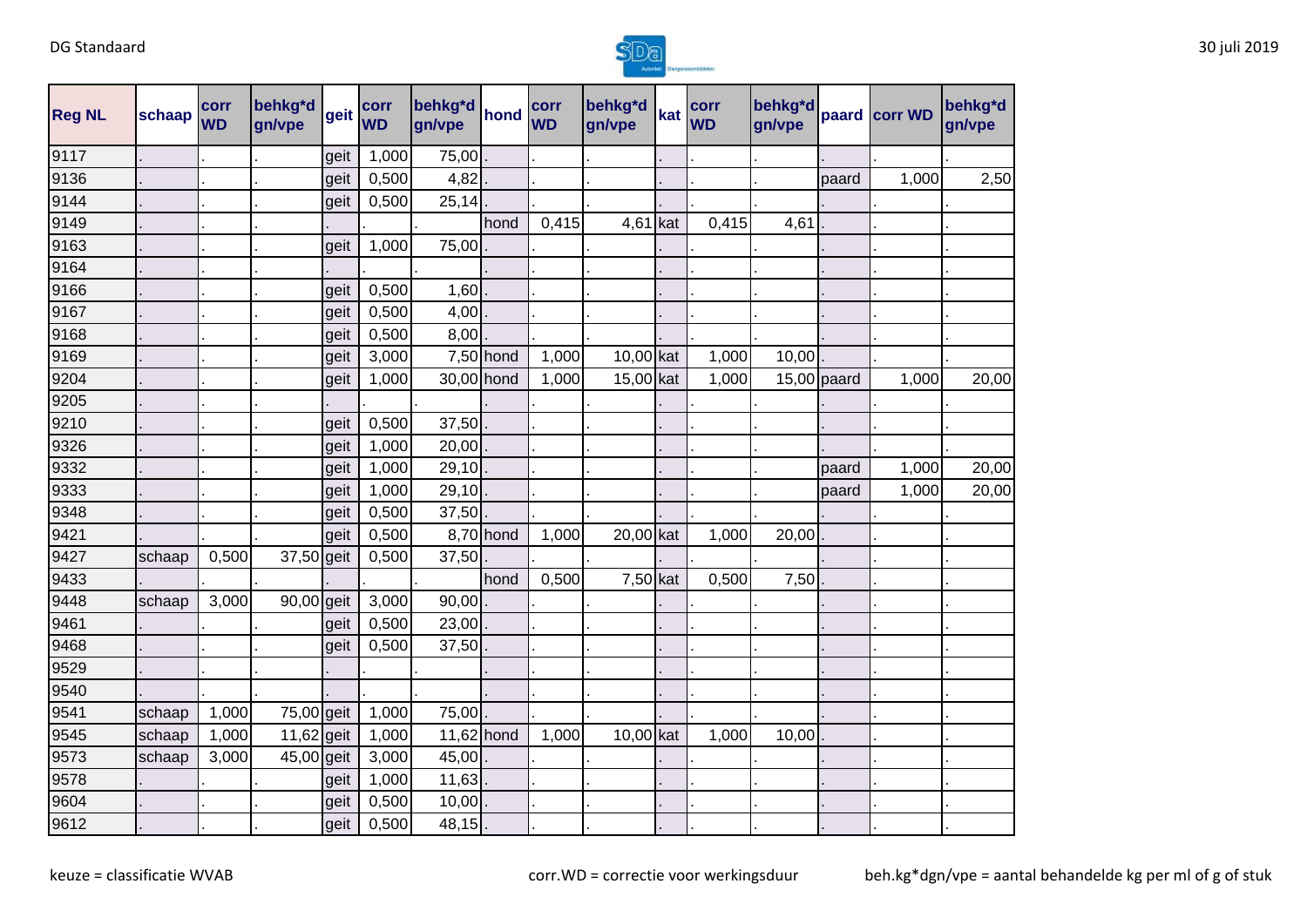| Reg NL | schaap | corr WD | behkg*d gn/vpe | geit | corr WD | behkg*d gn/vpe | hond | corr WD | behkg*d gn/vpe | kat | corr WD | behkg*d gn/vpe | paard | corr WD | behkg*d gn/vpe |
|---|---|---|---|---|---|---|---|---|---|---|---|---|---|---|---|
| 9117 | . | . | . | geit | 1,000 | 75,00 | . | . | . | . | . | . | . | . | . |
| 9136 | . | . | . | geit | 0,500 | 4,82 | . | . | . | . | . | . | paard | 1,000 | 2,50 |
| 9144 | . | . | . | geit | 0,500 | 25,14 | . | . | . | . | . | . | . | . | . |
| 9149 | . | . | . | . | . | . | hond | 0,415 | 4,61 | kat | 0,415 | 4,61 | . | . | . |
| 9163 | . | . | . | geit | 1,000 | 75,00 | . | . | . | . | . | . | . | . | . |
| 9164 | . | . | . | . | . | . | . | . | . | . | . | . | . | . | . |
| 9166 | . | . | . | geit | 0,500 | 1,60 | . | . | . | . | . | . | . | . | . |
| 9167 | . | . | . | geit | 0,500 | 4,00 | . | . | . | . | . | . | . | . | . |
| 9168 | . | . | . | geit | 0,500 | 8,00 | . | . | . | . | . | . | . | . | . |
| 9169 | . | . | . | geit | 3,000 | 7,50 | hond | 1,000 | 10,00 | kat | 1,000 | 10,00 | . | . | . |
| 9204 | . | . | . | geit | 1,000 | 30,00 | hond | 1,000 | 15,00 | kat | 1,000 | 15,00 | paard | 1,000 | 20,00 |
| 9205 | . | . | . | . | . | . | . | . | . | . | . | . | . | . | . |
| 9210 | . | . | . | geit | 0,500 | 37,50 | . | . | . | . | . | . | . | . | . |
| 9326 | . | . | . | geit | 1,000 | 20,00 | . | . | . | . | . | . | . | . | . |
| 9332 | . | . | . | geit | 1,000 | 29,10 | . | . | . | . | . | . | paard | 1,000 | 20,00 |
| 9333 | . | . | . | geit | 1,000 | 29,10 | . | . | . | . | . | . | paard | 1,000 | 20,00 |
| 9348 | . | . | . | geit | 0,500 | 37,50 | . | . | . | . | . | . | . | . | . |
| 9421 | . | . | . | geit | 0,500 | 8,70 | hond | 1,000 | 20,00 | kat | 1,000 | 20,00 | . | . | . |
| 9427 | schaap | 0,500 | 37,50 | geit | 0,500 | 37,50 | . | . | . | . | . | . | . | . | . |
| 9433 | . | . | . | . | . | . | hond | 0,500 | 7,50 | kat | 0,500 | 7,50 | . | . | . |
| 9448 | schaap | 3,000 | 90,00 | geit | 3,000 | 90,00 | . | . | . | . | . | . | . | . | . |
| 9461 | . | . | . | geit | 0,500 | 23,00 | . | . | . | . | . | . | . | . | . |
| 9468 | . | . | . | geit | 0,500 | 37,50 | . | . | . | . | . | . | . | . | . |
| 9529 | . | . | . | . | . | . | . | . | . | . | . | . | . | . | . |
| 9540 | . | . | . | . | . | . | . | . | . | . | . | . | . | . | . |
| 9541 | schaap | 1,000 | 75,00 | geit | 1,000 | 75,00 | . | . | . | . | . | . | . | . | . |
| 9545 | schaap | 1,000 | 11,62 | geit | 1,000 | 11,62 | hond | 1,000 | 10,00 | kat | 1,000 | 10,00 | . | . | . |
| 9573 | schaap | 3,000 | 45,00 | geit | 3,000 | 45,00 | . | . | . | . | . | . | . | . | . |
| 9578 | . | . | . | geit | 1,000 | 11,63 | . | . | . | . | . | . | . | . | . |
| 9604 | . | . | . | geit | 0,500 | 10,00 | . | . | . | . | . | . | . | . | . |
| 9612 | . | . | . | geit | 0,500 | 48,15 | . | . | . | . | . | . | . | . | . |

keuze = classificatie WVAB

corr.WD = correctie voor werkingsduur

beh.kg*dgn/vpe = aantal behandelde kg per ml of g of stuk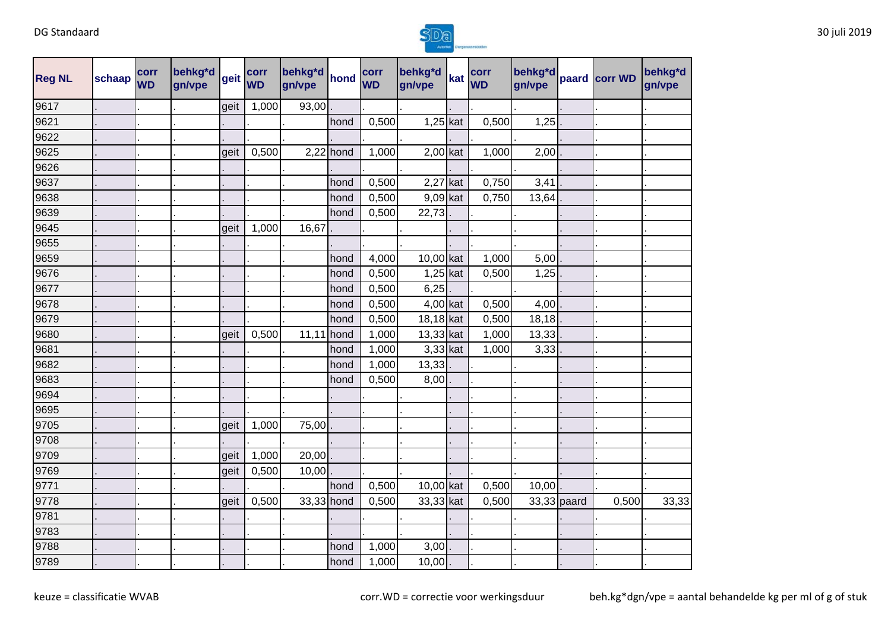| Reg NL | schaap | corr WD | behkg*d gn/vpe | geit | corr WD | behkg*d gn/vpe | hond | corr WD | behkg*d gn/vpe | kat | corr WD | behkg*d gn/vpe | paard | corr WD | behkg*d gn/vpe |
|---|---|---|---|---|---|---|---|---|---|---|---|---|---|---|---|
| 9617 | . | . | . | geit | 1,000 | 93,00 | . | . | . | . | . | . | . | . | . |
| 9621 | . | . | . | . | . | . | hond | 0,500 | 1,25 | kat | 0,500 | 1,25 | . | . | . |
| 9622 | . | . | . | . | . | . | . | . | . | . | . | . | . | . | . |
| 9625 | . | . | . | geit | 0,500 | 2,22 | hond | 1,000 | 2,00 | kat | 1,000 | 2,00 | . | . | . |
| 9626 | . | . | . | . | . | . | . | . | . | . | . | . | . | . | . |
| 9637 | . | . | . | . | . | . | hond | 0,500 | 2,27 | kat | 0,750 | 3,41 | . | . | . |
| 9638 | . | . | . | . | . | . | hond | 0,500 | 9,09 | kat | 0,750 | 13,64 | . | . | . |
| 9639 | . | . | . | . | . | . | hond | 0,500 | 22,73 | . | . | . | . | . | . |
| 9645 | . | . | . | geit | 1,000 | 16,67 | . | . | . | . | . | . | . | . | . |
| 9655 | . | . | . | . | . | . | . | . | . | . | . | . | . | . | . |
| 9659 | . | . | . | . | . | . | hond | 4,000 | 10,00 | kat | 1,000 | 5,00 | . | . | . |
| 9676 | . | . | . | . | . | . | hond | 0,500 | 1,25 | kat | 0,500 | 1,25 | . | . | . |
| 9677 | . | . | . | . | . | . | hond | 0,500 | 6,25 | . | . | . | . | . | . |
| 9678 | . | . | . | . | . | . | hond | 0,500 | 4,00 | kat | 0,500 | 4,00 | . | . | . |
| 9679 | . | . | . | . | . | . | hond | 0,500 | 18,18 | kat | 0,500 | 18,18 | . | . | . |
| 9680 | . | . | . | geit | 0,500 | 11,11 | hond | 1,000 | 13,33 | kat | 1,000 | 13,33 | . | . | . |
| 9681 | . | . | . | . | . | . | hond | 1,000 | 3,33 | kat | 1,000 | 3,33 | . | . | . |
| 9682 | . | . | . | . | . | . | hond | 1,000 | 13,33 | . | . | . | . | . | . |
| 9683 | . | . | . | . | . | . | hond | 0,500 | 8,00 | . | . | . | . | . | . |
| 9694 | . | . | . | . | . | . | . | . | . | . | . | . | . | . | . |
| 9695 | . | . | . | . | . | . | . | . | . | . | . | . | . | . | . |
| 9705 | . | . | . | geit | 1,000 | 75,00 | . | . | . | . | . | . | . | . | . |
| 9708 | . | . | . | . | . | . | . | . | . | . | . | . | . | . | . |
| 9709 | . | . | . | geit | 1,000 | 20,00 | . | . | . | . | . | . | . | . | . |
| 9769 | . | . | . | geit | 0,500 | 10,00 | . | . | . | . | . | . | . | . | . |
| 9771 | . | . | . | . | . | . | hond | 0,500 | 10,00 | kat | 0,500 | 10,00 | . | . | . |
| 9778 | . | . | . | geit | 0,500 | 33,33 | hond | 0,500 | 33,33 | kat | 0,500 | 33,33 | paard | 0,500 | 33,33 |
| 9781 | . | . | . | . | . | . | . | . | . | . | . | . | . | . | . |
| 9783 | . | . | . | . | . | . | . | . | . | . | . | . | . | . | . |
| 9788 | . | . | . | . | . | . | hond | 1,000 | 3,00 | . | . | . | . | . | . |
| 9789 | . | . | . | . | . | . | hond | 1,000 | 10,00 | . | . | . | . | . | . |

keuze = classificatie WVAB

corr.WD = correctie voor werkingsduur

beh.kg*dgn/vpe = aantal behandelde kg per ml of g of stuk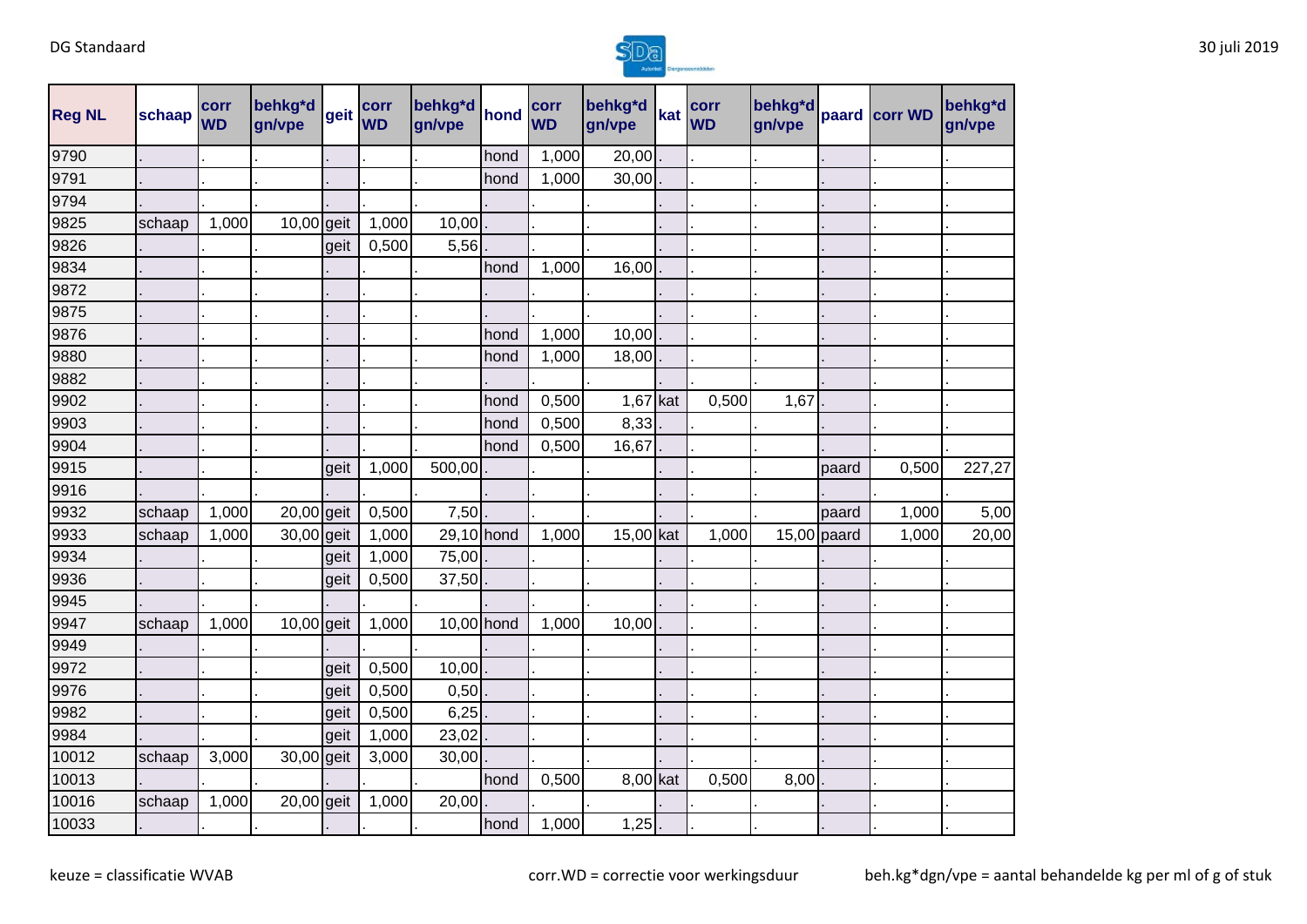| Reg NL | schaap | corr WD | behkg*d gn/vpe | geit | corr WD | behkg*d gn/vpe | hond | corr WD | behkg*d gn/vpe | kat | corr WD | behkg*d gn/vpe | paard | corr WD | behkg*d gn/vpe |
|---|---|---|---|---|---|---|---|---|---|---|---|---|---|---|---|
| 9790 | . | . | . | . | . | . | hond | 1,000 | 20,00 | . | . | . | . | . | . |
| 9791 | . | . | . | . | . | . | hond | 1,000 | 30,00 | . | . | . | . | . | . |
| 9794 | . | . | . | . | . | . | . | . | . | . | . | . | . | . | . |
| 9825 | schaap | 1,000 | 10,00 | geit | 1,000 | 10,00 | . | . | . | . | . | . | . | . | . |
| 9826 | . | . | . | geit | 0,500 | 5,56 | . | . | . | . | . | . | . | . | . |
| 9834 | . | . | . | . | . | . | hond | 1,000 | 16,00 | . | . | . | . | . | . |
| 9872 | . | . | . | . | . | . | . | . | . | . | . | . | . | . | . |
| 9875 | . | . | . | . | . | . | . | . | . | . | . | . | . | . | . |
| 9876 | . | . | . | . | . | . | hond | 1,000 | 10,00 | . | . | . | . | . | . |
| 9880 | . | . | . | . | . | . | hond | 1,000 | 18,00 | . | . | . | . | . | . |
| 9882 | . | . | . | . | . | . | . | . | . | . | . | . | . | . | . |
| 9902 | . | . | . | . | . | . | hond | 0,500 | 1,67 | kat | 0,500 | 1,67 | . | . | . |
| 9903 | . | . | . | . | . | . | hond | 0,500 | 8,33 | . | . | . | . | . | . |
| 9904 | . | . | . | . | . | . | hond | 0,500 | 16,67 | . | . | . | . | . | . |
| 9915 | . | . | . | geit | 1,000 | 500,00 | . | . | . | . | . | . | paard | 0,500 | 227,27 |
| 9916 | . | . | . | . | . | . | . | . | . | . | . | . | . | . | . |
| 9932 | schaap | 1,000 | 20,00 | geit | 0,500 | 7,50 | . | . | . | . | . | . | paard | 1,000 | 5,00 |
| 9933 | schaap | 1,000 | 30,00 | geit | 1,000 | 29,10 | hond | 1,000 | 15,00 | kat | 1,000 | 15,00 | paard | 1,000 | 20,00 |
| 9934 | . | . | . | geit | 1,000 | 75,00 | . | . | . | . | . | . | . | . | . |
| 9936 | . | . | . | geit | 0,500 | 37,50 | . | . | . | . | . | . | . | . | . |
| 9945 | . | . | . | . | . | . | . | . | . | . | . | . | . | . | . |
| 9947 | schaap | 1,000 | 10,00 | geit | 1,000 | 10,00 | hond | 1,000 | 10,00 | . | . | . | . | . | . |
| 9949 | . | . | . | . | . | . | . | . | . | . | . | . | . | . | . |
| 9972 | . | . | . | geit | 0,500 | 10,00 | . | . | . | . | . | . | . | . | . |
| 9976 | . | . | . | geit | 0,500 | 0,50 | . | . | . | . | . | . | . | . | . |
| 9982 | . | . | . | geit | 0,500 | 6,25 | . | . | . | . | . | . | . | . | . |
| 9984 | . | . | . | geit | 1,000 | 23,02 | . | . | . | . | . | . | . | . | . |
| 10012 | schaap | 3,000 | 30,00 | geit | 3,000 | 30,00 | . | . | . | . | . | . | . | . | . |
| 10013 | . | . | . | . | . | . | hond | 0,500 | 8,00 | kat | 0,500 | 8,00 | . | . | . |
| 10016 | schaap | 1,000 | 20,00 | geit | 1,000 | 20,00 | . | . | . | . | . | . | . | . | . |
| 10033 | . | . | . | . | . | . | hond | 1,000 | 1,25 | . | . | . | . | . | . |

keuze = classificatie WVAB corr.WD = correctie voor werkingsduur beh.kg*dgn/vpe = aantal behandelde kg per ml of g of stuk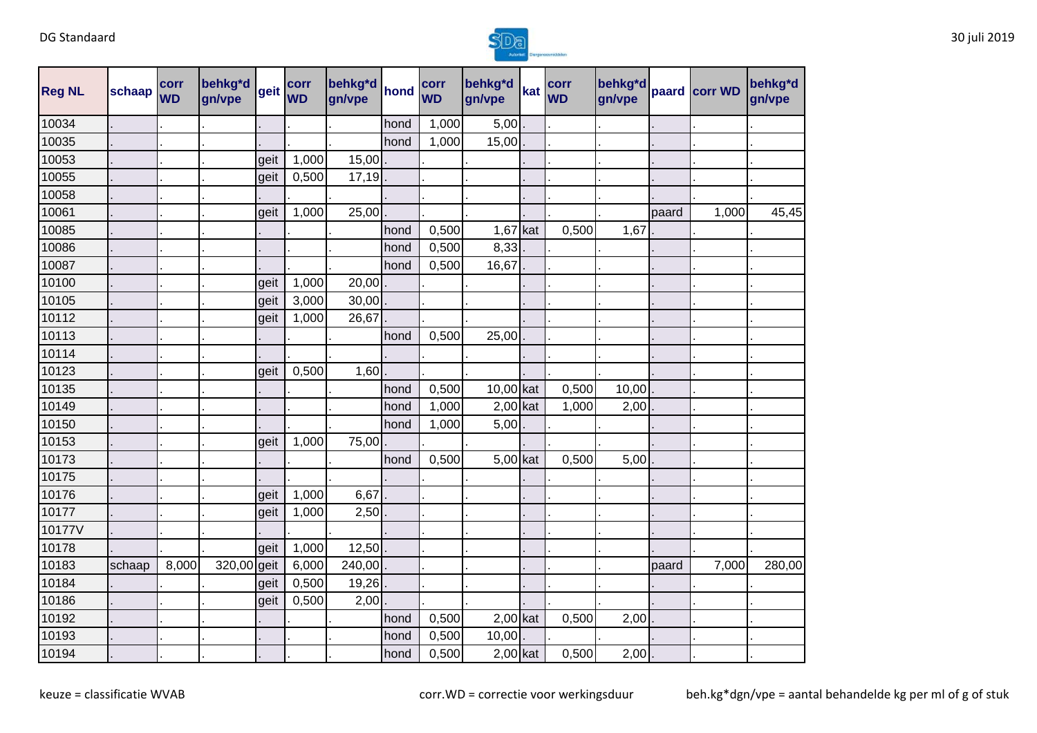| Reg NL | schaap | corr WD | behkg*d gn/vpe | geit | corr WD | behkg*d gn/vpe | hond | corr WD | behkg*d gn/vpe | kat | corr WD | behkg*d gn/vpe | paard | corr WD | behkg*d gn/vpe |
|---|---|---|---|---|---|---|---|---|---|---|---|---|---|---|---|
| 10034 | . | . | . | . | . | . | hond | 1,000 | 5,00 | . | . | . | . | . | . |
| 10035 | . | . | . | . | . | . | hond | 1,000 | 15,00 | . | . | . | . | . | . |
| 10053 | . | . | . | geit | 1,000 | 15,00 | . | . | . | . | . | . | . | . | . |
| 10055 | . | . | . | geit | 0,500 | 17,19 | . | . | . | . | . | . | . | . | . |
| 10058 | . | . | . | . | . | . | . | . | . | . | . | . | . | . | . |
| 10061 | . | . | . | geit | 1,000 | 25,00 | . | . | . | . | . | . | paard | 1,000 | 45,45 |
| 10085 | . | . | . | . | . | . | hond | 0,500 | 1,67 | kat | 0,500 | 1,67 | . | . | . |
| 10086 | . | . | . | . | . | . | hond | 0,500 | 8,33 | . | . | . | . | . | . |
| 10087 | . | . | . | . | . | . | hond | 0,500 | 16,67 | . | . | . | . | . | . |
| 10100 | . | . | . | geit | 1,000 | 20,00 | . | . | . | . | . | . | . | . | . |
| 10105 | . | . | . | geit | 3,000 | 30,00 | . | . | . | . | . | . | . | . | . |
| 10112 | . | . | . | geit | 1,000 | 26,67 | . | . | . | . | . | . | . | . | . |
| 10113 | . | . | . | . | . | . | hond | 0,500 | 25,00 | . | . | . | . | . | . |
| 10114 | . | . | . | . | . | . | . | . | . | . | . | . | . | . | . |
| 10123 | . | . | . | geit | 0,500 | 1,60 | . | . | . | . | . | . | . | . | . |
| 10135 | . | . | . | . | . | . | hond | 0,500 | 10,00 | kat | 0,500 | 10,00 | . | . | . |
| 10149 | . | . | . | . | . | . | hond | 1,000 | 2,00 | kat | 1,000 | 2,00 | . | . | . |
| 10150 | . | . | . | . | . | . | hond | 1,000 | 5,00 | . | . | . | . | . | . |
| 10153 | . | . | . | geit | 1,000 | 75,00 | . | . | . | . | . | . | . | . | . |
| 10173 | . | . | . | . | . | . | hond | 0,500 | 5,00 | kat | 0,500 | 5,00 | . | . | . |
| 10175 | . | . | . | . | . | . | . | . | . | . | . | . | . | . | . |
| 10176 | . | . | . | geit | 1,000 | 6,67 | . | . | . | . | . | . | . | . | . |
| 10177 | . | . | . | geit | 1,000 | 2,50 | . | . | . | . | . | . | . | . | . |
| 10177V | . | . | . | . | . | . | . | . | . | . | . | . | . | . | . |
| 10178 | . | . | . | geit | 1,000 | 12,50 | . | . | . | . | . | . | . | . | . |
| 10183 | schaap | 8,000 | 320,00 | geit | 6,000 | 240,00 | . | . | . | . | . | . | paard | 7,000 | 280,00 |
| 10184 | . | . | . | geit | 0,500 | 19,26 | . | . | . | . | . | . | . | . | . |
| 10186 | . | . | . | geit | 0,500 | 2,00 | . | . | . | . | . | . | . | . | . |
| 10192 | . | . | . | . | . | . | hond | 0,500 | 2,00 | kat | 0,500 | 2,00 | . | . | . |
| 10193 | . | . | . | . | . | . | hond | 0,500 | 10,00 | . | . | . | . | . | . |
| 10194 | . | . | . | . | . | . | hond | 0,500 | 2,00 | kat | 0,500 | 2,00 | . | . | . |

keuze = classificatie WVAB    corr.WD = correctie voor werkingsduur    beh.kg*dgn/vpe = aantal behandelde kg per ml of g of stuk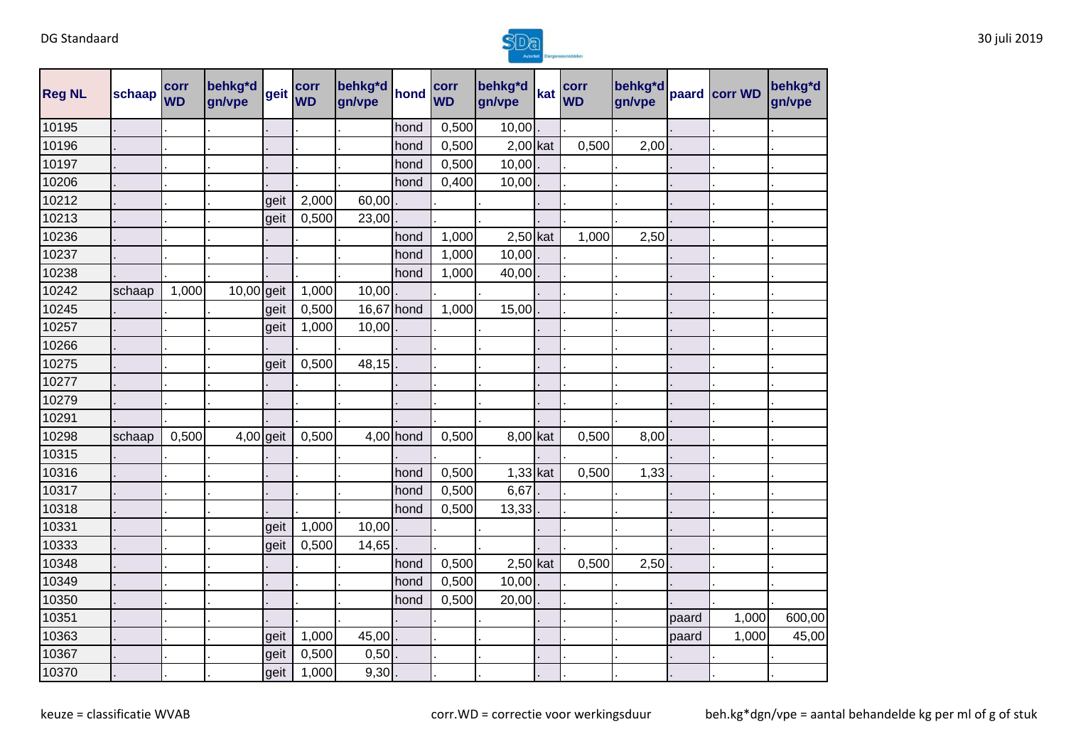| Reg NL | schaap | corr WD | behkg*d gn/vpe | geit | corr WD | behkg*d gn/vpe | hond | corr WD | behkg*d gn/vpe | kat | corr WD | behkg*d gn/vpe | paard | corr WD | behkg*d gn/vpe |
|---|---|---|---|---|---|---|---|---|---|---|---|---|---|---|---|
| 10195 | . | . | . | . | . | . | hond | 0,500 | 10,00 | . | . | . | . | . | . |
| 10196 | . | . | . | . | . | . | hond | 0,500 | 2,00 | kat | 0,500 | 2,00 | . | . | . |
| 10197 | . | . | . | . | . | . | hond | 0,500 | 10,00 | . | . | . | . | . | . |
| 10206 | . | . | . | . | . | . | hond | 0,400 | 10,00 | . | . | . | . | . | . |
| 10212 | . | . | . | geit | 2,000 | 60,00 | . | . | . | . | . | . | . | . | . |
| 10213 | . | . | . | geit | 0,500 | 23,00 | . | . | . | . | . | . | . | . | . |
| 10236 | . | . | . | . | . | . | hond | 1,000 | 2,50 | kat | 1,000 | 2,50 | . | . | . |
| 10237 | . | . | . | . | . | . | hond | 1,000 | 10,00 | . | . | . | . | . | . |
| 10238 | . | . | . | . | . | . | hond | 1,000 | 40,00 | . | . | . | . | . | . |
| 10242 | schaap | 1,000 | 10,00 | geit | 1,000 | 10,00 | . | . | . | . | . | . | . | . | . |
| 10245 | . | . | . | geit | 0,500 | 16,67 | hond | 1,000 | 15,00 | . | . | . | . | . | . |
| 10257 | . | . | . | geit | 1,000 | 10,00 | . | . | . | . | . | . | . | . | . |
| 10266 | . | . | . | . | . | . | . | . | . | . | . | . | . | . | . |
| 10275 | . | . | . | geit | 0,500 | 48,15 | . | . | . | . | . | . | . | . | . |
| 10277 | . | . | . | . | . | . | . | . | . | . | . | . | . | . | . |
| 10279 | . | . | . | . | . | . | . | . | . | . | . | . | . | . | . |
| 10291 | . | . | . | . | . | . | . | . | . | . | . | . | . | . | . |
| 10298 | schaap | 0,500 | 4,00 | geit | 0,500 | 4,00 | hond | 0,500 | 8,00 | kat | 0,500 | 8,00 | . | . | . |
| 10315 | . | . | . | . | . | . | . | . | . | . | . | . | . | . | . |
| 10316 | . | . | . | . | . | . | hond | 0,500 | 1,33 | kat | 0,500 | 1,33 | . | . | . |
| 10317 | . | . | . | . | . | . | hond | 0,500 | 6,67 | . | . | . | . | . | . |
| 10318 | . | . | . | . | . | . | hond | 0,500 | 13,33 | . | . | . | . | . | . |
| 10331 | . | . | . | geit | 1,000 | 10,00 | . | . | . | . | . | . | . | . | . |
| 10333 | . | . | . | geit | 0,500 | 14,65 | . | . | . | . | . | . | . | . | . |
| 10348 | . | . | . | . | . | . | hond | 0,500 | 2,50 | kat | 0,500 | 2,50 | . | . | . |
| 10349 | . | . | . | . | . | . | hond | 0,500 | 10,00 | . | . | . | . | . | . |
| 10350 | . | . | . | . | . | . | hond | 0,500 | 20,00 | . | . | . | . | . | . |
| 10351 | . | . | . | . | . | . | . | . | . | . | . | . | paard | 1,000 | 600,00 |
| 10363 | . | . | . | geit | 1,000 | 45,00 | . | . | . | . | . | . | paard | 1,000 | 45,00 |
| 10367 | . | . | . | geit | 0,500 | 0,50 | . | . | . | . | . | . | . | . | . |
| 10370 | . | . | . | geit | 1,000 | 9,30 | . | . | . | . | . | . | . | . | . |

keuze = classificatie WVAB    corr.WD = correctie voor werkingsduur    beh.kg*dgn/vpe = aantal behandelde kg per ml of g of stuk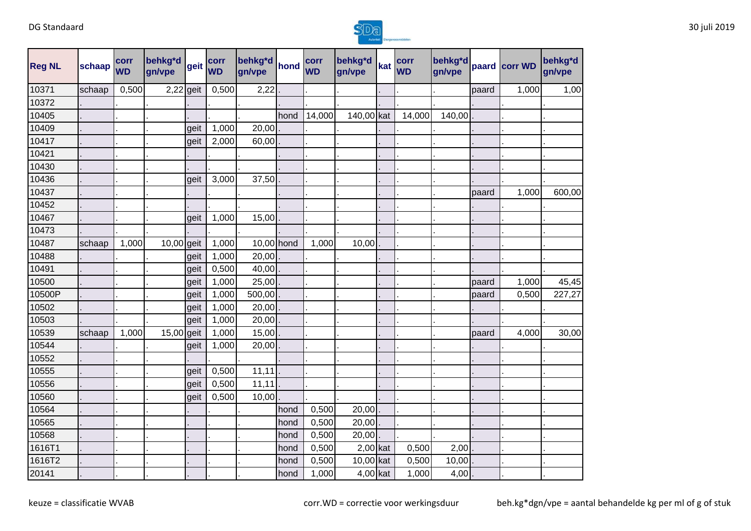| Reg NL | schaap | corr WD | behkg*d gn/vpe | geit | corr WD | behkg*d gn/vpe | hond | corr WD | behkg*d gn/vpe | kat | corr WD | behkg*d gn/vpe | paard | corr WD | behkg*d gn/vpe |
|---|---|---|---|---|---|---|---|---|---|---|---|---|---|---|---|
| 10371 | schaap | 0,500 | 2,22 | geit | 0,500 | 2,22 | . | . | . | . | . | . | paard | 1,000 | 1,00 |
| 10372 | . | . | . | . | . | . | . | . | . | . | . | . | . | . | . |
| 10405 | . | . | . | . | . | . | hond | 14,000 | 140,00 | kat | 14,000 | 140,00 | . | . | . |
| 10409 | . | . | . | geit | 1,000 | 20,00 | . | . | . | . | . | . | . | . | . |
| 10417 | . | . | . | geit | 2,000 | 60,00 | . | . | . | . | . | . | . | . | . |
| 10421 | . | . | . | . | . | . | . | . | . | . | . | . | . | . | . |
| 10430 | . | . | . | . | . | . | . | . | . | . | . | . | . | . | . |
| 10436 | . | . | . | geit | 3,000 | 37,50 | . | . | . | . | . | . | . | . | . |
| 10437 | . | . | . | . | . | . | . | . | . | . | . | . | paard | 1,000 | 600,00 |
| 10452 | . | . | . | . | . | . | . | . | . | . | . | . | . | . | . |
| 10467 | . | . | . | geit | 1,000 | 15,00 | . | . | . | . | . | . | . | . | . |
| 10473 | . | . | . | . | . | . | . | . | . | . | . | . | . | . | . |
| 10487 | schaap | 1,000 | 10,00 | geit | 1,000 | 10,00 | hond | 1,000 | 10,00 | . | . | . | . | . | . |
| 10488 | . | . | . | geit | 1,000 | 20,00 | . | . | . | . | . | . | . | . | . |
| 10491 | . | . | . | geit | 0,500 | 40,00 | . | . | . | . | . | . | . | . | . |
| 10500 | . | . | . | geit | 1,000 | 25,00 | . | . | . | . | . | . | paard | 1,000 | 45,45 |
| 10500P | . | . | . | geit | 1,000 | 500,00 | . | . | . | . | . | . | paard | 0,500 | 227,27 |
| 10502 | . | . | . | geit | 1,000 | 20,00 | . | . | . | . | . | . | . | . | . |
| 10503 | . | . | . | geit | 1,000 | 20,00 | . | . | . | . | . | . | . | . | . |
| 10539 | schaap | 1,000 | 15,00 | geit | 1,000 | 15,00 | . | . | . | . | . | . | paard | 4,000 | 30,00 |
| 10544 | . | . | . | geit | 1,000 | 20,00 | . | . | . | . | . | . | . | . | . |
| 10552 | . | . | . | . | . | . | . | . | . | . | . | . | . | . | . |
| 10555 | . | . | . | geit | 0,500 | 11,11 | . | . | . | . | . | . | . | . | . |
| 10556 | . | . | . | geit | 0,500 | 11,11 | . | . | . | . | . | . | . | . | . |
| 10560 | . | . | . | geit | 0,500 | 10,00 | . | . | . | . | . | . | . | . | . |
| 10564 | . | . | . | . | . | . | hond | 0,500 | 20,00 | . | . | . | . | . | . |
| 10565 | . | . | . | . | . | . | hond | 0,500 | 20,00 | . | . | . | . | . | . |
| 10568 | . | . | . | . | . | . | hond | 0,500 | 20,00 | . | . | . | . | . | . |
| 1616T1 | . | . | . | . | . | . | hond | 0,500 | 2,00 | kat | 0,500 | 2,00 | . | . | . |
| 1616T2 | . | . | . | . | . | . | hond | 0,500 | 10,00 | kat | 0,500 | 10,00 | . | . | . |
| 20141 | . | . | . | . | . | . | hond | 1,000 | 4,00 | kat | 1,000 | 4,00 | . | . | . |

keuze = classificatie WVAB

corr.WD = correctie voor werkingsduur

beh.kg*dgn/vpe = aantal behandelde kg per ml of g of stuk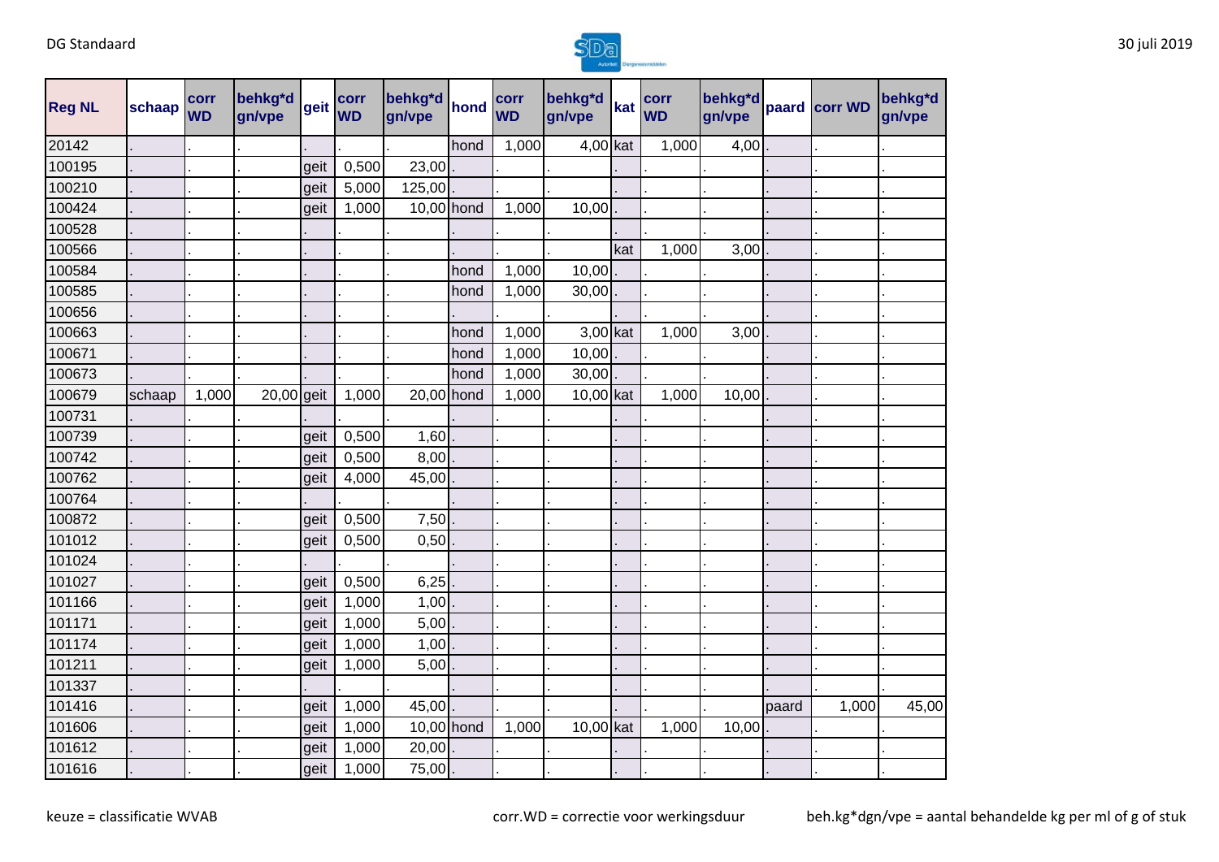| Reg NL | schaap | corr WD | behkg*d gn/vpe | geit | corr WD | behkg*d gn/vpe | hond | corr WD | behkg*d gn/vpe | kat | corr WD | behkg*d gn/vpe | paard | corr WD | behkg*d gn/vpe |
|---|---|---|---|---|---|---|---|---|---|---|---|---|---|---|---|
| 20142 | . | . | . | . | . | . | hond | 1,000 | 4,00 | kat | 1,000 | 4,00 | . | . | . |
| 100195 | . | . | . | geit | 0,500 | 23,00 | . | . | . | . | . | . | . | . | . |
| 100210 | . | . | . | geit | 5,000 | 125,00 | . | . | . | . | . | . | . | . | . |
| 100424 | . | . | . | geit | 1,000 | 10,00 | hond | 1,000 | 10,00 | . | . | . | . | . | . |
| 100528 | . | . | . | . | . | . | . | . | . | . | . | . | . | . | . |
| 100566 | . | . | . | . | . | . | . | . | . | kat | 1,000 | 3,00 | . | . | . |
| 100584 | . | . | . | . | . | . | hond | 1,000 | 10,00 | . | . | . | . | . | . |
| 100585 | . | . | . | . | . | . | hond | 1,000 | 30,00 | . | . | . | . | . | . |
| 100656 | . | . | . | . | . | . | . | . | . | . | . | . | . | . | . |
| 100663 | . | . | . | . | . | . | hond | 1,000 | 3,00 | kat | 1,000 | 3,00 | . | . | . |
| 100671 | . | . | . | . | . | . | hond | 1,000 | 10,00 | . | . | . | . | . | . |
| 100673 | . | . | . | . | . | . | hond | 1,000 | 30,00 | . | . | . | . | . | . |
| 100679 | schaap | 1,000 | 20,00 | geit | 1,000 | 20,00 | hond | 1,000 | 10,00 | kat | 1,000 | 10,00 | . | . | . |
| 100731 | . | . | . | . | . | . | . | . | . | . | . | . | . | . | . |
| 100739 | . | . | . | geit | 0,500 | 1,60 | . | . | . | . | . | . | . | . | . |
| 100742 | . | . | . | geit | 0,500 | 8,00 | . | . | . | . | . | . | . | . | . |
| 100762 | . | . | . | geit | 4,000 | 45,00 | . | . | . | . | . | . | . | . | . |
| 100764 | . | . | . | . | . | . | . | . | . | . | . | . | . | . | . |
| 100872 | . | . | . | geit | 0,500 | 7,50 | . | . | . | . | . | . | . | . | . |
| 101012 | . | . | . | geit | 0,500 | 0,50 | . | . | . | . | . | . | . | . | . |
| 101024 | . | . | . | . | . | . | . | . | . | . | . | . | . | . | . |
| 101027 | . | . | . | geit | 0,500 | 6,25 | . | . | . | . | . | . | . | . | . |
| 101166 | . | . | . | geit | 1,000 | 1,00 | . | . | . | . | . | . | . | . | . |
| 101171 | . | . | . | geit | 1,000 | 5,00 | . | . | . | . | . | . | . | . | . |
| 101174 | . | . | . | geit | 1,000 | 1,00 | . | . | . | . | . | . | . | . | . |
| 101211 | . | . | . | geit | 1,000 | 5,00 | . | . | . | . | . | . | . | . | . |
| 101337 | . | . | . | . | . | . | . | . | . | . | . | . | . | . | . |
| 101416 | . | . | . | geit | 1,000 | 45,00 | . | . | . | . | . | . | paard | 1,000 | 45,00 |
| 101606 | . | . | . | geit | 1,000 | 10,00 | hond | 1,000 | 10,00 | kat | 1,000 | 10,00 | . | . | . |
| 101612 | . | . | . | geit | 1,000 | 20,00 | . | . | . | . | . | . | . | . | . |
| 101616 | . | . | . | geit | 1,000 | 75,00 | . | . | . | . | . | . | . | . | . |

keuze = classificatie WVAB

corr.WD = correctie voor werkingsduur

beh.kg*dgn/vpe = aantal behandelde kg per ml of g of stuk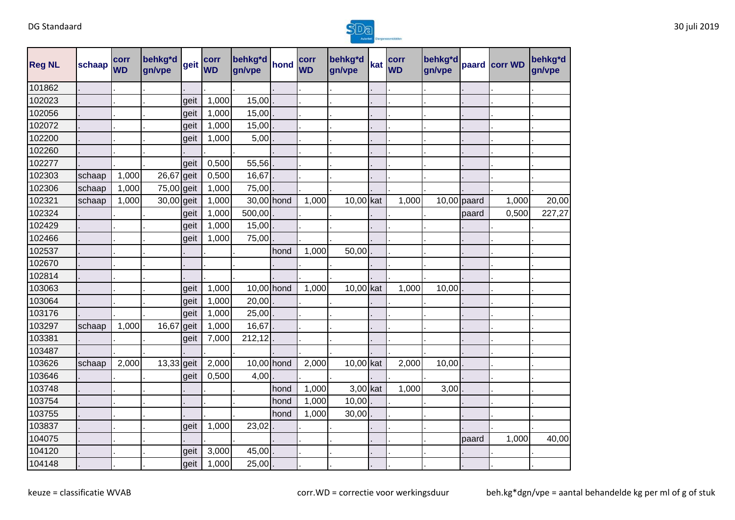| Reg NL | schaap | corr WD | behkg*d gn/vpe | geit | corr WD | behkg*d gn/vpe | hond | corr WD | behkg*d gn/vpe | kat | corr WD | behkg*d gn/vpe | paard | corr WD | behkg*d gn/vpe |
|---|---|---|---|---|---|---|---|---|---|---|---|---|---|---|---|
| 101862 | . | . | . | . | . | . | . | . | . | . | . | . | . | . | . |
| 102023 | . | . | . | geit | 1,000 | 15,00 | . | . | . | . | . | . | . | . | . |
| 102056 | . | . | . | geit | 1,000 | 15,00 | . | . | . | . | . | . | . | . | . |
| 102072 | . | . | . | geit | 1,000 | 15,00 | . | . | . | . | . | . | . | . | . |
| 102200 | . | . | . | geit | 1,000 | 5,00 | . | . | . | . | . | . | . | . | . |
| 102260 | . | . | . | . | . | . | . | . | . | . | . | . | . | . | . |
| 102277 | . | . | . | geit | 0,500 | 55,56 | . | . | . | . | . | . | . | . | . |
| 102303 | schaap | 1,000 | 26,67 | geit | 0,500 | 16,67 | . | . | . | . | . | . | . | . | . |
| 102306 | schaap | 1,000 | 75,00 | geit | 1,000 | 75,00 | . | . | . | . | . | . | . | . | . |
| 102321 | schaap | 1,000 | 30,00 | geit | 1,000 | 30,00 | hond | 1,000 | 10,00 | kat | 1,000 | 10,00 | paard | 1,000 | 20,00 |
| 102324 | . | . | . | geit | 1,000 | 500,00 | . | . | . | . | . | . | paard | 0,500 | 227,27 |
| 102429 | . | . | . | geit | 1,000 | 15,00 | . | . | . | . | . | . | . | . | . |
| 102466 | . | . | . | geit | 1,000 | 75,00 | . | . | . | . | . | . | . | . | . |
| 102537 | . | . | . | . | . | . | hond | 1,000 | 50,00 | . | . | . | . | . | . |
| 102670 | . | . | . | . | . | . | . | . | . | . | . | . | . | . | . |
| 102814 | . | . | . | . | . | . | . | . | . | . | . | . | . | . | . |
| 103063 | . | . | . | geit | 1,000 | 10,00 | hond | 1,000 | 10,00 | kat | 1,000 | 10,00 | . | . | . |
| 103064 | . | . | . | geit | 1,000 | 20,00 | . | . | . | . | . | . | . | . | . |
| 103176 | . | . | . | geit | 1,000 | 25,00 | . | . | . | . | . | . | . | . | . |
| 103297 | schaap | 1,000 | 16,67 | geit | 1,000 | 16,67 | . | . | . | . | . | . | . | . | . |
| 103381 | . | . | . | geit | 7,000 | 212,12 | . | . | . | . | . | . | . | . | . |
| 103487 | . | . | . | . | . | . | . | . | . | . | . | . | . | . | . |
| 103626 | schaap | 2,000 | 13,33 | geit | 2,000 | 10,00 | hond | 2,000 | 10,00 | kat | 2,000 | 10,00 | . | . | . |
| 103646 | . | . | . | geit | 0,500 | 4,00 | . | . | . | . | . | . | . | . | . |
| 103748 | . | . | . | . | . | . | hond | 1,000 | 3,00 | kat | 1,000 | 3,00 | . | . | . |
| 103754 | . | . | . | . | . | . | hond | 1,000 | 10,00 | . | . | . | . | . | . |
| 103755 | . | . | . | . | . | . | hond | 1,000 | 30,00 | . | . | . | . | . | . |
| 103837 | . | . | . | geit | 1,000 | 23,02 | . | . | . | . | . | . | . | . | . |
| 104075 | . | . | . | . | . | . | . | . | . | . | . | . | paard | 1,000 | 40,00 |
| 104120 | . | . | . | geit | 3,000 | 45,00 | . | . | . | . | . | . | . | . | . |
| 104148 | . | . | . | geit | 1,000 | 25,00 | . | . | . | . | . | . | . | . | . |

keuze = classificatie WVAB

corr.WD = correctie voor werkingsduur

beh.kg*dgn/vpe = aantal behandelde kg per ml of g of stuk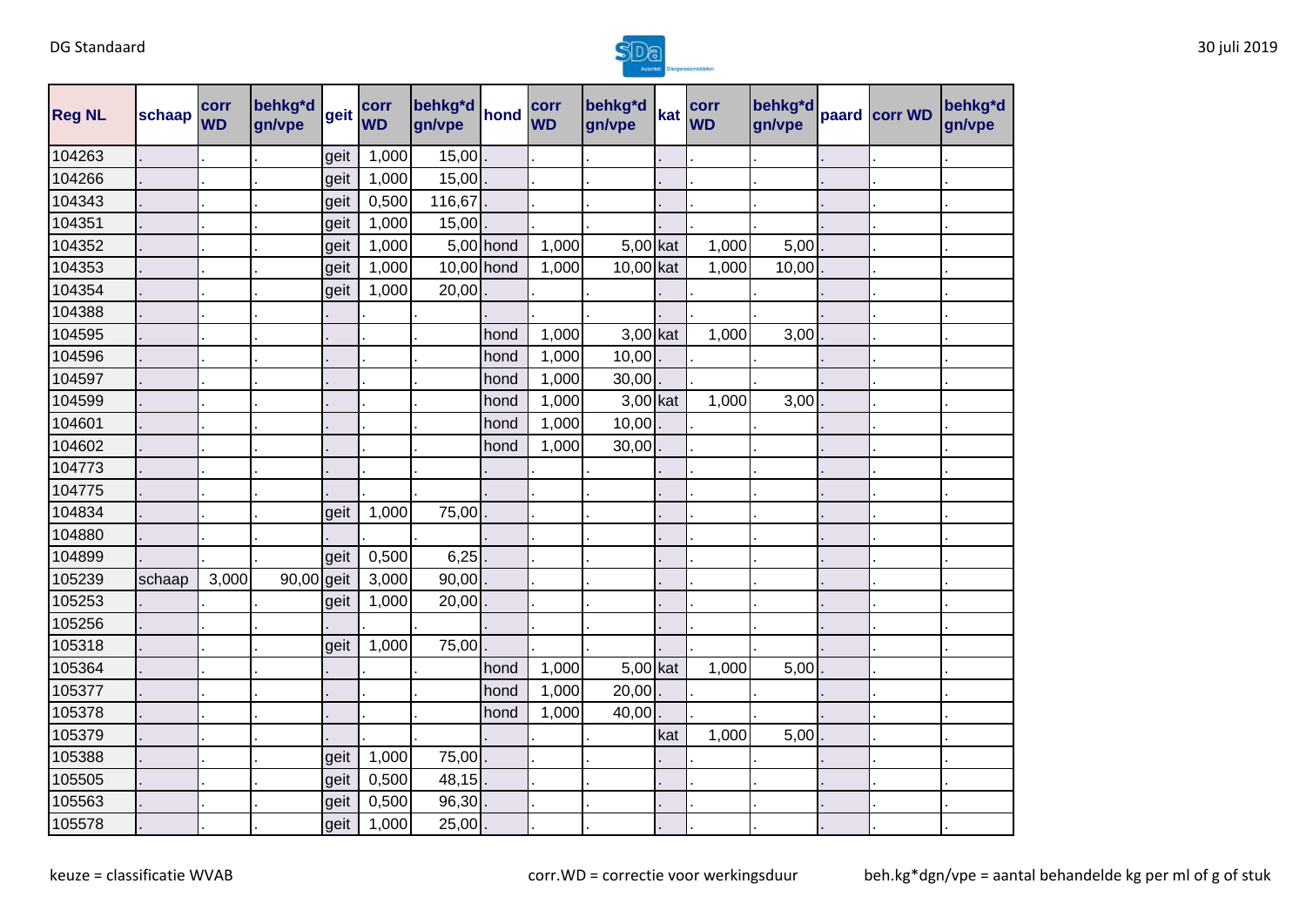| Reg NL | schaap | corr WD | behkg*d gn/vpe | geit | corr WD | behkg*d gn/vpe | hond | corr WD | behkg*d gn/vpe | kat | corr WD | behkg*d gn/vpe | paard | corr WD | behkg*d gn/vpe |
|---|---|---|---|---|---|---|---|---|---|---|---|---|---|---|---|
| 104263 | . | . | . | geit | 1,000 | 15,00 | . | . | . | . | . | . | . | . | . |
| 104266 | . | . | . | geit | 1,000 | 15,00 | . | . | . | . | . | . | . | . | . |
| 104343 | . | . | . | geit | 0,500 | 116,67 | . | . | . | . | . | . | . | . | . |
| 104351 | . | . | . | geit | 1,000 | 15,00 | . | . | . | . | . | . | . | . | . |
| 104352 | . | . | . | geit | 1,000 | 5,00 | hond | 1,000 | 5,00 | kat | 1,000 | 5,00 | . | . | . |
| 104353 | . | . | . | geit | 1,000 | 10,00 | hond | 1,000 | 10,00 | kat | 1,000 | 10,00 | . | . | . |
| 104354 | . | . | . | geit | 1,000 | 20,00 | . | . | . | . | . | . | . | . | . |
| 104388 | . | . | . | . | . | . | . | . | . | . | . | . | . | . | . |
| 104595 | . | . | . | . | . | . | hond | 1,000 | 3,00 | kat | 1,000 | 3,00 | . | . | . |
| 104596 | . | . | . | . | . | . | hond | 1,000 | 10,00 | . | . | . | . | . | . |
| 104597 | . | . | . | . | . | . | hond | 1,000 | 30,00 | . | . | . | . | . | . |
| 104599 | . | . | . | . | . | . | hond | 1,000 | 3,00 | kat | 1,000 | 3,00 | . | . | . |
| 104601 | . | . | . | . | . | . | hond | 1,000 | 10,00 | . | . | . | . | . | . |
| 104602 | . | . | . | . | . | . | hond | 1,000 | 30,00 | . | . | . | . | . | . |
| 104773 | . | . | . | . | . | . | . | . | . | . | . | . | . | . | . |
| 104775 | . | . | . | . | . | . | . | . | . | . | . | . | . | . | . |
| 104834 | . | . | . | geit | 1,000 | 75,00 | . | . | . | . | . | . | . | . | . |
| 104880 | . | . | . | . | . | . | . | . | . | . | . | . | . | . | . |
| 104899 | . | . | . | geit | 0,500 | 6,25 | . | . | . | . | . | . | . | . | . |
| 105239 | schaap | 3,000 | 90,00 | geit | 3,000 | 90,00 | . | . | . | . | . | . | . | . | . |
| 105253 | . | . | . | geit | 1,000 | 20,00 | . | . | . | . | . | . | . | . | . |
| 105256 | . | . | . | . | . | . | . | . | . | . | . | . | . | . | . |
| 105318 | . | . | . | geit | 1,000 | 75,00 | . | . | . | . | . | . | . | . | . |
| 105364 | . | . | . | . | . | . | hond | 1,000 | 5,00 | kat | 1,000 | 5,00 | . | . | . |
| 105377 | . | . | . | . | . | . | hond | 1,000 | 20,00 | . | . | . | . | . | . |
| 105378 | . | . | . | . | . | . | hond | 1,000 | 40,00 | . | . | . | . | . | . |
| 105379 | . | . | . | . | . | . | . | . | . | kat | 1,000 | 5,00 | . | . | . |
| 105388 | . | . | . | geit | 1,000 | 75,00 | . | . | . | . | . | . | . | . | . |
| 105505 | . | . | . | geit | 0,500 | 48,15 | . | . | . | . | . | . | . | . | . |
| 105563 | . | . | . | geit | 0,500 | 96,30 | . | . | . | . | . | . | . | . | . |
| 105578 | . | . | . | geit | 1,000 | 25,00 | . | . | . | . | . | . | . | . | . |

keuze = classificatie WVAB

corr.WD = correctie voor werkingsduur

beh.kg*dgn/vpe = aantal behandelde kg per ml of g of stuk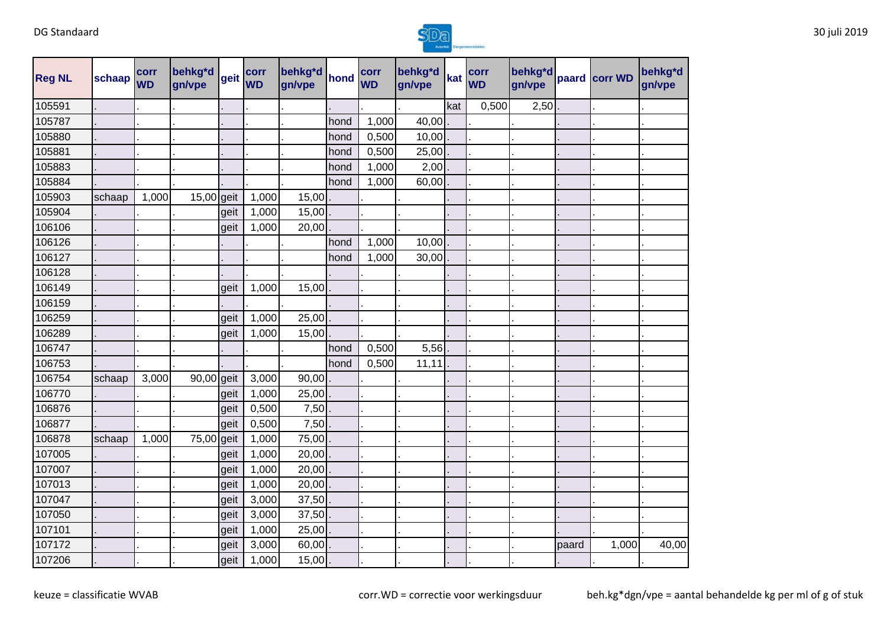| Reg NL | schaap | corr WD | behkg*d gn/vpe | geit | corr WD | behkg*d gn/vpe | hond | corr WD | behkg*d gn/vpe | kat | corr WD | behkg*d gn/vpe | paard | corr WD | behkg*d gn/vpe |
|---|---|---|---|---|---|---|---|---|---|---|---|---|---|---|---|
| 105591 | . | . | . | . | . | . | . | . | . | kat | 0,500 | 2,50 | . | . | . |
| 105787 | . | . | . | . | . | . | hond | 1,000 | 40,00 | . | . | . | . | . | . |
| 105880 | . | . | . | . | . | . | hond | 0,500 | 10,00 | . | . | . | . | . | . |
| 105881 | . | . | . | . | . | . | hond | 0,500 | 25,00 | . | . | . | . | . | . |
| 105883 | . | . | . | . | . | . | hond | 1,000 | 2,00 | . | . | . | . | . | . |
| 105884 | . | . | . | . | . | . | hond | 1,000 | 60,00 | . | . | . | . | . | . |
| 105903 | schaap | 1,000 | 15,00 | geit | 1,000 | 15,00 | . | . | . | . | . | . | . | . | . |
| 105904 | . | . | . | geit | 1,000 | 15,00 | . | . | . | . | . | . | . | . | . |
| 106106 | . | . | . | geit | 1,000 | 20,00 | . | . | . | . | . | . | . | . | . |
| 106126 | . | . | . | . | . | . | hond | 1,000 | 10,00 | . | . | . | . | . | . |
| 106127 | . | . | . | . | . | . | hond | 1,000 | 30,00 | . | . | . | . | . | . |
| 106128 | . | . | . | . | . | . | . | . | . | . | . | . | . | . | . |
| 106149 | . | . | . | geit | 1,000 | 15,00 | . | . | . | . | . | . | . | . | . |
| 106159 | . | . | . | . | . | . | . | . | . | . | . | . | . | . | . |
| 106259 | . | . | . | geit | 1,000 | 25,00 | . | . | . | . | . | . | . | . | . |
| 106289 | . | . | . | geit | 1,000 | 15,00 | . | . | . | . | . | . | . | . | . |
| 106747 | . | . | . | . | . | . | hond | 0,500 | 5,56 | . | . | . | . | . | . |
| 106753 | . | . | . | . | . | . | hond | 0,500 | 11,11 | . | . | . | . | . | . |
| 106754 | schaap | 3,000 | 90,00 | geit | 3,000 | 90,00 | . | . | . | . | . | . | . | . | . |
| 106770 | . | . | . | geit | 1,000 | 25,00 | . | . | . | . | . | . | . | . | . |
| 106876 | . | . | . | geit | 0,500 | 7,50 | . | . | . | . | . | . | . | . | . |
| 106877 | . | . | . | geit | 0,500 | 7,50 | . | . | . | . | . | . | . | . | . |
| 106878 | schaap | 1,000 | 75,00 | geit | 1,000 | 75,00 | . | . | . | . | . | . | . | . | . |
| 107005 | . | . | . | geit | 1,000 | 20,00 | . | . | . | . | . | . | . | . | . |
| 107007 | . | . | . | geit | 1,000 | 20,00 | . | . | . | . | . | . | . | . | . |
| 107013 | . | . | . | geit | 1,000 | 20,00 | . | . | . | . | . | . | . | . | . |
| 107047 | . | . | . | geit | 3,000 | 37,50 | . | . | . | . | . | . | . | . | . |
| 107050 | . | . | . | geit | 3,000 | 37,50 | . | . | . | . | . | . | . | . | . |
| 107101 | . | . | . | geit | 1,000 | 25,00 | . | . | . | . | . | . | . | . | . |
| 107172 | . | . | . | geit | 3,000 | 60,00 | . | . | . | . | . | . | paard | 1,000 | 40,00 |
| 107206 | . | . | . | geit | 1,000 | 15,00 | . | . | . | . | . | . | . | . | . |

keuze = classificatie WVAB

corr.WD = correctie voor werkingsduur

beh.kg*dgn/vpe = aantal behandelde kg per ml of g of stuk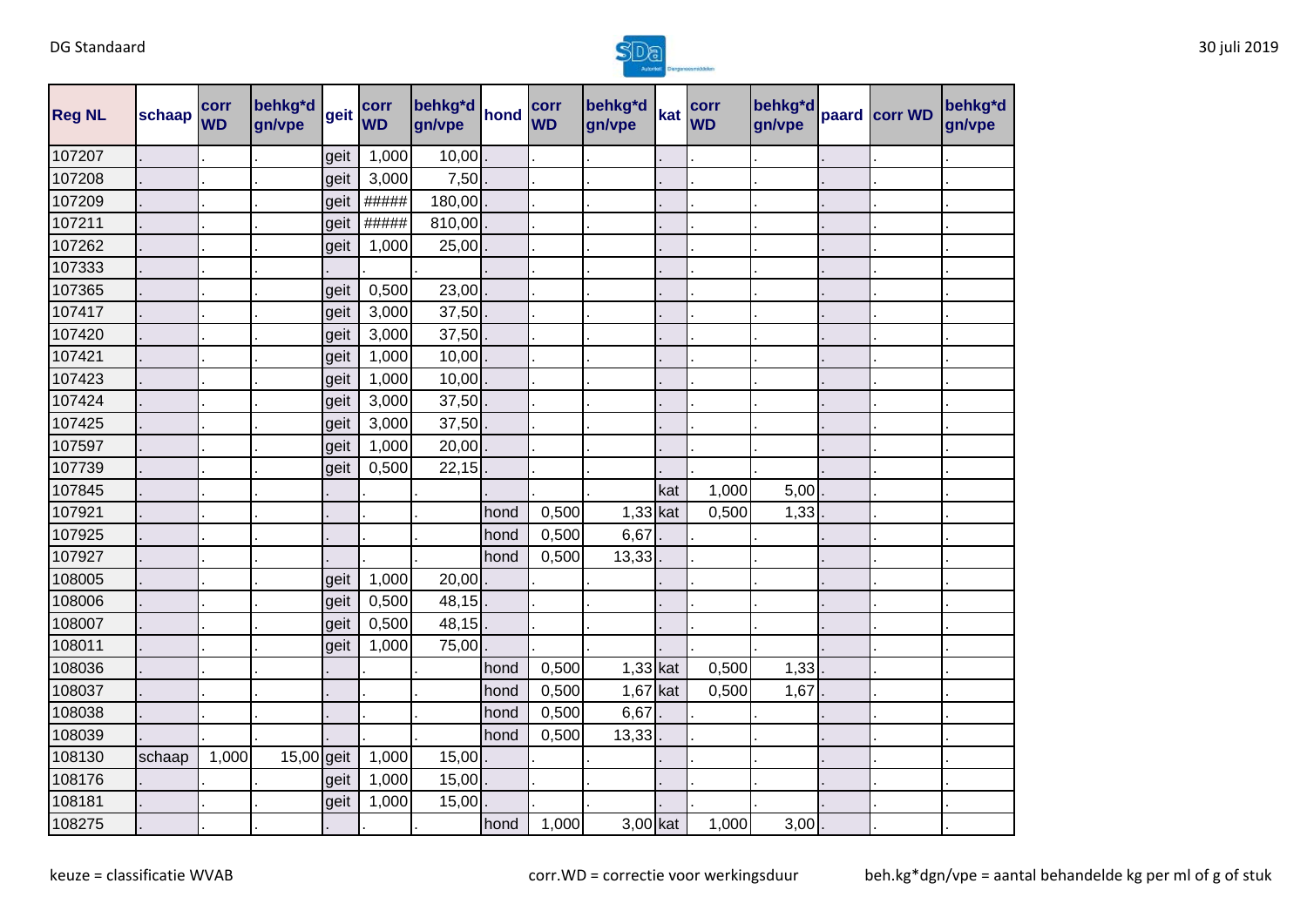| Reg NL | schaap | corr WD | behkg*d gn/vpe | geit | corr WD | behkg*d gn/vpe | hond | corr WD | behkg*d gn/vpe | kat | corr WD | behkg*d gn/vpe | paard | corr WD | behkg*d gn/vpe |
|---|---|---|---|---|---|---|---|---|---|---|---|---|---|---|---|
| 107207 | . | . | . | geit | 1,000 | 10,00 | . | . | . | . | . | . | . | . | . |
| 107208 | . | . | . | geit | 3,000 | 7,50 | . | . | . | . | . | . | . | . | . |
| 107209 | . | . | . | geit | ##### | 180,00 | . | . | . | . | . | . | . | . | . |
| 107211 | . | . | . | geit | ##### | 810,00 | . | . | . | . | . | . | . | . | . |
| 107262 | . | . | . | geit | 1,000 | 25,00 | . | . | . | . | . | . | . | . | . |
| 107333 | . | . | . | . | . | . | . | . | . | . | . | . | . | . | . |
| 107365 | . | . | . | geit | 0,500 | 23,00 | . | . | . | . | . | . | . | . | . |
| 107417 | . | . | . | geit | 3,000 | 37,50 | . | . | . | . | . | . | . | . | . |
| 107420 | . | . | . | geit | 3,000 | 37,50 | . | . | . | . | . | . | . | . | . |
| 107421 | . | . | . | geit | 1,000 | 10,00 | . | . | . | . | . | . | . | . | . |
| 107423 | . | . | . | geit | 1,000 | 10,00 | . | . | . | . | . | . | . | . | . |
| 107424 | . | . | . | geit | 3,000 | 37,50 | . | . | . | . | . | . | . | . | . |
| 107425 | . | . | . | geit | 3,000 | 37,50 | . | . | . | . | . | . | . | . | . |
| 107597 | . | . | . | geit | 1,000 | 20,00 | . | . | . | . | . | . | . | . | . |
| 107739 | . | . | . | geit | 0,500 | 22,15 | . | . | . | . | . | . | . | . | . |
| 107845 | . | . | . | . | . | . | . | . | . | kat | 1,000 | 5,00 | . | . | . |
| 107921 | . | . | . | . | . | . | hond | 0,500 | 1,33 | kat | 0,500 | 1,33 | . | . | . |
| 107925 | . | . | . | . | . | . | hond | 0,500 | 6,67 | . | . | . | . | . | . |
| 107927 | . | . | . | . | . | . | hond | 0,500 | 13,33 | . | . | . | . | . | . |
| 108005 | . | . | . | geit | 1,000 | 20,00 | . | . | . | . | . | . | . | . | . |
| 108006 | . | . | . | geit | 0,500 | 48,15 | . | . | . | . | . | . | . | . | . |
| 108007 | . | . | . | geit | 0,500 | 48,15 | . | . | . | . | . | . | . | . | . |
| 108011 | . | . | . | geit | 1,000 | 75,00 | . | . | . | . | . | . | . | . | . |
| 108036 | . | . | . | . | . | . | hond | 0,500 | 1,33 | kat | 0,500 | 1,33 | . | . | . |
| 108037 | . | . | . | . | . | . | hond | 0,500 | 1,67 | kat | 0,500 | 1,67 | . | . | . |
| 108038 | . | . | . | . | . | . | hond | 0,500 | 6,67 | . | . | . | . | . | . |
| 108039 | . | . | . | . | . | . | hond | 0,500 | 13,33 | . | . | . | . | . | . |
| 108130 | schaap | 1,000 | 15,00 | geit | 1,000 | 15,00 | . | . | . | . | . | . | . | . | . |
| 108176 | . | . | . | geit | 1,000 | 15,00 | . | . | . | . | . | . | . | . | . |
| 108181 | . | . | . | geit | 1,000 | 15,00 | . | . | . | . | . | . | . | . | . |
| 108275 | . | . | . | . | . | . | hond | 1,000 | 3,00 | kat | 1,000 | 3,00 | . | . | . |

keuze = classificatie WVAB

corr.WD = correctie voor werkingsduur

beh.kg*dgn/vpe = aantal behandelde kg per ml of g of stuk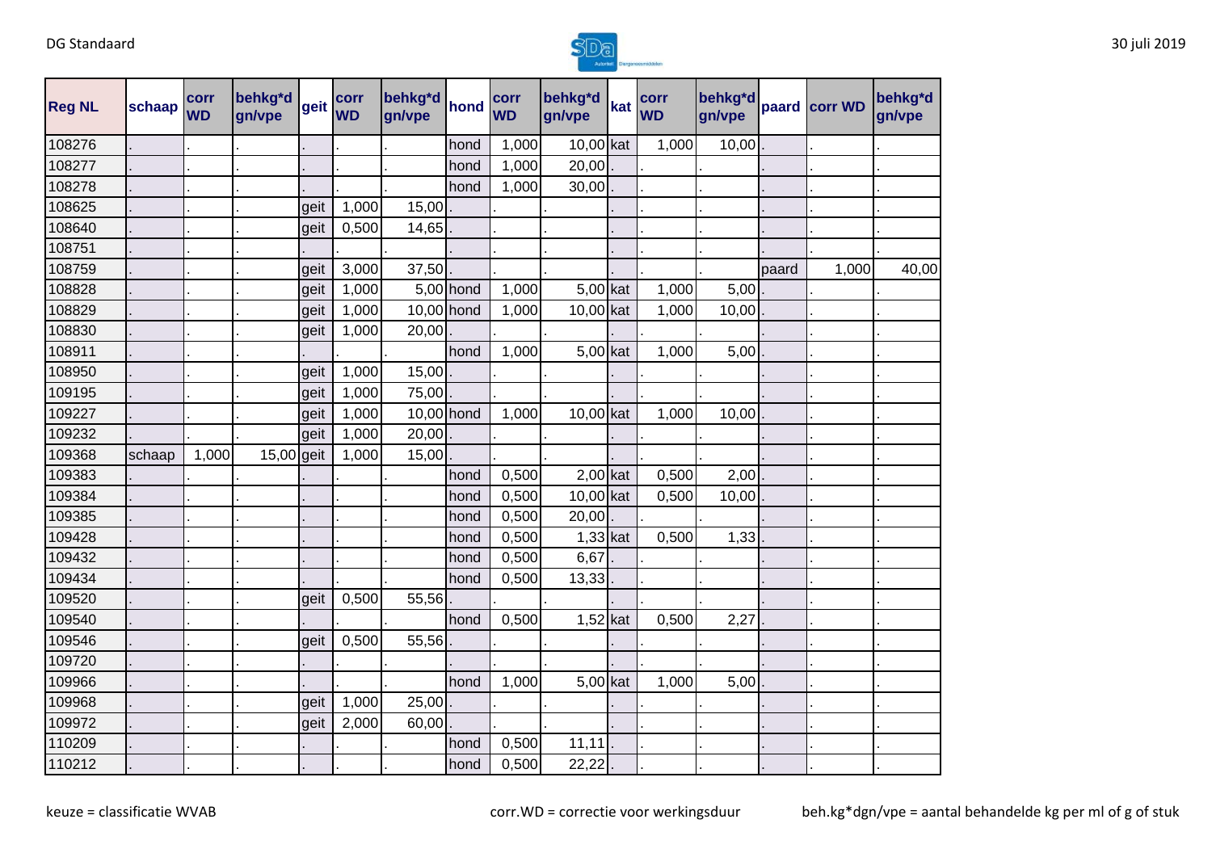| Reg NL | schaap | corr WD | behkg*d gn/vpe | geit | corr WD | behkg*d gn/vpe | hond | corr WD | behkg*d gn/vpe | kat | corr WD | behkg*d gn/vpe | paard | corr WD | behkg*d gn/vpe |
|---|---|---|---|---|---|---|---|---|---|---|---|---|---|---|---|
| 108276 | . | . | . | . | . | . | hond | 1,000 | 10,00 | kat | 1,000 | 10,00 | . | . | . |
| 108277 | . | . | . | . | . | . | hond | 1,000 | 20,00 | . | . | . | . | . | . |
| 108278 | . | . | . | . | . | . | hond | 1,000 | 30,00 | . | . | . | . | . | . |
| 108625 | . | . | . | geit | 1,000 | 15,00 | . | . | . | . | . | . | . | . | . |
| 108640 | . | . | . | geit | 0,500 | 14,65 | . | . | . | . | . | . | . | . | . |
| 108751 | . | . | . | . | . | . | . | . | . | . | . | . | . | . | . |
| 108759 | . | . | . | geit | 3,000 | 37,50 | . | . | . | . | . | . | paard | 1,000 | 40,00 |
| 108828 | . | . | . | geit | 1,000 | 5,00 | hond | 1,000 | 5,00 | kat | 1,000 | 5,00 | . | . | . |
| 108829 | . | . | . | geit | 1,000 | 10,00 | hond | 1,000 | 10,00 | kat | 1,000 | 10,00 | . | . | . |
| 108830 | . | . | . | geit | 1,000 | 20,00 | . | . | . | . | . | . | . | . | . |
| 108911 | . | . | . | . | . | . | hond | 1,000 | 5,00 | kat | 1,000 | 5,00 | . | . | . |
| 108950 | . | . | . | geit | 1,000 | 15,00 | . | . | . | . | . | . | . | . | . |
| 109195 | . | . | . | geit | 1,000 | 75,00 | . | . | . | . | . | . | . | . | . |
| 109227 | . | . | . | geit | 1,000 | 10,00 | hond | 1,000 | 10,00 | kat | 1,000 | 10,00 | . | . | . |
| 109232 | . | . | . | geit | 1,000 | 20,00 | . | . | . | . | . | . | . | . | . |
| 109368 | schaap | 1,000 | 15,00 | geit | 1,000 | 15,00 | . | . | . | . | . | . | . | . | . |
| 109383 | . | . | . | . | . | . | hond | 0,500 | 2,00 | kat | 0,500 | 2,00 | . | . | . |
| 109384 | . | . | . | . | . | . | hond | 0,500 | 10,00 | kat | 0,500 | 10,00 | . | . | . |
| 109385 | . | . | . | . | . | . | hond | 0,500 | 20,00 | . | . | . | . | . | . |
| 109428 | . | . | . | . | . | . | hond | 0,500 | 1,33 | kat | 0,500 | 1,33 | . | . | . |
| 109432 | . | . | . | . | . | . | hond | 0,500 | 6,67 | . | . | . | . | . | . |
| 109434 | . | . | . | . | . | . | hond | 0,500 | 13,33 | . | . | . | . | . | . |
| 109520 | . | . | . | geit | 0,500 | 55,56 | . | . | . | . | . | . | . | . | . |
| 109540 | . | . | . | . | . | . | hond | 0,500 | 1,52 | kat | 0,500 | 2,27 | . | . | . |
| 109546 | . | . | . | geit | 0,500 | 55,56 | . | . | . | . | . | . | . | . | . |
| 109720 | . | . | . | . | . | . | . | . | . | . | . | . | . | . | . |
| 109966 | . | . | . | . | . | . | hond | 1,000 | 5,00 | kat | 1,000 | 5,00 | . | . | . |
| 109968 | . | . | . | geit | 1,000 | 25,00 | . | . | . | . | . | . | . | . | . |
| 109972 | . | . | . | geit | 2,000 | 60,00 | . | . | . | . | . | . | . | . | . |
| 110209 | . | . | . | . | . | . | hond | 0,500 | 11,11 | . | . | . | . | . | . |
| 110212 | . | . | . | . | . | . | hond | 0,500 | 22,22 | . | . | . | . | . | . |

keuze = classificatie WVAB

corr.WD = correctie voor werkingsduur

beh.kg*dgn/vpe = aantal behandelde kg per ml of g of stuk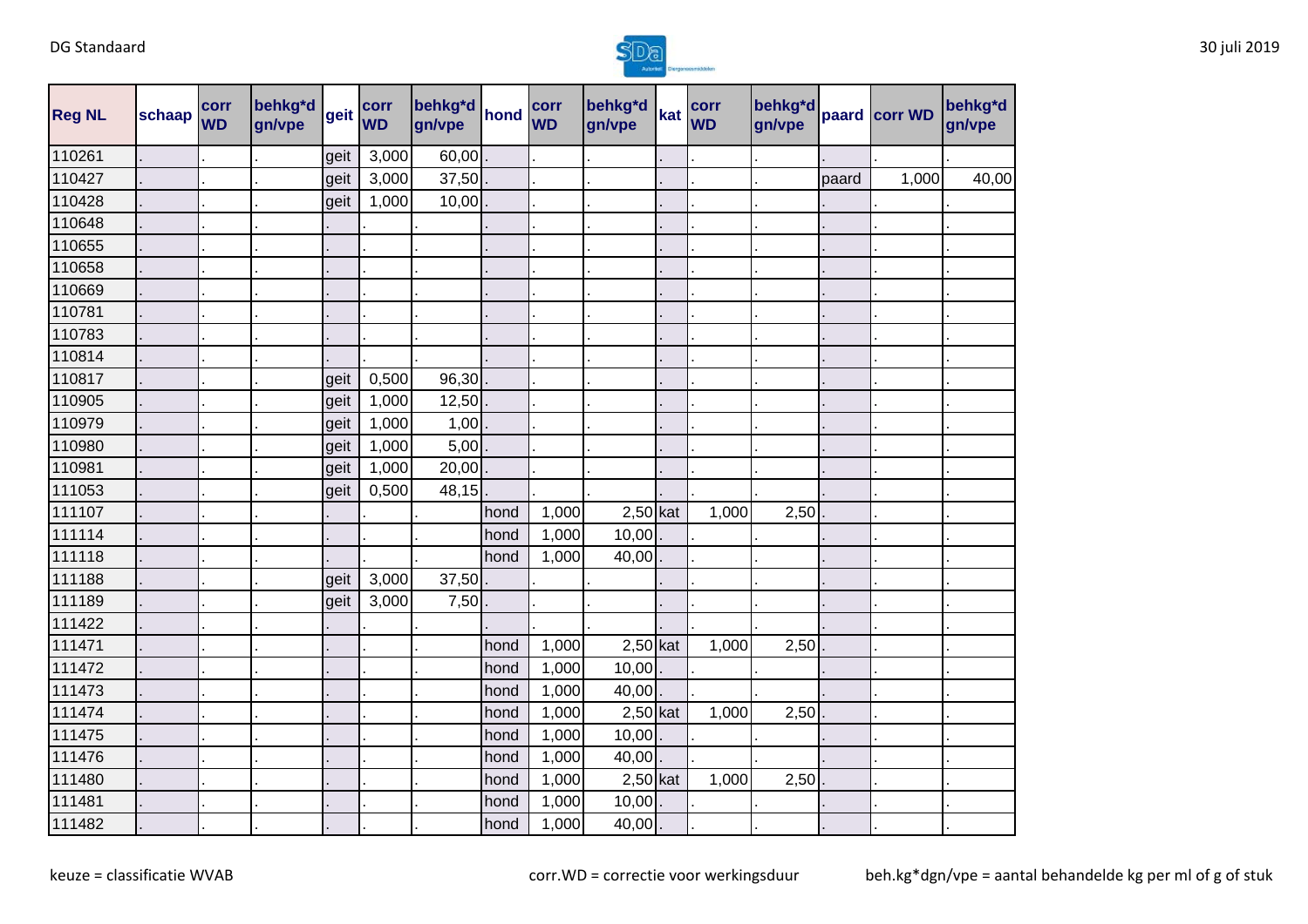| Reg NL | schaap | corr WD | behkg*dgn/vpe | geit | corr WD | behkg*dgn/vpe | hond | corr WD | behkg*dgn/vpe | kat | corr WD | behkg*dgn/vpe | paard | corr WD | behkg*dgn/vpe |
|---|---|---|---|---|---|---|---|---|---|---|---|---|---|---|---|
| 110261 | . | . | . | geit | 3,000 | 60,00 | . | . | . | . | . | . | . | . | . |
| 110427 | . | . | . | geit | 3,000 | 37,50 | . | . | . | . | . | . | paard | 1,000 | 40,00 |
| 110428 | . | . | . | geit | 1,000 | 10,00 | . | . | . | . | . | . | . | . | . |
| 110648 | . | . | . | . | . | . | . | . | . | . | . | . | . | . | . |
| 110655 | . | . | . | . | . | . | . | . | . | . | . | . | . | . | . |
| 110658 | . | . | . | . | . | . | . | . | . | . | . | . | . | . | . |
| 110669 | . | . | . | . | . | . | . | . | . | . | . | . | . | . | . |
| 110781 | . | . | . | . | . | . | . | . | . | . | . | . | . | . | . |
| 110783 | . | . | . | . | . | . | . | . | . | . | . | . | . | . | . |
| 110814 | . | . | . | . | . | . | . | . | . | . | . | . | . | . | . |
| 110817 | . | . | . | geit | 0,500 | 96,30 | . | . | . | . | . | . | . | . | . |
| 110905 | . | . | . | geit | 1,000 | 12,50 | . | . | . | . | . | . | . | . | . |
| 110979 | . | . | . | geit | 1,000 | 1,00 | . | . | . | . | . | . | . | . | . |
| 110980 | . | . | . | geit | 1,000 | 5,00 | . | . | . | . | . | . | . | . | . |
| 110981 | . | . | . | geit | 1,000 | 20,00 | . | . | . | . | . | . | . | . | . |
| 111053 | . | . | . | geit | 0,500 | 48,15 | . | . | . | . | . | . | . | . | . |
| 111107 | . | . | . | . | . | . | hond | 1,000 | 2,50 | kat | 1,000 | 2,50 | . | . | . |
| 111114 | . | . | . | . | . | . | hond | 1,000 | 10,00 | . | . | . | . | . | . |
| 111118 | . | . | . | . | . | . | hond | 1,000 | 40,00 | . | . | . | . | . | . |
| 111188 | . | . | . | geit | 3,000 | 37,50 | . | . | . | . | . | . | . | . | . |
| 111189 | . | . | . | geit | 3,000 | 7,50 | . | . | . | . | . | . | . | . | . |
| 111422 | . | . | . | . | . | . | . | . | . | . | . | . | . | . | . |
| 111471 | . | . | . | . | . | . | hond | 1,000 | 2,50 | kat | 1,000 | 2,50 | . | . | . |
| 111472 | . | . | . | . | . | . | hond | 1,000 | 10,00 | . | . | . | . | . | . |
| 111473 | . | . | . | . | . | . | hond | 1,000 | 40,00 | . | . | . | . | . | . |
| 111474 | . | . | . | . | . | . | hond | 1,000 | 2,50 | kat | 1,000 | 2,50 | . | . | . |
| 111475 | . | . | . | . | . | . | hond | 1,000 | 10,00 | . | . | . | . | . | . |
| 111476 | . | . | . | . | . | . | hond | 1,000 | 40,00 | . | . | . | . | . | . |
| 111480 | . | . | . | . | . | . | hond | 1,000 | 2,50 | kat | 1,000 | 2,50 | . | . | . |
| 111481 | . | . | . | . | . | . | hond | 1,000 | 10,00 | . | . | . | . | . | . |
| 111482 | . | . | . | . | . | . | hond | 1,000 | 40,00 | . | . | . | . | . | . |

keuze = classificatie WVAB

corr.WD = correctie voor werkingsduur

beh.kg*dgn/vpe = aantal behandelde kg per ml of g of stuk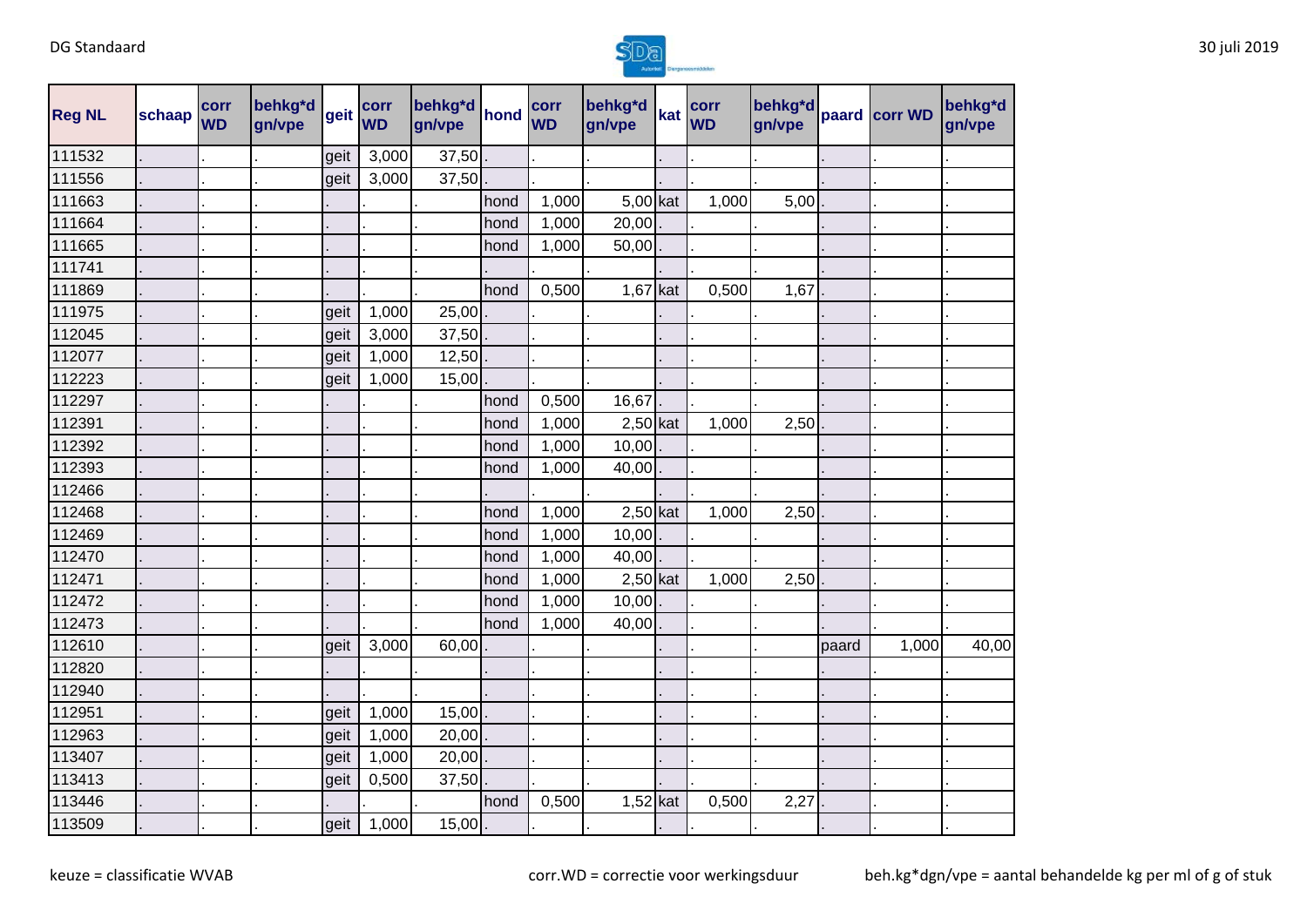| Reg NL | schaap | corr WD | behkg*dgn/vpe | geit | corr WD | behkg*dgn/vpe | hond | corr WD | behkg*dgn/vpe | kat | corr WD | behkg*dgn/vpe | paard | corr WD | behkg*dgn/vpe |
|---|---|---|---|---|---|---|---|---|---|---|---|---|---|---|---|
| 111532 | . | . | . | geit | 3,000 | 37,50 | . | . | . | . | . | . | . | . | . |
| 111556 | . | . | . | geit | 3,000 | 37,50 | . | . | . | . | . | . | . | . | . |
| 111663 | . | . | . | . | . | . | hond | 1,000 | 5,00 | kat | 1,000 | 5,00 | . | . | . |
| 111664 | . | . | . | . | . | . | hond | 1,000 | 20,00 | . | . | . | . | . | . |
| 111665 | . | . | . | . | . | . | hond | 1,000 | 50,00 | . | . | . | . | . | . |
| 111741 | . | . | . | . | . | . | . | . | . | . | . | . | . | . | . |
| 111869 | . | . | . | . | . | . | hond | 0,500 | 1,67 | kat | 0,500 | 1,67 | . | . | . |
| 111975 | . | . | . | geit | 1,000 | 25,00 | . | . | . | . | . | . | . | . | . |
| 112045 | . | . | . | geit | 3,000 | 37,50 | . | . | . | . | . | . | . | . | . |
| 112077 | . | . | . | geit | 1,000 | 12,50 | . | . | . | . | . | . | . | . | . |
| 112223 | . | . | . | geit | 1,000 | 15,00 | . | . | . | . | . | . | . | . | . |
| 112297 | . | . | . | . | . | . | hond | 0,500 | 16,67 | . | . | . | . | . | . |
| 112391 | . | . | . | . | . | . | hond | 1,000 | 2,50 | kat | 1,000 | 2,50 | . | . | . |
| 112392 | . | . | . | . | . | . | hond | 1,000 | 10,00 | . | . | . | . | . | . |
| 112393 | . | . | . | . | . | . | hond | 1,000 | 40,00 | . | . | . | . | . | . |
| 112466 | . | . | . | . | . | . | . | . | . | . | . | . | . | . | . |
| 112468 | . | . | . | . | . | . | hond | 1,000 | 2,50 | kat | 1,000 | 2,50 | . | . | . |
| 112469 | . | . | . | . | . | . | hond | 1,000 | 10,00 | . | . | . | . | . | . |
| 112470 | . | . | . | . | . | . | hond | 1,000 | 40,00 | . | . | . | . | . | . |
| 112471 | . | . | . | . | . | . | hond | 1,000 | 2,50 | kat | 1,000 | 2,50 | . | . | . |
| 112472 | . | . | . | . | . | . | hond | 1,000 | 10,00 | . | . | . | . | . | . |
| 112473 | . | . | . | . | . | . | hond | 1,000 | 40,00 | . | . | . | . | . | . |
| 112610 | . | . | . | geit | 3,000 | 60,00 | . | . | . | . | . | . | paard | 1,000 | 40,00 |
| 112820 | . | . | . | . | . | . | . | . | . | . | . | . | . | . | . |
| 112940 | . | . | . | . | . | . | . | . | . | . | . | . | . | . | . |
| 112951 | . | . | . | geit | 1,000 | 15,00 | . | . | . | . | . | . | . | . | . |
| 112963 | . | . | . | geit | 1,000 | 20,00 | . | . | . | . | . | . | . | . | . |
| 113407 | . | . | . | geit | 1,000 | 20,00 | . | . | . | . | . | . | . | . | . |
| 113413 | . | . | . | geit | 0,500 | 37,50 | . | . | . | . | . | . | . | . | . |
| 113446 | . | . | . | . | . | . | hond | 0,500 | 1,52 | kat | 0,500 | 2,27 | . | . | . |
| 113509 | . | . | . | geit | 1,000 | 15,00 | . | . | . | . | . | . | . | . | . |

keuze = classificatie WVAB

corr.WD = correctie voor werkingsduur

beh.kg*dgn/vpe = aantal behandelde kg per ml of g of stuk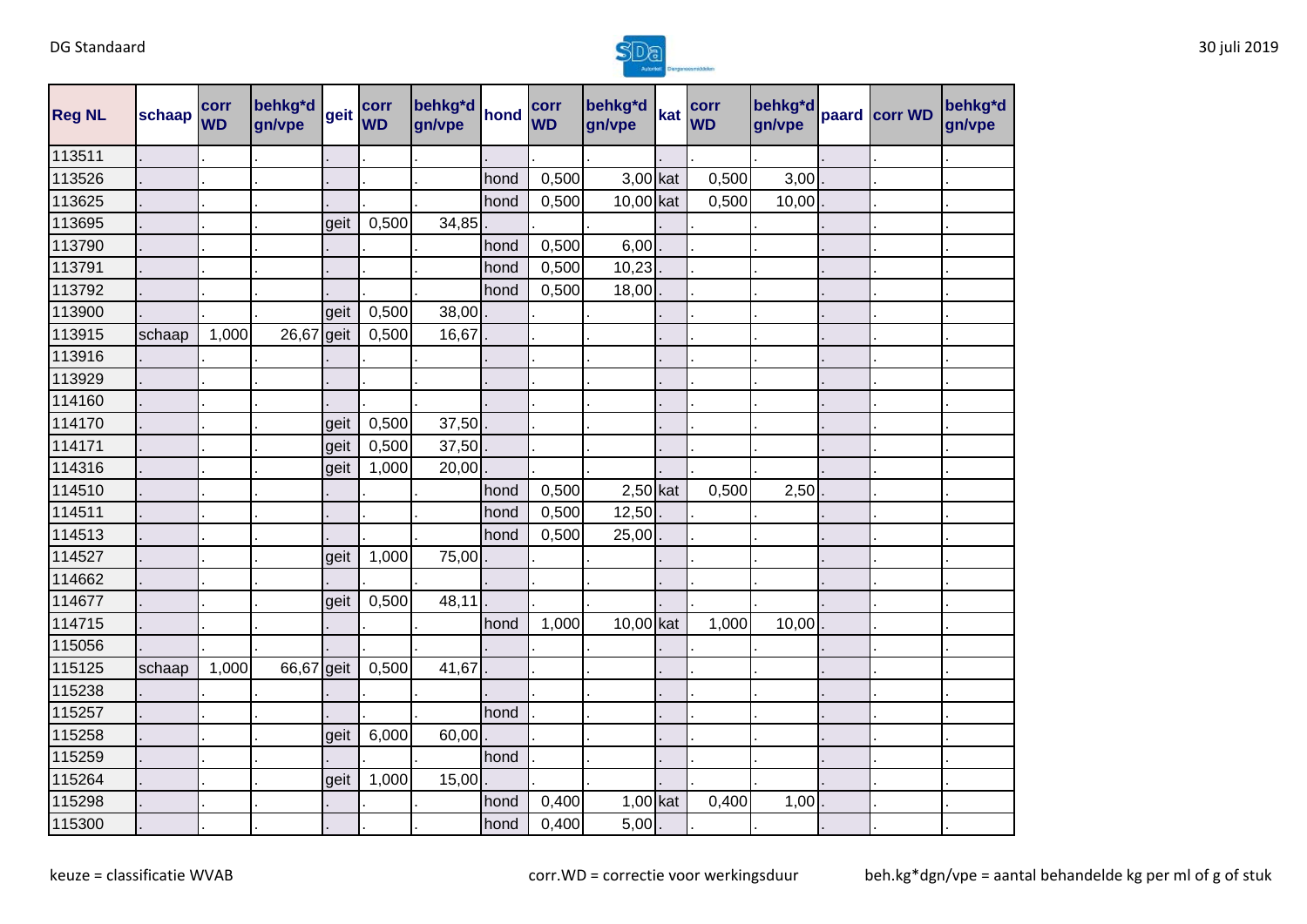| Reg NL | schaap | corr WD | behkg*d gn/vpe | geit | corr WD | behkg*d gn/vpe | hond | corr WD | behkg*d gn/vpe | kat | corr WD | behkg*d gn/vpe | paard | corr WD | behkg*d gn/vpe |
|---|---|---|---|---|---|---|---|---|---|---|---|---|---|---|---|
| 113511 | . | . | . | . | . | . | . | . | . | . | . | . | . | . | . |
| 113526 | . | . | . | . | . | . | hond | 0,500 | 3,00 | kat | 0,500 | 3,00 | . | . | . |
| 113625 | . | . | . | . | . | . | hond | 0,500 | 10,00 | kat | 0,500 | 10,00 | . | . | . |
| 113695 | . | . | . | geit | 0,500 | 34,85 | . | . | . | . | . | . | . | . | . |
| 113790 | . | . | . | . | . | . | hond | 0,500 | 6,00 | . | . | . | . | . | . |
| 113791 | . | . | . | . | . | . | hond | 0,500 | 10,23 | . | . | . | . | . | . |
| 113792 | . | . | . | . | . | . | hond | 0,500 | 18,00 | . | . | . | . | . | . |
| 113900 | . | . | . | geit | 0,500 | 38,00 | . | . | . | . | . | . | . | . | . |
| 113915 | schaap | 1,000 | 26,67 | geit | 0,500 | 16,67 | . | . | . | . | . | . | . | . | . |
| 113916 | . | . | . | . | . | . | . | . | . | . | . | . | . | . | . |
| 113929 | . | . | . | . | . | . | . | . | . | . | . | . | . | . | . |
| 114160 | . | . | . | . | . | . | . | . | . | . | . | . | . | . | . |
| 114170 | . | . | . | geit | 0,500 | 37,50 | . | . | . | . | . | . | . | . | . |
| 114171 | . | . | . | geit | 0,500 | 37,50 | . | . | . | . | . | . | . | . | . |
| 114316 | . | . | . | geit | 1,000 | 20,00 | . | . | . | . | . | . | . | . | . |
| 114510 | . | . | . | . | . | . | hond | 0,500 | 2,50 | kat | 0,500 | 2,50 | . | . | . |
| 114511 | . | . | . | . | . | . | hond | 0,500 | 12,50 | . | . | . | . | . | . |
| 114513 | . | . | . | . | . | . | hond | 0,500 | 25,00 | . | . | . | . | . | . |
| 114527 | . | . | . | geit | 1,000 | 75,00 | . | . | . | . | . | . | . | . | . |
| 114662 | . | . | . | . | . | . | . | . | . | . | . | . | . | . | . |
| 114677 | . | . | . | geit | 0,500 | 48,11 | . | . | . | . | . | . | . | . | . |
| 114715 | . | . | . | . | . | . | hond | 1,000 | 10,00 | kat | 1,000 | 10,00 | . | . | . |
| 115056 | . | . | . | . | . | . | . | . | . | . | . | . | . | . | . |
| 115125 | schaap | 1,000 | 66,67 | geit | 0,500 | 41,67 | . | . | . | . | . | . | . | . | . |
| 115238 | . | . | . | . | . | . | . | . | . | . | . | . | . | . | . |
| 115257 | . | . | . | . | . | . | hond | . | . | . | . | . | . | . | . |
| 115258 | . | . | . | geit | 6,000 | 60,00 | . | . | . | . | . | . | . | . | . |
| 115259 | . | . | . | . | . | . | hond | . | . | . | . | . | . | . | . |
| 115264 | . | . | . | geit | 1,000 | 15,00 | . | . | . | . | . | . | . | . | . |
| 115298 | . | . | . | . | . | . | hond | 0,400 | 1,00 | kat | 0,400 | 1,00 | . | . | . |
| 115300 | . | . | . | . | . | . | hond | 0,400 | 5,00 | . | . | . | . | . | . |

keuze = classificatie WVAB corr.WD = correctie voor werkingsduur beh.kg*dgn/vpe = aantal behandelde kg per ml of g of stuk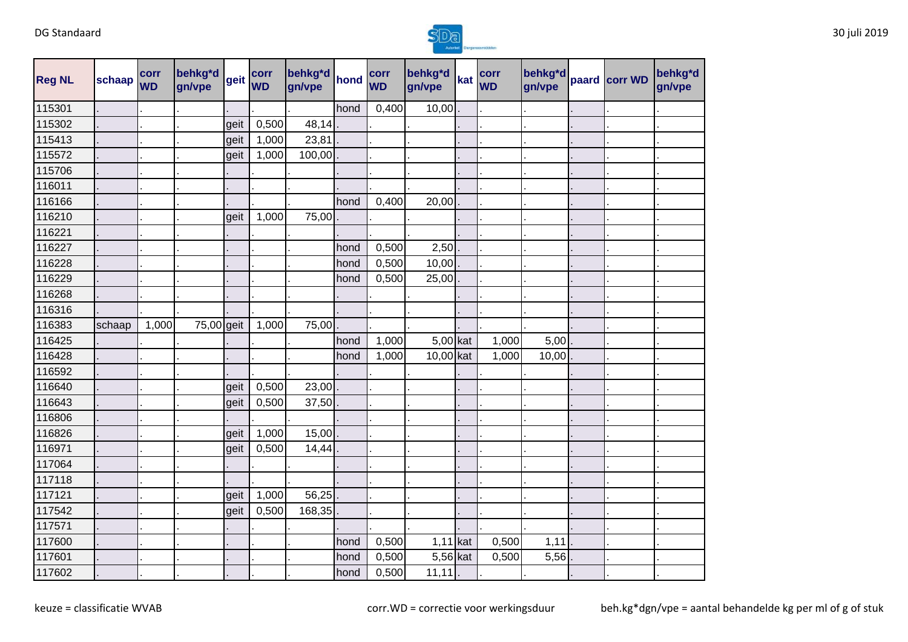| Reg NL | schaap | corr WD | behkg*d gn/vpe | geit | corr WD | behkg*d gn/vpe | hond | corr WD | behkg*d gn/vpe | kat | corr WD | behkg*d gn/vpe | paard | corr WD | behkg*d gn/vpe |
|---|---|---|---|---|---|---|---|---|---|---|---|---|---|---|---|
| 115301 | . | . | . | . | . | . | hond | 0,400 | 10,00 | . | . | . | . | . | . |
| 115302 | . | . | . | geit | 0,500 | 48,14 | . | . | . | . | . | . | . | . | . |
| 115413 | . | . | . | geit | 1,000 | 23,81 | . | . | . | . | . | . | . | . | . |
| 115572 | . | . | . | geit | 1,000 | 100,00 | . | . | . | . | . | . | . | . | . |
| 115706 | . | . | . | . | . | . | . | . | . | . | . | . | . | . | . |
| 116011 | . | . | . | . | . | . | . | . | . | . | . | . | . | . | . |
| 116166 | . | . | . | . | . | . | hond | 0,400 | 20,00 | . | . | . | . | . | . |
| 116210 | . | . | . | geit | 1,000 | 75,00 | . | . | . | . | . | . | . | . | . |
| 116221 | . | . | . | . | . | . | . | . | . | . | . | . | . | . | . |
| 116227 | . | . | . | . | . | . | hond | 0,500 | 2,50 | . | . | . | . | . | . |
| 116228 | . | . | . | . | . | . | hond | 0,500 | 10,00 | . | . | . | . | . | . |
| 116229 | . | . | . | . | . | . | hond | 0,500 | 25,00 | . | . | . | . | . | . |
| 116268 | . | . | . | . | . | . | . | . | . | . | . | . | . | . | . |
| 116316 | . | . | . | . | . | . | . | . | . | . | . | . | . | . | . |
| 116383 | schaap | 1,000 | 75,00 | geit | 1,000 | 75,00 | . | . | . | . | . | . | . | . | . |
| 116425 | . | . | . | . | . | . | hond | 1,000 | 5,00 | kat | 1,000 | 5,00 | . | . | . |
| 116428 | . | . | . | . | . | . | hond | 1,000 | 10,00 | kat | 1,000 | 10,00 | . | . | . |
| 116592 | . | . | . | . | . | . | . | . | . | . | . | . | . | . | . |
| 116640 | . | . | . | geit | 0,500 | 23,00 | . | . | . | . | . | . | . | . | . |
| 116643 | . | . | . | geit | 0,500 | 37,50 | . | . | . | . | . | . | . | . | . |
| 116806 | . | . | . | . | . | . | . | . | . | . | . | . | . | . | . |
| 116826 | . | . | . | geit | 1,000 | 15,00 | . | . | . | . | . | . | . | . | . |
| 116971 | . | . | . | geit | 0,500 | 14,44 | . | . | . | . | . | . | . | . | . |
| 117064 | . | . | . | . | . | . | . | . | . | . | . | . | . | . | . |
| 117118 | . | . | . | . | . | . | . | . | . | . | . | . | . | . | . |
| 117121 | . | . | . | geit | 1,000 | 56,25 | . | . | . | . | . | . | . | . | . |
| 117542 | . | . | . | geit | 0,500 | 168,35 | . | . | . | . | . | . | . | . | . |
| 117571 | . | . | . | . | . | . | . | . | . | . | . | . | . | . | . |
| 117600 | . | . | . | . | . | . | hond | 0,500 | 1,11 | kat | 0,500 | 1,11 | . | . | . |
| 117601 | . | . | . | . | . | . | hond | 0,500 | 5,56 | kat | 0,500 | 5,56 | . | . | . |
| 117602 | . | . | . | . | . | . | hond | 0,500 | 11,11 | . | . | . | . | . | . |

keuze = classificatie WVAB

corr.WD = correctie voor werkingsduur

beh.kg*dgn/vpe = aantal behandelde kg per ml of g of stuk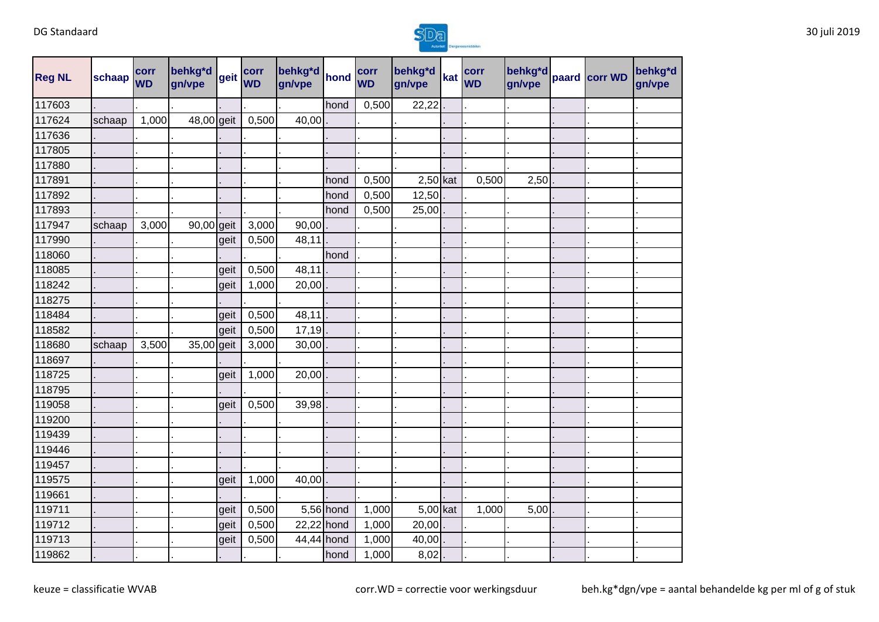| Reg NL | schaap | corr WD | behkg*d gn/vpe | geit | corr WD | behkg*d gn/vpe | hond | corr WD | behkg*d gn/vpe | kat | corr WD | behkg*d gn/vpe | paard | corr WD | behkg*d gn/vpe |
|---|---|---|---|---|---|---|---|---|---|---|---|---|---|---|---|
| 117603 | . | . | . | . | . | . | hond | 0,500 | 22,22 | . | . | . | . | . | . |
| 117624 | schaap | 1,000 | 48,00 | geit | 0,500 | 40,00 | . | . | . | . | . | . | . | . | . |
| 117636 | . | . | . | . | . | . | . | . | . | . | . | . | . | . | . |
| 117805 | . | . | . | . | . | . | . | . | . | . | . | . | . | . | . |
| 117880 | . | . | . | . | . | . | . | . | . | . | . | . | . | . | . |
| 117891 | . | . | . | . | . | . | hond | 0,500 | 2,50 | kat | 0,500 | 2,50 | . | . | . |
| 117892 | . | . | . | . | . | . | hond | 0,500 | 12,50 | . | . | . | . | . | . |
| 117893 | . | . | . | . | . | . | hond | 0,500 | 25,00 | . | . | . | . | . | . |
| 117947 | schaap | 3,000 | 90,00 | geit | 3,000 | 90,00 | . | . | . | . | . | . | . | . | . |
| 117990 | . | . | . | geit | 0,500 | 48,11 | . | . | . | . | . | . | . | . | . |
| 118060 | . | . | . | . | . | . | hond | . | . | . | . | . | . | . | . |
| 118085 | . | . | . | geit | 0,500 | 48,11 | . | . | . | . | . | . | . | . | . |
| 118242 | . | . | . | geit | 1,000 | 20,00 | . | . | . | . | . | . | . | . | . |
| 118275 | . | . | . | . | . | . | . | . | . | . | . | . | . | . | . |
| 118484 | . | . | . | geit | 0,500 | 48,11 | . | . | . | . | . | . | . | . | . |
| 118582 | . | . | . | geit | 0,500 | 17,19 | . | . | . | . | . | . | . | . | . |
| 118680 | schaap | 3,500 | 35,00 | geit | 3,000 | 30,00 | . | . | . | . | . | . | . | . | . |
| 118697 | . | . | . | . | . | . | . | . | . | . | . | . | . | . | . |
| 118725 | . | . | . | geit | 1,000 | 20,00 | . | . | . | . | . | . | . | . | . |
| 118795 | . | . | . | . | . | . | . | . | . | . | . | . | . | . | . |
| 119058 | . | . | . | geit | 0,500 | 39,98 | . | . | . | . | . | . | . | . | . |
| 119200 | . | . | . | . | . | . | . | . | . | . | . | . | . | . | . |
| 119439 | . | . | . | . | . | . | . | . | . | . | . | . | . | . | . |
| 119446 | . | . | . | . | . | . | . | . | . | . | . | . | . | . | . |
| 119457 | . | . | . | . | . | . | . | . | . | . | . | . | . | . | . |
| 119575 | . | . | . | geit | 1,000 | 40,00 | . | . | . | . | . | . | . | . | . |
| 119661 | . | . | . | . | . | . | . | . | . | . | . | . | . | . | . |
| 119711 | . | . | . | geit | 0,500 | 5,56 | hond | 1,000 | 5,00 | kat | 1,000 | 5,00 | . | . | . |
| 119712 | . | . | . | geit | 0,500 | 22,22 | hond | 1,000 | 20,00 | . | . | . | . | . | . |
| 119713 | . | . | . | geit | 0,500 | 44,44 | hond | 1,000 | 40,00 | . | . | . | . | . | . |
| 119862 | . | . | . | . | . | . | hond | 1,000 | 8,02 | . | . | . | . | . | . |

keuze = classificatie WVAB

corr.WD = correctie voor werkingsduur

beh.kg*dgn/vpe = aantal behandelde kg per ml of g of stuk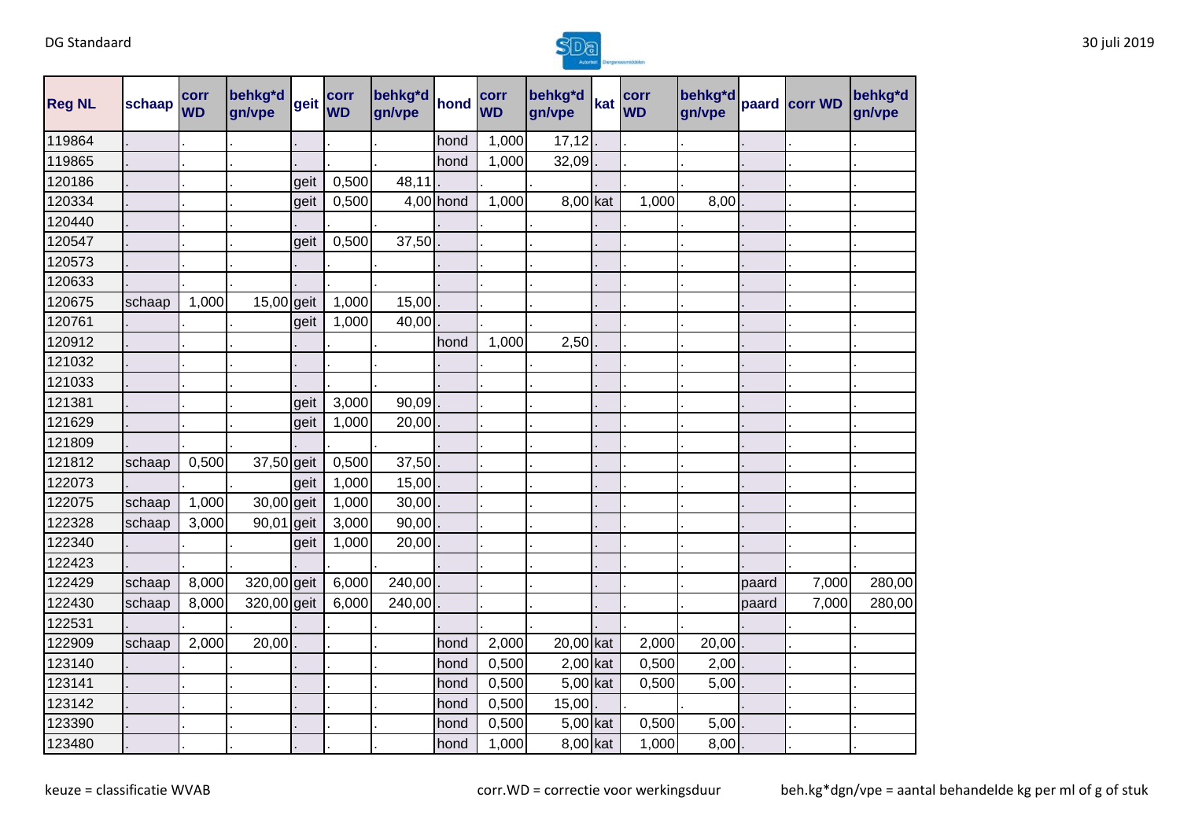| Reg NL | schaap | corr WD | behkg*d gn/vpe | geit | corr WD | behkg*d gn/vpe | hond | corr WD | behkg*d gn/vpe | kat | corr WD | behkg*d gn/vpe | paard | corr WD | behkg*d gn/vpe |
|---|---|---|---|---|---|---|---|---|---|---|---|---|---|---|---|
| 119864 | . | . | . | . | . | . | hond | 1,000 | 17,12 | . | . | . | . | . | . |
| 119865 | . | . | . | . | . | . | hond | 1,000 | 32,09 | . | . | . | . | . | . |
| 120186 | . | . | . | geit | 0,500 | 48,11 | . | . | . | . | . | . | . | . | . |
| 120334 | . | . | . | geit | 0,500 | 4,00 | hond | 1,000 | 8,00 | kat | 1,000 | 8,00 | . | . | . |
| 120440 | . | . | . | . | . | . | . | . | . | . | . | . | . | . | . |
| 120547 | . | . | . | geit | 0,500 | 37,50 | . | . | . | . | . | . | . | . | . |
| 120573 | . | . | . | . | . | . | . | . | . | . | . | . | . | . | . |
| 120633 | . | . | . | . | . | . | . | . | . | . | . | . | . | . | . |
| 120675 | schaap | 1,000 | 15,00 | geit | 1,000 | 15,00 | . | . | . | . | . | . | . | . | . |
| 120761 | . | . | . | geit | 1,000 | 40,00 | . | . | . | . | . | . | . | . | . |
| 120912 | . | . | . | . | . | . | hond | 1,000 | 2,50 | . | . | . | . | . | . |
| 121032 | . | . | . | . | . | . | . | . | . | . | . | . | . | . | . |
| 121033 | . | . | . | . | . | . | . | . | . | . | . | . | . | . | . |
| 121381 | . | . | . | geit | 3,000 | 90,09 | . | . | . | . | . | . | . | . | . |
| 121629 | . | . | . | geit | 1,000 | 20,00 | . | . | . | . | . | . | . | . | . |
| 121809 | . | . | . | . | . | . | . | . | . | . | . | . | . | . | . |
| 121812 | schaap | 0,500 | 37,50 | geit | 0,500 | 37,50 | . | . | . | . | . | . | . | . | . |
| 122073 | . | . | . | geit | 1,000 | 15,00 | . | . | . | . | . | . | . | . | . |
| 122075 | schaap | 1,000 | 30,00 | geit | 1,000 | 30,00 | . | . | . | . | . | . | . | . | . |
| 122328 | schaap | 3,000 | 90,01 | geit | 3,000 | 90,00 | . | . | . | . | . | . | . | . | . |
| 122340 | . | . | . | geit | 1,000 | 20,00 | . | . | . | . | . | . | . | . | . |
| 122423 | . | . | . | . | . | . | . | . | . | . | . | . | . | . | . |
| 122429 | schaap | 8,000 | 320,00 | geit | 6,000 | 240,00 | . | . | . | . | . | . | paard | 7,000 | 280,00 |
| 122430 | schaap | 8,000 | 320,00 | geit | 6,000 | 240,00 | . | . | . | . | . | . | paard | 7,000 | 280,00 |
| 122531 | . | . | . | . | . | . | . | . | . | . | . | . | . | . | . |
| 122909 | schaap | 2,000 | 20,00 | . | . | . | hond | 2,000 | 20,00 | kat | 2,000 | 20,00 | . | . | . |
| 123140 | . | . | . | . | . | . | hond | 0,500 | 2,00 | kat | 0,500 | 2,00 | . | . | . |
| 123141 | . | . | . | . | . | . | hond | 0,500 | 5,00 | kat | 0,500 | 5,00 | . | . | . |
| 123142 | . | . | . | . | . | . | hond | 0,500 | 15,00 | . | . | . | . | . | . |
| 123390 | . | . | . | . | . | . | hond | 0,500 | 5,00 | kat | 0,500 | 5,00 | . | . | . |
| 123480 | . | . | . | . | . | . | hond | 1,000 | 8,00 | kat | 1,000 | 8,00 | . | . | . |

keuze = classificatie WVAB

corr.WD = correctie voor werkingsduur

beh.kg*dgn/vpe = aantal behandelde kg per ml of g of stuk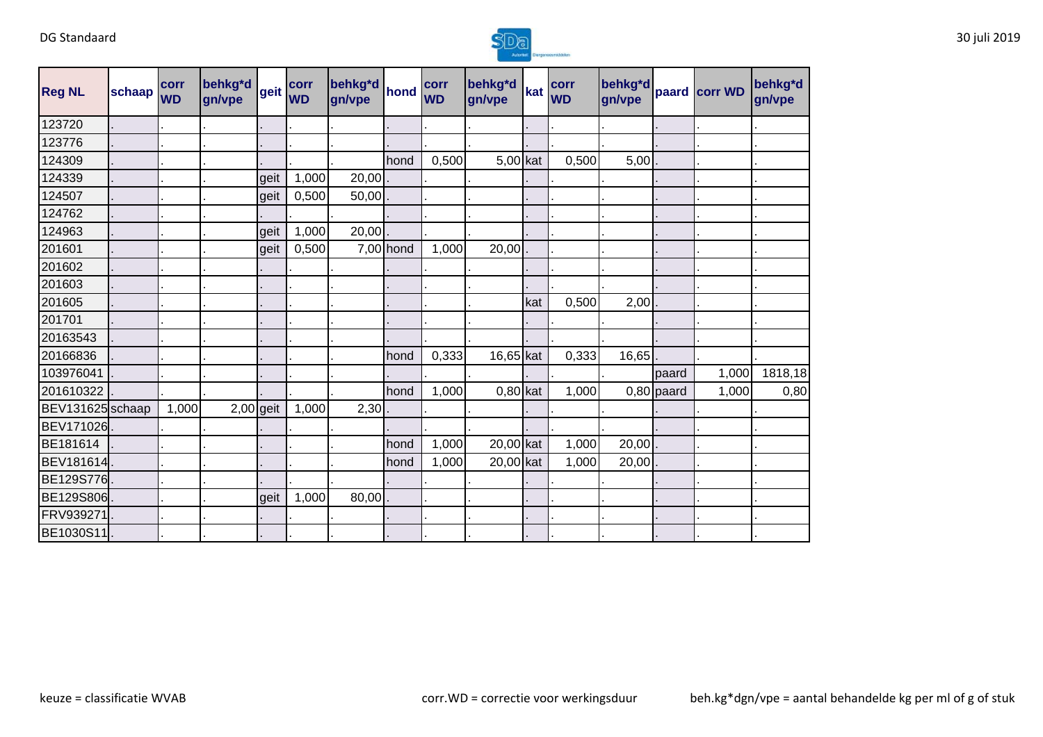| Reg NL | schaap | corr WD | behkg*dgn/vpe | geit | corr WD | behkg*dgn/vpe | hond | corr WD | behkg*dgn/vpe | kat | corr WD | behkg*dgn/vpe | paard | corr WD | behkg*dgn/vpe |
|---|---|---|---|---|---|---|---|---|---|---|---|---|---|---|---|
| 123720 | . | . | . | . | . | . | . | . | . | . | . | . | . | . | . |
| 123776 | . | . | . | . | . | . | . | . | . | . | . | . | . | . | . |
| 124309 | . | . | . | . | . | . | hond | 0,500 | 5,00 | kat | 0,500 | 5,00 | . | . | . |
| 124339 | . | . | . | geit | 1,000 | 20,00 | . | . | . | . | . | . | . | . | . |
| 124507 | . | . | . | geit | 0,500 | 50,00 | . | . | . | . | . | . | . | . | . |
| 124762 | . | . | . | . | . | . | . | . | . | . | . | . | . | . | . |
| 124963 | . | . | . | geit | 1,000 | 20,00 | . | . | . | . | . | . | . | . | . |
| 201601 | . | . | . | geit | 0,500 | 7,00 | hond | 1,000 | 20,00 | . | . | . | . | . | . |
| 201602 | . | . | . | . | . | . | . | . | . | . | . | . | . | . | . |
| 201603 | . | . | . | . | . | . | . | . | . | . | . | . | . | . | . |
| 201605 | . | . | . | . | . | . | . | . | . | kat | 0,500 | 2,00 | . | . | . |
| 201701 | . | . | . | . | . | . | . | . | . | . | . | . | . | . | . |
| 20163543 | . | . | . | . | . | . | . | . | . | . | . | . | . | . | . |
| 20166836 | . | . | . | . | . | . | hond | 0,333 | 16,65 | kat | 0,333 | 16,65 | . | . | . |
| 103976041 | . | . | . | . | . | . | . | . | . | . | . | . | paard | 1,000 | 1818,18 |
| 201610322 | . | . | . | . | . | . | hond | 1,000 | 0,80 | kat | 1,000 | 0,80 | paard | 1,000 | 0,80 |
| BEV131625 | schaap | 1,000 | 2,00 | geit | 1,000 | 2,30 | . | . | . | . | . | . | . | . | . |
| BEV171026 | . | . | . | . | . | . | . | . | . | . | . | . | . | . | . |
| BE181614 | . | . | . | . | . | . | hond | 1,000 | 20,00 | kat | 1,000 | 20,00 | . | . | . |
| BEV181614 | . | . | . | . | . | . | hond | 1,000 | 20,00 | kat | 1,000 | 20,00 | . | . | . |
| BE129S776 | . | . | . | . | . | . | . | . | . | . | . | . | . | . | . |
| BE129S806 | . | . | . | geit | 1,000 | 80,00 | . | . | . | . | . | . | . | . | . |
| FRV939271 | . | . | . | . | . | . | . | . | . | . | . | . | . | . | . |
| BE1030S11 | . | . | . | . | . | . | . | . | . | . | . | . | . | . | . |

keuze = classificatie WVAB

corr.WD = correctie voor werkingsduur

beh.kg*dgn/vpe = aantal behandelde kg per ml of g of stuk